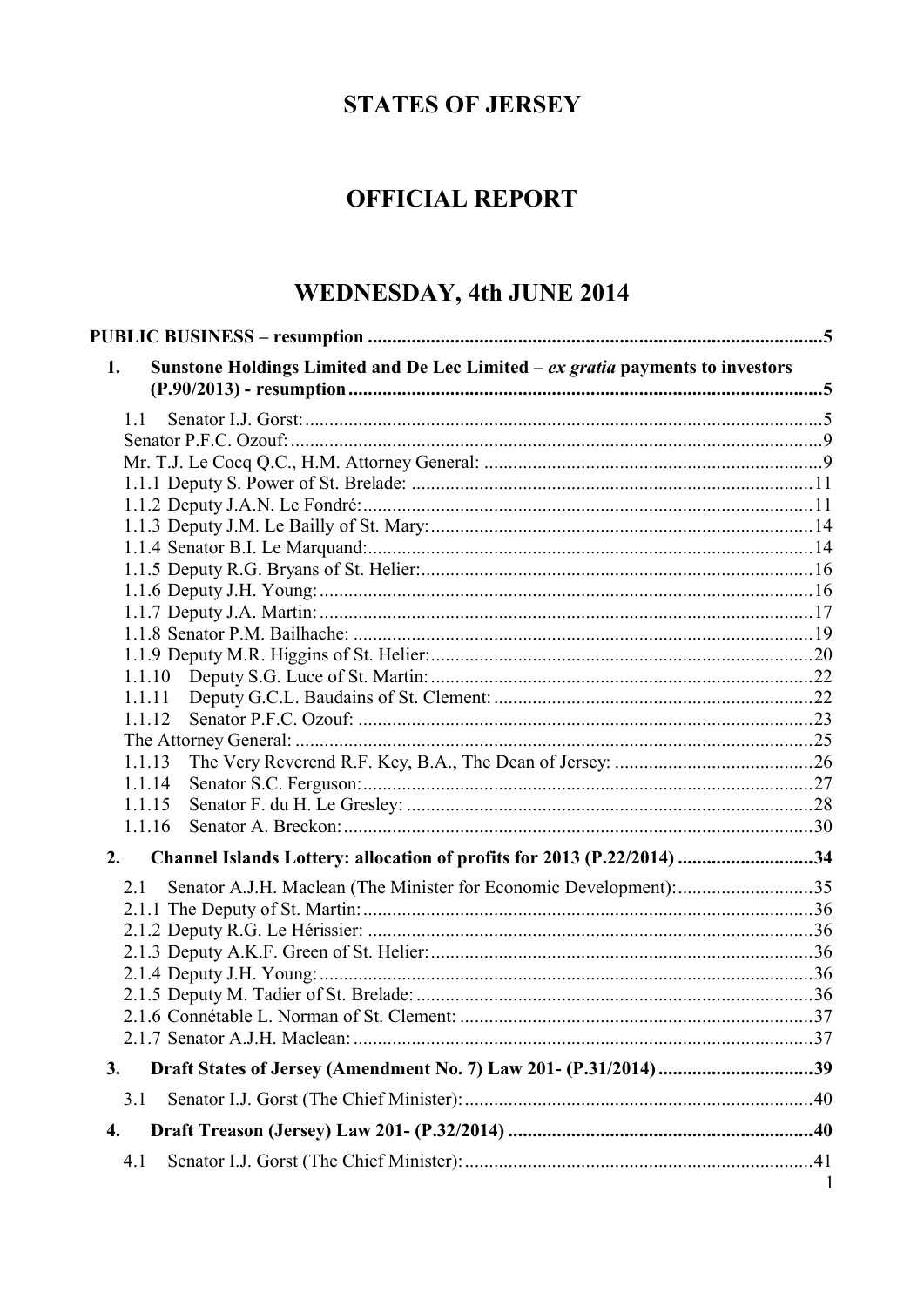# STATES OF JERSEY

# OFFICIAL REPORT

# WEDNESDAY, 4th JUNE 2014

**PUBLIC BUSINESS – resumption** ..........5

**1. Sunstone Holdings Limited and De Lec Limited – *ex gratia* payments to investors (P.90/2013) - resumption** ..........5

1.1 Senator I.J. Gorst: ..........5
Senator P.F.C. Ozouf: ..........9
Mr. T.J. Le Cocq Q.C., H.M. Attorney General: ..........9
1.1.1 Deputy S. Power of St. Brelade: ..........11
1.1.2 Deputy J.A.N. Le Fondré: ..........11
1.1.3 Deputy J.M. Le Bailly of St. Mary: ..........14
1.1.4 Senator B.I. Le Marquand: ..........14
1.1.5 Deputy R.G. Bryans of St. Helier: ..........16
1.1.6 Deputy J.H. Young: ..........16
1.1.7 Deputy J.A. Martin: ..........17
1.1.8 Senator P.M. Bailhache: ..........19
1.1.9 Deputy M.R. Higgins of St. Helier: ..........20
1.1.10 Deputy S.G. Luce of St. Martin: ..........22
1.1.11 Deputy G.C.L. Baudains of St. Clement: ..........22
1.1.12 Senator P.F.C. Ozouf: ..........23
The Attorney General: ..........25
1.1.13 The Very Reverend R.F. Key, B.A., The Dean of Jersey: ..........26
1.1.14 Senator S.C. Ferguson: ..........27
1.1.15 Senator F. du H. Le Gresley: ..........28
1.1.16 Senator A. Breckon: ..........30

**2. Channel Islands Lottery: allocation of profits for 2013 (P.22/2014)** ..........34

2.1 Senator A.J.H. Maclean (The Minister for Economic Development): ..........35
2.1.1 The Deputy of St. Martin: ..........36
2.1.2 Deputy R.G. Le Hérissier: ..........36
2.1.3 Deputy A.K.F. Green of St. Helier: ..........36
2.1.4 Deputy J.H. Young: ..........36
2.1.5 Deputy M. Tadier of St. Brelade: ..........36
2.1.6 Connétable L. Norman of St. Clement: ..........37
2.1.7 Senator A.J.H. Maclean: ..........37

**3. Draft States of Jersey (Amendment No. 7) Law 201- (P.31/2014)** ..........39

3.1 Senator I.J. Gorst (The Chief Minister): ..........40

**4. Draft Treason (Jersey) Law 201- (P.32/2014)** ..........40

4.1 Senator I.J. Gorst (The Chief Minister): ..........41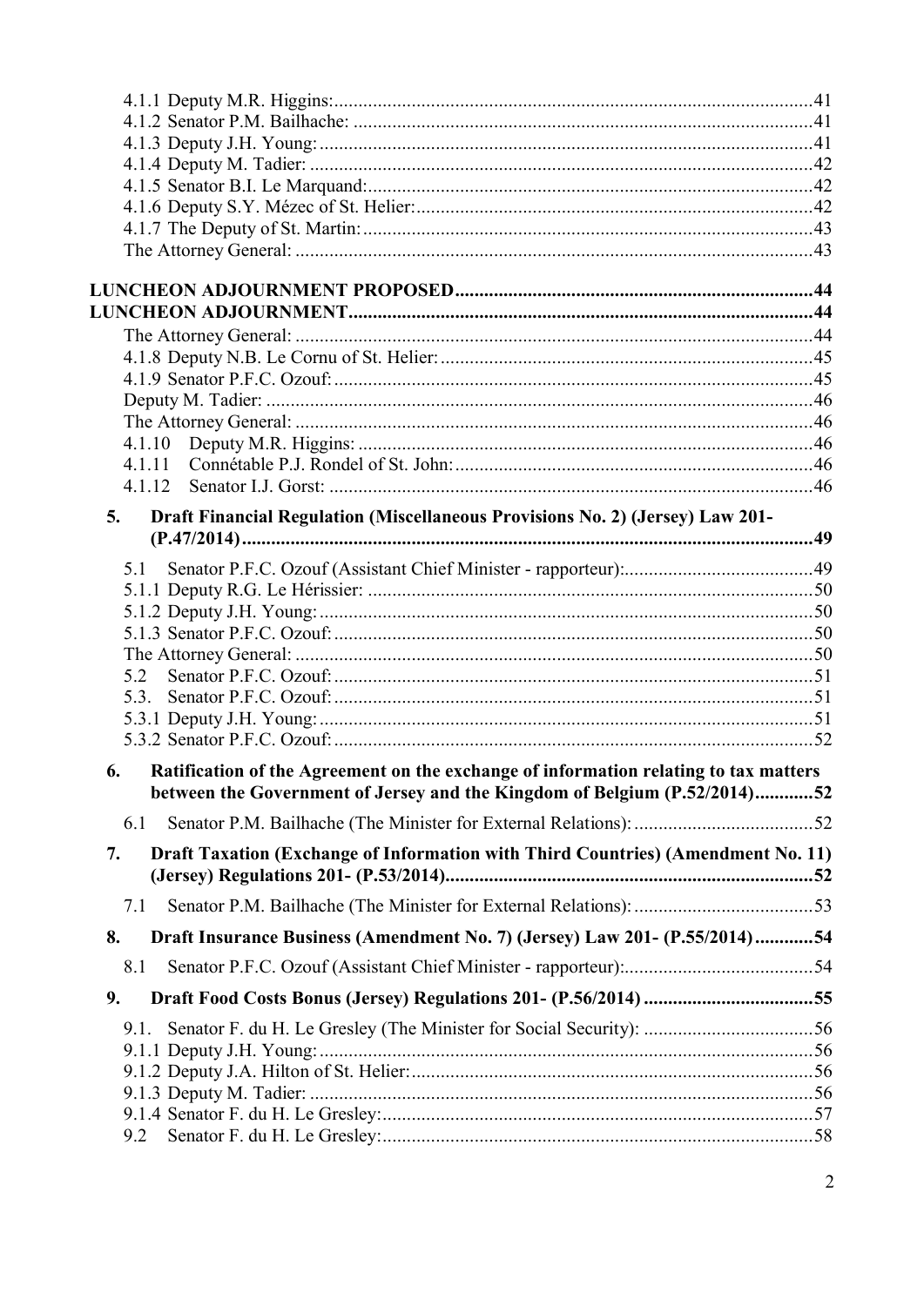4.1.1 Deputy M.R. Higgins: 41
4.1.2 Senator P.M. Bailhache: 41
4.1.3 Deputy J.H. Young: 41
4.1.4 Deputy M. Tadier: 42
4.1.5 Senator B.I. Le Marquand: 42
4.1.6 Deputy S.Y. Mézec of St. Helier: 42
4.1.7 The Deputy of St. Martin: 43
The Attorney General: 43

**LUNCHEON ADJOURNMENT PROPOSED 44**

**LUNCHEON ADJOURNMENT 44**

The Attorney General: 44
4.1.8 Deputy N.B. Le Cornu of St. Helier: 45
4.1.9 Senator P.F.C. Ozouf: 45
Deputy M. Tadier: 46
The Attorney General: 46
4.1.10 Deputy M.R. Higgins: 46
4.1.11 Connétable P.J. Rondel of St. John: 46
4.1.12 Senator I.J. Gorst: 46

**5. Draft Financial Regulation (Miscellaneous Provisions No. 2) (Jersey) Law 201- (P.47/2014) 49**

5.1 Senator P.F.C. Ozouf (Assistant Chief Minister - rapporteur): 49
5.1.1 Deputy R.G. Le Hérissier: 50
5.1.2 Deputy J.H. Young: 50
5.1.3 Senator P.F.C. Ozouf: 50
The Attorney General: 50
5.2 Senator P.F.C. Ozouf: 51
5.3. Senator P.F.C. Ozouf: 51
5.3.1 Deputy J.H. Young: 51
5.3.2 Senator P.F.C. Ozouf: 52

**6. Ratification of the Agreement on the exchange of information relating to tax matters between the Government of Jersey and the Kingdom of Belgium (P.52/2014) 52**

6.1 Senator P.M. Bailhache (The Minister for External Relations): 52

**7. Draft Taxation (Exchange of Information with Third Countries) (Amendment No. 11) (Jersey) Regulations 201- (P.53/2014) 52**

7.1 Senator P.M. Bailhache (The Minister for External Relations): 53

**8. Draft Insurance Business (Amendment No. 7) (Jersey) Law 201- (P.55/2014) 54**

8.1 Senator P.F.C. Ozouf (Assistant Chief Minister - rapporteur): 54

**9. Draft Food Costs Bonus (Jersey) Regulations 201- (P.56/2014) 55**

9.1. Senator F. du H. Le Gresley (The Minister for Social Security): 56
9.1.1 Deputy J.H. Young: 56
9.1.2 Deputy J.A. Hilton of St. Helier: 56
9.1.3 Deputy M. Tadier: 56
9.1.4 Senator F. du H. Le Gresley: 57
9.2 Senator F. du H. Le Gresley: 58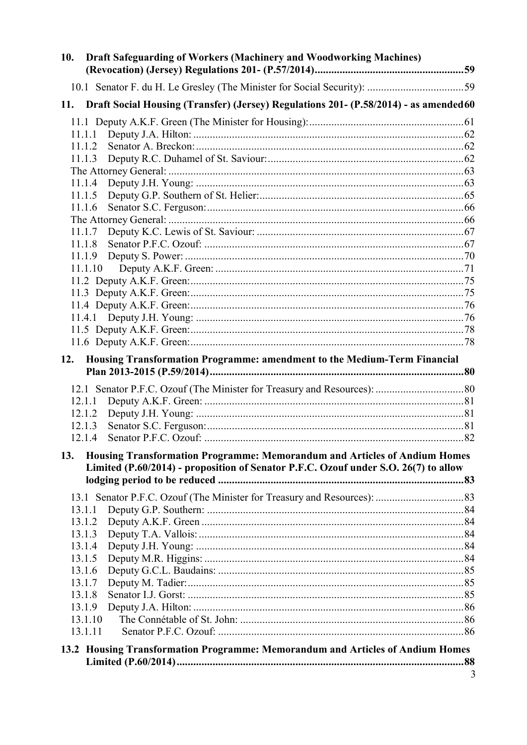**10. Draft Safeguarding of Workers (Machinery and Woodworking Machines) (Revocation) (Jersey) Regulations 201- (P.57/2014)......................................................59**

10.1 Senator F. du H. Le Gresley (The Minister for Social Security): ...................................59

**11. Draft Social Housing (Transfer) (Jersey) Regulations 201- (P.58/2014) - as amended60**

11.1 Deputy A.K.F. Green (The Minister for Housing):........................................................61

11.1.1 Deputy J.A. Hilton: ..................................................................................................62

11.1.2 Senator A. Breckon:..................................................................................................62

11.1.3 Deputy R.C. Duhamel of St. Saviour:.......................................................................62

The Attorney General: ...........................................................................................................63

11.1.4 Deputy J.H. Young: ..................................................................................................63

11.1.5 Deputy G.P. Southern of St. Helier:..........................................................................65

11.1.6 Senator S.C. Ferguson:.............................................................................................66

The Attorney General: ...........................................................................................................66

11.1.7 Deputy K.C. Lewis of St. Saviour: ...........................................................................67

11.1.8 Senator P.F.C. Ozouf: ..............................................................................................67

11.1.9 Deputy S. Power: .....................................................................................................70

11.1.10 Deputy A.K.F. Green: ..........................................................................................71

11.2 Deputy A.K.F. Green:...................................................................................................75

11.3 Deputy A.K.F. Green:...................................................................................................75

11.4 Deputy A.K.F. Green:...................................................................................................76

11.4.1 Deputy J.H. Young: ..................................................................................................76

11.5 Deputy A.K.F. Green:...................................................................................................78

11.6 Deputy A.K.F. Green:...................................................................................................78

**12. Housing Transformation Programme: amendment to the Medium-Term Financial Plan 2013-2015 (P.59/2014)............................................................................................80**

12.1 Senator P.F.C. Ozouf (The Minister for Treasury and Resources): ................................80

12.1.1 Deputy A.K.F. Green: ..............................................................................................81

12.1.2 Deputy J.H. Young: ..................................................................................................81

12.1.3 Senator S.C. Ferguson:.............................................................................................81

12.1.4 Senator P.F.C. Ozouf: ..............................................................................................82

**13. Housing Transformation Programme: Memorandum and Articles of Andium Homes Limited (P.60/2014) - proposition of Senator P.F.C. Ozouf under S.O. 26(7) to allow lodging period to be reduced .........................................................................................83**

13.1 Senator P.F.C. Ozouf (The Minister for Treasury and Resources): ................................83

13.1.1 Deputy G.P. Southern: .............................................................................................84

13.1.2 Deputy A.K.F. Green ...............................................................................................84

13.1.3 Deputy T.A. Vallois: ................................................................................................84

13.1.4 Deputy J.H. Young: ..................................................................................................84

13.1.5 Deputy M.R. Higgins: ..............................................................................................84

13.1.6 Deputy G.C.L. Baudains: .........................................................................................85

13.1.7 Deputy M. Tadier:....................................................................................................85

13.1.8 Senator I.J. Gorst: ....................................................................................................85

13.1.9 Deputy J.A. Hilton: ..................................................................................................86

13.1.10 The Connétable of St. John: .................................................................................86

13.1.11 Senator P.F.C. Ozouf: .........................................................................................86

**13.2 Housing Transformation Programme: Memorandum and Articles of Andium Homes Limited (P.60/2014).......................................................................................................88**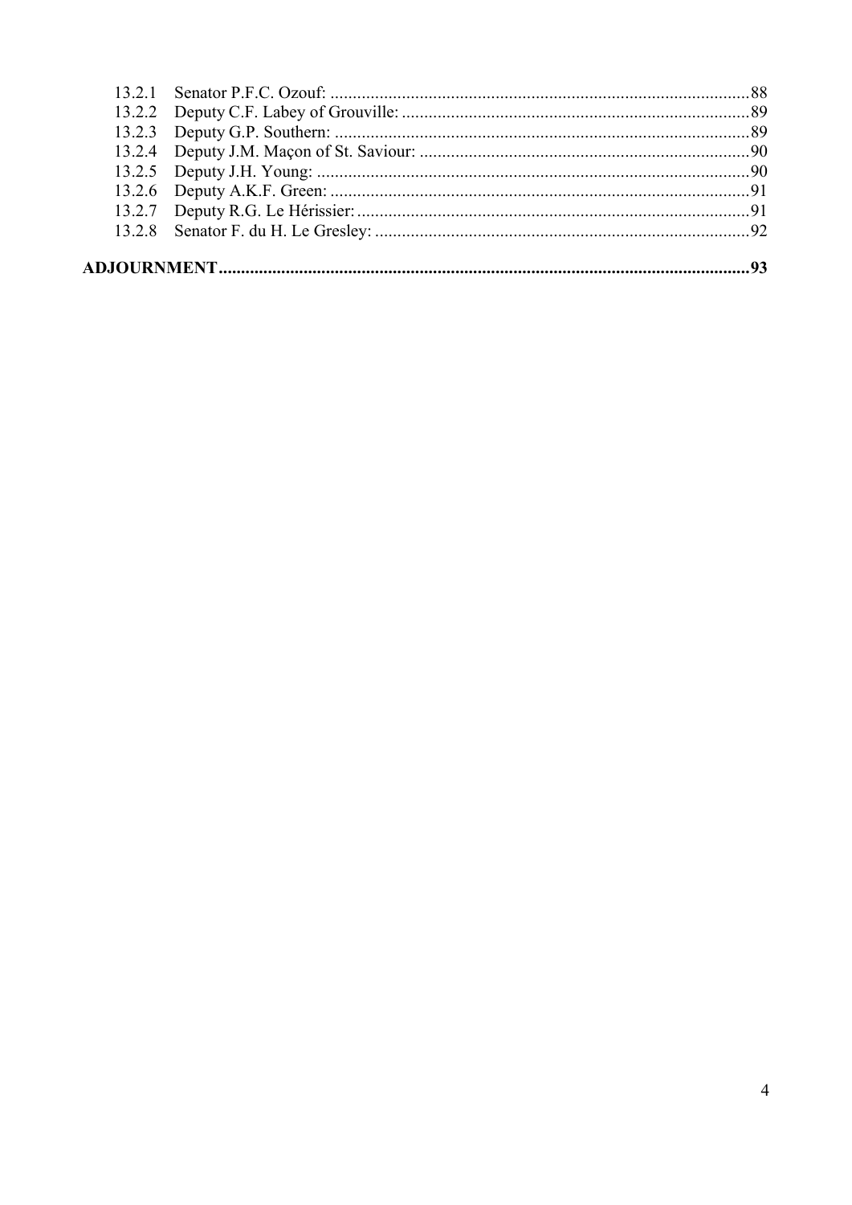13.2.1 Senator P.F.C. Ozouf: ....................................................................................................88
13.2.2 Deputy C.F. Labey of Grouville: ......................................................................................89
13.2.3 Deputy G.P. Southern: .....................................................................................................89
13.2.4 Deputy J.M. Maçon of St. Saviour: ..................................................................................90
13.2.5 Deputy J.H. Young: .........................................................................................................90
13.2.6 Deputy A.K.F. Green: ......................................................................................................91
13.2.7 Deputy R.G. Le Hérissier: ................................................................................................91
13.2.8 Senator F. du H. Le Gresley: ............................................................................................92

**ADJOURNMENT.......................................................................................................................93**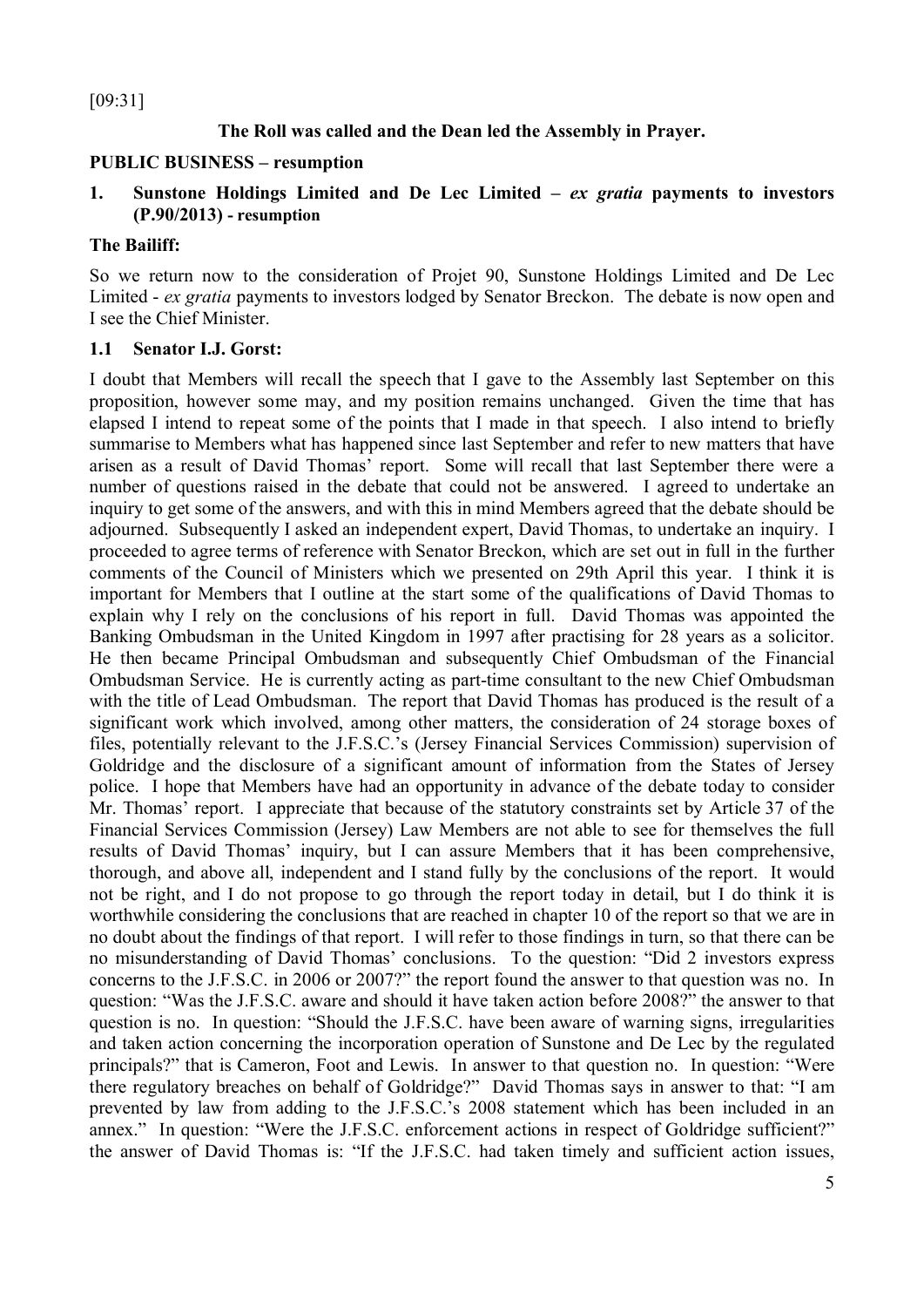[09:31]

**The Roll was called and the Dean led the Assembly in Prayer.**

**PUBLIC BUSINESS – resumption**

## 1. Sunstone Holdings Limited and De Lec Limited – *ex gratia* payments to investors (P.90/2013) - resumption

**The Bailiff:**

So we return now to the consideration of Projet 90, Sunstone Holdings Limited and De Lec Limited - *ex gratia* payments to investors lodged by Senator Breckon. The debate is now open and I see the Chief Minister.

### 1.1 Senator I.J. Gorst:

I doubt that Members will recall the speech that I gave to the Assembly last September on this proposition, however some may, and my position remains unchanged. Given the time that has elapsed I intend to repeat some of the points that I made in that speech. I also intend to briefly summarise to Members what has happened since last September and refer to new matters that have arisen as a result of David Thomas' report. Some will recall that last September there were a number of questions raised in the debate that could not be answered. I agreed to undertake an inquiry to get some of the answers, and with this in mind Members agreed that the debate should be adjourned. Subsequently I asked an independent expert, David Thomas, to undertake an inquiry. I proceeded to agree terms of reference with Senator Breckon, which are set out in full in the further comments of the Council of Ministers which we presented on 29th April this year. I think it is important for Members that I outline at the start some of the qualifications of David Thomas to explain why I rely on the conclusions of his report in full. David Thomas was appointed the Banking Ombudsman in the United Kingdom in 1997 after practising for 28 years as a solicitor. He then became Principal Ombudsman and subsequently Chief Ombudsman of the Financial Ombudsman Service. He is currently acting as part-time consultant to the new Chief Ombudsman with the title of Lead Ombudsman. The report that David Thomas has produced is the result of a significant work which involved, among other matters, the consideration of 24 storage boxes of files, potentially relevant to the J.F.S.C.'s (Jersey Financial Services Commission) supervision of Goldridge and the disclosure of a significant amount of information from the States of Jersey police. I hope that Members have had an opportunity in advance of the debate today to consider Mr. Thomas' report. I appreciate that because of the statutory constraints set by Article 37 of the Financial Services Commission (Jersey) Law Members are not able to see for themselves the full results of David Thomas' inquiry, but I can assure Members that it has been comprehensive, thorough, and above all, independent and I stand fully by the conclusions of the report. It would not be right, and I do not propose to go through the report today in detail, but I do think it is worthwhile considering the conclusions that are reached in chapter 10 of the report so that we are in no doubt about the findings of that report. I will refer to those findings in turn, so that there can be no misunderstanding of David Thomas' conclusions. To the question: "Did 2 investors express concerns to the J.F.S.C. in 2006 or 2007?" the report found the answer to that question was no. In question: "Was the J.F.S.C. aware and should it have taken action before 2008?" the answer to that question is no. In question: "Should the J.F.S.C. have been aware of warning signs, irregularities and taken action concerning the incorporation operation of Sunstone and De Lec by the regulated principals?" that is Cameron, Foot and Lewis. In answer to that question no. In question: "Were there regulatory breaches on behalf of Goldridge?" David Thomas says in answer to that: "I am prevented by law from adding to the J.F.S.C.'s 2008 statement which has been included in an annex." In question: "Were the J.F.S.C. enforcement actions in respect of Goldridge sufficient?" the answer of David Thomas is: "If the J.F.S.C. had taken timely and sufficient action issues,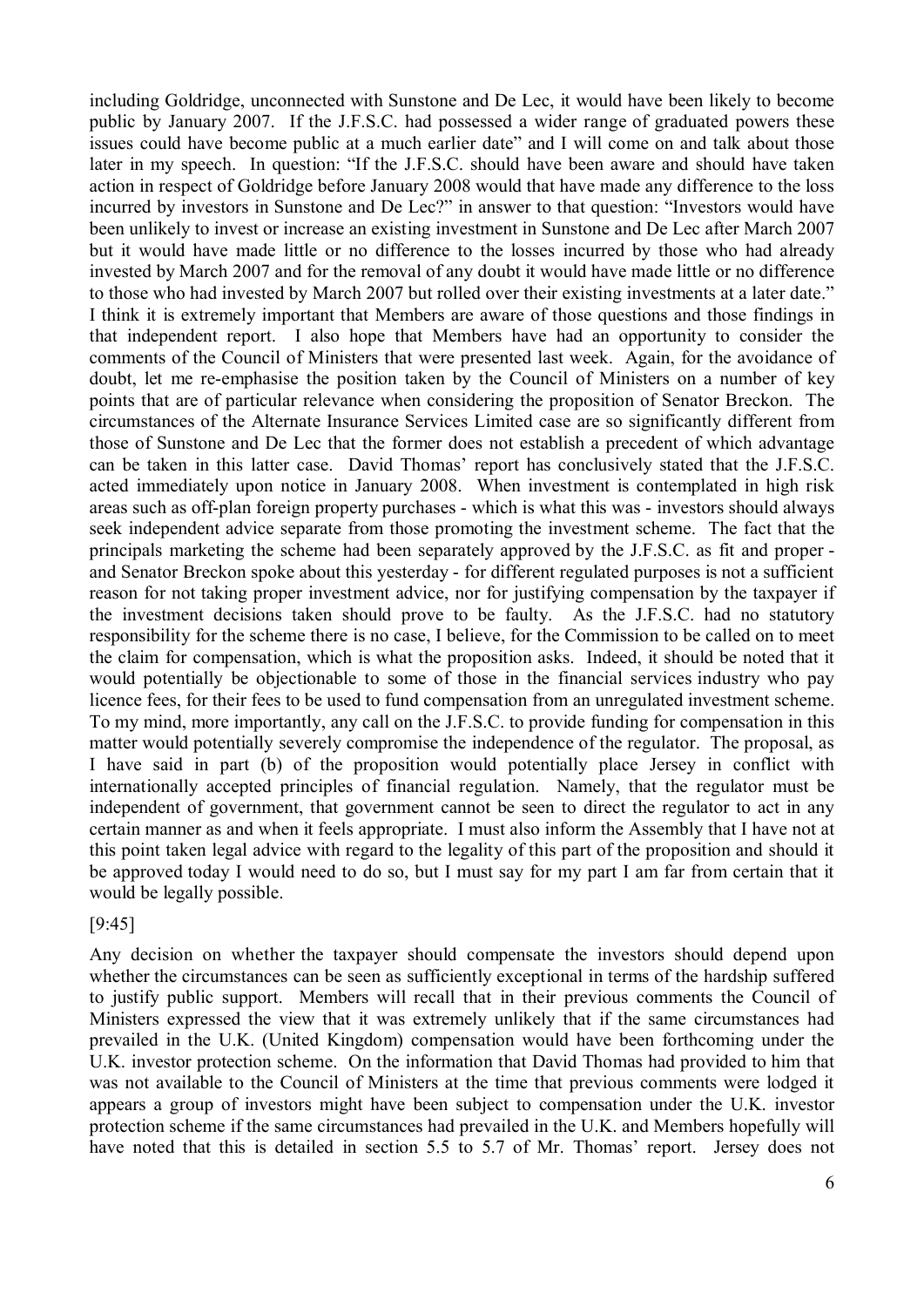including Goldridge, unconnected with Sunstone and De Lec, it would have been likely to become public by January 2007. If the J.F.S.C. had possessed a wider range of graduated powers these issues could have become public at a much earlier date" and I will come on and talk about those later in my speech. In question: "If the J.F.S.C. should have been aware and should have taken action in respect of Goldridge before January 2008 would that have made any difference to the loss incurred by investors in Sunstone and De Lec?" in answer to that question: "Investors would have been unlikely to invest or increase an existing investment in Sunstone and De Lec after March 2007 but it would have made little or no difference to the losses incurred by those who had already invested by March 2007 and for the removal of any doubt it would have made little or no difference to those who had invested by March 2007 but rolled over their existing investments at a later date." I think it is extremely important that Members are aware of those questions and those findings in that independent report. I also hope that Members have had an opportunity to consider the comments of the Council of Ministers that were presented last week. Again, for the avoidance of doubt, let me re-emphasise the position taken by the Council of Ministers on a number of key points that are of particular relevance when considering the proposition of Senator Breckon. The circumstances of the Alternate Insurance Services Limited case are so significantly different from those of Sunstone and De Lec that the former does not establish a precedent of which advantage can be taken in this latter case. David Thomas' report has conclusively stated that the J.F.S.C. acted immediately upon notice in January 2008. When investment is contemplated in high risk areas such as off-plan foreign property purchases - which is what this was - investors should always seek independent advice separate from those promoting the investment scheme. The fact that the principals marketing the scheme had been separately approved by the J.F.S.C. as fit and proper - and Senator Breckon spoke about this yesterday - for different regulated purposes is not a sufficient reason for not taking proper investment advice, nor for justifying compensation by the taxpayer if the investment decisions taken should prove to be faulty. As the J.F.S.C. had no statutory responsibility for the scheme there is no case, I believe, for the Commission to be called on to meet the claim for compensation, which is what the proposition asks. Indeed, it should be noted that it would potentially be objectionable to some of those in the financial services industry who pay licence fees, for their fees to be used to fund compensation from an unregulated investment scheme. To my mind, more importantly, any call on the J.F.S.C. to provide funding for compensation in this matter would potentially severely compromise the independence of the regulator. The proposal, as I have said in part (b) of the proposition would potentially place Jersey in conflict with internationally accepted principles of financial regulation. Namely, that the regulator must be independent of government, that government cannot be seen to direct the regulator to act in any certain manner as and when it feels appropriate. I must also inform the Assembly that I have not at this point taken legal advice with regard to the legality of this part of the proposition and should it be approved today I would need to do so, but I must say for my part I am far from certain that it would be legally possible.

[9:45]

Any decision on whether the taxpayer should compensate the investors should depend upon whether the circumstances can be seen as sufficiently exceptional in terms of the hardship suffered to justify public support. Members will recall that in their previous comments the Council of Ministers expressed the view that it was extremely unlikely that if the same circumstances had prevailed in the U.K. (United Kingdom) compensation would have been forthcoming under the U.K. investor protection scheme. On the information that David Thomas had provided to him that was not available to the Council of Ministers at the time that previous comments were lodged it appears a group of investors might have been subject to compensation under the U.K. investor protection scheme if the same circumstances had prevailed in the U.K. and Members hopefully will have noted that this is detailed in section 5.5 to 5.7 of Mr. Thomas' report. Jersey does not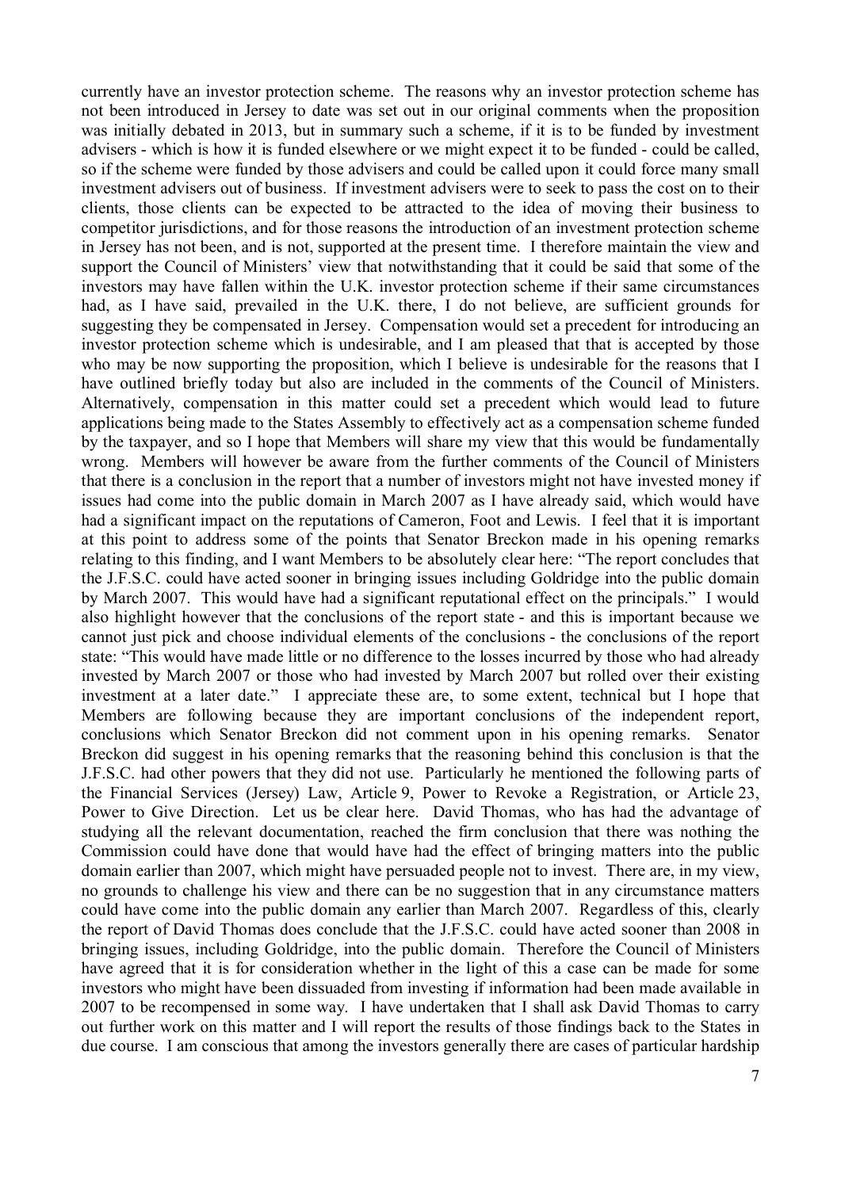currently have an investor protection scheme. The reasons why an investor protection scheme has not been introduced in Jersey to date was set out in our original comments when the proposition was initially debated in 2013, but in summary such a scheme, if it is to be funded by investment advisers - which is how it is funded elsewhere or we might expect it to be funded - could be called, so if the scheme were funded by those advisers and could be called upon it could force many small investment advisers out of business. If investment advisers were to seek to pass the cost on to their clients, those clients can be expected to be attracted to the idea of moving their business to competitor jurisdictions, and for those reasons the introduction of an investment protection scheme in Jersey has not been, and is not, supported at the present time. I therefore maintain the view and support the Council of Ministers' view that notwithstanding that it could be said that some of the investors may have fallen within the U.K. investor protection scheme if their same circumstances had, as I have said, prevailed in the U.K. there, I do not believe, are sufficient grounds for suggesting they be compensated in Jersey. Compensation would set a precedent for introducing an investor protection scheme which is undesirable, and I am pleased that that is accepted by those who may be now supporting the proposition, which I believe is undesirable for the reasons that I have outlined briefly today but also are included in the comments of the Council of Ministers. Alternatively, compensation in this matter could set a precedent which would lead to future applications being made to the States Assembly to effectively act as a compensation scheme funded by the taxpayer, and so I hope that Members will share my view that this would be fundamentally wrong. Members will however be aware from the further comments of the Council of Ministers that there is a conclusion in the report that a number of investors might not have invested money if issues had come into the public domain in March 2007 as I have already said, which would have had a significant impact on the reputations of Cameron, Foot and Lewis. I feel that it is important at this point to address some of the points that Senator Breckon made in his opening remarks relating to this finding, and I want Members to be absolutely clear here: "The report concludes that the J.F.S.C. could have acted sooner in bringing issues including Goldridge into the public domain by March 2007. This would have had a significant reputational effect on the principals." I would also highlight however that the conclusions of the report state - and this is important because we cannot just pick and choose individual elements of the conclusions - the conclusions of the report state: "This would have made little or no difference to the losses incurred by those who had already invested by March 2007 or those who had invested by March 2007 but rolled over their existing investment at a later date." I appreciate these are, to some extent, technical but I hope that Members are following because they are important conclusions of the independent report, conclusions which Senator Breckon did not comment upon in his opening remarks. Senator Breckon did suggest in his opening remarks that the reasoning behind this conclusion is that the J.F.S.C. had other powers that they did not use. Particularly he mentioned the following parts of the Financial Services (Jersey) Law, Article 9, Power to Revoke a Registration, or Article 23, Power to Give Direction. Let us be clear here. David Thomas, who has had the advantage of studying all the relevant documentation, reached the firm conclusion that there was nothing the Commission could have done that would have had the effect of bringing matters into the public domain earlier than 2007, which might have persuaded people not to invest. There are, in my view, no grounds to challenge his view and there can be no suggestion that in any circumstance matters could have come into the public domain any earlier than March 2007. Regardless of this, clearly the report of David Thomas does conclude that the J.F.S.C. could have acted sooner than 2008 in bringing issues, including Goldridge, into the public domain. Therefore the Council of Ministers have agreed that it is for consideration whether in the light of this a case can be made for some investors who might have been dissuaded from investing if information had been made available in 2007 to be recompensed in some way. I have undertaken that I shall ask David Thomas to carry out further work on this matter and I will report the results of those findings back to the States in due course. I am conscious that among the investors generally there are cases of particular hardship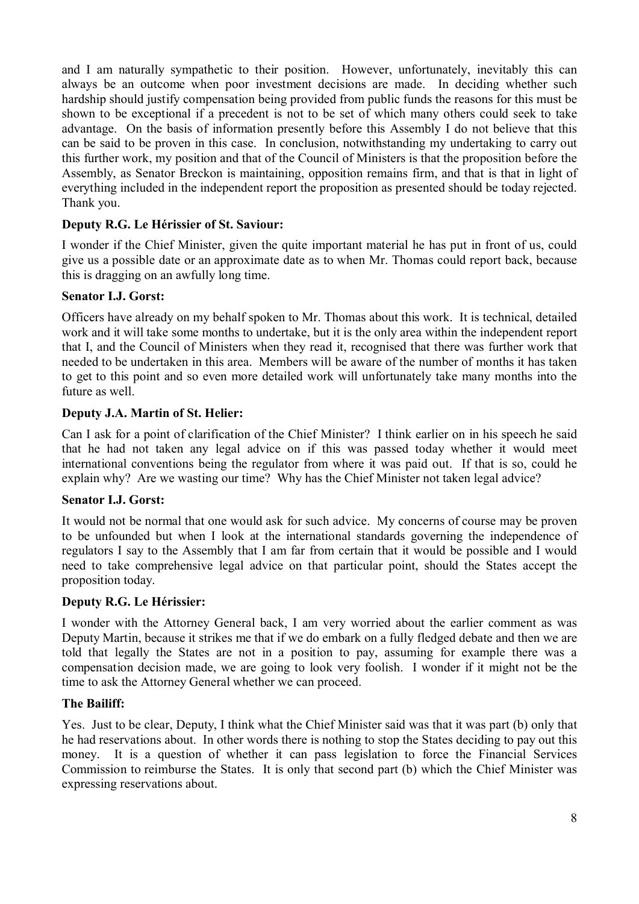and I am naturally sympathetic to their position. However, unfortunately, inevitably this can always be an outcome when poor investment decisions are made. In deciding whether such hardship should justify compensation being provided from public funds the reasons for this must be shown to be exceptional if a precedent is not to be set of which many others could seek to take advantage. On the basis of information presently before this Assembly I do not believe that this can be said to be proven in this case. In conclusion, notwithstanding my undertaking to carry out this further work, my position and that of the Council of Ministers is that the proposition before the Assembly, as Senator Breckon is maintaining, opposition remains firm, and that is that in light of everything included in the independent report the proposition as presented should be today rejected. Thank you.

**Deputy R.G. Le Hérissier of St. Saviour:**

I wonder if the Chief Minister, given the quite important material he has put in front of us, could give us a possible date or an approximate date as to when Mr. Thomas could report back, because this is dragging on an awfully long time.

**Senator I.J. Gorst:**

Officers have already on my behalf spoken to Mr. Thomas about this work. It is technical, detailed work and it will take some months to undertake, but it is the only area within the independent report that I, and the Council of Ministers when they read it, recognised that there was further work that needed to be undertaken in this area. Members will be aware of the number of months it has taken to get to this point and so even more detailed work will unfortunately take many months into the future as well.

**Deputy J.A. Martin of St. Helier:**

Can I ask for a point of clarification of the Chief Minister? I think earlier on in his speech he said that he had not taken any legal advice on if this was passed today whether it would meet international conventions being the regulator from where it was paid out. If that is so, could he explain why? Are we wasting our time? Why has the Chief Minister not taken legal advice?

**Senator I.J. Gorst:**

It would not be normal that one would ask for such advice. My concerns of course may be proven to be unfounded but when I look at the international standards governing the independence of regulators I say to the Assembly that I am far from certain that it would be possible and I would need to take comprehensive legal advice on that particular point, should the States accept the proposition today.

**Deputy R.G. Le Hérissier:**

I wonder with the Attorney General back, I am very worried about the earlier comment as was Deputy Martin, because it strikes me that if we do embark on a fully fledged debate and then we are told that legally the States are not in a position to pay, assuming for example there was a compensation decision made, we are going to look very foolish. I wonder if it might not be the time to ask the Attorney General whether we can proceed.

**The Bailiff:**

Yes. Just to be clear, Deputy, I think what the Chief Minister said was that it was part (b) only that he had reservations about. In other words there is nothing to stop the States deciding to pay out this money. It is a question of whether it can pass legislation to force the Financial Services Commission to reimburse the States. It is only that second part (b) which the Chief Minister was expressing reservations about.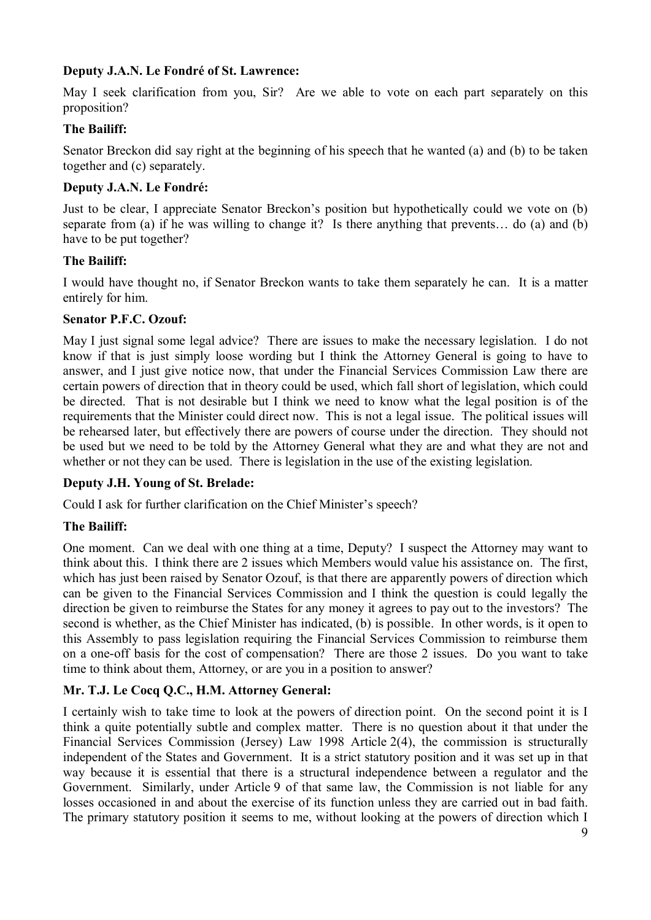**Deputy J.A.N. Le Fondré of St. Lawrence:**

May I seek clarification from you, Sir? Are we able to vote on each part separately on this proposition?

**The Bailiff:**

Senator Breckon did say right at the beginning of his speech that he wanted (a) and (b) to be taken together and (c) separately.

**Deputy J.A.N. Le Fondré:**

Just to be clear, I appreciate Senator Breckon's position but hypothetically could we vote on (b) separate from (a) if he was willing to change it? Is there anything that prevents… do (a) and (b) have to be put together?

**The Bailiff:**

I would have thought no, if Senator Breckon wants to take them separately he can. It is a matter entirely for him.

**Senator P.F.C. Ozouf:**

May I just signal some legal advice? There are issues to make the necessary legislation. I do not know if that is just simply loose wording but I think the Attorney General is going to have to answer, and I just give notice now, that under the Financial Services Commission Law there are certain powers of direction that in theory could be used, which fall short of legislation, which could be directed. That is not desirable but I think we need to know what the legal position is of the requirements that the Minister could direct now. This is not a legal issue. The political issues will be rehearsed later, but effectively there are powers of course under the direction. They should not be used but we need to be told by the Attorney General what they are and what they are not and whether or not they can be used. There is legislation in the use of the existing legislation.

**Deputy J.H. Young of St. Brelade:**

Could I ask for further clarification on the Chief Minister's speech?

**The Bailiff:**

One moment. Can we deal with one thing at a time, Deputy? I suspect the Attorney may want to think about this. I think there are 2 issues which Members would value his assistance on. The first, which has just been raised by Senator Ozouf, is that there are apparently powers of direction which can be given to the Financial Services Commission and I think the question is could legally the direction be given to reimburse the States for any money it agrees to pay out to the investors? The second is whether, as the Chief Minister has indicated, (b) is possible. In other words, is it open to this Assembly to pass legislation requiring the Financial Services Commission to reimburse them on a one-off basis for the cost of compensation? There are those 2 issues. Do you want to take time to think about them, Attorney, or are you in a position to answer?

**Mr. T.J. Le Cocq Q.C., H.M. Attorney General:**

I certainly wish to take time to look at the powers of direction point. On the second point it is I think a quite potentially subtle and complex matter. There is no question about it that under the Financial Services Commission (Jersey) Law 1998 Article 2(4), the commission is structurally independent of the States and Government. It is a strict statutory position and it was set up in that way because it is essential that there is a structural independence between a regulator and the Government. Similarly, under Article 9 of that same law, the Commission is not liable for any losses occasioned in and about the exercise of its function unless they are carried out in bad faith. The primary statutory position it seems to me, without looking at the powers of direction which I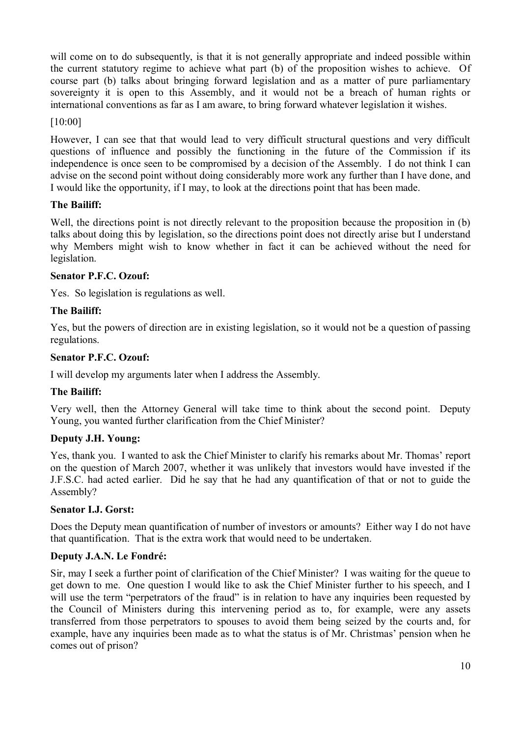will come on to do subsequently, is that it is not generally appropriate and indeed possible within the current statutory regime to achieve what part (b) of the proposition wishes to achieve. Of course part (b) talks about bringing forward legislation and as a matter of pure parliamentary sovereignty it is open to this Assembly, and it would not be a breach of human rights or international conventions as far as I am aware, to bring forward whatever legislation it wishes.

[10:00]

However, I can see that that would lead to very difficult structural questions and very difficult questions of influence and possibly the functioning in the future of the Commission if its independence is once seen to be compromised by a decision of the Assembly. I do not think I can advise on the second point without doing considerably more work any further than I have done, and I would like the opportunity, if I may, to look at the directions point that has been made.

**The Bailiff:**

Well, the directions point is not directly relevant to the proposition because the proposition in (b) talks about doing this by legislation, so the directions point does not directly arise but I understand why Members might wish to know whether in fact it can be achieved without the need for legislation.

**Senator P.F.C. Ozouf:**

Yes. So legislation is regulations as well.

**The Bailiff:**

Yes, but the powers of direction are in existing legislation, so it would not be a question of passing regulations.

**Senator P.F.C. Ozouf:**

I will develop my arguments later when I address the Assembly.

**The Bailiff:**

Very well, then the Attorney General will take time to think about the second point. Deputy Young, you wanted further clarification from the Chief Minister?

**Deputy J.H. Young:**

Yes, thank you. I wanted to ask the Chief Minister to clarify his remarks about Mr. Thomas' report on the question of March 2007, whether it was unlikely that investors would have invested if the J.F.S.C. had acted earlier. Did he say that he had any quantification of that or not to guide the Assembly?

**Senator I.J. Gorst:**

Does the Deputy mean quantification of number of investors or amounts? Either way I do not have that quantification. That is the extra work that would need to be undertaken.

**Deputy J.A.N. Le Fondré:**

Sir, may I seek a further point of clarification of the Chief Minister? I was waiting for the queue to get down to me. One question I would like to ask the Chief Minister further to his speech, and I will use the term "perpetrators of the fraud" is in relation to have any inquiries been requested by the Council of Ministers during this intervening period as to, for example, were any assets transferred from those perpetrators to spouses to avoid them being seized by the courts and, for example, have any inquiries been made as to what the status is of Mr. Christmas' pension when he comes out of prison?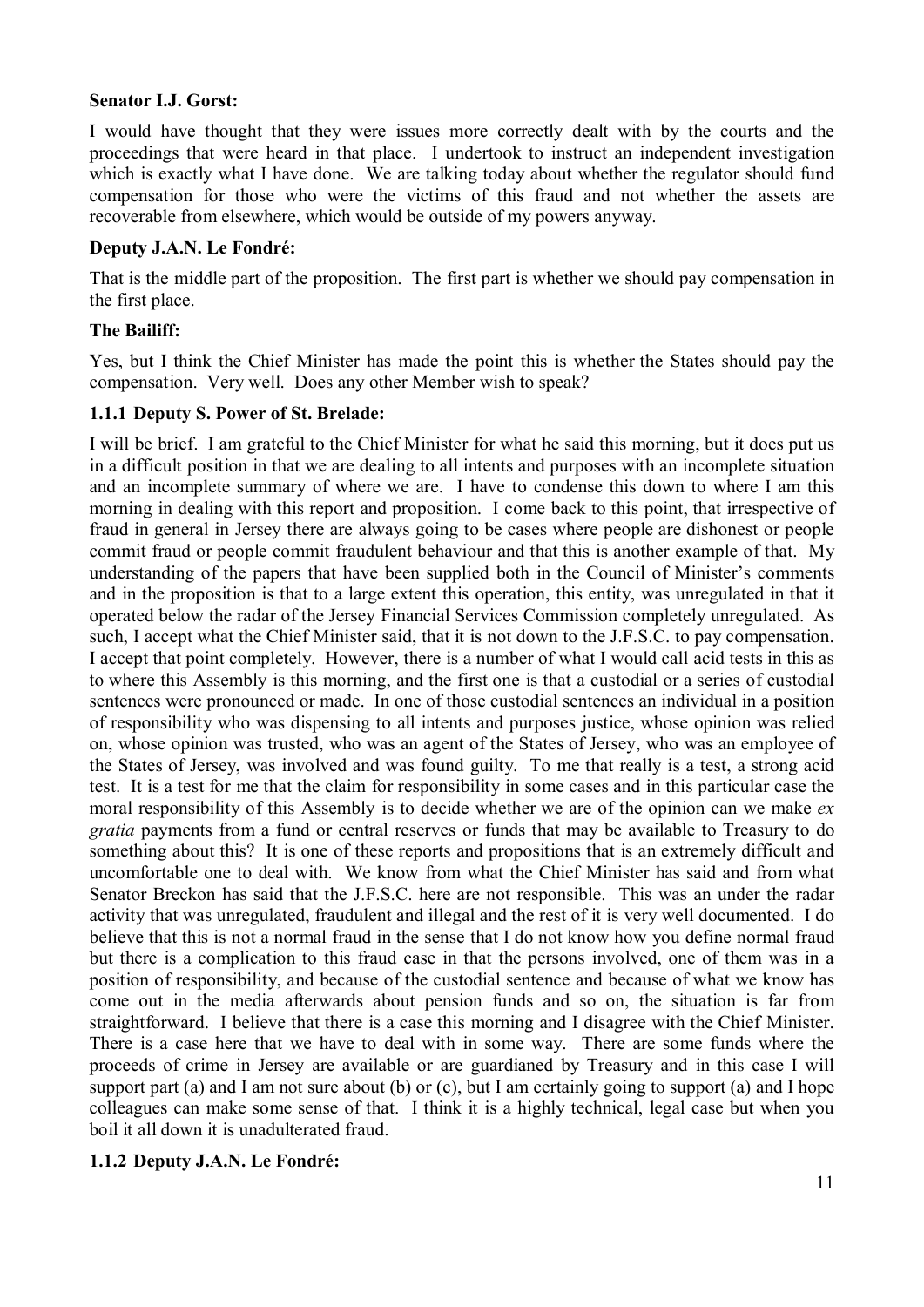**Senator I.J. Gorst:**

I would have thought that they were issues more correctly dealt with by the courts and the proceedings that were heard in that place. I undertook to instruct an independent investigation which is exactly what I have done. We are talking today about whether the regulator should fund compensation for those who were the victims of this fraud and not whether the assets are recoverable from elsewhere, which would be outside of my powers anyway.

**Deputy J.A.N. Le Fondré:**

That is the middle part of the proposition. The first part is whether we should pay compensation in the first place.

**The Bailiff:**

Yes, but I think the Chief Minister has made the point this is whether the States should pay the compensation. Very well. Does any other Member wish to speak?

### 1.1.1 Deputy S. Power of St. Brelade:

I will be brief. I am grateful to the Chief Minister for what he said this morning, but it does put us in a difficult position in that we are dealing to all intents and purposes with an incomplete situation and an incomplete summary of where we are. I have to condense this down to where I am this morning in dealing with this report and proposition. I come back to this point, that irrespective of fraud in general in Jersey there are always going to be cases where people are dishonest or people commit fraud or people commit fraudulent behaviour and that this is another example of that. My understanding of the papers that have been supplied both in the Council of Minister's comments and in the proposition is that to a large extent this operation, this entity, was unregulated in that it operated below the radar of the Jersey Financial Services Commission completely unregulated. As such, I accept what the Chief Minister said, that it is not down to the J.F.S.C. to pay compensation. I accept that point completely. However, there is a number of what I would call acid tests in this as to where this Assembly is this morning, and the first one is that a custodial or a series of custodial sentences were pronounced or made. In one of those custodial sentences an individual in a position of responsibility who was dispensing to all intents and purposes justice, whose opinion was relied on, whose opinion was trusted, who was an agent of the States of Jersey, who was an employee of the States of Jersey, was involved and was found guilty. To me that really is a test, a strong acid test. It is a test for me that the claim for responsibility in some cases and in this particular case the moral responsibility of this Assembly is to decide whether we are of the opinion can we make *ex gratia* payments from a fund or central reserves or funds that may be available to Treasury to do something about this? It is one of these reports and propositions that is an extremely difficult and uncomfortable one to deal with. We know from what the Chief Minister has said and from what Senator Breckon has said that the J.F.S.C. here are not responsible. This was an under the radar activity that was unregulated, fraudulent and illegal and the rest of it is very well documented. I do believe that this is not a normal fraud in the sense that I do not know how you define normal fraud but there is a complication to this fraud case in that the persons involved, one of them was in a position of responsibility, and because of the custodial sentence and because of what we know has come out in the media afterwards about pension funds and so on, the situation is far from straightforward. I believe that there is a case this morning and I disagree with the Chief Minister. There is a case here that we have to deal with in some way. There are some funds where the proceeds of crime in Jersey are available or are guardianed by Treasury and in this case I will support part (a) and I am not sure about (b) or (c), but I am certainly going to support (a) and I hope colleagues can make some sense of that. I think it is a highly technical, legal case but when you boil it all down it is unadulterated fraud.

### 1.1.2 Deputy J.A.N. Le Fondré: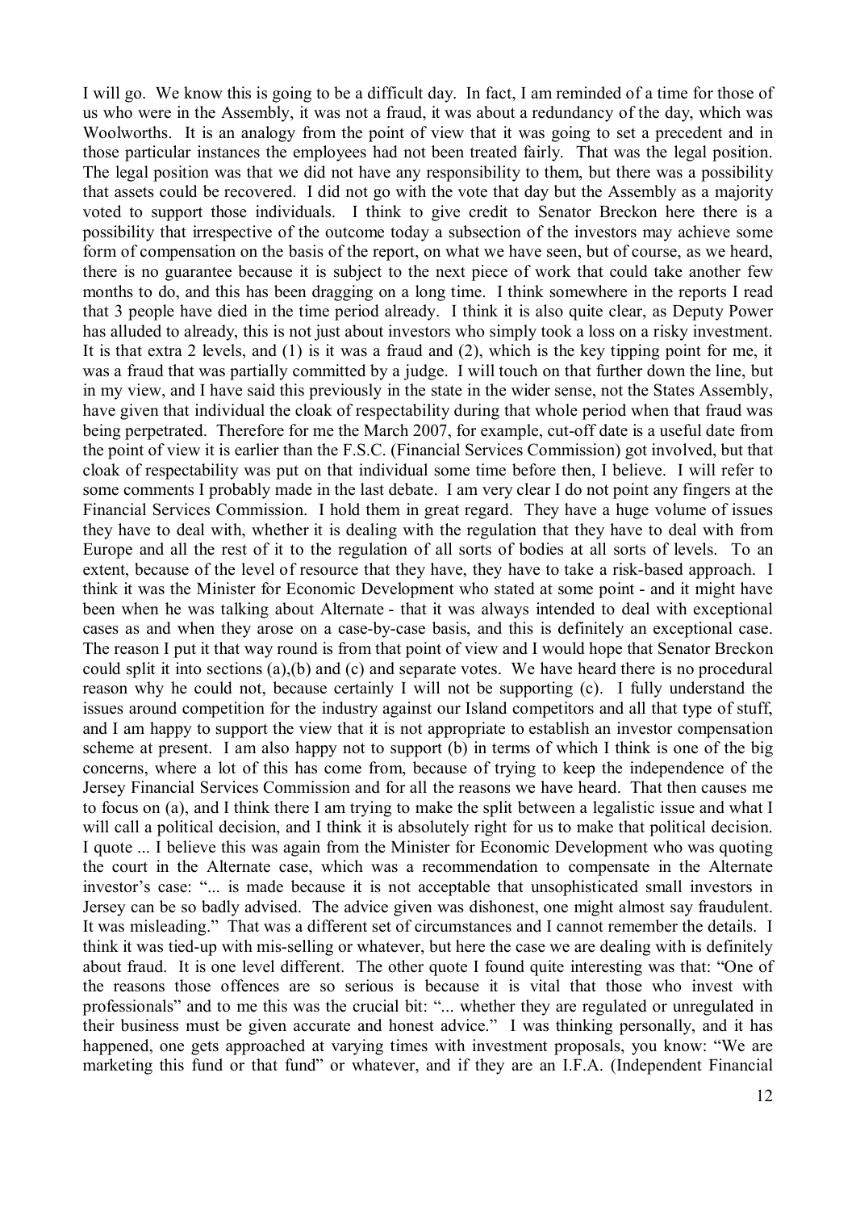I will go. We know this is going to be a difficult day. In fact, I am reminded of a time for those of us who were in the Assembly, it was not a fraud, it was about a redundancy of the day, which was Woolworths. It is an analogy from the point of view that it was going to set a precedent and in those particular instances the employees had not been treated fairly. That was the legal position. The legal position was that we did not have any responsibility to them, but there was a possibility that assets could be recovered. I did not go with the vote that day but the Assembly as a majority voted to support those individuals. I think to give credit to Senator Breckon here there is a possibility that irrespective of the outcome today a subsection of the investors may achieve some form of compensation on the basis of the report, on what we have seen, but of course, as we heard, there is no guarantee because it is subject to the next piece of work that could take another few months to do, and this has been dragging on a long time. I think somewhere in the reports I read that 3 people have died in the time period already. I think it is also quite clear, as Deputy Power has alluded to already, this is not just about investors who simply took a loss on a risky investment. It is that extra 2 levels, and (1) is it was a fraud and (2), which is the key tipping point for me, it was a fraud that was partially committed by a judge. I will touch on that further down the line, but in my view, and I have said this previously in the state in the wider sense, not the States Assembly, have given that individual the cloak of respectability during that whole period when that fraud was being perpetrated. Therefore for me the March 2007, for example, cut-off date is a useful date from the point of view it is earlier than the F.S.C. (Financial Services Commission) got involved, but that cloak of respectability was put on that individual some time before then, I believe. I will refer to some comments I probably made in the last debate. I am very clear I do not point any fingers at the Financial Services Commission. I hold them in great regard. They have a huge volume of issues they have to deal with, whether it is dealing with the regulation that they have to deal with from Europe and all the rest of it to the regulation of all sorts of bodies at all sorts of levels. To an extent, because of the level of resource that they have, they have to take a risk-based approach. I think it was the Minister for Economic Development who stated at some point - and it might have been when he was talking about Alternate - that it was always intended to deal with exceptional cases as and when they arose on a case-by-case basis, and this is definitely an exceptional case. The reason I put it that way round is from that point of view and I would hope that Senator Breckon could split it into sections (a),(b) and (c) and separate votes. We have heard there is no procedural reason why he could not, because certainly I will not be supporting (c). I fully understand the issues around competition for the industry against our Island competitors and all that type of stuff, and I am happy to support the view that it is not appropriate to establish an investor compensation scheme at present. I am also happy not to support (b) in terms of which I think is one of the big concerns, where a lot of this has come from, because of trying to keep the independence of the Jersey Financial Services Commission and for all the reasons we have heard. That then causes me to focus on (a), and I think there I am trying to make the split between a legalistic issue and what I will call a political decision, and I think it is absolutely right for us to make that political decision. I quote ... I believe this was again from the Minister for Economic Development who was quoting the court in the Alternate case, which was a recommendation to compensate in the Alternate investor's case: "... is made because it is not acceptable that unsophisticated small investors in Jersey can be so badly advised. The advice given was dishonest, one might almost say fraudulent. It was misleading." That was a different set of circumstances and I cannot remember the details. I think it was tied-up with mis-selling or whatever, but here the case we are dealing with is definitely about fraud. It is one level different. The other quote I found quite interesting was that: "One of the reasons those offences are so serious is because it is vital that those who invest with professionals" and to me this was the crucial bit: "... whether they are regulated or unregulated in their business must be given accurate and honest advice." I was thinking personally, and it has happened, one gets approached at varying times with investment proposals, you know: "We are marketing this fund or that fund" or whatever, and if they are an I.F.A. (Independent Financial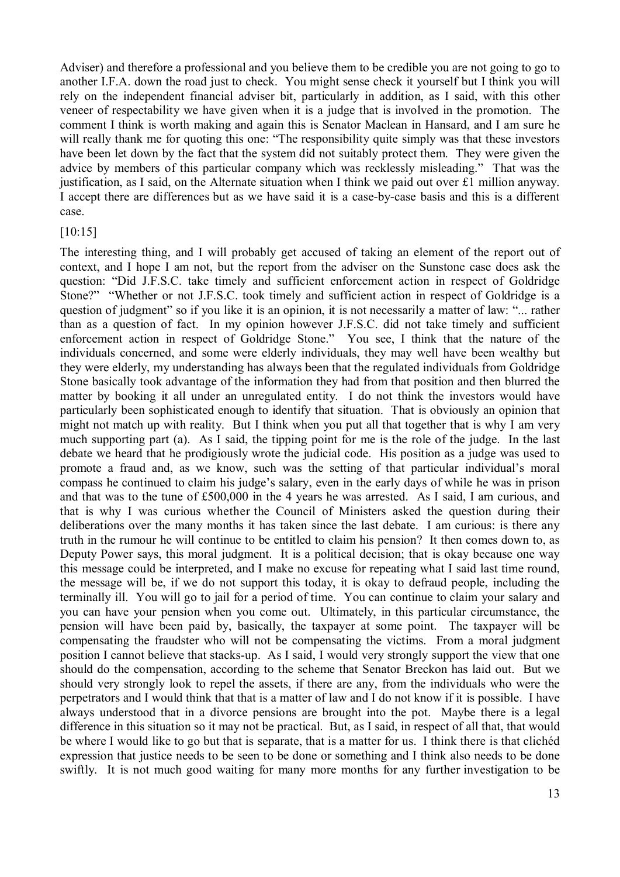Adviser) and therefore a professional and you believe them to be credible you are not going to go to another I.F.A. down the road just to check. You might sense check it yourself but I think you will rely on the independent financial adviser bit, particularly in addition, as I said, with this other veneer of respectability we have given when it is a judge that is involved in the promotion. The comment I think is worth making and again this is Senator Maclean in Hansard, and I am sure he will really thank me for quoting this one: "The responsibility quite simply was that these investors have been let down by the fact that the system did not suitably protect them. They were given the advice by members of this particular company which was recklessly misleading." That was the justification, as I said, on the Alternate situation when I think we paid out over £1 million anyway. I accept there are differences but as we have said it is a case-by-case basis and this is a different case.

[10:15]

The interesting thing, and I will probably get accused of taking an element of the report out of context, and I hope I am not, but the report from the adviser on the Sunstone case does ask the question: "Did J.F.S.C. take timely and sufficient enforcement action in respect of Goldridge Stone?" "Whether or not J.F.S.C. took timely and sufficient action in respect of Goldridge is a question of judgment" so if you like it is an opinion, it is not necessarily a matter of law: "... rather than as a question of fact. In my opinion however J.F.S.C. did not take timely and sufficient enforcement action in respect of Goldridge Stone." You see, I think that the nature of the individuals concerned, and some were elderly individuals, they may well have been wealthy but they were elderly, my understanding has always been that the regulated individuals from Goldridge Stone basically took advantage of the information they had from that position and then blurred the matter by booking it all under an unregulated entity. I do not think the investors would have particularly been sophisticated enough to identify that situation. That is obviously an opinion that might not match up with reality. But I think when you put all that together that is why I am very much supporting part (a). As I said, the tipping point for me is the role of the judge. In the last debate we heard that he prodigiously wrote the judicial code. His position as a judge was used to promote a fraud and, as we know, such was the setting of that particular individual's moral compass he continued to claim his judge's salary, even in the early days of while he was in prison and that was to the tune of £500,000 in the 4 years he was arrested. As I said, I am curious, and that is why I was curious whether the Council of Ministers asked the question during their deliberations over the many months it has taken since the last debate. I am curious: is there any truth in the rumour he will continue to be entitled to claim his pension? It then comes down to, as Deputy Power says, this moral judgment. It is a political decision; that is okay because one way this message could be interpreted, and I make no excuse for repeating what I said last time round, the message will be, if we do not support this today, it is okay to defraud people, including the terminally ill. You will go to jail for a period of time. You can continue to claim your salary and you can have your pension when you come out. Ultimately, in this particular circumstance, the pension will have been paid by, basically, the taxpayer at some point. The taxpayer will be compensating the fraudster who will not be compensating the victims. From a moral judgment position I cannot believe that stacks-up. As I said, I would very strongly support the view that one should do the compensation, according to the scheme that Senator Breckon has laid out. But we should very strongly look to repel the assets, if there are any, from the individuals who were the perpetrators and I would think that that is a matter of law and I do not know if it is possible. I have always understood that in a divorce pensions are brought into the pot. Maybe there is a legal difference in this situation so it may not be practical. But, as I said, in respect of all that, that would be where I would like to go but that is separate, that is a matter for us. I think there is that clichéd expression that justice needs to be seen to be done or something and I think also needs to be done swiftly. It is not much good waiting for many more months for any further investigation to be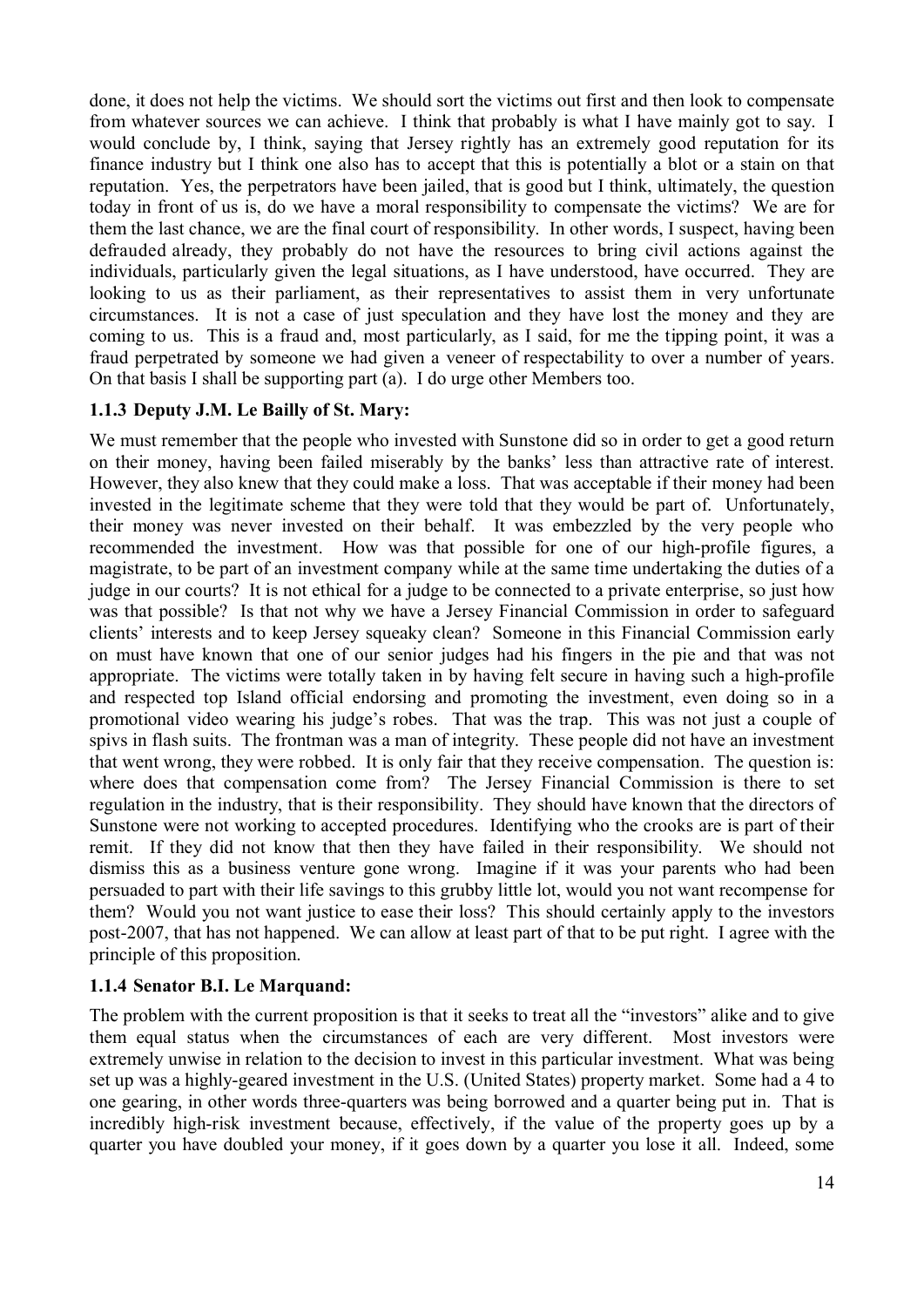done, it does not help the victims. We should sort the victims out first and then look to compensate from whatever sources we can achieve. I think that probably is what I have mainly got to say. I would conclude by, I think, saying that Jersey rightly has an extremely good reputation for its finance industry but I think one also has to accept that this is potentially a blot or a stain on that reputation. Yes, the perpetrators have been jailed, that is good but I think, ultimately, the question today in front of us is, do we have a moral responsibility to compensate the victims? We are for them the last chance, we are the final court of responsibility. In other words, I suspect, having been defrauded already, they probably do not have the resources to bring civil actions against the individuals, particularly given the legal situations, as I have understood, have occurred. They are looking to us as their parliament, as their representatives to assist them in very unfortunate circumstances. It is not a case of just speculation and they have lost the money and they are coming to us. This is a fraud and, most particularly, as I said, for me the tipping point, it was a fraud perpetrated by someone we had given a veneer of respectability to over a number of years. On that basis I shall be supporting part (a). I do urge other Members too.

### 1.1.3 Deputy J.M. Le Bailly of St. Mary:

We must remember that the people who invested with Sunstone did so in order to get a good return on their money, having been failed miserably by the banks' less than attractive rate of interest. However, they also knew that they could make a loss. That was acceptable if their money had been invested in the legitimate scheme that they were told that they would be part of. Unfortunately, their money was never invested on their behalf. It was embezzled by the very people who recommended the investment. How was that possible for one of our high-profile figures, a magistrate, to be part of an investment company while at the same time undertaking the duties of a judge in our courts? It is not ethical for a judge to be connected to a private enterprise, so just how was that possible? Is that not why we have a Jersey Financial Commission in order to safeguard clients' interests and to keep Jersey squeaky clean? Someone in this Financial Commission early on must have known that one of our senior judges had his fingers in the pie and that was not appropriate. The victims were totally taken in by having felt secure in having such a high-profile and respected top Island official endorsing and promoting the investment, even doing so in a promotional video wearing his judge's robes. That was the trap. This was not just a couple of spivs in flash suits. The frontman was a man of integrity. These people did not have an investment that went wrong, they were robbed. It is only fair that they receive compensation. The question is: where does that compensation come from? The Jersey Financial Commission is there to set regulation in the industry, that is their responsibility. They should have known that the directors of Sunstone were not working to accepted procedures. Identifying who the crooks are is part of their remit. If they did not know that then they have failed in their responsibility. We should not dismiss this as a business venture gone wrong. Imagine if it was your parents who had been persuaded to part with their life savings to this grubby little lot, would you not want recompense for them? Would you not want justice to ease their loss? This should certainly apply to the investors post-2007, that has not happened. We can allow at least part of that to be put right. I agree with the principle of this proposition.

### 1.1.4 Senator B.I. Le Marquand:

The problem with the current proposition is that it seeks to treat all the "investors" alike and to give them equal status when the circumstances of each are very different. Most investors were extremely unwise in relation to the decision to invest in this particular investment. What was being set up was a highly-geared investment in the U.S. (United States) property market. Some had a 4 to one gearing, in other words three-quarters was being borrowed and a quarter being put in. That is incredibly high-risk investment because, effectively, if the value of the property goes up by a quarter you have doubled your money, if it goes down by a quarter you lose it all. Indeed, some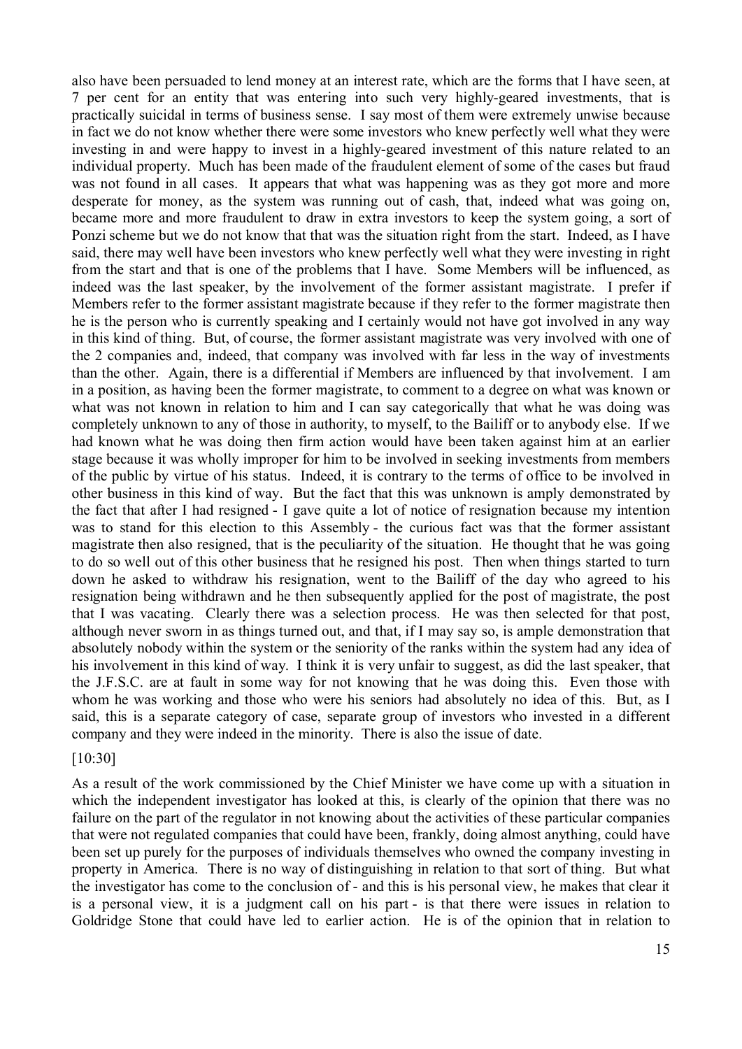also have been persuaded to lend money at an interest rate, which are the forms that I have seen, at 7 per cent for an entity that was entering into such very highly-geared investments, that is practically suicidal in terms of business sense. I say most of them were extremely unwise because in fact we do not know whether there were some investors who knew perfectly well what they were investing in and were happy to invest in a highly-geared investment of this nature related to an individual property. Much has been made of the fraudulent element of some of the cases but fraud was not found in all cases. It appears that what was happening was as they got more and more desperate for money, as the system was running out of cash, that, indeed what was going on, became more and more fraudulent to draw in extra investors to keep the system going, a sort of Ponzi scheme but we do not know that that was the situation right from the start. Indeed, as I have said, there may well have been investors who knew perfectly well what they were investing in right from the start and that is one of the problems that I have. Some Members will be influenced, as indeed was the last speaker, by the involvement of the former assistant magistrate. I prefer if Members refer to the former assistant magistrate because if they refer to the former magistrate then he is the person who is currently speaking and I certainly would not have got involved in any way in this kind of thing. But, of course, the former assistant magistrate was very involved with one of the 2 companies and, indeed, that company was involved with far less in the way of investments than the other. Again, there is a differential if Members are influenced by that involvement. I am in a position, as having been the former magistrate, to comment to a degree on what was known or what was not known in relation to him and I can say categorically that what he was doing was completely unknown to any of those in authority, to myself, to the Bailiff or to anybody else. If we had known what he was doing then firm action would have been taken against him at an earlier stage because it was wholly improper for him to be involved in seeking investments from members of the public by virtue of his status. Indeed, it is contrary to the terms of office to be involved in other business in this kind of way. But the fact that this was unknown is amply demonstrated by the fact that after I had resigned - I gave quite a lot of notice of resignation because my intention was to stand for this election to this Assembly - the curious fact was that the former assistant magistrate then also resigned, that is the peculiarity of the situation. He thought that he was going to do so well out of this other business that he resigned his post. Then when things started to turn down he asked to withdraw his resignation, went to the Bailiff of the day who agreed to his resignation being withdrawn and he then subsequently applied for the post of magistrate, the post that I was vacating. Clearly there was a selection process. He was then selected for that post, although never sworn in as things turned out, and that, if I may say so, is ample demonstration that absolutely nobody within the system or the seniority of the ranks within the system had any idea of his involvement in this kind of way. I think it is very unfair to suggest, as did the last speaker, that the J.F.S.C. are at fault in some way for not knowing that he was doing this. Even those with whom he was working and those who were his seniors had absolutely no idea of this. But, as I said, this is a separate category of case, separate group of investors who invested in a different company and they were indeed in the minority. There is also the issue of date.

[10:30]

As a result of the work commissioned by the Chief Minister we have come up with a situation in which the independent investigator has looked at this, is clearly of the opinion that there was no failure on the part of the regulator in not knowing about the activities of these particular companies that were not regulated companies that could have been, frankly, doing almost anything, could have been set up purely for the purposes of individuals themselves who owned the company investing in property in America. There is no way of distinguishing in relation to that sort of thing. But what the investigator has come to the conclusion of - and this is his personal view, he makes that clear it is a personal view, it is a judgment call on his part - is that there were issues in relation to Goldridge Stone that could have led to earlier action. He is of the opinion that in relation to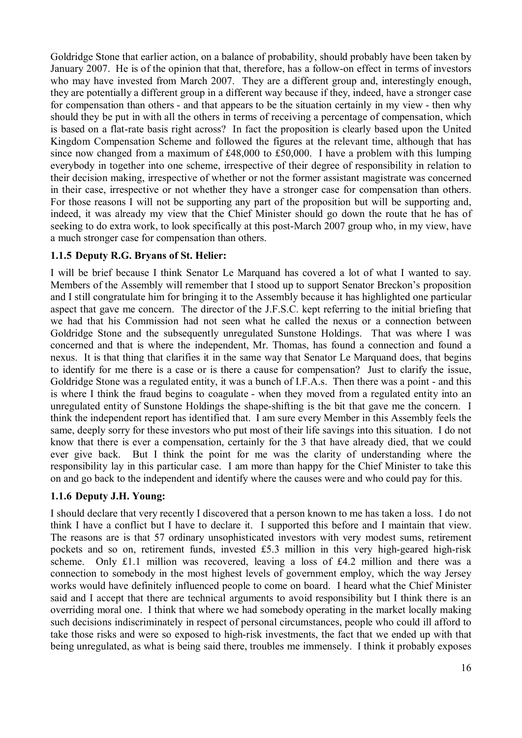Goldridge Stone that earlier action, on a balance of probability, should probably have been taken by January 2007. He is of the opinion that that, therefore, has a follow-on effect in terms of investors who may have invested from March 2007. They are a different group and, interestingly enough, they are potentially a different group in a different way because if they, indeed, have a stronger case for compensation than others - and that appears to be the situation certainly in my view - then why should they be put in with all the others in terms of receiving a percentage of compensation, which is based on a flat-rate basis right across? In fact the proposition is clearly based upon the United Kingdom Compensation Scheme and followed the figures at the relevant time, although that has since now changed from a maximum of £48,000 to £50,000. I have a problem with this lumping everybody in together into one scheme, irrespective of their degree of responsibility in relation to their decision making, irrespective of whether or not the former assistant magistrate was concerned in their case, irrespective or not whether they have a stronger case for compensation than others. For those reasons I will not be supporting any part of the proposition but will be supporting and, indeed, it was already my view that the Chief Minister should go down the route that he has of seeking to do extra work, to look specifically at this post-March 2007 group who, in my view, have a much stronger case for compensation than others.

### 1.1.5 Deputy R.G. Bryans of St. Helier:

I will be brief because I think Senator Le Marquand has covered a lot of what I wanted to say. Members of the Assembly will remember that I stood up to support Senator Breckon's proposition and I still congratulate him for bringing it to the Assembly because it has highlighted one particular aspect that gave me concern. The director of the J.F.S.C. kept referring to the initial briefing that we had that his Commission had not seen what he called the nexus or a connection between Goldridge Stone and the subsequently unregulated Sunstone Holdings. That was where I was concerned and that is where the independent, Mr. Thomas, has found a connection and found a nexus. It is that thing that clarifies it in the same way that Senator Le Marquand does, that begins to identify for me there is a case or is there a cause for compensation? Just to clarify the issue, Goldridge Stone was a regulated entity, it was a bunch of I.F.A.s. Then there was a point - and this is where I think the fraud begins to coagulate - when they moved from a regulated entity into an unregulated entity of Sunstone Holdings the shape-shifting is the bit that gave me the concern. I think the independent report has identified that. I am sure every Member in this Assembly feels the same, deeply sorry for these investors who put most of their life savings into this situation. I do not know that there is ever a compensation, certainly for the 3 that have already died, that we could ever give back. But I think the point for me was the clarity of understanding where the responsibility lay in this particular case. I am more than happy for the Chief Minister to take this on and go back to the independent and identify where the causes were and who could pay for this.

### 1.1.6 Deputy J.H. Young:

I should declare that very recently I discovered that a person known to me has taken a loss. I do not think I have a conflict but I have to declare it. I supported this before and I maintain that view. The reasons are is that 57 ordinary unsophisticated investors with very modest sums, retirement pockets and so on, retirement funds, invested £5.3 million in this very high-geared high-risk scheme. Only £1.1 million was recovered, leaving a loss of £4.2 million and there was a connection to somebody in the most highest levels of government employ, which the way Jersey works would have definitely influenced people to come on board. I heard what the Chief Minister said and I accept that there are technical arguments to avoid responsibility but I think there is an overriding moral one. I think that where we had somebody operating in the market locally making such decisions indiscriminately in respect of personal circumstances, people who could ill afford to take those risks and were so exposed to high-risk investments, the fact that we ended up with that being unregulated, as what is being said there, troubles me immensely. I think it probably exposes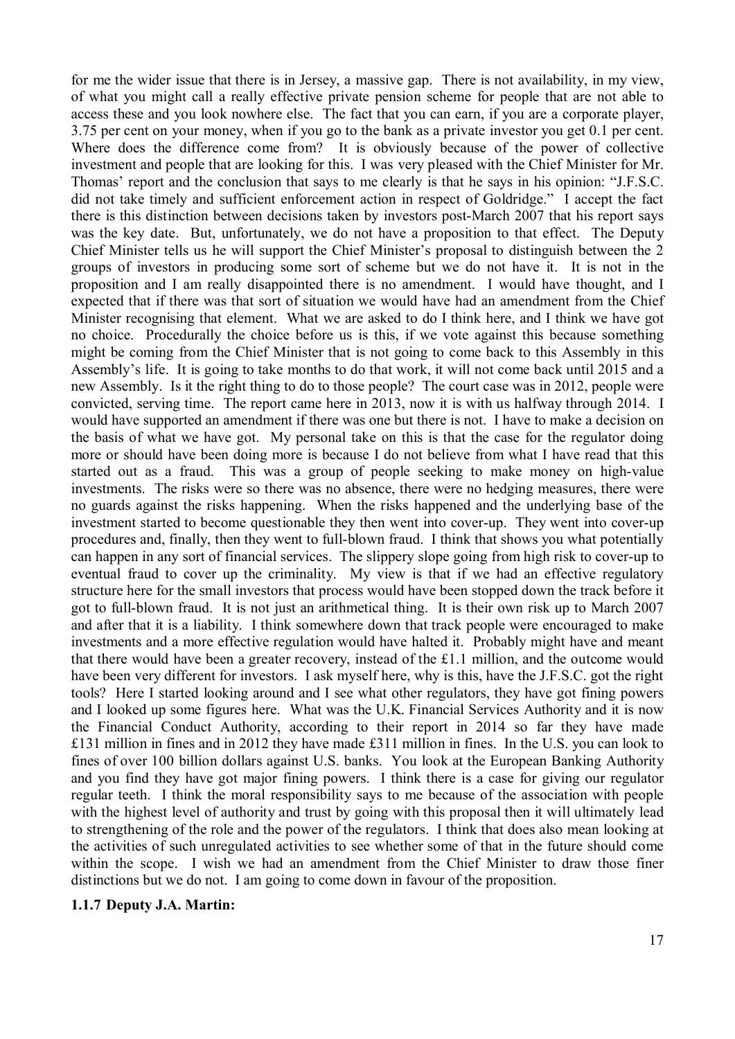for me the wider issue that there is in Jersey, a massive gap. There is not availability, in my view, of what you might call a really effective private pension scheme for people that are not able to access these and you look nowhere else. The fact that you can earn, if you are a corporate player, 3.75 per cent on your money, when if you go to the bank as a private investor you get 0.1 per cent. Where does the difference come from? It is obviously because of the power of collective investment and people that are looking for this. I was very pleased with the Chief Minister for Mr. Thomas' report and the conclusion that says to me clearly is that he says in his opinion: "J.F.S.C. did not take timely and sufficient enforcement action in respect of Goldridge." I accept the fact there is this distinction between decisions taken by investors post-March 2007 that his report says was the key date. But, unfortunately, we do not have a proposition to that effect. The Deputy Chief Minister tells us he will support the Chief Minister's proposal to distinguish between the 2 groups of investors in producing some sort of scheme but we do not have it. It is not in the proposition and I am really disappointed there is no amendment. I would have thought, and I expected that if there was that sort of situation we would have had an amendment from the Chief Minister recognising that element. What we are asked to do I think here, and I think we have got no choice. Procedurally the choice before us is this, if we vote against this because something might be coming from the Chief Minister that is not going to come back to this Assembly in this Assembly's life. It is going to take months to do that work, it will not come back until 2015 and a new Assembly. Is it the right thing to do to those people? The court case was in 2012, people were convicted, serving time. The report came here in 2013, now it is with us halfway through 2014. I would have supported an amendment if there was one but there is not. I have to make a decision on the basis of what we have got. My personal take on this is that the case for the regulator doing more or should have been doing more is because I do not believe from what I have read that this started out as a fraud. This was a group of people seeking to make money on high-value investments. The risks were so there was no absence, there were no hedging measures, there were no guards against the risks happening. When the risks happened and the underlying base of the investment started to become questionable they then went into cover-up. They went into cover-up procedures and, finally, then they went to full-blown fraud. I think that shows you what potentially can happen in any sort of financial services. The slippery slope going from high risk to cover-up to eventual fraud to cover up the criminality. My view is that if we had an effective regulatory structure here for the small investors that process would have been stopped down the track before it got to full-blown fraud. It is not just an arithmetical thing. It is their own risk up to March 2007 and after that it is a liability. I think somewhere down that track people were encouraged to make investments and a more effective regulation would have halted it. Probably might have and meant that there would have been a greater recovery, instead of the £1.1 million, and the outcome would have been very different for investors. I ask myself here, why is this, have the J.F.S.C. got the right tools? Here I started looking around and I see what other regulators, they have got fining powers and I looked up some figures here. What was the U.K. Financial Services Authority and it is now the Financial Conduct Authority, according to their report in 2014 so far they have made £131 million in fines and in 2012 they have made £311 million in fines. In the U.S. you can look to fines of over 100 billion dollars against U.S. banks. You look at the European Banking Authority and you find they have got major fining powers. I think there is a case for giving our regulator regular teeth. I think the moral responsibility says to me because of the association with people with the highest level of authority and trust by going with this proposal then it will ultimately lead to strengthening of the role and the power of the regulators. I think that does also mean looking at the activities of such unregulated activities to see whether some of that in the future should come within the scope. I wish we had an amendment from the Chief Minister to draw those finer distinctions but we do not. I am going to come down in favour of the proposition.

**1.1.7 Deputy J.A. Martin:**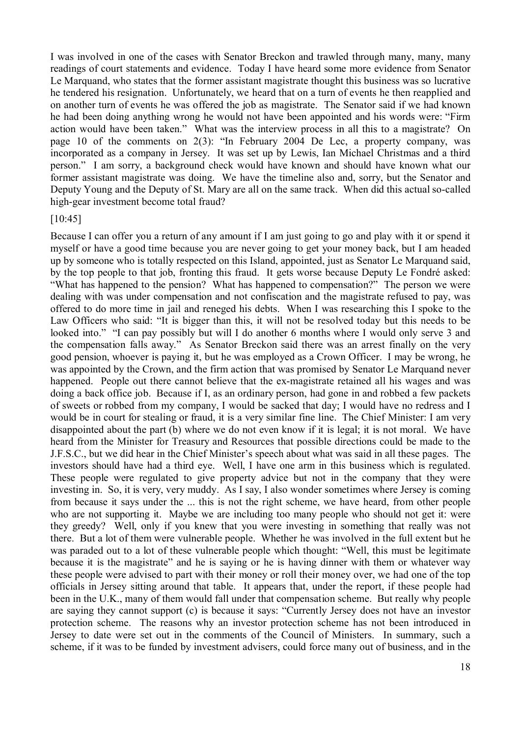I was involved in one of the cases with Senator Breckon and trawled through many, many, many readings of court statements and evidence. Today I have heard some more evidence from Senator Le Marquand, who states that the former assistant magistrate thought this business was so lucrative he tendered his resignation. Unfortunately, we heard that on a turn of events he then reapplied and on another turn of events he was offered the job as magistrate. The Senator said if we had known he had been doing anything wrong he would not have been appointed and his words were: "Firm action would have been taken." What was the interview process in all this to a magistrate? On page 10 of the comments on 2(3): "In February 2004 De Lec, a property company, was incorporated as a company in Jersey. It was set up by Lewis, Ian Michael Christmas and a third person." I am sorry, a background check would have known and should have known what our former assistant magistrate was doing. We have the timeline also and, sorry, but the Senator and Deputy Young and the Deputy of St. Mary are all on the same track. When did this actual so-called high-gear investment become total fraud?

[10:45]

Because I can offer you a return of any amount if I am just going to go and play with it or spend it myself or have a good time because you are never going to get your money back, but I am headed up by someone who is totally respected on this Island, appointed, just as Senator Le Marquand said, by the top people to that job, fronting this fraud. It gets worse because Deputy Le Fondré asked: "What has happened to the pension? What has happened to compensation?" The person we were dealing with was under compensation and not confiscation and the magistrate refused to pay, was offered to do more time in jail and reneged his debts. When I was researching this I spoke to the Law Officers who said: "It is bigger than this, it will not be resolved today but this needs to be looked into." "I can pay possibly but will I do another 6 months where I would only serve 3 and the compensation falls away." As Senator Breckon said there was an arrest finally on the very good pension, whoever is paying it, but he was employed as a Crown Officer. I may be wrong, he was appointed by the Crown, and the firm action that was promised by Senator Le Marquand never happened. People out there cannot believe that the ex-magistrate retained all his wages and was doing a back office job. Because if I, as an ordinary person, had gone in and robbed a few packets of sweets or robbed from my company, I would be sacked that day; I would have no redress and I would be in court for stealing or fraud, it is a very similar fine line. The Chief Minister: I am very disappointed about the part (b) where we do not even know if it is legal; it is not moral. We have heard from the Minister for Treasury and Resources that possible directions could be made to the J.F.S.C., but we did hear in the Chief Minister's speech about what was said in all these pages. The investors should have had a third eye. Well, I have one arm in this business which is regulated. These people were regulated to give property advice but not in the company that they were investing in. So, it is very, very muddy. As I say, I also wonder sometimes where Jersey is coming from because it says under the ... this is not the right scheme, we have heard, from other people who are not supporting it. Maybe we are including too many people who should not get it: were they greedy? Well, only if you knew that you were investing in something that really was not there. But a lot of them were vulnerable people. Whether he was involved in the full extent but he was paraded out to a lot of these vulnerable people which thought: "Well, this must be legitimate because it is the magistrate" and he is saying or he is having dinner with them or whatever way these people were advised to part with their money or roll their money over, we had one of the top officials in Jersey sitting around that table. It appears that, under the report, if these people had been in the U.K., many of them would fall under that compensation scheme. But really why people are saying they cannot support (c) is because it says: "Currently Jersey does not have an investor protection scheme. The reasons why an investor protection scheme has not been introduced in Jersey to date were set out in the comments of the Council of Ministers. In summary, such a scheme, if it was to be funded by investment advisers, could force many out of business, and in the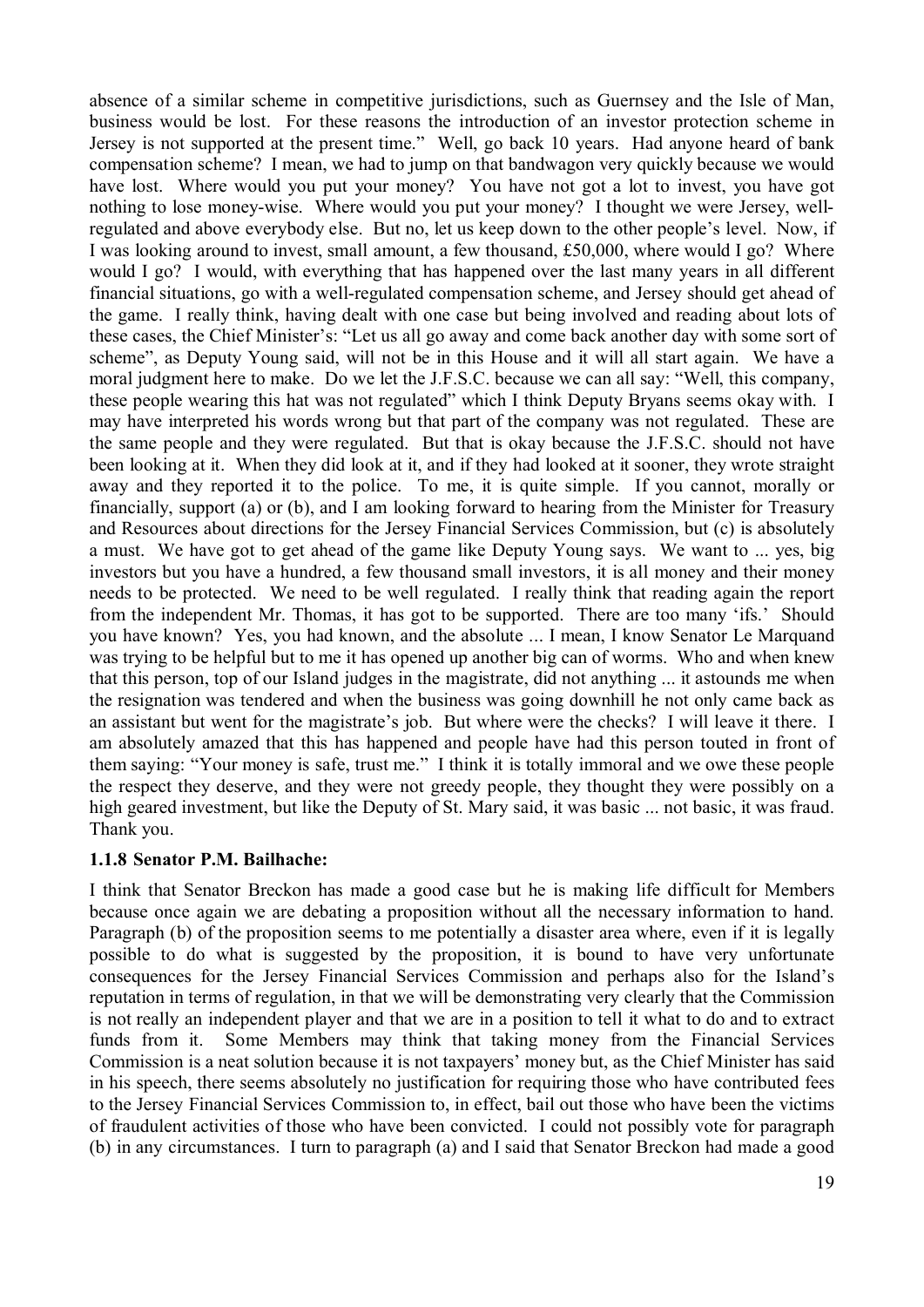absence of a similar scheme in competitive jurisdictions, such as Guernsey and the Isle of Man, business would be lost. For these reasons the introduction of an investor protection scheme in Jersey is not supported at the present time." Well, go back 10 years. Had anyone heard of bank compensation scheme? I mean, we had to jump on that bandwagon very quickly because we would have lost. Where would you put your money? You have not got a lot to invest, you have got nothing to lose money-wise. Where would you put your money? I thought we were Jersey, well-regulated and above everybody else. But no, let us keep down to the other people's level. Now, if I was looking around to invest, small amount, a few thousand, £50,000, where would I go? Where would I go? I would, with everything that has happened over the last many years in all different financial situations, go with a well-regulated compensation scheme, and Jersey should get ahead of the game. I really think, having dealt with one case but being involved and reading about lots of these cases, the Chief Minister's: "Let us all go away and come back another day with some sort of scheme", as Deputy Young said, will not be in this House and it will all start again. We have a moral judgment here to make. Do we let the J.F.S.C. because we can all say: "Well, this company, these people wearing this hat was not regulated" which I think Deputy Bryans seems okay with. I may have interpreted his words wrong but that part of the company was not regulated. These are the same people and they were regulated. But that is okay because the J.F.S.C. should not have been looking at it. When they did look at it, and if they had looked at it sooner, they wrote straight away and they reported it to the police. To me, it is quite simple. If you cannot, morally or financially, support (a) or (b), and I am looking forward to hearing from the Minister for Treasury and Resources about directions for the Jersey Financial Services Commission, but (c) is absolutely a must. We have got to get ahead of the game like Deputy Young says. We want to ... yes, big investors but you have a hundred, a few thousand small investors, it is all money and their money needs to be protected. We need to be well regulated. I really think that reading again the report from the independent Mr. Thomas, it has got to be supported. There are too many 'ifs.' Should you have known? Yes, you had known, and the absolute ... I mean, I know Senator Le Marquand was trying to be helpful but to me it has opened up another big can of worms. Who and when knew that this person, top of our Island judges in the magistrate, did not anything ... it astounds me when the resignation was tendered and when the business was going downhill he not only came back as an assistant but went for the magistrate's job. But where were the checks? I will leave it there. I am absolutely amazed that this has happened and people have had this person touted in front of them saying: "Your money is safe, trust me." I think it is totally immoral and we owe these people the respect they deserve, and they were not greedy people, they thought they were possibly on a high geared investment, but like the Deputy of St. Mary said, it was basic ... not basic, it was fraud. Thank you.

### 1.1.8 Senator P.M. Bailhache:

I think that Senator Breckon has made a good case but he is making life difficult for Members because once again we are debating a proposition without all the necessary information to hand. Paragraph (b) of the proposition seems to me potentially a disaster area where, even if it is legally possible to do what is suggested by the proposition, it is bound to have very unfortunate consequences for the Jersey Financial Services Commission and perhaps also for the Island's reputation in terms of regulation, in that we will be demonstrating very clearly that the Commission is not really an independent player and that we are in a position to tell it what to do and to extract funds from it. Some Members may think that taking money from the Financial Services Commission is a neat solution because it is not taxpayers' money but, as the Chief Minister has said in his speech, there seems absolutely no justification for requiring those who have contributed fees to the Jersey Financial Services Commission to, in effect, bail out those who have been the victims of fraudulent activities of those who have been convicted. I could not possibly vote for paragraph (b) in any circumstances. I turn to paragraph (a) and I said that Senator Breckon had made a good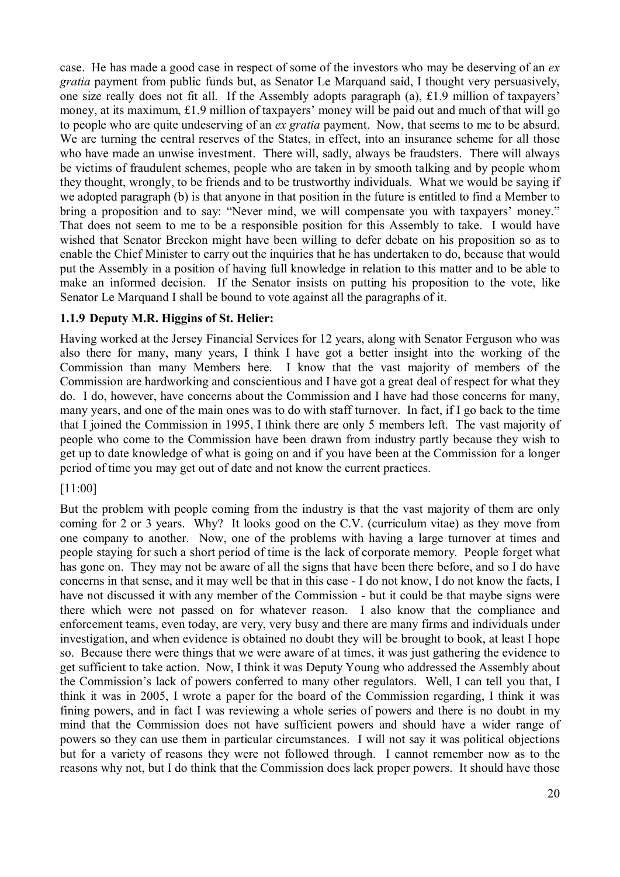case. He has made a good case in respect of some of the investors who may be deserving of an *ex gratia* payment from public funds but, as Senator Le Marquand said, I thought very persuasively, one size really does not fit all. If the Assembly adopts paragraph (a), £1.9 million of taxpayers' money, at its maximum, £1.9 million of taxpayers' money will be paid out and much of that will go to people who are quite undeserving of an *ex gratia* payment. Now, that seems to me to be absurd. We are turning the central reserves of the States, in effect, into an insurance scheme for all those who have made an unwise investment. There will, sadly, always be fraudsters. There will always be victims of fraudulent schemes, people who are taken in by smooth talking and by people whom they thought, wrongly, to be friends and to be trustworthy individuals. What we would be saying if we adopted paragraph (b) is that anyone in that position in the future is entitled to find a Member to bring a proposition and to say: "Never mind, we will compensate you with taxpayers' money." That does not seem to me to be a responsible position for this Assembly to take. I would have wished that Senator Breckon might have been willing to defer debate on his proposition so as to enable the Chief Minister to carry out the inquiries that he has undertaken to do, because that would put the Assembly in a position of having full knowledge in relation to this matter and to be able to make an informed decision. If the Senator insists on putting his proposition to the vote, like Senator Le Marquand I shall be bound to vote against all the paragraphs of it.

### 1.1.9 Deputy M.R. Higgins of St. Helier:

Having worked at the Jersey Financial Services for 12 years, along with Senator Ferguson who was also there for many, many years, I think I have got a better insight into the working of the Commission than many Members here. I know that the vast majority of members of the Commission are hardworking and conscientious and I have got a great deal of respect for what they do. I do, however, have concerns about the Commission and I have had those concerns for many, many years, and one of the main ones was to do with staff turnover. In fact, if I go back to the time that I joined the Commission in 1995, I think there are only 5 members left. The vast majority of people who come to the Commission have been drawn from industry partly because they wish to get up to date knowledge of what is going on and if you have been at the Commission for a longer period of time you may get out of date and not know the current practices.

[11:00]

But the problem with people coming from the industry is that the vast majority of them are only coming for 2 or 3 years. Why? It looks good on the C.V. (curriculum vitae) as they move from one company to another. Now, one of the problems with having a large turnover at times and people staying for such a short period of time is the lack of corporate memory. People forget what has gone on. They may not be aware of all the signs that have been there before, and so I do have concerns in that sense, and it may well be that in this case - I do not know, I do not know the facts, I have not discussed it with any member of the Commission - but it could be that maybe signs were there which were not passed on for whatever reason. I also know that the compliance and enforcement teams, even today, are very, very busy and there are many firms and individuals under investigation, and when evidence is obtained no doubt they will be brought to book, at least I hope so. Because there were things that we were aware of at times, it was just gathering the evidence to get sufficient to take action. Now, I think it was Deputy Young who addressed the Assembly about the Commission's lack of powers conferred to many other regulators. Well, I can tell you that, I think it was in 2005, I wrote a paper for the board of the Commission regarding, I think it was fining powers, and in fact I was reviewing a whole series of powers and there is no doubt in my mind that the Commission does not have sufficient powers and should have a wider range of powers so they can use them in particular circumstances. I will not say it was political objections but for a variety of reasons they were not followed through. I cannot remember now as to the reasons why not, but I do think that the Commission does lack proper powers. It should have those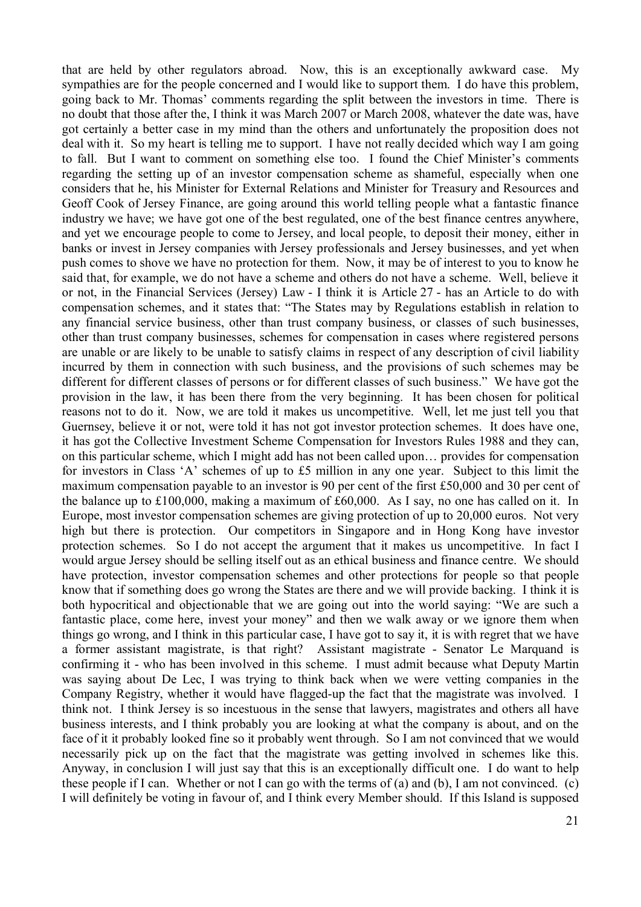that are held by other regulators abroad. Now, this is an exceptionally awkward case. My sympathies are for the people concerned and I would like to support them. I do have this problem, going back to Mr. Thomas' comments regarding the split between the investors in time. There is no doubt that those after the, I think it was March 2007 or March 2008, whatever the date was, have got certainly a better case in my mind than the others and unfortunately the proposition does not deal with it. So my heart is telling me to support. I have not really decided which way I am going to fall. But I want to comment on something else too. I found the Chief Minister's comments regarding the setting up of an investor compensation scheme as shameful, especially when one considers that he, his Minister for External Relations and Minister for Treasury and Resources and Geoff Cook of Jersey Finance, are going around this world telling people what a fantastic finance industry we have; we have got one of the best regulated, one of the best finance centres anywhere, and yet we encourage people to come to Jersey, and local people, to deposit their money, either in banks or invest in Jersey companies with Jersey professionals and Jersey businesses, and yet when push comes to shove we have no protection for them. Now, it may be of interest to you to know he said that, for example, we do not have a scheme and others do not have a scheme. Well, believe it or not, in the Financial Services (Jersey) Law - I think it is Article 27 - has an Article to do with compensation schemes, and it states that: "The States may by Regulations establish in relation to any financial service business, other than trust company business, or classes of such businesses, other than trust company businesses, schemes for compensation in cases where registered persons are unable or are likely to be unable to satisfy claims in respect of any description of civil liability incurred by them in connection with such business, and the provisions of such schemes may be different for different classes of persons or for different classes of such business." We have got the provision in the law, it has been there from the very beginning. It has been chosen for political reasons not to do it. Now, we are told it makes us uncompetitive. Well, let me just tell you that Guernsey, believe it or not, were told it has not got investor protection schemes. It does have one, it has got the Collective Investment Scheme Compensation for Investors Rules 1988 and they can, on this particular scheme, which I might add has not been called upon… provides for compensation for investors in Class 'A' schemes of up to £5 million in any one year. Subject to this limit the maximum compensation payable to an investor is 90 per cent of the first £50,000 and 30 per cent of the balance up to £100,000, making a maximum of £60,000. As I say, no one has called on it. In Europe, most investor compensation schemes are giving protection of up to 20,000 euros. Not very high but there is protection. Our competitors in Singapore and in Hong Kong have investor protection schemes. So I do not accept the argument that it makes us uncompetitive. In fact I would argue Jersey should be selling itself out as an ethical business and finance centre. We should have protection, investor compensation schemes and other protections for people so that people know that if something does go wrong the States are there and we will provide backing. I think it is both hypocritical and objectionable that we are going out into the world saying: "We are such a fantastic place, come here, invest your money" and then we walk away or we ignore them when things go wrong, and I think in this particular case, I have got to say it, it is with regret that we have a former assistant magistrate, is that right? Assistant magistrate - Senator Le Marquand is confirming it - who has been involved in this scheme. I must admit because what Deputy Martin was saying about De Lec, I was trying to think back when we were vetting companies in the Company Registry, whether it would have flagged-up the fact that the magistrate was involved. I think not. I think Jersey is so incestuous in the sense that lawyers, magistrates and others all have business interests, and I think probably you are looking at what the company is about, and on the face of it it probably looked fine so it probably went through. So I am not convinced that we would necessarily pick up on the fact that the magistrate was getting involved in schemes like this. Anyway, in conclusion I will just say that this is an exceptionally difficult one. I do want to help these people if I can. Whether or not I can go with the terms of (a) and (b), I am not convinced. (c) I will definitely be voting in favour of, and I think every Member should. If this Island is supposed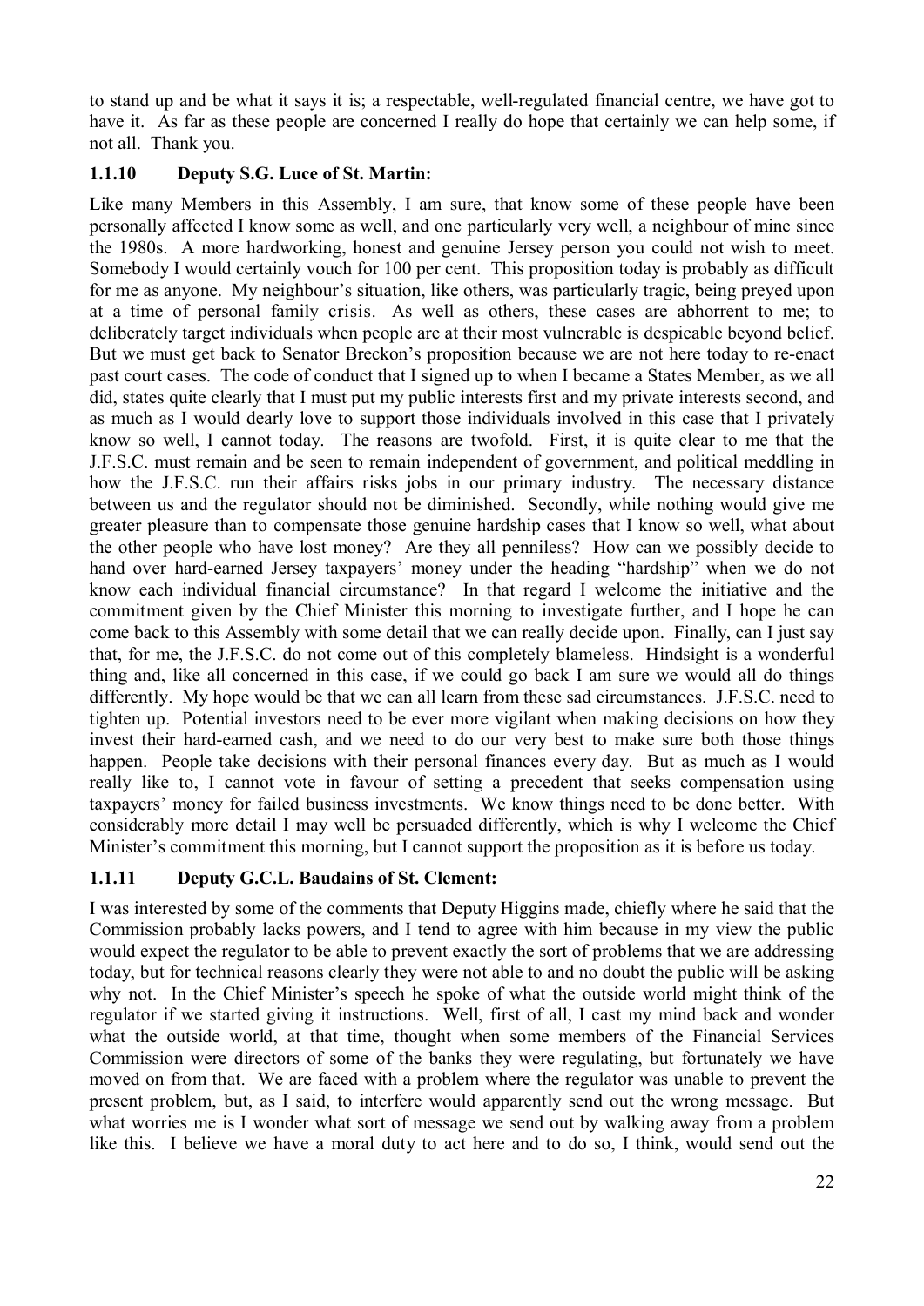to stand up and be what it says it is; a respectable, well-regulated financial centre, we have got to have it. As far as these people are concerned I really do hope that certainly we can help some, if not all. Thank you.

### 1.1.10 Deputy S.G. Luce of St. Martin:

Like many Members in this Assembly, I am sure, that know some of these people have been personally affected I know some as well, and one particularly very well, a neighbour of mine since the 1980s. A more hardworking, honest and genuine Jersey person you could not wish to meet. Somebody I would certainly vouch for 100 per cent. This proposition today is probably as difficult for me as anyone. My neighbour's situation, like others, was particularly tragic, being preyed upon at a time of personal family crisis. As well as others, these cases are abhorrent to me; to deliberately target individuals when people are at their most vulnerable is despicable beyond belief. But we must get back to Senator Breckon's proposition because we are not here today to re-enact past court cases. The code of conduct that I signed up to when I became a States Member, as we all did, states quite clearly that I must put my public interests first and my private interests second, and as much as I would dearly love to support those individuals involved in this case that I privately know so well, I cannot today. The reasons are twofold. First, it is quite clear to me that the J.F.S.C. must remain and be seen to remain independent of government, and political meddling in how the J.F.S.C. run their affairs risks jobs in our primary industry. The necessary distance between us and the regulator should not be diminished. Secondly, while nothing would give me greater pleasure than to compensate those genuine hardship cases that I know so well, what about the other people who have lost money? Are they all penniless? How can we possibly decide to hand over hard-earned Jersey taxpayers' money under the heading "hardship" when we do not know each individual financial circumstance? In that regard I welcome the initiative and the commitment given by the Chief Minister this morning to investigate further, and I hope he can come back to this Assembly with some detail that we can really decide upon. Finally, can I just say that, for me, the J.F.S.C. do not come out of this completely blameless. Hindsight is a wonderful thing and, like all concerned in this case, if we could go back I am sure we would all do things differently. My hope would be that we can all learn from these sad circumstances. J.F.S.C. need to tighten up. Potential investors need to be ever more vigilant when making decisions on how they invest their hard-earned cash, and we need to do our very best to make sure both those things happen. People take decisions with their personal finances every day. But as much as I would really like to, I cannot vote in favour of setting a precedent that seeks compensation using taxpayers' money for failed business investments. We know things need to be done better. With considerably more detail I may well be persuaded differently, which is why I welcome the Chief Minister's commitment this morning, but I cannot support the proposition as it is before us today.

### 1.1.11 Deputy G.C.L. Baudains of St. Clement:

I was interested by some of the comments that Deputy Higgins made, chiefly where he said that the Commission probably lacks powers, and I tend to agree with him because in my view the public would expect the regulator to be able to prevent exactly the sort of problems that we are addressing today, but for technical reasons clearly they were not able to and no doubt the public will be asking why not. In the Chief Minister's speech he spoke of what the outside world might think of the regulator if we started giving it instructions. Well, first of all, I cast my mind back and wonder what the outside world, at that time, thought when some members of the Financial Services Commission were directors of some of the banks they were regulating, but fortunately we have moved on from that. We are faced with a problem where the regulator was unable to prevent the present problem, but, as I said, to interfere would apparently send out the wrong message. But what worries me is I wonder what sort of message we send out by walking away from a problem like this. I believe we have a moral duty to act here and to do so, I think, would send out the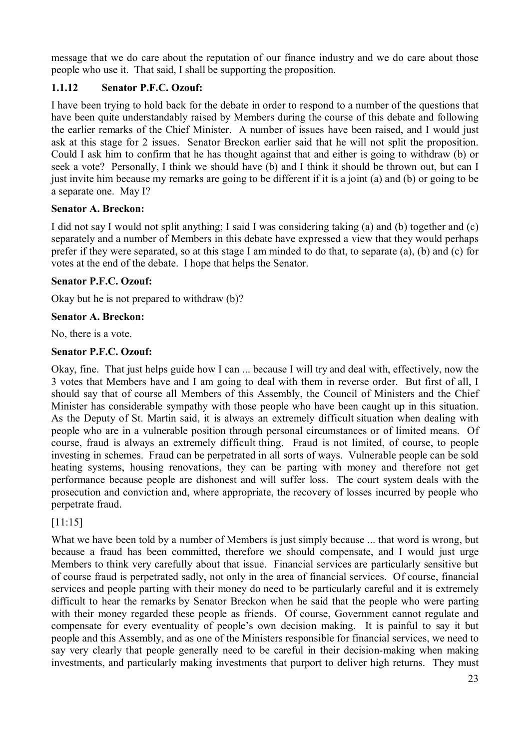message that we do care about the reputation of our finance industry and we do care about those people who use it. That said, I shall be supporting the proposition.

### 1.1.12 Senator P.F.C. Ozouf:

I have been trying to hold back for the debate in order to respond to a number of the questions that have been quite understandably raised by Members during the course of this debate and following the earlier remarks of the Chief Minister. A number of issues have been raised, and I would just ask at this stage for 2 issues. Senator Breckon earlier said that he will not split the proposition. Could I ask him to confirm that he has thought against that and either is going to withdraw (b) or seek a vote? Personally, I think we should have (b) and I think it should be thrown out, but can I just invite him because my remarks are going to be different if it is a joint (a) and (b) or going to be a separate one. May I?

**Senator A. Breckon:**

I did not say I would not split anything; I said I was considering taking (a) and (b) together and (c) separately and a number of Members in this debate have expressed a view that they would perhaps prefer if they were separated, so at this stage I am minded to do that, to separate (a), (b) and (c) for votes at the end of the debate. I hope that helps the Senator.

**Senator P.F.C. Ozouf:**

Okay but he is not prepared to withdraw (b)?

**Senator A. Breckon:**

No, there is a vote.

**Senator P.F.C. Ozouf:**

Okay, fine. That just helps guide how I can ... because I will try and deal with, effectively, now the 3 votes that Members have and I am going to deal with them in reverse order. But first of all, I should say that of course all Members of this Assembly, the Council of Ministers and the Chief Minister has considerable sympathy with those people who have been caught up in this situation. As the Deputy of St. Martin said, it is always an extremely difficult situation when dealing with people who are in a vulnerable position through personal circumstances or of limited means. Of course, fraud is always an extremely difficult thing. Fraud is not limited, of course, to people investing in schemes. Fraud can be perpetrated in all sorts of ways. Vulnerable people can be sold heating systems, housing renovations, they can be parting with money and therefore not get performance because people are dishonest and will suffer loss. The court system deals with the prosecution and conviction and, where appropriate, the recovery of losses incurred by people who perpetrate fraud.

[11:15]

What we have been told by a number of Members is just simply because ... that word is wrong, but because a fraud has been committed, therefore we should compensate, and I would just urge Members to think very carefully about that issue. Financial services are particularly sensitive but of course fraud is perpetrated sadly, not only in the area of financial services. Of course, financial services and people parting with their money do need to be particularly careful and it is extremely difficult to hear the remarks by Senator Breckon when he said that the people who were parting with their money regarded these people as friends. Of course, Government cannot regulate and compensate for every eventuality of people's own decision making. It is painful to say it but people and this Assembly, and as one of the Ministers responsible for financial services, we need to say very clearly that people generally need to be careful in their decision-making when making investments, and particularly making investments that purport to deliver high returns. They must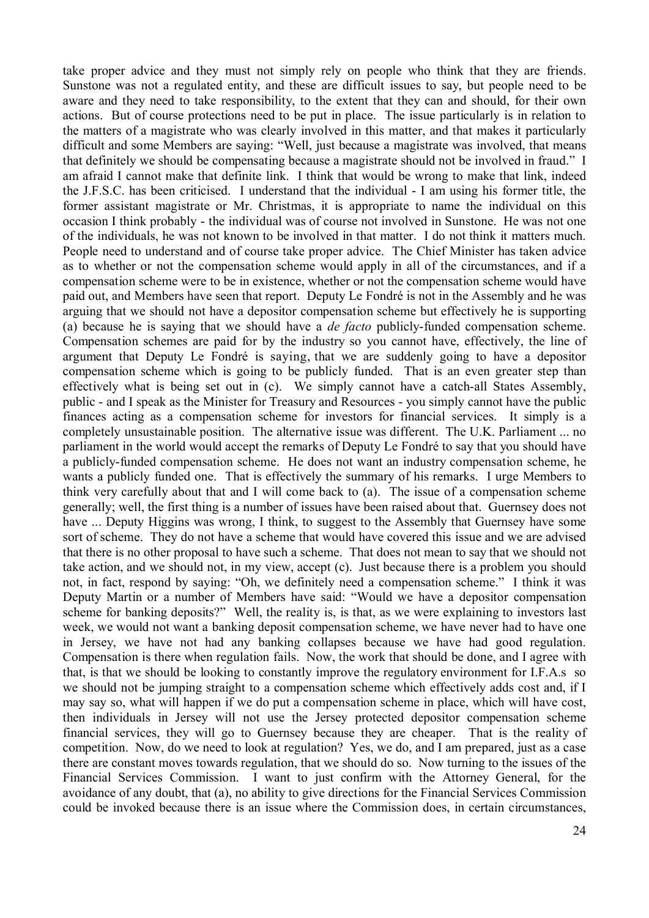take proper advice and they must not simply rely on people who think that they are friends. Sunstone was not a regulated entity, and these are difficult issues to say, but people need to be aware and they need to take responsibility, to the extent that they can and should, for their own actions. But of course protections need to be put in place. The issue particularly is in relation to the matters of a magistrate who was clearly involved in this matter, and that makes it particularly difficult and some Members are saying: "Well, just because a magistrate was involved, that means that definitely we should be compensating because a magistrate should not be involved in fraud." I am afraid I cannot make that definite link. I think that would be wrong to make that link, indeed the J.F.S.C. has been criticised. I understand that the individual - I am using his former title, the former assistant magistrate or Mr. Christmas, it is appropriate to name the individual on this occasion I think probably - the individual was of course not involved in Sunstone. He was not one of the individuals, he was not known to be involved in that matter. I do not think it matters much. People need to understand and of course take proper advice. The Chief Minister has taken advice as to whether or not the compensation scheme would apply in all of the circumstances, and if a compensation scheme were to be in existence, whether or not the compensation scheme would have paid out, and Members have seen that report. Deputy Le Fondré is not in the Assembly and he was arguing that we should not have a depositor compensation scheme but effectively he is supporting (a) because he is saying that we should have a *de facto* publicly-funded compensation scheme. Compensation schemes are paid for by the industry so you cannot have, effectively, the line of argument that Deputy Le Fondré is saying, that we are suddenly going to have a depositor compensation scheme which is going to be publicly funded. That is an even greater step than effectively what is being set out in (c). We simply cannot have a catch-all States Assembly, public - and I speak as the Minister for Treasury and Resources - you simply cannot have the public finances acting as a compensation scheme for investors for financial services. It simply is a completely unsustainable position. The alternative issue was different. The U.K. Parliament ... no parliament in the world would accept the remarks of Deputy Le Fondré to say that you should have a publicly-funded compensation scheme. He does not want an industry compensation scheme, he wants a publicly funded one. That is effectively the summary of his remarks. I urge Members to think very carefully about that and I will come back to (a). The issue of a compensation scheme generally; well, the first thing is a number of issues have been raised about that. Guernsey does not have ... Deputy Higgins was wrong, I think, to suggest to the Assembly that Guernsey have some sort of scheme. They do not have a scheme that would have covered this issue and we are advised that there is no other proposal to have such a scheme. That does not mean to say that we should not take action, and we should not, in my view, accept (c). Just because there is a problem you should not, in fact, respond by saying: "Oh, we definitely need a compensation scheme." I think it was Deputy Martin or a number of Members have said: "Would we have a depositor compensation scheme for banking deposits?" Well, the reality is, is that, as we were explaining to investors last week, we would not want a banking deposit compensation scheme, we have never had to have one in Jersey, we have not had any banking collapses because we have had good regulation. Compensation is there when regulation fails. Now, the work that should be done, and I agree with that, is that we should be looking to constantly improve the regulatory environment for I.F.A.s so we should not be jumping straight to a compensation scheme which effectively adds cost and, if I may say so, what will happen if we do put a compensation scheme in place, which will have cost, then individuals in Jersey will not use the Jersey protected depositor compensation scheme financial services, they will go to Guernsey because they are cheaper. That is the reality of competition. Now, do we need to look at regulation? Yes, we do, and I am prepared, just as a case there are constant moves towards regulation, that we should do so. Now turning to the issues of the Financial Services Commission. I want to just confirm with the Attorney General, for the avoidance of any doubt, that (a), no ability to give directions for the Financial Services Commission could be invoked because there is an issue where the Commission does, in certain circumstances,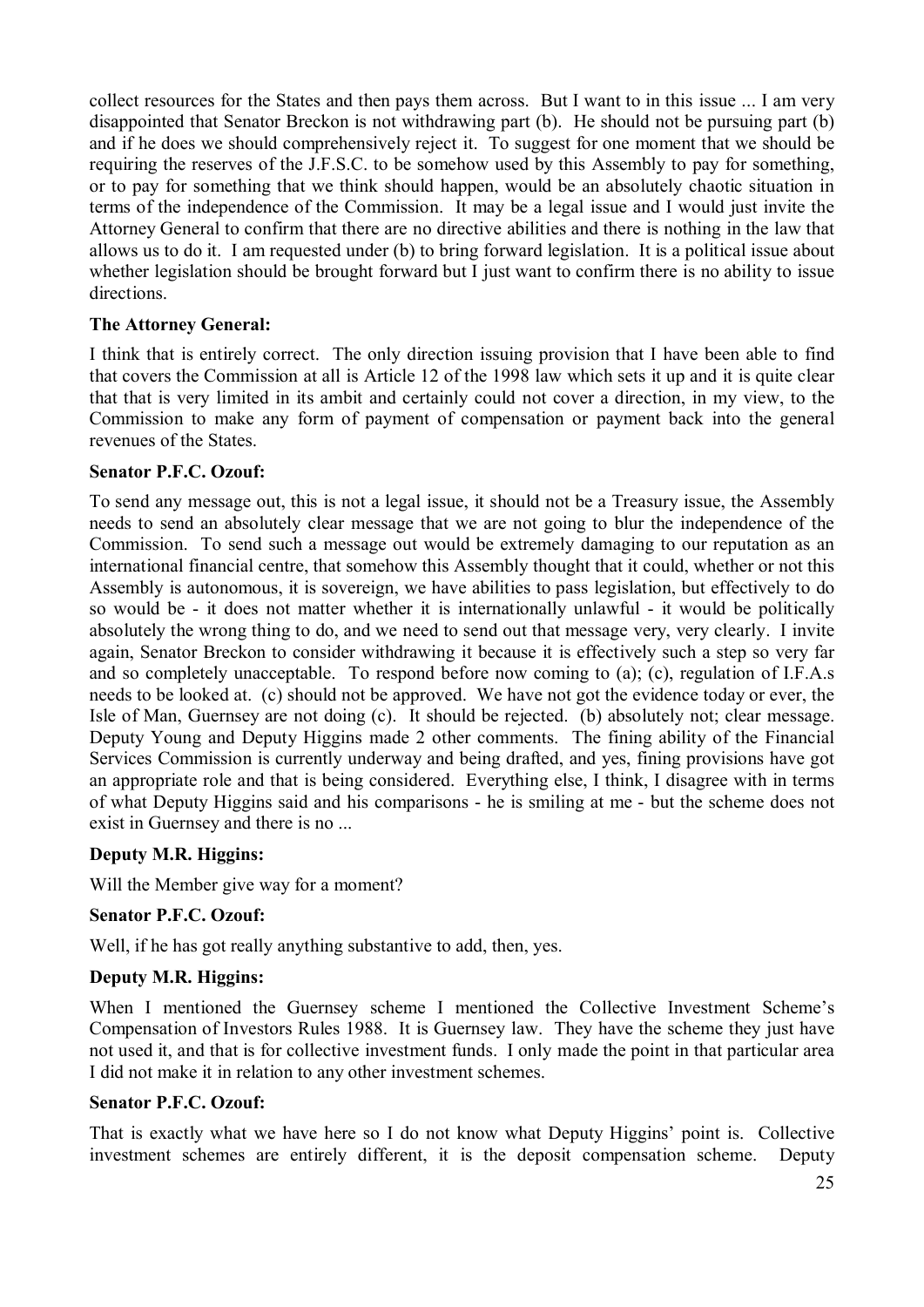collect resources for the States and then pays them across. But I want to in this issue ... I am very disappointed that Senator Breckon is not withdrawing part (b). He should not be pursuing part (b) and if he does we should comprehensively reject it. To suggest for one moment that we should be requiring the reserves of the J.F.S.C. to be somehow used by this Assembly to pay for something, or to pay for something that we think should happen, would be an absolutely chaotic situation in terms of the independence of the Commission. It may be a legal issue and I would just invite the Attorney General to confirm that there are no directive abilities and there is nothing in the law that allows us to do it. I am requested under (b) to bring forward legislation. It is a political issue about whether legislation should be brought forward but I just want to confirm there is no ability to issue directions.

**The Attorney General:**

I think that is entirely correct. The only direction issuing provision that I have been able to find that covers the Commission at all is Article 12 of the 1998 law which sets it up and it is quite clear that that is very limited in its ambit and certainly could not cover a direction, in my view, to the Commission to make any form of payment of compensation or payment back into the general revenues of the States.

**Senator P.F.C. Ozouf:**

To send any message out, this is not a legal issue, it should not be a Treasury issue, the Assembly needs to send an absolutely clear message that we are not going to blur the independence of the Commission. To send such a message out would be extremely damaging to our reputation as an international financial centre, that somehow this Assembly thought that it could, whether or not this Assembly is autonomous, it is sovereign, we have abilities to pass legislation, but effectively to do so would be - it does not matter whether it is internationally unlawful - it would be politically absolutely the wrong thing to do, and we need to send out that message very, very clearly. I invite again, Senator Breckon to consider withdrawing it because it is effectively such a step so very far and so completely unacceptable. To respond before now coming to (a); (c), regulation of I.F.A.s needs to be looked at. (c) should not be approved. We have not got the evidence today or ever, the Isle of Man, Guernsey are not doing (c). It should be rejected. (b) absolutely not; clear message. Deputy Young and Deputy Higgins made 2 other comments. The fining ability of the Financial Services Commission is currently underway and being drafted, and yes, fining provisions have got an appropriate role and that is being considered. Everything else, I think, I disagree with in terms of what Deputy Higgins said and his comparisons - he is smiling at me - but the scheme does not exist in Guernsey and there is no ...

**Deputy M.R. Higgins:**

Will the Member give way for a moment?

**Senator P.F.C. Ozouf:**

Well, if he has got really anything substantive to add, then, yes.

**Deputy M.R. Higgins:**

When I mentioned the Guernsey scheme I mentioned the Collective Investment Scheme's Compensation of Investors Rules 1988. It is Guernsey law. They have the scheme they just have not used it, and that is for collective investment funds. I only made the point in that particular area I did not make it in relation to any other investment schemes.

**Senator P.F.C. Ozouf:**

That is exactly what we have here so I do not know what Deputy Higgins' point is. Collective investment schemes are entirely different, it is the deposit compensation scheme. Deputy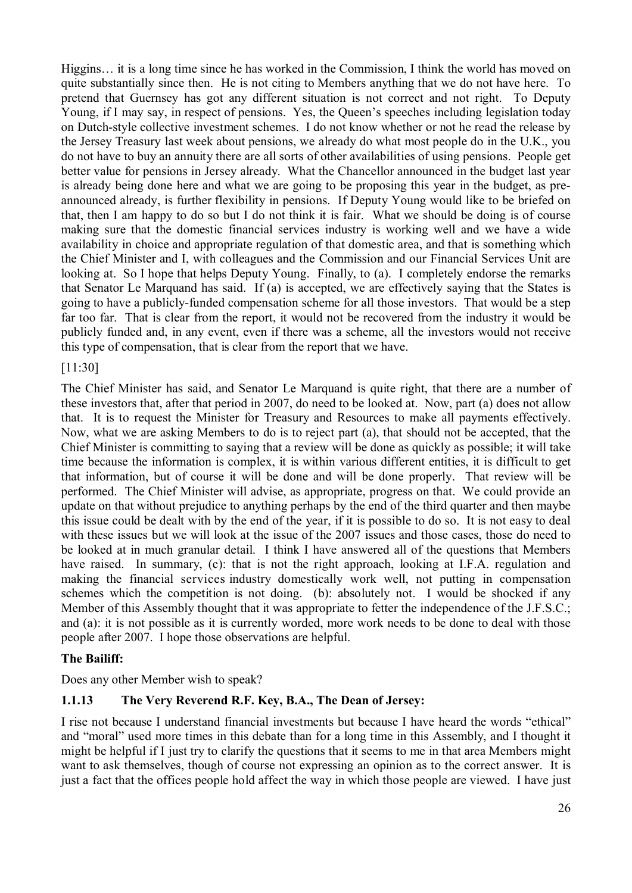Higgins… it is a long time since he has worked in the Commission, I think the world has moved on quite substantially since then. He is not citing to Members anything that we do not have here. To pretend that Guernsey has got any different situation is not correct and not right. To Deputy Young, if I may say, in respect of pensions. Yes, the Queen's speeches including legislation today on Dutch-style collective investment schemes. I do not know whether or not he read the release by the Jersey Treasury last week about pensions, we already do what most people do in the U.K., you do not have to buy an annuity there are all sorts of other availabilities of using pensions. People get better value for pensions in Jersey already. What the Chancellor announced in the budget last year is already being done here and what we are going to be proposing this year in the budget, as pre-announced already, is further flexibility in pensions. If Deputy Young would like to be briefed on that, then I am happy to do so but I do not think it is fair. What we should be doing is of course making sure that the domestic financial services industry is working well and we have a wide availability in choice and appropriate regulation of that domestic area, and that is something which the Chief Minister and I, with colleagues and the Commission and our Financial Services Unit are looking at. So I hope that helps Deputy Young. Finally, to (a). I completely endorse the remarks that Senator Le Marquand has said. If (a) is accepted, we are effectively saying that the States is going to have a publicly-funded compensation scheme for all those investors. That would be a step far too far. That is clear from the report, it would not be recovered from the industry it would be publicly funded and, in any event, even if there was a scheme, all the investors would not receive this type of compensation, that is clear from the report that we have.

[11:30]

The Chief Minister has said, and Senator Le Marquand is quite right, that there are a number of these investors that, after that period in 2007, do need to be looked at. Now, part (a) does not allow that. It is to request the Minister for Treasury and Resources to make all payments effectively. Now, what we are asking Members to do is to reject part (a), that should not be accepted, that the Chief Minister is committing to saying that a review will be done as quickly as possible; it will take time because the information is complex, it is within various different entities, it is difficult to get that information, but of course it will be done and will be done properly. That review will be performed. The Chief Minister will advise, as appropriate, progress on that. We could provide an update on that without prejudice to anything perhaps by the end of the third quarter and then maybe this issue could be dealt with by the end of the year, if it is possible to do so. It is not easy to deal with these issues but we will look at the issue of the 2007 issues and those cases, those do need to be looked at in much granular detail. I think I have answered all of the questions that Members have raised. In summary, (c): that is not the right approach, looking at I.F.A. regulation and making the financial services industry domestically work well, not putting in compensation schemes which the competition is not doing. (b): absolutely not. I would be shocked if any Member of this Assembly thought that it was appropriate to fetter the independence of the J.F.S.C.; and (a): it is not possible as it is currently worded, more work needs to be done to deal with those people after 2007. I hope those observations are helpful.

**The Bailiff:**

Does any other Member wish to speak?

### 1.1.13 The Very Reverend R.F. Key, B.A., The Dean of Jersey:

I rise not because I understand financial investments but because I have heard the words "ethical" and "moral" used more times in this debate than for a long time in this Assembly, and I thought it might be helpful if I just try to clarify the questions that it seems to me in that area Members might want to ask themselves, though of course not expressing an opinion as to the correct answer. It is just a fact that the offices people hold affect the way in which those people are viewed. I have just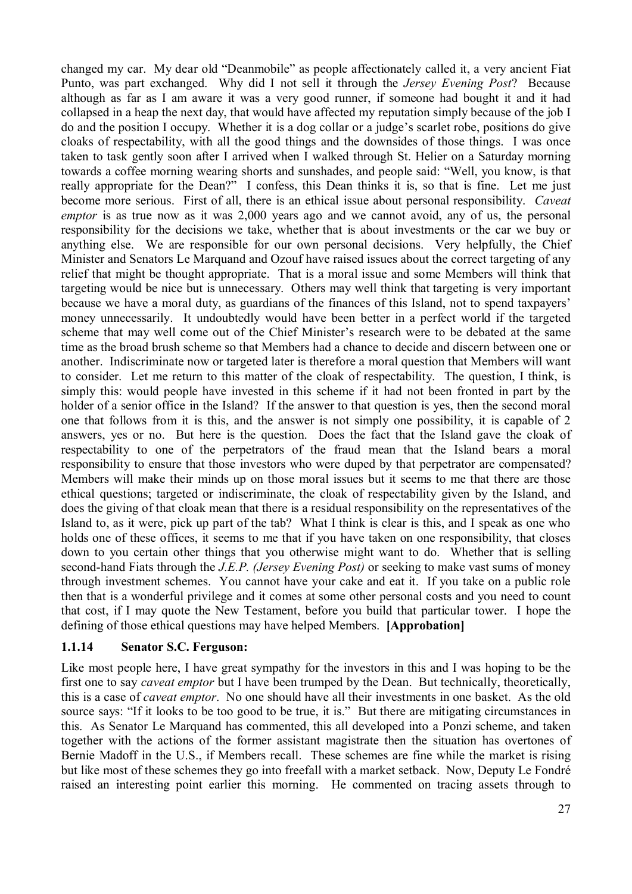changed my car. My dear old "Deanmobile" as people affectionately called it, a very ancient Fiat Punto, was part exchanged. Why did I not sell it through the *Jersey Evening Post*? Because although as far as I am aware it was a very good runner, if someone had bought it and it had collapsed in a heap the next day, that would have affected my reputation simply because of the job I do and the position I occupy. Whether it is a dog collar or a judge's scarlet robe, positions do give cloaks of respectability, with all the good things and the downsides of those things. I was once taken to task gently soon after I arrived when I walked through St. Helier on a Saturday morning towards a coffee morning wearing shorts and sunshades, and people said: "Well, you know, is that really appropriate for the Dean?" I confess, this Dean thinks it is, so that is fine. Let me just become more serious. First of all, there is an ethical issue about personal responsibility. *Caveat emptor* is as true now as it was 2,000 years ago and we cannot avoid, any of us, the personal responsibility for the decisions we take, whether that is about investments or the car we buy or anything else. We are responsible for our own personal decisions. Very helpfully, the Chief Minister and Senators Le Marquand and Ozouf have raised issues about the correct targeting of any relief that might be thought appropriate. That is a moral issue and some Members will think that targeting would be nice but is unnecessary. Others may well think that targeting is very important because we have a moral duty, as guardians of the finances of this Island, not to spend taxpayers' money unnecessarily. It undoubtedly would have been better in a perfect world if the targeted scheme that may well come out of the Chief Minister's research were to be debated at the same time as the broad brush scheme so that Members had a chance to decide and discern between one or another. Indiscriminate now or targeted later is therefore a moral question that Members will want to consider. Let me return to this matter of the cloak of respectability. The question, I think, is simply this: would people have invested in this scheme if it had not been fronted in part by the holder of a senior office in the Island? If the answer to that question is yes, then the second moral one that follows from it is this, and the answer is not simply one possibility, it is capable of 2 answers, yes or no. But here is the question. Does the fact that the Island gave the cloak of respectability to one of the perpetrators of the fraud mean that the Island bears a moral responsibility to ensure that those investors who were duped by that perpetrator are compensated? Members will make their minds up on those moral issues but it seems to me that there are those ethical questions; targeted or indiscriminate, the cloak of respectability given by the Island, and does the giving of that cloak mean that there is a residual responsibility on the representatives of the Island to, as it were, pick up part of the tab? What I think is clear is this, and I speak as one who holds one of these offices, it seems to me that if you have taken on one responsibility, that closes down to you certain other things that you otherwise might want to do. Whether that is selling second-hand Fiats through the *J.E.P. (Jersey Evening Post)* or seeking to make vast sums of money through investment schemes. You cannot have your cake and eat it. If you take on a public role then that is a wonderful privilege and it comes at some other personal costs and you need to count that cost, if I may quote the New Testament, before you build that particular tower. I hope the defining of those ethical questions may have helped Members. **[Approbation]**

### 1.1.14 Senator S.C. Ferguson:

Like most people here, I have great sympathy for the investors in this and I was hoping to be the first one to say *caveat emptor* but I have been trumped by the Dean. But technically, theoretically, this is a case of *caveat emptor*. No one should have all their investments in one basket. As the old source says: "If it looks to be too good to be true, it is." But there are mitigating circumstances in this. As Senator Le Marquand has commented, this all developed into a Ponzi scheme, and taken together with the actions of the former assistant magistrate then the situation has overtones of Bernie Madoff in the U.S., if Members recall. These schemes are fine while the market is rising but like most of these schemes they go into freefall with a market setback. Now, Deputy Le Fondré raised an interesting point earlier this morning. He commented on tracing assets through to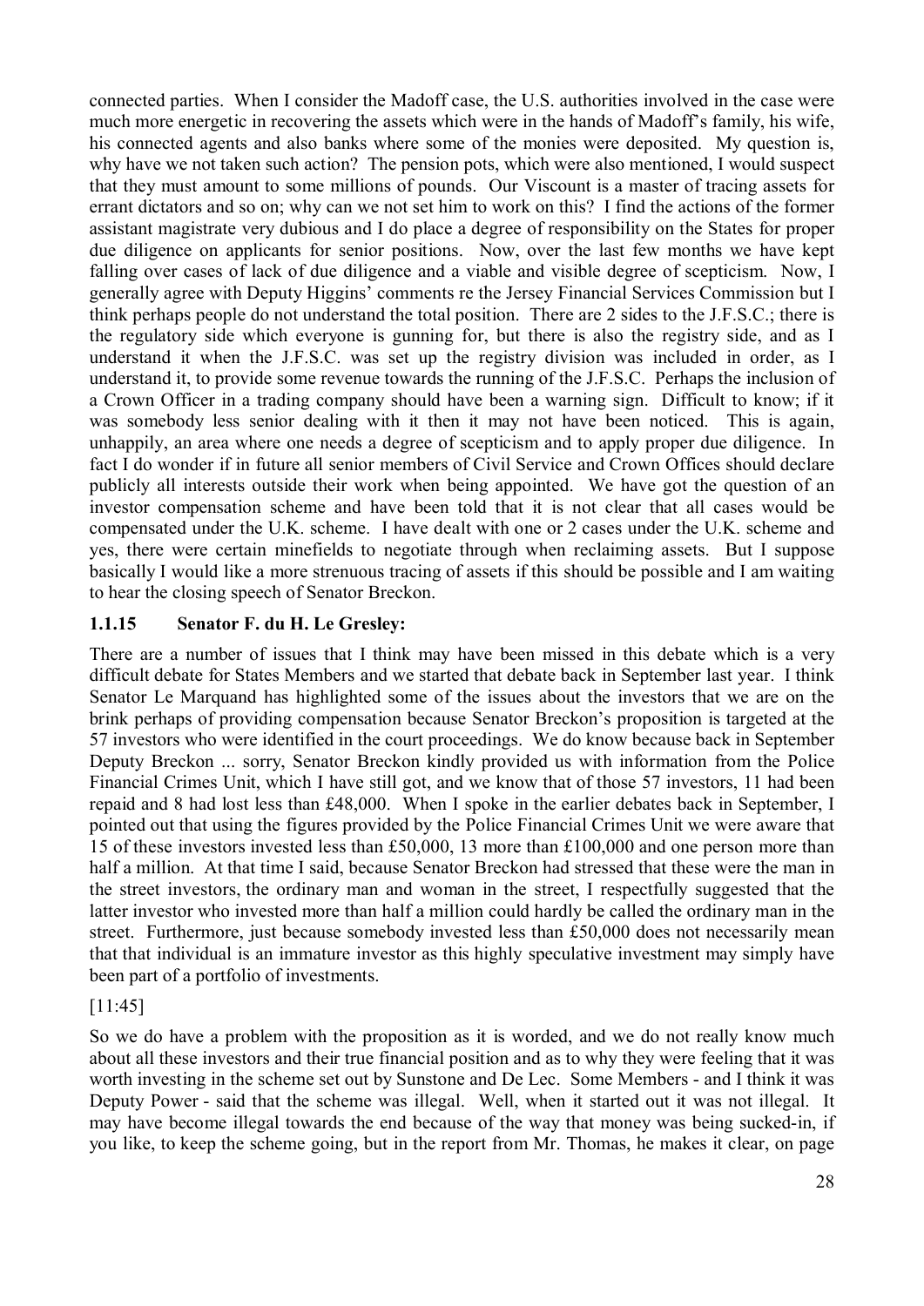connected parties. When I consider the Madoff case, the U.S. authorities involved in the case were much more energetic in recovering the assets which were in the hands of Madoff's family, his wife, his connected agents and also banks where some of the monies were deposited. My question is, why have we not taken such action? The pension pots, which were also mentioned, I would suspect that they must amount to some millions of pounds. Our Viscount is a master of tracing assets for errant dictators and so on; why can we not set him to work on this? I find the actions of the former assistant magistrate very dubious and I do place a degree of responsibility on the States for proper due diligence on applicants for senior positions. Now, over the last few months we have kept falling over cases of lack of due diligence and a viable and visible degree of scepticism. Now, I generally agree with Deputy Higgins' comments re the Jersey Financial Services Commission but I think perhaps people do not understand the total position. There are 2 sides to the J.F.S.C.; there is the regulatory side which everyone is gunning for, but there is also the registry side, and as I understand it when the J.F.S.C. was set up the registry division was included in order, as I understand it, to provide some revenue towards the running of the J.F.S.C. Perhaps the inclusion of a Crown Officer in a trading company should have been a warning sign. Difficult to know; if it was somebody less senior dealing with it then it may not have been noticed. This is again, unhappily, an area where one needs a degree of scepticism and to apply proper due diligence. In fact I do wonder if in future all senior members of Civil Service and Crown Offices should declare publicly all interests outside their work when being appointed. We have got the question of an investor compensation scheme and have been told that it is not clear that all cases would be compensated under the U.K. scheme. I have dealt with one or 2 cases under the U.K. scheme and yes, there were certain minefields to negotiate through when reclaiming assets. But I suppose basically I would like a more strenuous tracing of assets if this should be possible and I am waiting to hear the closing speech of Senator Breckon.

### 1.1.15 Senator F. du H. Le Gresley:

There are a number of issues that I think may have been missed in this debate which is a very difficult debate for States Members and we started that debate back in September last year. I think Senator Le Marquand has highlighted some of the issues about the investors that we are on the brink perhaps of providing compensation because Senator Breckon's proposition is targeted at the 57 investors who were identified in the court proceedings. We do know because back in September Deputy Breckon ... sorry, Senator Breckon kindly provided us with information from the Police Financial Crimes Unit, which I have still got, and we know that of those 57 investors, 11 had been repaid and 8 had lost less than £48,000. When I spoke in the earlier debates back in September, I pointed out that using the figures provided by the Police Financial Crimes Unit we were aware that 15 of these investors invested less than £50,000, 13 more than £100,000 and one person more than half a million. At that time I said, because Senator Breckon had stressed that these were the man in the street investors, the ordinary man and woman in the street, I respectfully suggested that the latter investor who invested more than half a million could hardly be called the ordinary man in the street. Furthermore, just because somebody invested less than £50,000 does not necessarily mean that that individual is an immature investor as this highly speculative investment may simply have been part of a portfolio of investments.

[11:45]

So we do have a problem with the proposition as it is worded, and we do not really know much about all these investors and their true financial position and as to why they were feeling that it was worth investing in the scheme set out by Sunstone and De Lec. Some Members - and I think it was Deputy Power - said that the scheme was illegal. Well, when it started out it was not illegal. It may have become illegal towards the end because of the way that money was being sucked-in, if you like, to keep the scheme going, but in the report from Mr. Thomas, he makes it clear, on page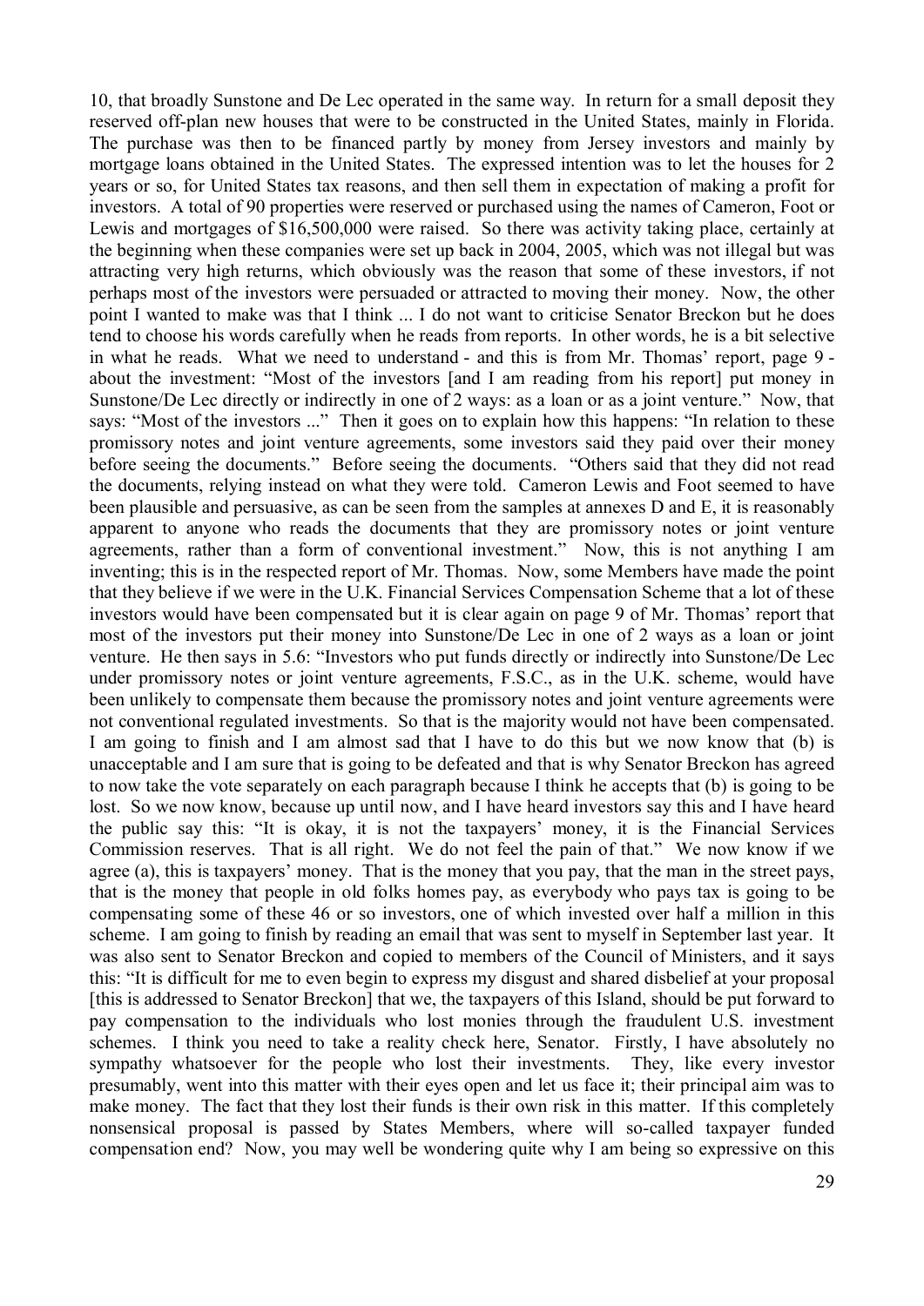10, that broadly Sunstone and De Lec operated in the same way. In return for a small deposit they reserved off-plan new houses that were to be constructed in the United States, mainly in Florida. The purchase was then to be financed partly by money from Jersey investors and mainly by mortgage loans obtained in the United States. The expressed intention was to let the houses for 2 years or so, for United States tax reasons, and then sell them in expectation of making a profit for investors. A total of 90 properties were reserved or purchased using the names of Cameron, Foot or Lewis and mortgages of $16,500,000 were raised. So there was activity taking place, certainly at the beginning when these companies were set up back in 2004, 2005, which was not illegal but was attracting very high returns, which obviously was the reason that some of these investors, if not perhaps most of the investors were persuaded or attracted to moving their money. Now, the other point I wanted to make was that I think ... I do not want to criticise Senator Breckon but he does tend to choose his words carefully when he reads from reports. In other words, he is a bit selective in what he reads. What we need to understand - and this is from Mr. Thomas' report, page 9 - about the investment: "Most of the investors [and I am reading from his report] put money in Sunstone/De Lec directly or indirectly in one of 2 ways: as a loan or as a joint venture." Now, that says: "Most of the investors ..." Then it goes on to explain how this happens: "In relation to these promissory notes and joint venture agreements, some investors said they paid over their money before seeing the documents." Before seeing the documents. "Others said that they did not read the documents, relying instead on what they were told. Cameron Lewis and Foot seemed to have been plausible and persuasive, as can be seen from the samples at annexes D and E, it is reasonably apparent to anyone who reads the documents that they are promissory notes or joint venture agreements, rather than a form of conventional investment." Now, this is not anything I am inventing; this is in the respected report of Mr. Thomas. Now, some Members have made the point that they believe if we were in the U.K. Financial Services Compensation Scheme that a lot of these investors would have been compensated but it is clear again on page 9 of Mr. Thomas' report that most of the investors put their money into Sunstone/De Lec in one of 2 ways as a loan or joint venture. He then says in 5.6: "Investors who put funds directly or indirectly into Sunstone/De Lec under promissory notes or joint venture agreements, F.S.C., as in the U.K. scheme, would have been unlikely to compensate them because the promissory notes and joint venture agreements were not conventional regulated investments. So that is the majority would not have been compensated. I am going to finish and I am almost sad that I have to do this but we now know that (b) is unacceptable and I am sure that is going to be defeated and that is why Senator Breckon has agreed to now take the vote separately on each paragraph because I think he accepts that (b) is going to be lost. So we now know, because up until now, and I have heard investors say this and I have heard the public say this: "It is okay, it is not the taxpayers' money, it is the Financial Services Commission reserves. That is all right. We do not feel the pain of that." We now know if we agree (a), this is taxpayers' money. That is the money that you pay, that the man in the street pays, that is the money that people in old folks homes pay, as everybody who pays tax is going to be compensating some of these 46 or so investors, one of which invested over half a million in this scheme. I am going to finish by reading an email that was sent to myself in September last year. It was also sent to Senator Breckon and copied to members of the Council of Ministers, and it says this: "It is difficult for me to even begin to express my disgust and shared disbelief at your proposal [this is addressed to Senator Breckon] that we, the taxpayers of this Island, should be put forward to pay compensation to the individuals who lost monies through the fraudulent U.S. investment schemes. I think you need to take a reality check here, Senator. Firstly, I have absolutely no sympathy whatsoever for the people who lost their investments. They, like every investor presumably, went into this matter with their eyes open and let us face it; their principal aim was to make money. The fact that they lost their funds is their own risk in this matter. If this completely nonsensical proposal is passed by States Members, where will so-called taxpayer funded compensation end? Now, you may well be wondering quite why I am being so expressive on this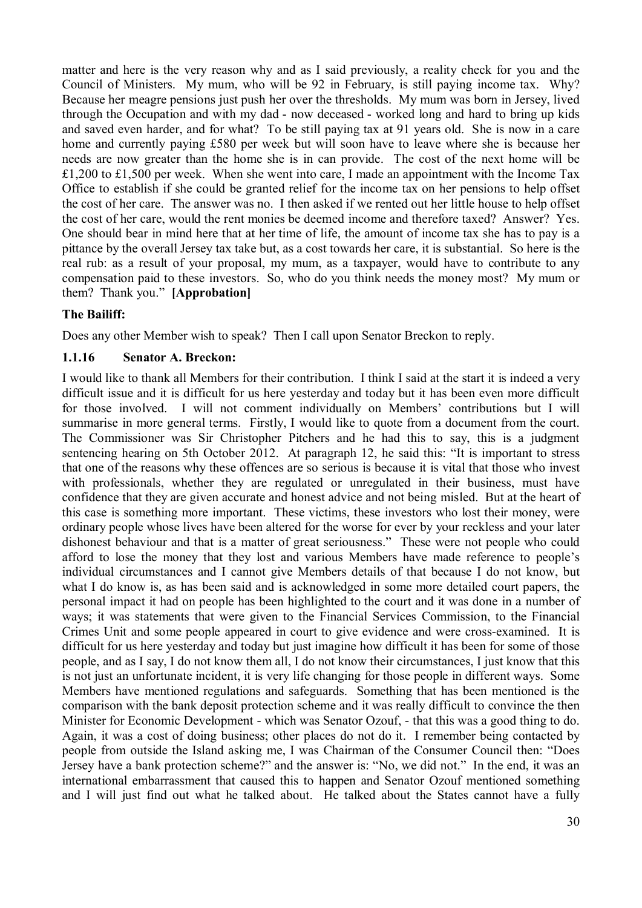matter and here is the very reason why and as I said previously, a reality check for you and the Council of Ministers. My mum, who will be 92 in February, is still paying income tax. Why? Because her meagre pensions just push her over the thresholds. My mum was born in Jersey, lived through the Occupation and with my dad - now deceased - worked long and hard to bring up kids and saved even harder, and for what? To be still paying tax at 91 years old. She is now in a care home and currently paying £580 per week but will soon have to leave where she is because her needs are now greater than the home she is in can provide. The cost of the next home will be £1,200 to £1,500 per week. When she went into care, I made an appointment with the Income Tax Office to establish if she could be granted relief for the income tax on her pensions to help offset the cost of her care. The answer was no. I then asked if we rented out her little house to help offset the cost of her care, would the rent monies be deemed income and therefore taxed? Answer? Yes. One should bear in mind here that at her time of life, the amount of income tax she has to pay is a pittance by the overall Jersey tax take but, as a cost towards her care, it is substantial. So here is the real rub: as a result of your proposal, my mum, as a taxpayer, would have to contribute to any compensation paid to these investors. So, who do you think needs the money most? My mum or them? Thank you." **[Approbation]**

**The Bailiff:**

Does any other Member wish to speak? Then I call upon Senator Breckon to reply.

### 1.1.16 Senator A. Breckon:

I would like to thank all Members for their contribution. I think I said at the start it is indeed a very difficult issue and it is difficult for us here yesterday and today but it has been even more difficult for those involved. I will not comment individually on Members' contributions but I will summarise in more general terms. Firstly, I would like to quote from a document from the court. The Commissioner was Sir Christopher Pitchers and he had this to say, this is a judgment sentencing hearing on 5th October 2012. At paragraph 12, he said this: "It is important to stress that one of the reasons why these offences are so serious is because it is vital that those who invest with professionals, whether they are regulated or unregulated in their business, must have confidence that they are given accurate and honest advice and not being misled. But at the heart of this case is something more important. These victims, these investors who lost their money, were ordinary people whose lives have been altered for the worse for ever by your reckless and your later dishonest behaviour and that is a matter of great seriousness." These were not people who could afford to lose the money that they lost and various Members have made reference to people's individual circumstances and I cannot give Members details of that because I do not know, but what I do know is, as has been said and is acknowledged in some more detailed court papers, the personal impact it had on people has been highlighted to the court and it was done in a number of ways; it was statements that were given to the Financial Services Commission, to the Financial Crimes Unit and some people appeared in court to give evidence and were cross-examined. It is difficult for us here yesterday and today but just imagine how difficult it has been for some of those people, and as I say, I do not know them all, I do not know their circumstances, I just know that this is not just an unfortunate incident, it is very life changing for those people in different ways. Some Members have mentioned regulations and safeguards. Something that has been mentioned is the comparison with the bank deposit protection scheme and it was really difficult to convince the then Minister for Economic Development - which was Senator Ozouf, - that this was a good thing to do. Again, it was a cost of doing business; other places do not do it. I remember being contacted by people from outside the Island asking me, I was Chairman of the Consumer Council then: "Does Jersey have a bank protection scheme?" and the answer is: "No, we did not." In the end, it was an international embarrassment that caused this to happen and Senator Ozouf mentioned something and I will just find out what he talked about. He talked about the States cannot have a fully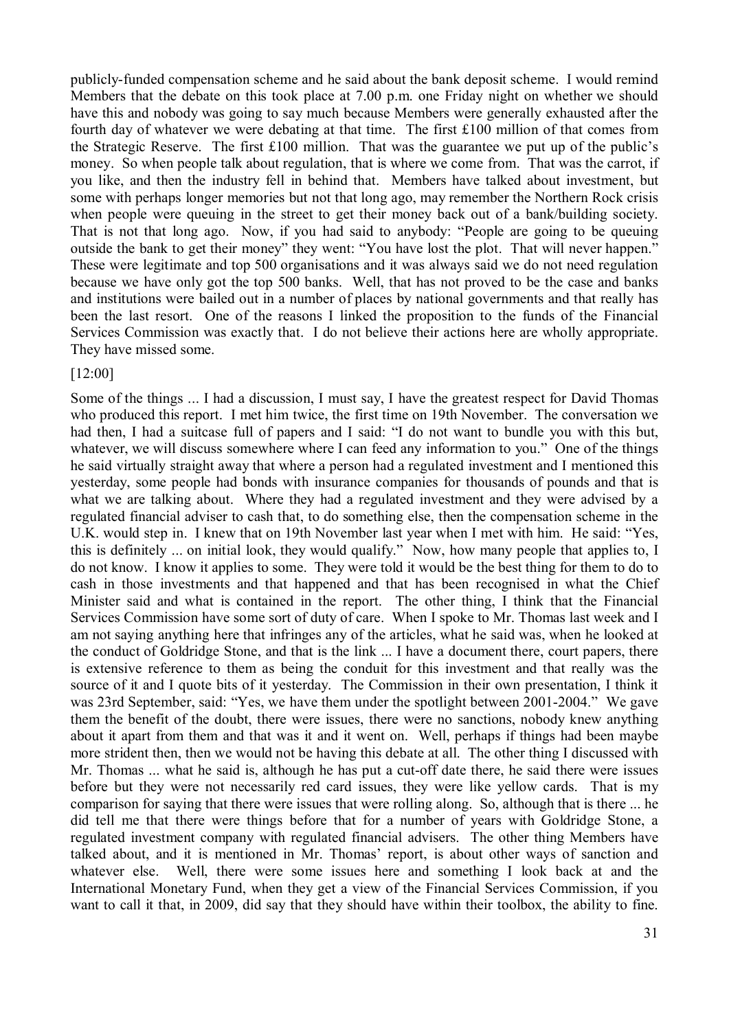publicly-funded compensation scheme and he said about the bank deposit scheme. I would remind Members that the debate on this took place at 7.00 p.m. one Friday night on whether we should have this and nobody was going to say much because Members were generally exhausted after the fourth day of whatever we were debating at that time. The first £100 million of that comes from the Strategic Reserve. The first £100 million. That was the guarantee we put up of the public's money. So when people talk about regulation, that is where we come from. That was the carrot, if you like, and then the industry fell in behind that. Members have talked about investment, but some with perhaps longer memories but not that long ago, may remember the Northern Rock crisis when people were queuing in the street to get their money back out of a bank/building society. That is not that long ago. Now, if you had said to anybody: "People are going to be queuing outside the bank to get their money" they went: "You have lost the plot. That will never happen." These were legitimate and top 500 organisations and it was always said we do not need regulation because we have only got the top 500 banks. Well, that has not proved to be the case and banks and institutions were bailed out in a number of places by national governments and that really has been the last resort. One of the reasons I linked the proposition to the funds of the Financial Services Commission was exactly that. I do not believe their actions here are wholly appropriate. They have missed some.

[12:00]

Some of the things ... I had a discussion, I must say, I have the greatest respect for David Thomas who produced this report. I met him twice, the first time on 19th November. The conversation we had then, I had a suitcase full of papers and I said: "I do not want to bundle you with this but, whatever, we will discuss somewhere where I can feed any information to you." One of the things he said virtually straight away that where a person had a regulated investment and I mentioned this yesterday, some people had bonds with insurance companies for thousands of pounds and that is what we are talking about. Where they had a regulated investment and they were advised by a regulated financial adviser to cash that, to do something else, then the compensation scheme in the U.K. would step in. I knew that on 19th November last year when I met with him. He said: "Yes, this is definitely ... on initial look, they would qualify." Now, how many people that applies to, I do not know. I know it applies to some. They were told it would be the best thing for them to do to cash in those investments and that happened and that has been recognised in what the Chief Minister said and what is contained in the report. The other thing, I think that the Financial Services Commission have some sort of duty of care. When I spoke to Mr. Thomas last week and I am not saying anything here that infringes any of the articles, what he said was, when he looked at the conduct of Goldridge Stone, and that is the link ... I have a document there, court papers, there is extensive reference to them as being the conduit for this investment and that really was the source of it and I quote bits of it yesterday. The Commission in their own presentation, I think it was 23rd September, said: "Yes, we have them under the spotlight between 2001-2004." We gave them the benefit of the doubt, there were issues, there were no sanctions, nobody knew anything about it apart from them and that was it and it went on. Well, perhaps if things had been maybe more strident then, then we would not be having this debate at all. The other thing I discussed with Mr. Thomas ... what he said is, although he has put a cut-off date there, he said there were issues before but they were not necessarily red card issues, they were like yellow cards. That is my comparison for saying that there were issues that were rolling along. So, although that is there ... he did tell me that there were things before that for a number of years with Goldridge Stone, a regulated investment company with regulated financial advisers. The other thing Members have talked about, and it is mentioned in Mr. Thomas' report, is about other ways of sanction and whatever else. Well, there were some issues here and something I look back at and the International Monetary Fund, when they get a view of the Financial Services Commission, if you want to call it that, in 2009, did say that they should have within their toolbox, the ability to fine.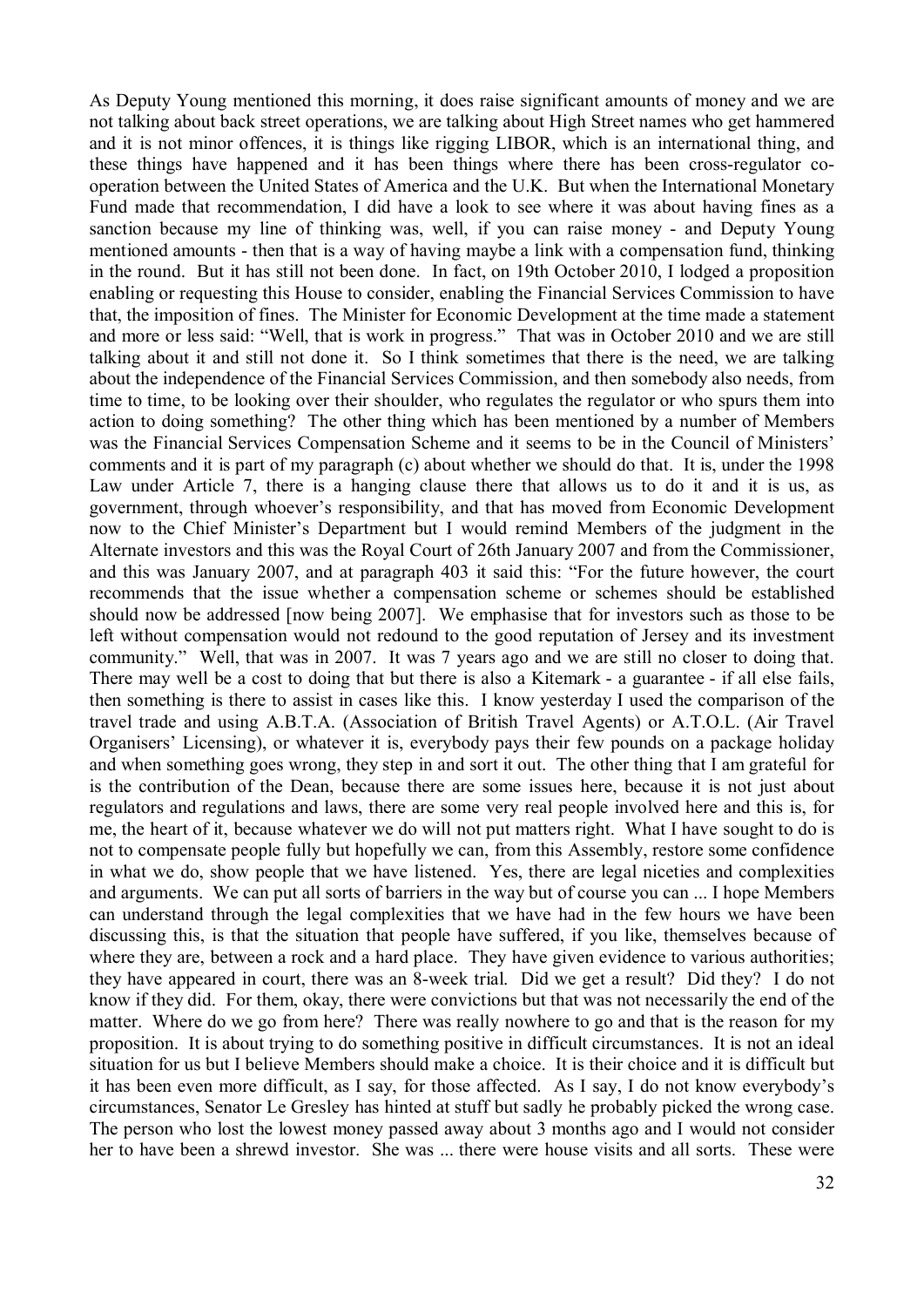As Deputy Young mentioned this morning, it does raise significant amounts of money and we are not talking about back street operations, we are talking about High Street names who get hammered and it is not minor offences, it is things like rigging LIBOR, which is an international thing, and these things have happened and it has been things where there has been cross-regulator co-operation between the United States of America and the U.K. But when the International Monetary Fund made that recommendation, I did have a look to see where it was about having fines as a sanction because my line of thinking was, well, if you can raise money - and Deputy Young mentioned amounts - then that is a way of having maybe a link with a compensation fund, thinking in the round. But it has still not been done. In fact, on 19th October 2010, I lodged a proposition enabling or requesting this House to consider, enabling the Financial Services Commission to have that, the imposition of fines. The Minister for Economic Development at the time made a statement and more or less said: "Well, that is work in progress." That was in October 2010 and we are still talking about it and still not done it. So I think sometimes that there is the need, we are talking about the independence of the Financial Services Commission, and then somebody also needs, from time to time, to be looking over their shoulder, who regulates the regulator or who spurs them into action to doing something? The other thing which has been mentioned by a number of Members was the Financial Services Compensation Scheme and it seems to be in the Council of Ministers' comments and it is part of my paragraph (c) about whether we should do that. It is, under the 1998 Law under Article 7, there is a hanging clause there that allows us to do it and it is us, as government, through whoever's responsibility, and that has moved from Economic Development now to the Chief Minister's Department but I would remind Members of the judgment in the Alternate investors and this was the Royal Court of 26th January 2007 and from the Commissioner, and this was January 2007, and at paragraph 403 it said this: "For the future however, the court recommends that the issue whether a compensation scheme or schemes should be established should now be addressed [now being 2007]. We emphasise that for investors such as those to be left without compensation would not redound to the good reputation of Jersey and its investment community." Well, that was in 2007. It was 7 years ago and we are still no closer to doing that. There may well be a cost to doing that but there is also a Kitemark - a guarantee - if all else fails, then something is there to assist in cases like this. I know yesterday I used the comparison of the travel trade and using A.B.T.A. (Association of British Travel Agents) or A.T.O.L. (Air Travel Organisers' Licensing), or whatever it is, everybody pays their few pounds on a package holiday and when something goes wrong, they step in and sort it out. The other thing that I am grateful for is the contribution of the Dean, because there are some issues here, because it is not just about regulators and regulations and laws, there are some very real people involved here and this is, for me, the heart of it, because whatever we do will not put matters right. What I have sought to do is not to compensate people fully but hopefully we can, from this Assembly, restore some confidence in what we do, show people that we have listened. Yes, there are legal niceties and complexities and arguments. We can put all sorts of barriers in the way but of course you can ... I hope Members can understand through the legal complexities that we have had in the few hours we have been discussing this, is that the situation that people have suffered, if you like, themselves because of where they are, between a rock and a hard place. They have given evidence to various authorities; they have appeared in court, there was an 8-week trial. Did we get a result? Did they? I do not know if they did. For them, okay, there were convictions but that was not necessarily the end of the matter. Where do we go from here? There was really nowhere to go and that is the reason for my proposition. It is about trying to do something positive in difficult circumstances. It is not an ideal situation for us but I believe Members should make a choice. It is their choice and it is difficult but it has been even more difficult, as I say, for those affected. As I say, I do not know everybody's circumstances, Senator Le Gresley has hinted at stuff but sadly he probably picked the wrong case. The person who lost the lowest money passed away about 3 months ago and I would not consider her to have been a shrewd investor. She was ... there were house visits and all sorts. These were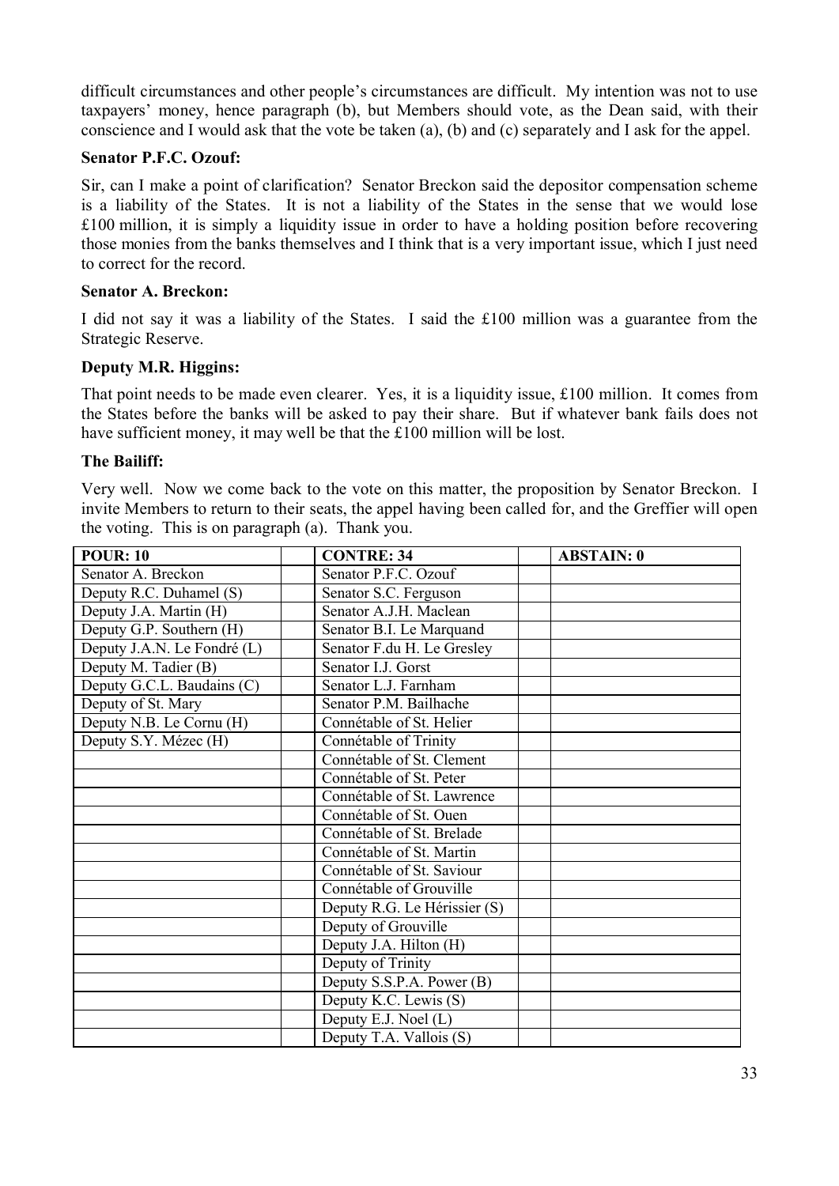difficult circumstances and other people's circumstances are difficult. My intention was not to use taxpayers' money, hence paragraph (b), but Members should vote, as the Dean said, with their conscience and I would ask that the vote be taken (a), (b) and (c) separately and I ask for the appel.

**Senator P.F.C. Ozouf:**

Sir, can I make a point of clarification? Senator Breckon said the depositor compensation scheme is a liability of the States. It is not a liability of the States in the sense that we would lose £100 million, it is simply a liquidity issue in order to have a holding position before recovering those monies from the banks themselves and I think that is a very important issue, which I just need to correct for the record.

**Senator A. Breckon:**

I did not say it was a liability of the States. I said the £100 million was a guarantee from the Strategic Reserve.

**Deputy M.R. Higgins:**

That point needs to be made even clearer. Yes, it is a liquidity issue, £100 million. It comes from the States before the banks will be asked to pay their share. But if whatever bank fails does not have sufficient money, it may well be that the £100 million will be lost.

**The Bailiff:**

Very well. Now we come back to the vote on this matter, the proposition by Senator Breckon. I invite Members to return to their seats, the appel having been called for, and the Greffier will open the voting. This is on paragraph (a). Thank you.

| POUR: 10 | | CONTRE: 34 | | ABSTAIN: 0 |
|---|---|---|---|---|
| Senator A. Breckon | | Senator P.F.C. Ozouf | | |
| Deputy R.C. Duhamel (S) | | Senator S.C. Ferguson | | |
| Deputy J.A. Martin (H) | | Senator A.J.H. Maclean | | |
| Deputy G.P. Southern (H) | | Senator B.I. Le Marquand | | |
| Deputy J.A.N. Le Fondré (L) | | Senator F.du H. Le Gresley | | |
| Deputy M. Tadier (B) | | Senator I.J. Gorst | | |
| Deputy G.C.L. Baudains (C) | | Senator L.J. Farnham | | |
| Deputy of St. Mary | | Senator P.M. Bailhache | | |
| Deputy N.B. Le Cornu (H) | | Connétable of St. Helier | | |
| Deputy S.Y. Mézec (H) | | Connétable of Trinity | | |
| | | Connétable of St. Clement | | |
| | | Connétable of St. Peter | | |
| | | Connétable of St. Lawrence | | |
| | | Connétable of St. Ouen | | |
| | | Connétable of St. Brelade | | |
| | | Connétable of St. Martin | | |
| | | Connétable of St. Saviour | | |
| | | Connétable of Grouville | | |
| | | Deputy R.G. Le Hérissier (S) | | |
| | | Deputy of Grouville | | |
| | | Deputy J.A. Hilton (H) | | |
| | | Deputy of Trinity | | |
| | | Deputy S.S.P.A. Power (B) | | |
| | | Deputy K.C. Lewis (S) | | |
| | | Deputy E.J. Noel (L) | | |
| | | Deputy T.A. Vallois (S) | | |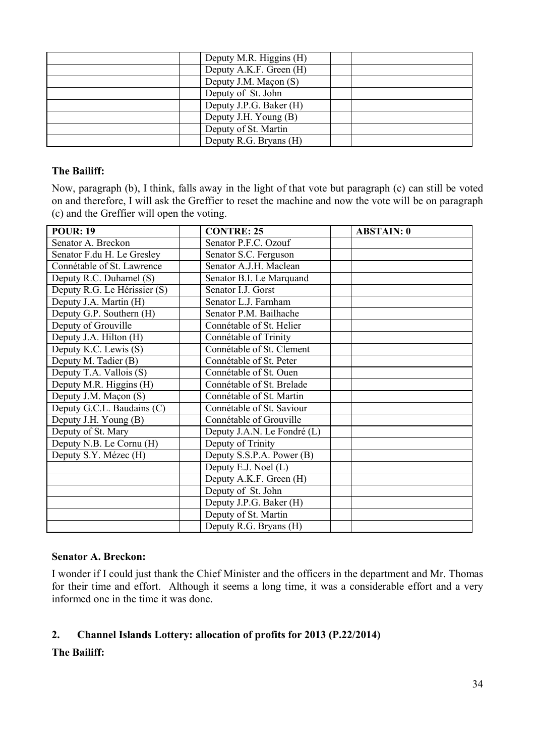| | Deputy M.R. Higgins (H) | |
|---|---|---|
| | Deputy A.K.F. Green (H) | |
| | Deputy J.M. Maçon (S) | |
| | Deputy of St. John | |
| | Deputy J.P.G. Baker (H) | |
| | Deputy J.H. Young (B) | |
| | Deputy of St. Martin | |
| | Deputy R.G. Bryans (H) | |

**The Bailiff:**

Now, paragraph (b), I think, falls away in the light of that vote but paragraph (c) can still be voted on and therefore, I will ask the Greffier to reset the machine and now the vote will be on paragraph (c) and the Greffier will open the voting.

| POUR: 19 | CONTRE: 25 | ABSTAIN: 0 |
|---|---|---|
| Senator A. Breckon | Senator P.F.C. Ozouf | |
| Senator F.du H. Le Gresley | Senator S.C. Ferguson | |
| Connétable of St. Lawrence | Senator A.J.H. Maclean | |
| Deputy R.C. Duhamel (S) | Senator B.I. Le Marquand | |
| Deputy R.G. Le Hérissier (S) | Senator I.J. Gorst | |
| Deputy J.A. Martin (H) | Senator L.J. Farnham | |
| Deputy G.P. Southern (H) | Senator P.M. Bailhache | |
| Deputy of Grouville | Connétable of St. Helier | |
| Deputy J.A. Hilton (H) | Connétable of Trinity | |
| Deputy K.C. Lewis (S) | Connétable of St. Clement | |
| Deputy M. Tadier (B) | Connétable of St. Peter | |
| Deputy T.A. Vallois (S) | Connétable of St. Ouen | |
| Deputy M.R. Higgins (H) | Connétable of St. Brelade | |
| Deputy J.M. Maçon (S) | Connétable of St. Martin | |
| Deputy G.C.L. Baudains (C) | Connétable of St. Saviour | |
| Deputy J.H. Young (B) | Connétable of Grouville | |
| Deputy of St. Mary | Deputy J.A.N. Le Fondré (L) | |
| Deputy N.B. Le Cornu (H) | Deputy of Trinity | |
| Deputy S.Y. Mézec (H) | Deputy S.S.P.A. Power (B) | |
| | Deputy E.J. Noel (L) | |
| | Deputy A.K.F. Green (H) | |
| | Deputy of St. John | |
| | Deputy J.P.G. Baker (H) | |
| | Deputy of St. Martin | |
| | Deputy R.G. Bryans (H) | |

**Senator A. Breckon:**

I wonder if I could just thank the Chief Minister and the officers in the department and Mr. Thomas for their time and effort. Although it seems a long time, it was a considerable effort and a very informed one in the time it was done.

## 2. Channel Islands Lottery: allocation of profits for 2013 (P.22/2014)

**The Bailiff:**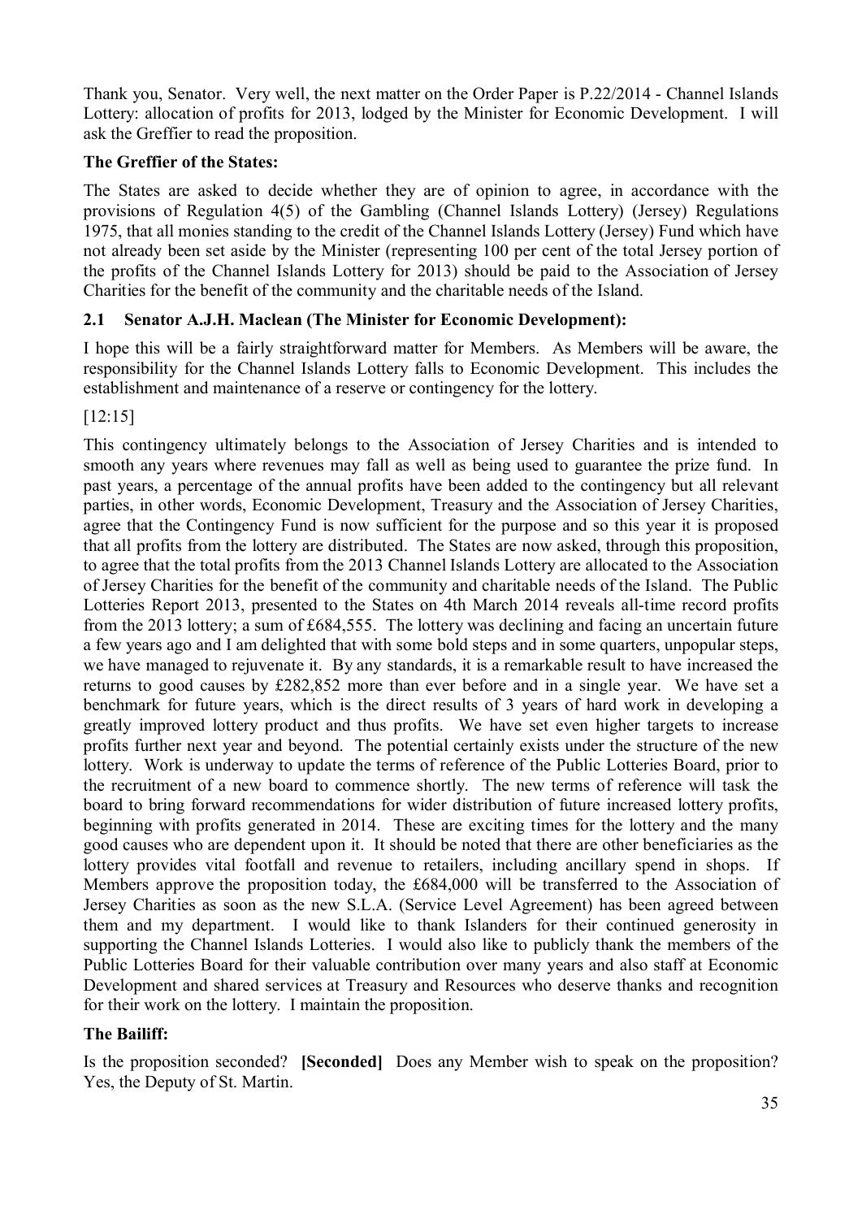Thank you, Senator. Very well, the next matter on the Order Paper is P.22/2014 - Channel Islands Lottery: allocation of profits for 2013, lodged by the Minister for Economic Development. I will ask the Greffier to read the proposition.

**The Greffier of the States:**

The States are asked to decide whether they are of opinion to agree, in accordance with the provisions of Regulation 4(5) of the Gambling (Channel Islands Lottery) (Jersey) Regulations 1975, that all monies standing to the credit of the Channel Islands Lottery (Jersey) Fund which have not already been set aside by the Minister (representing 100 per cent of the total Jersey portion of the profits of the Channel Islands Lottery for 2013) should be paid to the Association of Jersey Charities for the benefit of the community and the charitable needs of the Island.

## 2.1 Senator A.J.H. Maclean (The Minister for Economic Development):

I hope this will be a fairly straightforward matter for Members. As Members will be aware, the responsibility for the Channel Islands Lottery falls to Economic Development. This includes the establishment and maintenance of a reserve or contingency for the lottery.

[12:15]

This contingency ultimately belongs to the Association of Jersey Charities and is intended to smooth any years where revenues may fall as well as being used to guarantee the prize fund. In past years, a percentage of the annual profits have been added to the contingency but all relevant parties, in other words, Economic Development, Treasury and the Association of Jersey Charities, agree that the Contingency Fund is now sufficient for the purpose and so this year it is proposed that all profits from the lottery are distributed. The States are now asked, through this proposition, to agree that the total profits from the 2013 Channel Islands Lottery are allocated to the Association of Jersey Charities for the benefit of the community and charitable needs of the Island. The Public Lotteries Report 2013, presented to the States on 4th March 2014 reveals all-time record profits from the 2013 lottery; a sum of £684,555. The lottery was declining and facing an uncertain future a few years ago and I am delighted that with some bold steps and in some quarters, unpopular steps, we have managed to rejuvenate it. By any standards, it is a remarkable result to have increased the returns to good causes by £282,852 more than ever before and in a single year. We have set a benchmark for future years, which is the direct results of 3 years of hard work in developing a greatly improved lottery product and thus profits. We have set even higher targets to increase profits further next year and beyond. The potential certainly exists under the structure of the new lottery. Work is underway to update the terms of reference of the Public Lotteries Board, prior to the recruitment of a new board to commence shortly. The new terms of reference will task the board to bring forward recommendations for wider distribution of future increased lottery profits, beginning with profits generated in 2014. These are exciting times for the lottery and the many good causes who are dependent upon it. It should be noted that there are other beneficiaries as the lottery provides vital footfall and revenue to retailers, including ancillary spend in shops. If Members approve the proposition today, the £684,000 will be transferred to the Association of Jersey Charities as soon as the new S.L.A. (Service Level Agreement) has been agreed between them and my department. I would like to thank Islanders for their continued generosity in supporting the Channel Islands Lotteries. I would also like to publicly thank the members of the Public Lotteries Board for their valuable contribution over many years and also staff at Economic Development and shared services at Treasury and Resources who deserve thanks and recognition for their work on the lottery. I maintain the proposition.

**The Bailiff:**

Is the proposition seconded? **[Seconded]** Does any Member wish to speak on the proposition? Yes, the Deputy of St. Martin.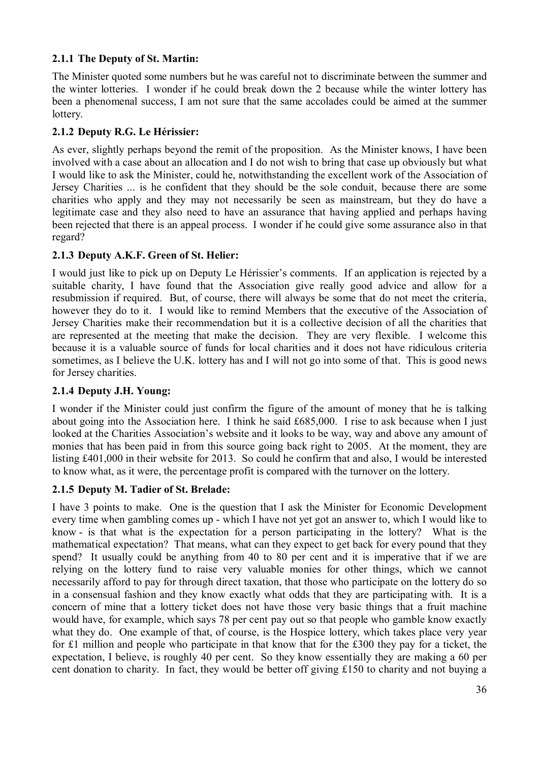### 2.1.1 The Deputy of St. Martin:

The Minister quoted some numbers but he was careful not to discriminate between the summer and the winter lotteries. I wonder if he could break down the 2 because while the winter lottery has been a phenomenal success, I am not sure that the same accolades could be aimed at the summer lottery.

### 2.1.2 Deputy R.G. Le Hérissier:

As ever, slightly perhaps beyond the remit of the proposition. As the Minister knows, I have been involved with a case about an allocation and I do not wish to bring that case up obviously but what I would like to ask the Minister, could he, notwithstanding the excellent work of the Association of Jersey Charities ... is he confident that they should be the sole conduit, because there are some charities who apply and they may not necessarily be seen as mainstream, but they do have a legitimate case and they also need to have an assurance that having applied and perhaps having been rejected that there is an appeal process. I wonder if he could give some assurance also in that regard?

### 2.1.3 Deputy A.K.F. Green of St. Helier:

I would just like to pick up on Deputy Le Hérissier's comments. If an application is rejected by a suitable charity, I have found that the Association give really good advice and allow for a resubmission if required. But, of course, there will always be some that do not meet the criteria, however they do to it. I would like to remind Members that the executive of the Association of Jersey Charities make their recommendation but it is a collective decision of all the charities that are represented at the meeting that make the decision. They are very flexible. I welcome this because it is a valuable source of funds for local charities and it does not have ridiculous criteria sometimes, as I believe the U.K. lottery has and I will not go into some of that. This is good news for Jersey charities.

### 2.1.4 Deputy J.H. Young:

I wonder if the Minister could just confirm the figure of the amount of money that he is talking about going into the Association here. I think he said £685,000. I rise to ask because when I just looked at the Charities Association's website and it looks to be way, way and above any amount of monies that has been paid in from this source going back right to 2005. At the moment, they are listing £401,000 in their website for 2013. So could he confirm that and also, I would be interested to know what, as it were, the percentage profit is compared with the turnover on the lottery.

### 2.1.5 Deputy M. Tadier of St. Brelade:

I have 3 points to make. One is the question that I ask the Minister for Economic Development every time when gambling comes up - which I have not yet got an answer to, which I would like to know - is that what is the expectation for a person participating in the lottery? What is the mathematical expectation? That means, what can they expect to get back for every pound that they spend? It usually could be anything from 40 to 80 per cent and it is imperative that if we are relying on the lottery fund to raise very valuable monies for other things, which we cannot necessarily afford to pay for through direct taxation, that those who participate on the lottery do so in a consensual fashion and they know exactly what odds that they are participating with. It is a concern of mine that a lottery ticket does not have those very basic things that a fruit machine would have, for example, which says 78 per cent pay out so that people who gamble know exactly what they do. One example of that, of course, is the Hospice lottery, which takes place very year for £1 million and people who participate in that know that for the £300 they pay for a ticket, the expectation, I believe, is roughly 40 per cent. So they know essentially they are making a 60 per cent donation to charity. In fact, they would be better off giving £150 to charity and not buying a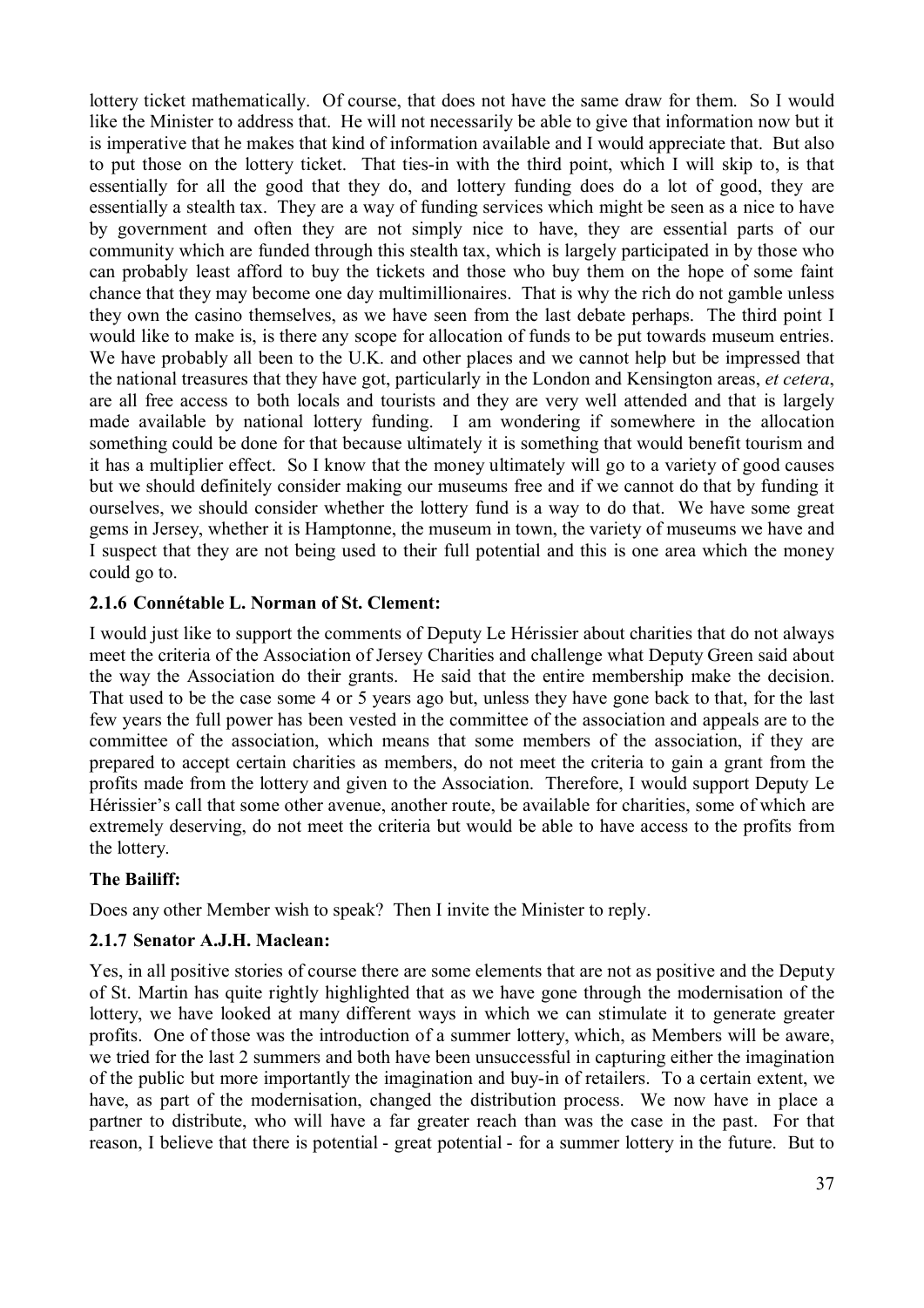lottery ticket mathematically. Of course, that does not have the same draw for them. So I would like the Minister to address that. He will not necessarily be able to give that information now but it is imperative that he makes that kind of information available and I would appreciate that. But also to put those on the lottery ticket. That ties-in with the third point, which I will skip to, is that essentially for all the good that they do, and lottery funding does do a lot of good, they are essentially a stealth tax. They are a way of funding services which might be seen as a nice to have by government and often they are not simply nice to have, they are essential parts of our community which are funded through this stealth tax, which is largely participated in by those who can probably least afford to buy the tickets and those who buy them on the hope of some faint chance that they may become one day multimillionaires. That is why the rich do not gamble unless they own the casino themselves, as we have seen from the last debate perhaps. The third point I would like to make is, is there any scope for allocation of funds to be put towards museum entries. We have probably all been to the U.K. and other places and we cannot help but be impressed that the national treasures that they have got, particularly in the London and Kensington areas, *et cetera*, are all free access to both locals and tourists and they are very well attended and that is largely made available by national lottery funding. I am wondering if somewhere in the allocation something could be done for that because ultimately it is something that would benefit tourism and it has a multiplier effect. So I know that the money ultimately will go to a variety of good causes but we should definitely consider making our museums free and if we cannot do that by funding it ourselves, we should consider whether the lottery fund is a way to do that. We have some great gems in Jersey, whether it is Hamptonne, the museum in town, the variety of museums we have and I suspect that they are not being used to their full potential and this is one area which the money could go to.

### 2.1.6 Connétable L. Norman of St. Clement:

I would just like to support the comments of Deputy Le Hérissier about charities that do not always meet the criteria of the Association of Jersey Charities and challenge what Deputy Green said about the way the Association do their grants. He said that the entire membership make the decision. That used to be the case some 4 or 5 years ago but, unless they have gone back to that, for the last few years the full power has been vested in the committee of the association and appeals are to the committee of the association, which means that some members of the association, if they are prepared to accept certain charities as members, do not meet the criteria to gain a grant from the profits made from the lottery and given to the Association. Therefore, I would support Deputy Le Hérissier's call that some other avenue, another route, be available for charities, some of which are extremely deserving, do not meet the criteria but would be able to have access to the profits from the lottery.

### The Bailiff:

Does any other Member wish to speak? Then I invite the Minister to reply.

### 2.1.7 Senator A.J.H. Maclean:

Yes, in all positive stories of course there are some elements that are not as positive and the Deputy of St. Martin has quite rightly highlighted that as we have gone through the modernisation of the lottery, we have looked at many different ways in which we can stimulate it to generate greater profits. One of those was the introduction of a summer lottery, which, as Members will be aware, we tried for the last 2 summers and both have been unsuccessful in capturing either the imagination of the public but more importantly the imagination and buy-in of retailers. To a certain extent, we have, as part of the modernisation, changed the distribution process. We now have in place a partner to distribute, who will have a far greater reach than was the case in the past. For that reason, I believe that there is potential - great potential - for a summer lottery in the future. But to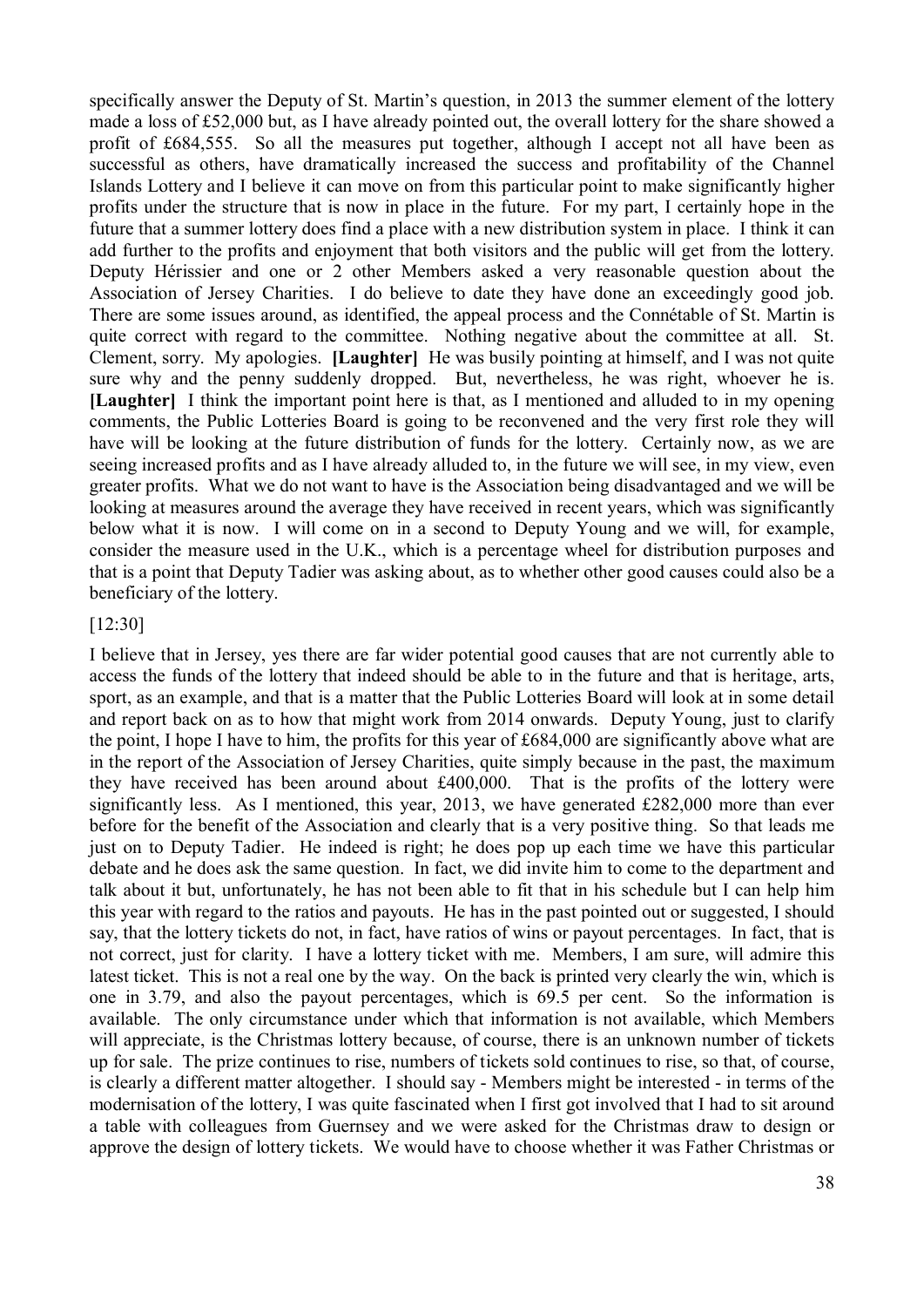specifically answer the Deputy of St. Martin's question, in 2013 the summer element of the lottery made a loss of £52,000 but, as I have already pointed out, the overall lottery for the share showed a profit of £684,555. So all the measures put together, although I accept not all have been as successful as others, have dramatically increased the success and profitability of the Channel Islands Lottery and I believe it can move on from this particular point to make significantly higher profits under the structure that is now in place in the future. For my part, I certainly hope in the future that a summer lottery does find a place with a new distribution system in place. I think it can add further to the profits and enjoyment that both visitors and the public will get from the lottery. Deputy Hérissier and one or 2 other Members asked a very reasonable question about the Association of Jersey Charities. I do believe to date they have done an exceedingly good job. There are some issues around, as identified, the appeal process and the Connétable of St. Martin is quite correct with regard to the committee. Nothing negative about the committee at all. St. Clement, sorry. My apologies. **[Laughter]** He was busily pointing at himself, and I was not quite sure why and the penny suddenly dropped. But, nevertheless, he was right, whoever he is. **[Laughter]** I think the important point here is that, as I mentioned and alluded to in my opening comments, the Public Lotteries Board is going to be reconvened and the very first role they will have will be looking at the future distribution of funds for the lottery. Certainly now, as we are seeing increased profits and as I have already alluded to, in the future we will see, in my view, even greater profits. What we do not want to have is the Association being disadvantaged and we will be looking at measures around the average they have received in recent years, which was significantly below what it is now. I will come on in a second to Deputy Young and we will, for example, consider the measure used in the U.K., which is a percentage wheel for distribution purposes and that is a point that Deputy Tadier was asking about, as to whether other good causes could also be a beneficiary of the lottery.

[12:30]

I believe that in Jersey, yes there are far wider potential good causes that are not currently able to access the funds of the lottery that indeed should be able to in the future and that is heritage, arts, sport, as an example, and that is a matter that the Public Lotteries Board will look at in some detail and report back on as to how that might work from 2014 onwards. Deputy Young, just to clarify the point, I hope I have to him, the profits for this year of £684,000 are significantly above what are in the report of the Association of Jersey Charities, quite simply because in the past, the maximum they have received has been around about £400,000. That is the profits of the lottery were significantly less. As I mentioned, this year, 2013, we have generated £282,000 more than ever before for the benefit of the Association and clearly that is a very positive thing. So that leads me just on to Deputy Tadier. He indeed is right; he does pop up each time we have this particular debate and he does ask the same question. In fact, we did invite him to come to the department and talk about it but, unfortunately, he has not been able to fit that in his schedule but I can help him this year with regard to the ratios and payouts. He has in the past pointed out or suggested, I should say, that the lottery tickets do not, in fact, have ratios of wins or payout percentages. In fact, that is not correct, just for clarity. I have a lottery ticket with me. Members, I am sure, will admire this latest ticket. This is not a real one by the way. On the back is printed very clearly the win, which is one in 3.79, and also the payout percentages, which is 69.5 per cent. So the information is available. The only circumstance under which that information is not available, which Members will appreciate, is the Christmas lottery because, of course, there is an unknown number of tickets up for sale. The prize continues to rise, numbers of tickets sold continues to rise, so that, of course, is clearly a different matter altogether. I should say - Members might be interested - in terms of the modernisation of the lottery, I was quite fascinated when I first got involved that I had to sit around a table with colleagues from Guernsey and we were asked for the Christmas draw to design or approve the design of lottery tickets. We would have to choose whether it was Father Christmas or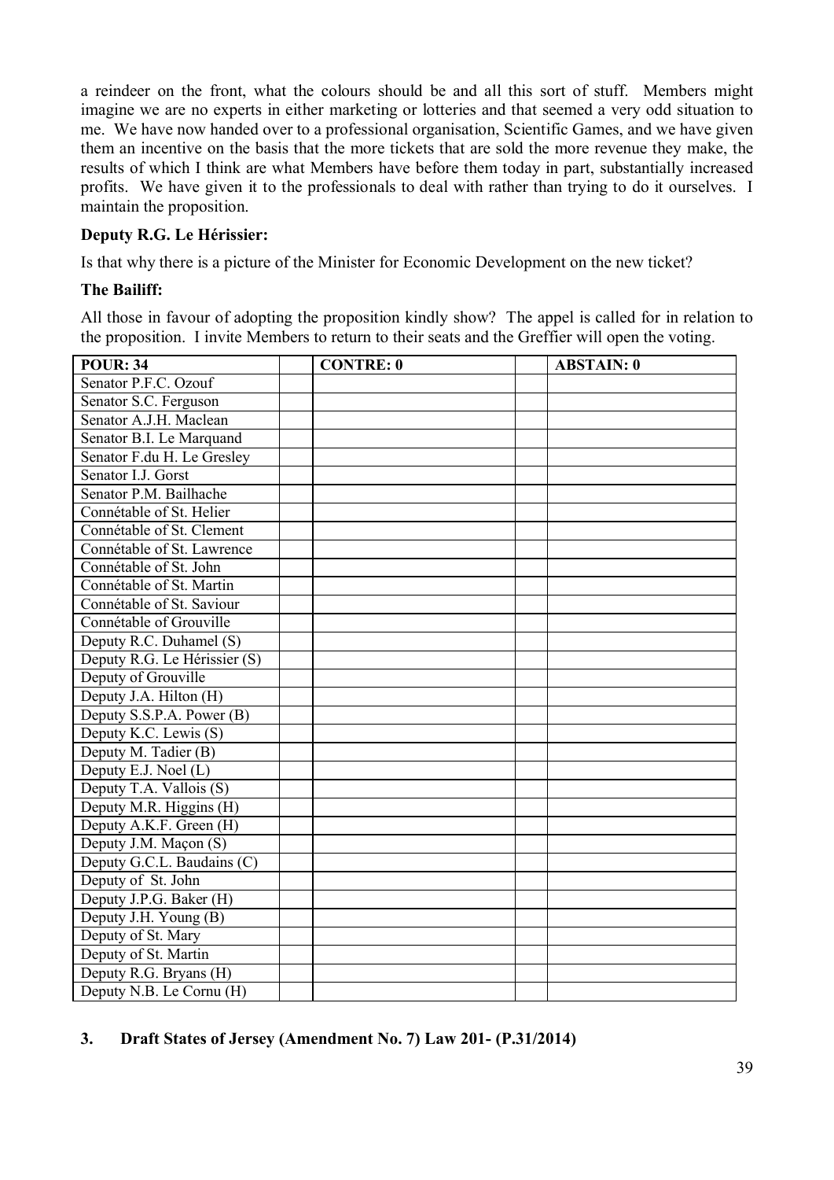a reindeer on the front, what the colours should be and all this sort of stuff. Members might imagine we are no experts in either marketing or lotteries and that seemed a very odd situation to me. We have now handed over to a professional organisation, Scientific Games, and we have given them an incentive on the basis that the more tickets that are sold the more revenue they make, the results of which I think are what Members have before them today in part, substantially increased profits. We have given it to the professionals to deal with rather than trying to do it ourselves. I maintain the proposition.

**Deputy R.G. Le Hérissier:**

Is that why there is a picture of the Minister for Economic Development on the new ticket?

**The Bailiff:**

All those in favour of adopting the proposition kindly show? The appel is called for in relation to the proposition. I invite Members to return to their seats and the Greffier will open the voting.

| POUR: 34 | | CONTRE: 0 | | ABSTAIN: 0 |
|---|---|---|---|---|
| Senator P.F.C. Ozouf | | | | |
| Senator S.C. Ferguson | | | | |
| Senator A.J.H. Maclean | | | | |
| Senator B.I. Le Marquand | | | | |
| Senator F.du H. Le Gresley | | | | |
| Senator I.J. Gorst | | | | |
| Senator P.M. Bailhache | | | | |
| Connétable of St. Helier | | | | |
| Connétable of St. Clement | | | | |
| Connétable of St. Lawrence | | | | |
| Connétable of St. John | | | | |
| Connétable of St. Martin | | | | |
| Connétable of St. Saviour | | | | |
| Connétable of Grouville | | | | |
| Deputy R.C. Duhamel (S) | | | | |
| Deputy R.G. Le Hérissier (S) | | | | |
| Deputy of Grouville | | | | |
| Deputy J.A. Hilton (H) | | | | |
| Deputy S.S.P.A. Power (B) | | | | |
| Deputy K.C. Lewis (S) | | | | |
| Deputy M. Tadier (B) | | | | |
| Deputy E.J. Noel (L) | | | | |
| Deputy T.A. Vallois (S) | | | | |
| Deputy M.R. Higgins (H) | | | | |
| Deputy A.K.F. Green (H) | | | | |
| Deputy J.M. Maçon (S) | | | | |
| Deputy G.C.L. Baudains (C) | | | | |
| Deputy of St. John | | | | |
| Deputy J.P.G. Baker (H) | | | | |
| Deputy J.H. Young (B) | | | | |
| Deputy of St. Mary | | | | |
| Deputy of St. Martin | | | | |
| Deputy R.G. Bryans (H) | | | | |
| Deputy N.B. Le Cornu (H) | | | | |

## 3. Draft States of Jersey (Amendment No. 7) Law 201- (P.31/2014)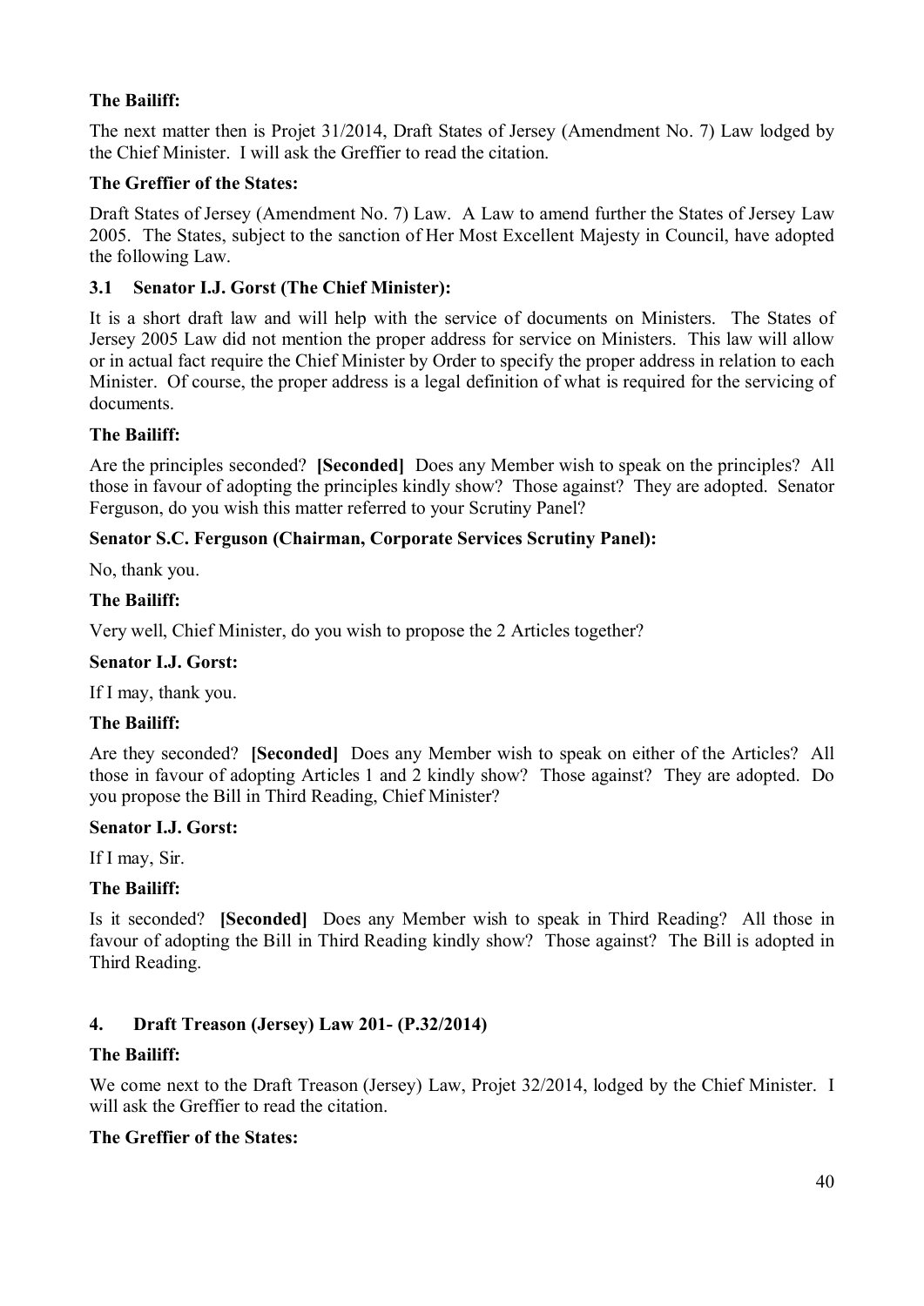**The Bailiff:**

The next matter then is Projet 31/2014, Draft States of Jersey (Amendment No. 7) Law lodged by the Chief Minister. I will ask the Greffier to read the citation.

**The Greffier of the States:**

Draft States of Jersey (Amendment No. 7) Law. A Law to amend further the States of Jersey Law 2005. The States, subject to the sanction of Her Most Excellent Majesty in Council, have adopted the following Law.

### 3.1 Senator I.J. Gorst (The Chief Minister):

It is a short draft law and will help with the service of documents on Ministers. The States of Jersey 2005 Law did not mention the proper address for service on Ministers. This law will allow or in actual fact require the Chief Minister by Order to specify the proper address in relation to each Minister. Of course, the proper address is a legal definition of what is required for the servicing of documents.

**The Bailiff:**

Are the principles seconded? **[Seconded]** Does any Member wish to speak on the principles? All those in favour of adopting the principles kindly show? Those against? They are adopted. Senator Ferguson, do you wish this matter referred to your Scrutiny Panel?

**Senator S.C. Ferguson (Chairman, Corporate Services Scrutiny Panel):**

No, thank you.

**The Bailiff:**

Very well, Chief Minister, do you wish to propose the 2 Articles together?

**Senator I.J. Gorst:**

If I may, thank you.

**The Bailiff:**

Are they seconded? **[Seconded]** Does any Member wish to speak on either of the Articles? All those in favour of adopting Articles 1 and 2 kindly show? Those against? They are adopted. Do you propose the Bill in Third Reading, Chief Minister?

**Senator I.J. Gorst:**

If I may, Sir.

**The Bailiff:**

Is it seconded? **[Seconded]** Does any Member wish to speak in Third Reading? All those in favour of adopting the Bill in Third Reading kindly show? Those against? The Bill is adopted in Third Reading.

## 4. Draft Treason (Jersey) Law 201- (P.32/2014)

**The Bailiff:**

We come next to the Draft Treason (Jersey) Law, Projet 32/2014, lodged by the Chief Minister. I will ask the Greffier to read the citation.

**The Greffier of the States:**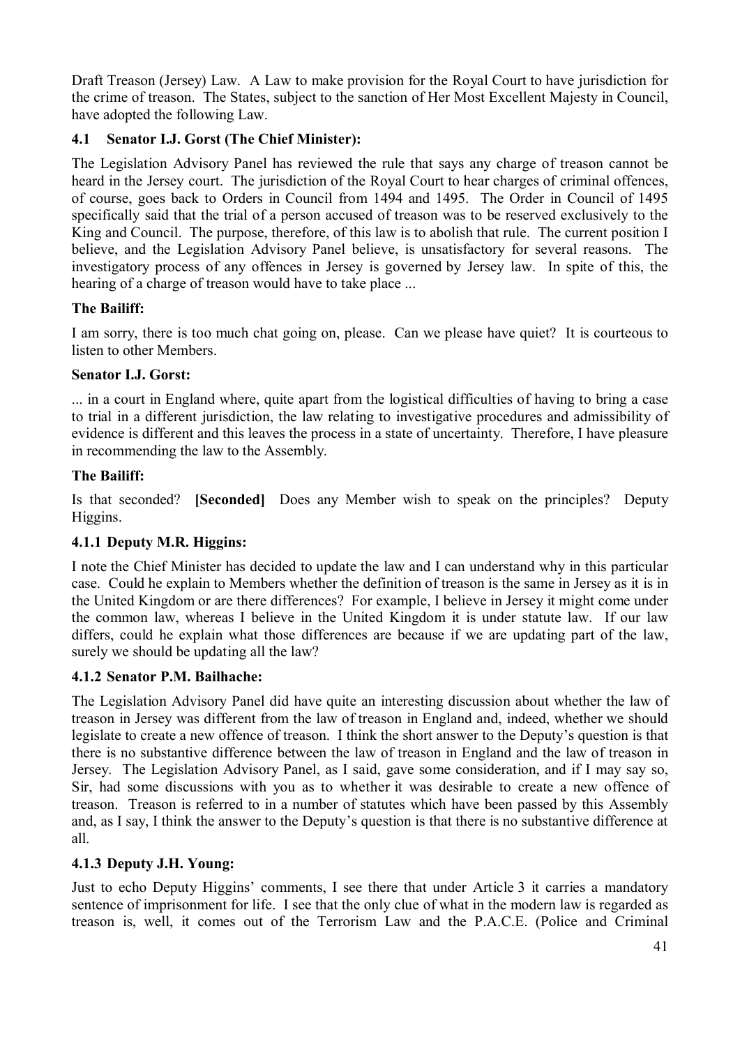Draft Treason (Jersey) Law. A Law to make provision for the Royal Court to have jurisdiction for the crime of treason. The States, subject to the sanction of Her Most Excellent Majesty in Council, have adopted the following Law.

### 4.1 Senator I.J. Gorst (The Chief Minister):

The Legislation Advisory Panel has reviewed the rule that says any charge of treason cannot be heard in the Jersey court. The jurisdiction of the Royal Court to hear charges of criminal offences, of course, goes back to Orders in Council from 1494 and 1495. The Order in Council of 1495 specifically said that the trial of a person accused of treason was to be reserved exclusively to the King and Council. The purpose, therefore, of this law is to abolish that rule. The current position I believe, and the Legislation Advisory Panel believe, is unsatisfactory for several reasons. The investigatory process of any offences in Jersey is governed by Jersey law. In spite of this, the hearing of a charge of treason would have to take place ...

**The Bailiff:**

I am sorry, there is too much chat going on, please. Can we please have quiet? It is courteous to listen to other Members.

**Senator I.J. Gorst:**

... in a court in England where, quite apart from the logistical difficulties of having to bring a case to trial in a different jurisdiction, the law relating to investigative procedures and admissibility of evidence is different and this leaves the process in a state of uncertainty. Therefore, I have pleasure in recommending the law to the Assembly.

**The Bailiff:**

Is that seconded? **[Seconded]** Does any Member wish to speak on the principles? Deputy Higgins.

### 4.1.1 Deputy M.R. Higgins:

I note the Chief Minister has decided to update the law and I can understand why in this particular case. Could he explain to Members whether the definition of treason is the same in Jersey as it is in the United Kingdom or are there differences? For example, I believe in Jersey it might come under the common law, whereas I believe in the United Kingdom it is under statute law. If our law differs, could he explain what those differences are because if we are updating part of the law, surely we should be updating all the law?

### 4.1.2 Senator P.M. Bailhache:

The Legislation Advisory Panel did have quite an interesting discussion about whether the law of treason in Jersey was different from the law of treason in England and, indeed, whether we should legislate to create a new offence of treason. I think the short answer to the Deputy's question is that there is no substantive difference between the law of treason in England and the law of treason in Jersey. The Legislation Advisory Panel, as I said, gave some consideration, and if I may say so, Sir, had some discussions with you as to whether it was desirable to create a new offence of treason. Treason is referred to in a number of statutes which have been passed by this Assembly and, as I say, I think the answer to the Deputy's question is that there is no substantive difference at all.

### 4.1.3 Deputy J.H. Young:

Just to echo Deputy Higgins' comments, I see there that under Article 3 it carries a mandatory sentence of imprisonment for life. I see that the only clue of what in the modern law is regarded as treason is, well, it comes out of the Terrorism Law and the P.A.C.E. (Police and Criminal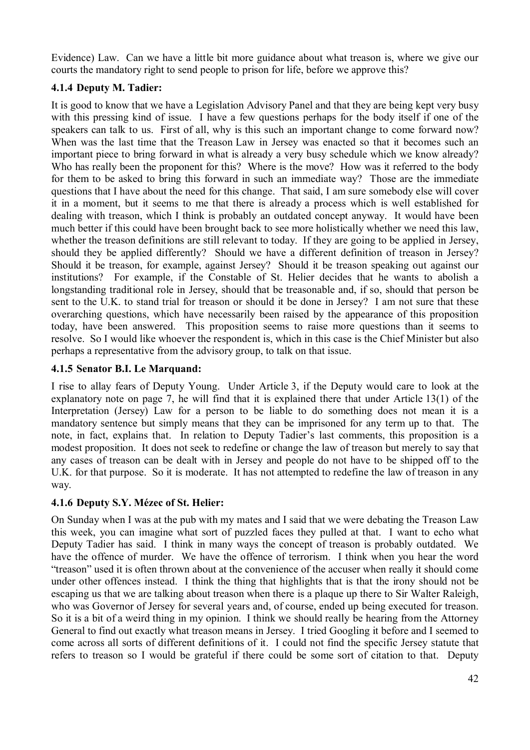Evidence) Law. Can we have a little bit more guidance about what treason is, where we give our courts the mandatory right to send people to prison for life, before we approve this?

### 4.1.4 Deputy M. Tadier:

It is good to know that we have a Legislation Advisory Panel and that they are being kept very busy with this pressing kind of issue. I have a few questions perhaps for the body itself if one of the speakers can talk to us. First of all, why is this such an important change to come forward now? When was the last time that the Treason Law in Jersey was enacted so that it becomes such an important piece to bring forward in what is already a very busy schedule which we know already? Who has really been the proponent for this? Where is the move? How was it referred to the body for them to be asked to bring this forward in such an immediate way? Those are the immediate questions that I have about the need for this change. That said, I am sure somebody else will cover it in a moment, but it seems to me that there is already a process which is well established for dealing with treason, which I think is probably an outdated concept anyway. It would have been much better if this could have been brought back to see more holistically whether we need this law, whether the treason definitions are still relevant to today. If they are going to be applied in Jersey, should they be applied differently? Should we have a different definition of treason in Jersey? Should it be treason, for example, against Jersey? Should it be treason speaking out against our institutions? For example, if the Constable of St. Helier decides that he wants to abolish a longstanding traditional role in Jersey, should that be treasonable and, if so, should that person be sent to the U.K. to stand trial for treason or should it be done in Jersey? I am not sure that these overarching questions, which have necessarily been raised by the appearance of this proposition today, have been answered. This proposition seems to raise more questions than it seems to resolve. So I would like whoever the respondent is, which in this case is the Chief Minister but also perhaps a representative from the advisory group, to talk on that issue.

### 4.1.5 Senator B.I. Le Marquand:

I rise to allay fears of Deputy Young. Under Article 3, if the Deputy would care to look at the explanatory note on page 7, he will find that it is explained there that under Article 13(1) of the Interpretation (Jersey) Law for a person to be liable to do something does not mean it is a mandatory sentence but simply means that they can be imprisoned for any term up to that. The note, in fact, explains that. In relation to Deputy Tadier's last comments, this proposition is a modest proposition. It does not seek to redefine or change the law of treason but merely to say that any cases of treason can be dealt with in Jersey and people do not have to be shipped off to the U.K. for that purpose. So it is moderate. It has not attempted to redefine the law of treason in any way.

### 4.1.6 Deputy S.Y. Mézec of St. Helier:

On Sunday when I was at the pub with my mates and I said that we were debating the Treason Law this week, you can imagine what sort of puzzled faces they pulled at that. I want to echo what Deputy Tadier has said. I think in many ways the concept of treason is probably outdated. We have the offence of murder. We have the offence of terrorism. I think when you hear the word "treason" used it is often thrown about at the convenience of the accuser when really it should come under other offences instead. I think the thing that highlights that is that the irony should not be escaping us that we are talking about treason when there is a plaque up there to Sir Walter Raleigh, who was Governor of Jersey for several years and, of course, ended up being executed for treason. So it is a bit of a weird thing in my opinion. I think we should really be hearing from the Attorney General to find out exactly what treason means in Jersey. I tried Googling it before and I seemed to come across all sorts of different definitions of it. I could not find the specific Jersey statute that refers to treason so I would be grateful if there could be some sort of citation to that. Deputy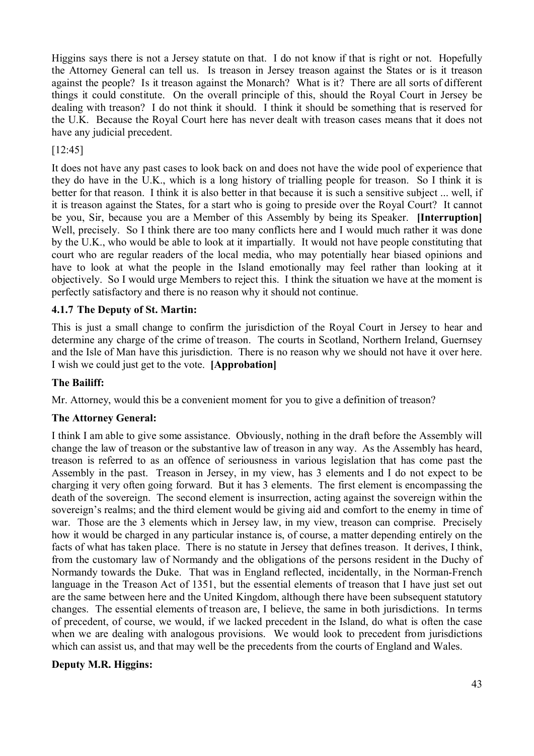Higgins says there is not a Jersey statute on that. I do not know if that is right or not. Hopefully the Attorney General can tell us. Is treason in Jersey treason against the States or is it treason against the people? Is it treason against the Monarch? What is it? There are all sorts of different things it could constitute. On the overall principle of this, should the Royal Court in Jersey be dealing with treason? I do not think it should. I think it should be something that is reserved for the U.K. Because the Royal Court here has never dealt with treason cases means that it does not have any judicial precedent.

[12:45]

It does not have any past cases to look back on and does not have the wide pool of experience that they do have in the U.K., which is a long history of trialling people for treason. So I think it is better for that reason. I think it is also better in that because it is such a sensitive subject ... well, if it is treason against the States, for a start who is going to preside over the Royal Court? It cannot be you, Sir, because you are a Member of this Assembly by being its Speaker. **[Interruption]** Well, precisely. So I think there are too many conflicts here and I would much rather it was done by the U.K., who would be able to look at it impartially. It would not have people constituting that court who are regular readers of the local media, who may potentially hear biased opinions and have to look at what the people in the Island emotionally may feel rather than looking at it objectively. So I would urge Members to reject this. I think the situation we have at the moment is perfectly satisfactory and there is no reason why it should not continue.

### 4.1.7 The Deputy of St. Martin:

This is just a small change to confirm the jurisdiction of the Royal Court in Jersey to hear and determine any charge of the crime of treason. The courts in Scotland, Northern Ireland, Guernsey and the Isle of Man have this jurisdiction. There is no reason why we should not have it over here. I wish we could just get to the vote. **[Approbation]**

**The Bailiff:**

Mr. Attorney, would this be a convenient moment for you to give a definition of treason?

**The Attorney General:**

I think I am able to give some assistance. Obviously, nothing in the draft before the Assembly will change the law of treason or the substantive law of treason in any way. As the Assembly has heard, treason is referred to as an offence of seriousness in various legislation that has come past the Assembly in the past. Treason in Jersey, in my view, has 3 elements and I do not expect to be charging it very often going forward. But it has 3 elements. The first element is encompassing the death of the sovereign. The second element is insurrection, acting against the sovereign within the sovereign's realms; and the third element would be giving aid and comfort to the enemy in time of war. Those are the 3 elements which in Jersey law, in my view, treason can comprise. Precisely how it would be charged in any particular instance is, of course, a matter depending entirely on the facts of what has taken place. There is no statute in Jersey that defines treason. It derives, I think, from the customary law of Normandy and the obligations of the persons resident in the Duchy of Normandy towards the Duke. That was in England reflected, incidentally, in the Norman-French language in the Treason Act of 1351, but the essential elements of treason that I have just set out are the same between here and the United Kingdom, although there have been subsequent statutory changes. The essential elements of treason are, I believe, the same in both jurisdictions. In terms of precedent, of course, we would, if we lacked precedent in the Island, do what is often the case when we are dealing with analogous provisions. We would look to precedent from jurisdictions which can assist us, and that may well be the precedents from the courts of England and Wales.

**Deputy M.R. Higgins:**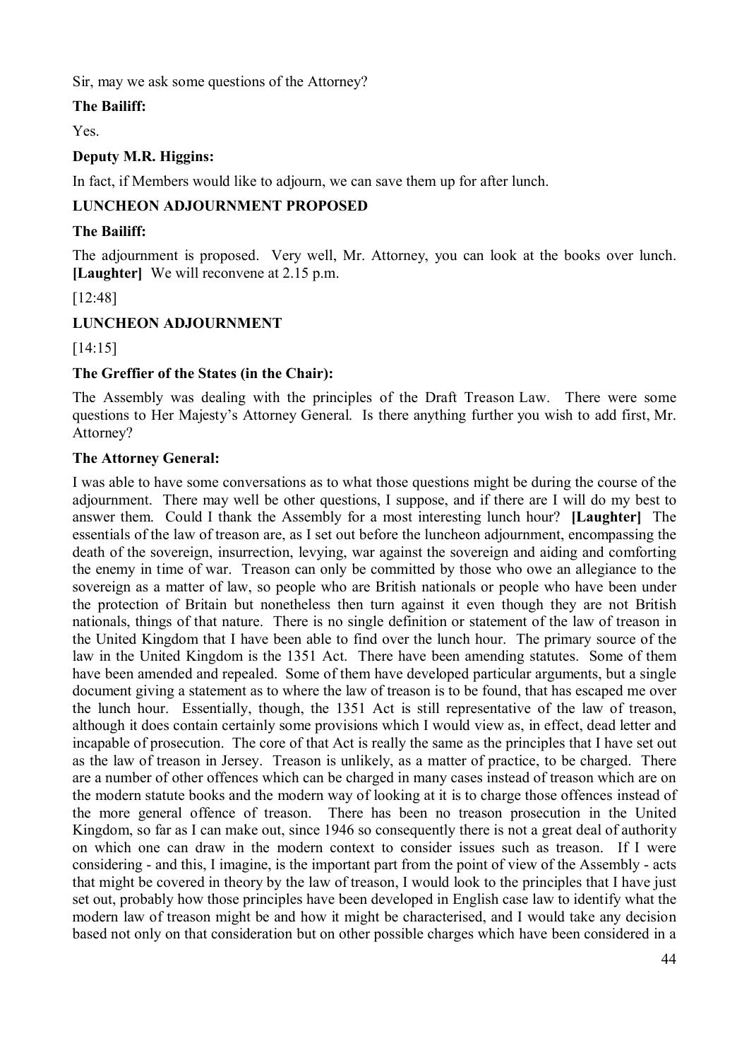Sir, may we ask some questions of the Attorney?

**The Bailiff:**

Yes.

**Deputy M.R. Higgins:**

In fact, if Members would like to adjourn, we can save them up for after lunch.

**LUNCHEON ADJOURNMENT PROPOSED**

**The Bailiff:**

The adjournment is proposed. Very well, Mr. Attorney, you can look at the books over lunch. **[Laughter]** We will reconvene at 2.15 p.m.

[12:48]

**LUNCHEON ADJOURNMENT**

[14:15]

**The Greffier of the States (in the Chair):**

The Assembly was dealing with the principles of the Draft Treason Law. There were some questions to Her Majesty's Attorney General. Is there anything further you wish to add first, Mr. Attorney?

**The Attorney General:**

I was able to have some conversations as to what those questions might be during the course of the adjournment. There may well be other questions, I suppose, and if there are I will do my best to answer them. Could I thank the Assembly for a most interesting lunch hour? **[Laughter]** The essentials of the law of treason are, as I set out before the luncheon adjournment, encompassing the death of the sovereign, insurrection, levying, war against the sovereign and aiding and comforting the enemy in time of war. Treason can only be committed by those who owe an allegiance to the sovereign as a matter of law, so people who are British nationals or people who have been under the protection of Britain but nonetheless then turn against it even though they are not British nationals, things of that nature. There is no single definition or statement of the law of treason in the United Kingdom that I have been able to find over the lunch hour. The primary source of the law in the United Kingdom is the 1351 Act. There have been amending statutes. Some of them have been amended and repealed. Some of them have developed particular arguments, but a single document giving a statement as to where the law of treason is to be found, that has escaped me over the lunch hour. Essentially, though, the 1351 Act is still representative of the law of treason, although it does contain certainly some provisions which I would view as, in effect, dead letter and incapable of prosecution. The core of that Act is really the same as the principles that I have set out as the law of treason in Jersey. Treason is unlikely, as a matter of practice, to be charged. There are a number of other offences which can be charged in many cases instead of treason which are on the modern statute books and the modern way of looking at it is to charge those offences instead of the more general offence of treason. There has been no treason prosecution in the United Kingdom, so far as I can make out, since 1946 so consequently there is not a great deal of authority on which one can draw in the modern context to consider issues such as treason. If I were considering - and this, I imagine, is the important part from the point of view of the Assembly - acts that might be covered in theory by the law of treason, I would look to the principles that I have just set out, probably how those principles have been developed in English case law to identify what the modern law of treason might be and how it might be characterised, and I would take any decision based not only on that consideration but on other possible charges which have been considered in a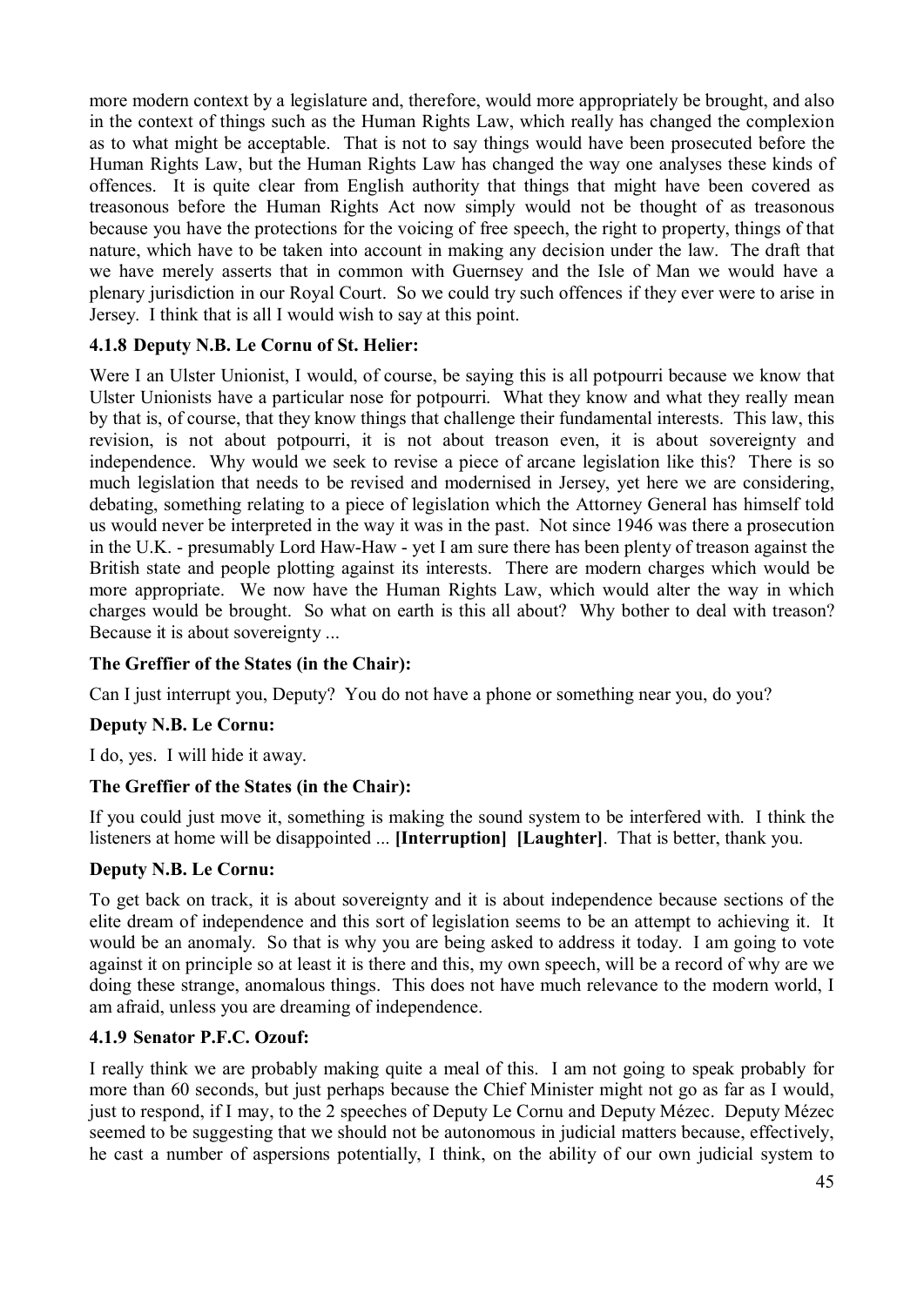more modern context by a legislature and, therefore, would more appropriately be brought, and also in the context of things such as the Human Rights Law, which really has changed the complexion as to what might be acceptable. That is not to say things would have been prosecuted before the Human Rights Law, but the Human Rights Law has changed the way one analyses these kinds of offences. It is quite clear from English authority that things that might have been covered as treasonous before the Human Rights Act now simply would not be thought of as treasonous because you have the protections for the voicing of free speech, the right to property, things of that nature, which have to be taken into account in making any decision under the law. The draft that we have merely asserts that in common with Guernsey and the Isle of Man we would have a plenary jurisdiction in our Royal Court. So we could try such offences if they ever were to arise in Jersey. I think that is all I would wish to say at this point.

### 4.1.8 Deputy N.B. Le Cornu of St. Helier:

Were I an Ulster Unionist, I would, of course, be saying this is all potpourri because we know that Ulster Unionists have a particular nose for potpourri. What they know and what they really mean by that is, of course, that they know things that challenge their fundamental interests. This law, this revision, is not about potpourri, it is not about treason even, it is about sovereignty and independence. Why would we seek to revise a piece of arcane legislation like this? There is so much legislation that needs to be revised and modernised in Jersey, yet here we are considering, debating, something relating to a piece of legislation which the Attorney General has himself told us would never be interpreted in the way it was in the past. Not since 1946 was there a prosecution in the U.K. - presumably Lord Haw-Haw - yet I am sure there has been plenty of treason against the British state and people plotting against its interests. There are modern charges which would be more appropriate. We now have the Human Rights Law, which would alter the way in which charges would be brought. So what on earth is this all about? Why bother to deal with treason? Because it is about sovereignty ...

**The Greffier of the States (in the Chair):**

Can I just interrupt you, Deputy? You do not have a phone or something near you, do you?

**Deputy N.B. Le Cornu:**

I do, yes. I will hide it away.

**The Greffier of the States (in the Chair):**

If you could just move it, something is making the sound system to be interfered with. I think the listeners at home will be disappointed ... **[Interruption] [Laughter]**. That is better, thank you.

**Deputy N.B. Le Cornu:**

To get back on track, it is about sovereignty and it is about independence because sections of the elite dream of independence and this sort of legislation seems to be an attempt to achieving it. It would be an anomaly. So that is why you are being asked to address it today. I am going to vote against it on principle so at least it is there and this, my own speech, will be a record of why are we doing these strange, anomalous things. This does not have much relevance to the modern world, I am afraid, unless you are dreaming of independence.

### 4.1.9 Senator P.F.C. Ozouf:

I really think we are probably making quite a meal of this. I am not going to speak probably for more than 60 seconds, but just perhaps because the Chief Minister might not go as far as I would, just to respond, if I may, to the 2 speeches of Deputy Le Cornu and Deputy Mézec. Deputy Mézec seemed to be suggesting that we should not be autonomous in judicial matters because, effectively, he cast a number of aspersions potentially, I think, on the ability of our own judicial system to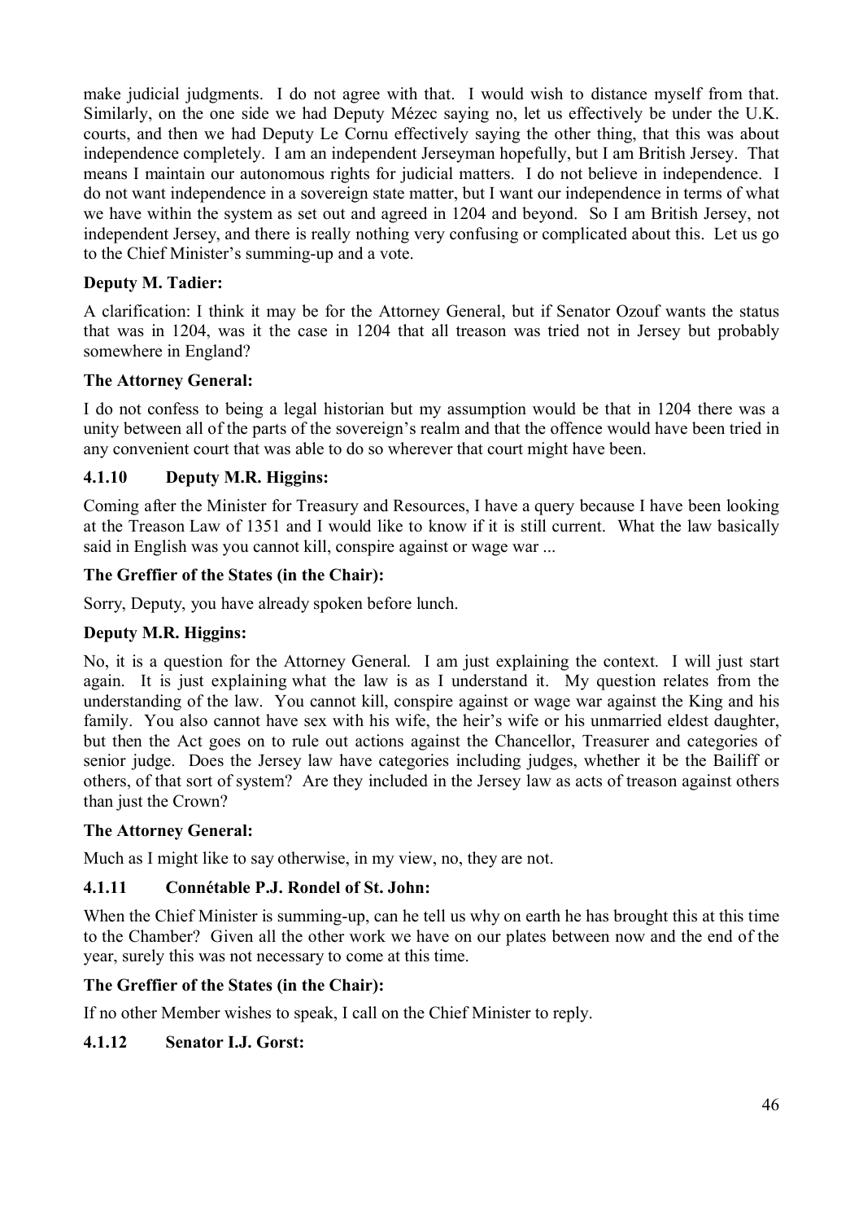make judicial judgments. I do not agree with that. I would wish to distance myself from that. Similarly, on the one side we had Deputy Mézec saying no, let us effectively be under the U.K. courts, and then we had Deputy Le Cornu effectively saying the other thing, that this was about independence completely. I am an independent Jerseyman hopefully, but I am British Jersey. That means I maintain our autonomous rights for judicial matters. I do not believe in independence. I do not want independence in a sovereign state matter, but I want our independence in terms of what we have within the system as set out and agreed in 1204 and beyond. So I am British Jersey, not independent Jersey, and there is really nothing very confusing or complicated about this. Let us go to the Chief Minister's summing-up and a vote.

**Deputy M. Tadier:**

A clarification: I think it may be for the Attorney General, but if Senator Ozouf wants the status that was in 1204, was it the case in 1204 that all treason was tried not in Jersey but probably somewhere in England?

**The Attorney General:**

I do not confess to being a legal historian but my assumption would be that in 1204 there was a unity between all of the parts of the sovereign's realm and that the offence would have been tried in any convenient court that was able to do so wherever that court might have been.

### 4.1.10 Deputy M.R. Higgins:

Coming after the Minister for Treasury and Resources, I have a query because I have been looking at the Treason Law of 1351 and I would like to know if it is still current. What the law basically said in English was you cannot kill, conspire against or wage war ...

**The Greffier of the States (in the Chair):**

Sorry, Deputy, you have already spoken before lunch.

**Deputy M.R. Higgins:**

No, it is a question for the Attorney General. I am just explaining the context. I will just start again. It is just explaining what the law is as I understand it. My question relates from the understanding of the law. You cannot kill, conspire against or wage war against the King and his family. You also cannot have sex with his wife, the heir's wife or his unmarried eldest daughter, but then the Act goes on to rule out actions against the Chancellor, Treasurer and categories of senior judge. Does the Jersey law have categories including judges, whether it be the Bailiff or others, of that sort of system? Are they included in the Jersey law as acts of treason against others than just the Crown?

**The Attorney General:**

Much as I might like to say otherwise, in my view, no, they are not.

### 4.1.11 Connétable P.J. Rondel of St. John:

When the Chief Minister is summing-up, can he tell us why on earth he has brought this at this time to the Chamber? Given all the other work we have on our plates between now and the end of the year, surely this was not necessary to come at this time.

**The Greffier of the States (in the Chair):**

If no other Member wishes to speak, I call on the Chief Minister to reply.

### 4.1.12 Senator I.J. Gorst: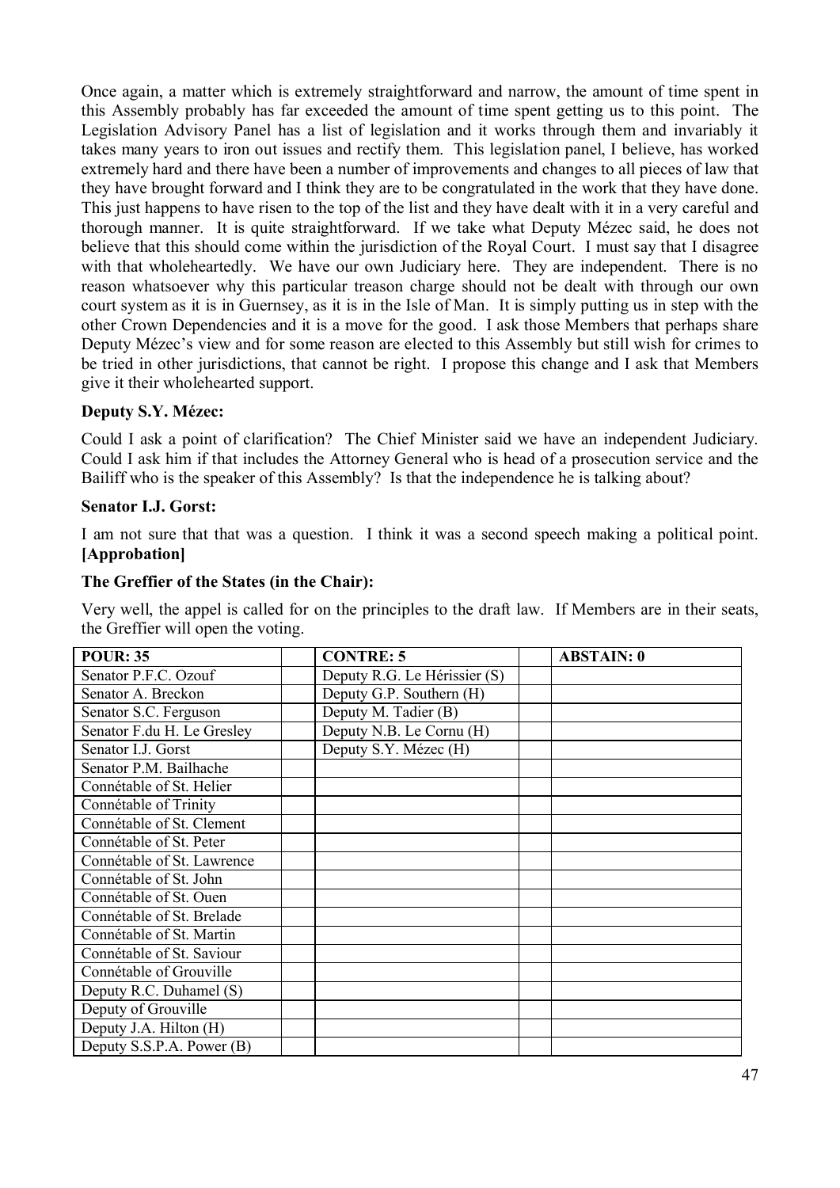Once again, a matter which is extremely straightforward and narrow, the amount of time spent in this Assembly probably has far exceeded the amount of time spent getting us to this point. The Legislation Advisory Panel has a list of legislation and it works through them and invariably it takes many years to iron out issues and rectify them. This legislation panel, I believe, has worked extremely hard and there have been a number of improvements and changes to all pieces of law that they have brought forward and I think they are to be congratulated in the work that they have done. This just happens to have risen to the top of the list and they have dealt with it in a very careful and thorough manner. It is quite straightforward. If we take what Deputy Mézec said, he does not believe that this should come within the jurisdiction of the Royal Court. I must say that I disagree with that wholeheartedly. We have our own Judiciary here. They are independent. There is no reason whatsoever why this particular treason charge should not be dealt with through our own court system as it is in Guernsey, as it is in the Isle of Man. It is simply putting us in step with the other Crown Dependencies and it is a move for the good. I ask those Members that perhaps share Deputy Mézec's view and for some reason are elected to this Assembly but still wish for crimes to be tried in other jurisdictions, that cannot be right. I propose this change and I ask that Members give it their wholehearted support.

**Deputy S.Y. Mézec:**

Could I ask a point of clarification? The Chief Minister said we have an independent Judiciary. Could I ask him if that includes the Attorney General who is head of a prosecution service and the Bailiff who is the speaker of this Assembly? Is that the independence he is talking about?

**Senator I.J. Gorst:**

I am not sure that that was a question. I think it was a second speech making a political point. **[Approbation]**

**The Greffier of the States (in the Chair):**

Very well, the appel is called for on the principles to the draft law. If Members are in their seats, the Greffier will open the voting.

| POUR: 35 | | CONTRE: 5 | | ABSTAIN: 0 |
|---|---|---|---|---|
| Senator P.F.C. Ozouf | | Deputy R.G. Le Hérissier (S) | | |
| Senator A. Breckon | | Deputy G.P. Southern (H) | | |
| Senator S.C. Ferguson | | Deputy M. Tadier (B) | | |
| Senator F.du H. Le Gresley | | Deputy N.B. Le Cornu (H) | | |
| Senator I.J. Gorst | | Deputy S.Y. Mézec (H) | | |
| Senator P.M. Bailhache | | | | |
| Connétable of St. Helier | | | | |
| Connétable of Trinity | | | | |
| Connétable of St. Clement | | | | |
| Connétable of St. Peter | | | | |
| Connétable of St. Lawrence | | | | |
| Connétable of St. John | | | | |
| Connétable of St. Ouen | | | | |
| Connétable of St. Brelade | | | | |
| Connétable of St. Martin | | | | |
| Connétable of St. Saviour | | | | |
| Connétable of Grouville | | | | |
| Deputy R.C. Duhamel (S) | | | | |
| Deputy of Grouville | | | | |
| Deputy J.A. Hilton (H) | | | | |
| Deputy S.S.P.A. Power (B) | | | | |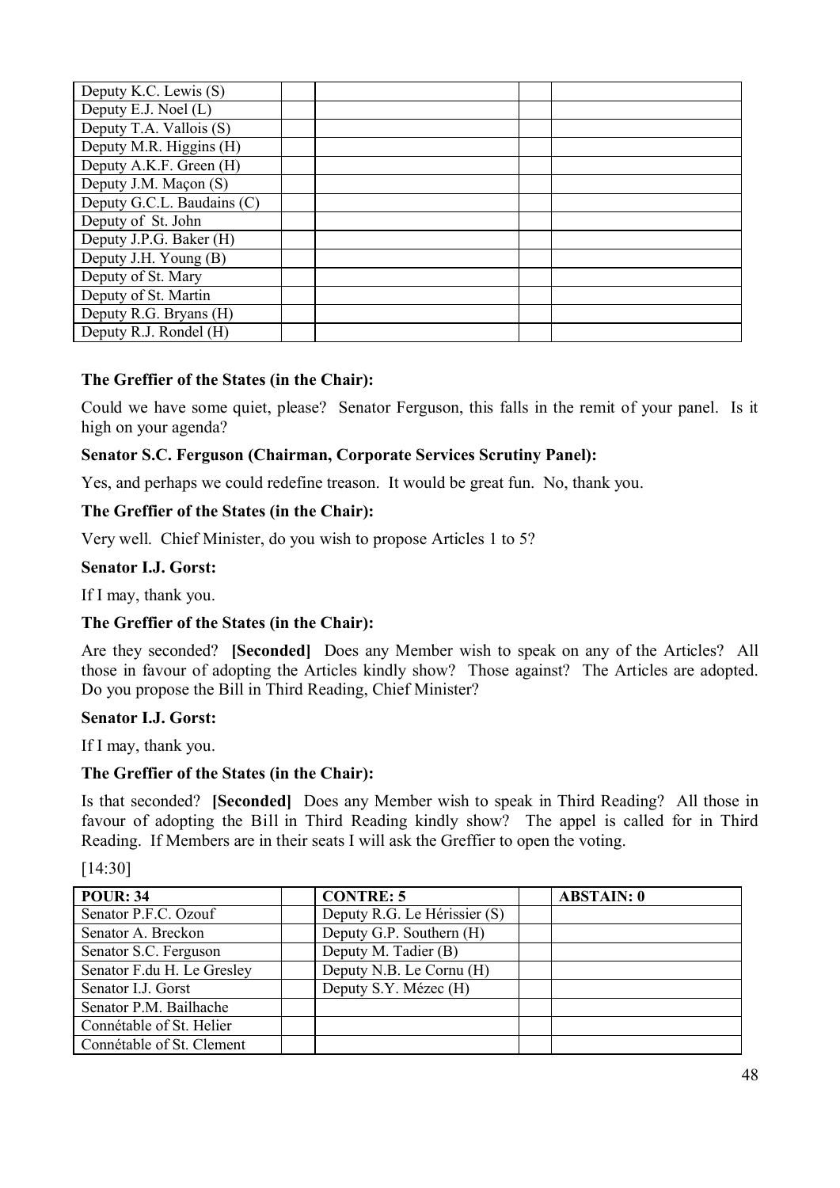| | | | | |
|---|---|---|---|---|
| Deputy K.C. Lewis (S) | | | | |
| Deputy E.J. Noel (L) | | | | |
| Deputy T.A. Vallois (S) | | | | |
| Deputy M.R. Higgins (H) | | | | |
| Deputy A.K.F. Green (H) | | | | |
| Deputy J.M. Maçon (S) | | | | |
| Deputy G.C.L. Baudains (C) | | | | |
| Deputy of St. John | | | | |
| Deputy J.P.G. Baker (H) | | | | |
| Deputy J.H. Young (B) | | | | |
| Deputy of St. Mary | | | | |
| Deputy of St. Martin | | | | |
| Deputy R.G. Bryans (H) | | | | |
| Deputy R.J. Rondel (H) | | | | |

**The Greffier of the States (in the Chair):**

Could we have some quiet, please? Senator Ferguson, this falls in the remit of your panel. Is it high on your agenda?

**Senator S.C. Ferguson (Chairman, Corporate Services Scrutiny Panel):**

Yes, and perhaps we could redefine treason. It would be great fun. No, thank you.

**The Greffier of the States (in the Chair):**

Very well. Chief Minister, do you wish to propose Articles 1 to 5?

**Senator I.J. Gorst:**

If I may, thank you.

**The Greffier of the States (in the Chair):**

Are they seconded? **[Seconded]** Does any Member wish to speak on any of the Articles? All those in favour of adopting the Articles kindly show? Those against? The Articles are adopted. Do you propose the Bill in Third Reading, Chief Minister?

**Senator I.J. Gorst:**

If I may, thank you.

**The Greffier of the States (in the Chair):**

Is that seconded? **[Seconded]** Does any Member wish to speak in Third Reading? All those in favour of adopting the Bill in Third Reading kindly show? The appel is called for in Third Reading. If Members are in their seats I will ask the Greffier to open the voting.

[14:30]

| **POUR: 34** | | **CONTRE: 5** | | **ABSTAIN: 0** |
|---|---|---|---|---|
| Senator P.F.C. Ozouf | | Deputy R.G. Le Hérissier (S) | | |
| Senator A. Breckon | | Deputy G.P. Southern (H) | | |
| Senator S.C. Ferguson | | Deputy M. Tadier (B) | | |
| Senator F.du H. Le Gresley | | Deputy N.B. Le Cornu (H) | | |
| Senator I.J. Gorst | | Deputy S.Y. Mézec (H) | | |
| Senator P.M. Bailhache | | | | |
| Connétable of St. Helier | | | | |
| Connétable of St. Clement | | | | |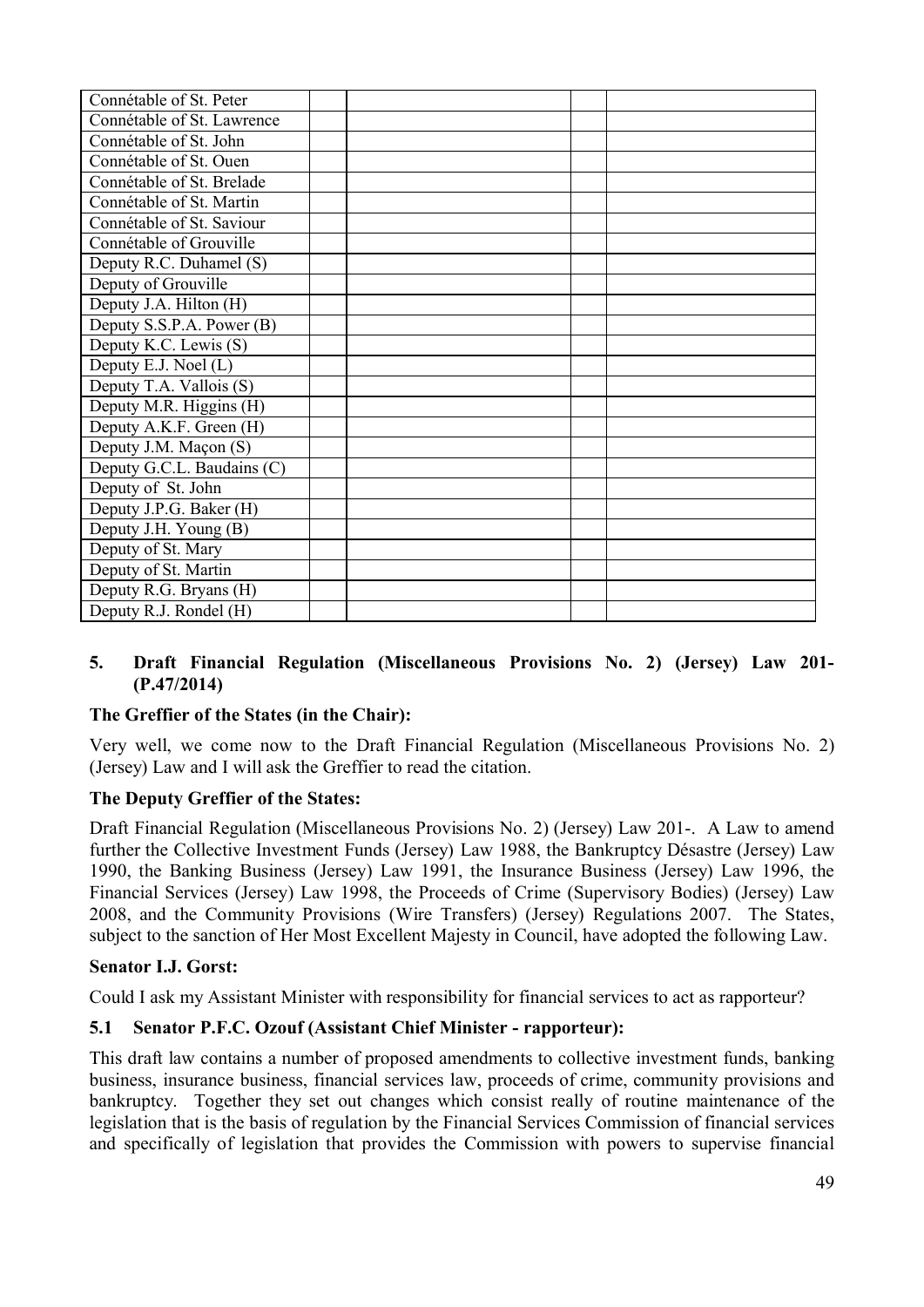| | | | | |
|---|---|---|---|---|
| Connétable of St. Peter | | | | |
| Connétable of St. Lawrence | | | | |
| Connétable of St. John | | | | |
| Connétable of St. Ouen | | | | |
| Connétable of St. Brelade | | | | |
| Connétable of St. Martin | | | | |
| Connétable of St. Saviour | | | | |
| Connétable of Grouville | | | | |
| Deputy R.C. Duhamel (S) | | | | |
| Deputy of Grouville | | | | |
| Deputy J.A. Hilton (H) | | | | |
| Deputy S.S.P.A. Power (B) | | | | |
| Deputy K.C. Lewis (S) | | | | |
| Deputy E.J. Noel (L) | | | | |
| Deputy T.A. Vallois (S) | | | | |
| Deputy M.R. Higgins (H) | | | | |
| Deputy A.K.F. Green (H) | | | | |
| Deputy J.M. Maçon (S) | | | | |
| Deputy G.C.L. Baudains (C) | | | | |
| Deputy of St. John | | | | |
| Deputy J.P.G. Baker (H) | | | | |
| Deputy J.H. Young (B) | | | | |
| Deputy of St. Mary | | | | |
| Deputy of St. Martin | | | | |
| Deputy R.G. Bryans (H) | | | | |
| Deputy R.J. Rondel (H) | | | | |

## 5. Draft Financial Regulation (Miscellaneous Provisions No. 2) (Jersey) Law 201- (P.47/2014)

**The Greffier of the States (in the Chair):**

Very well, we come now to the Draft Financial Regulation (Miscellaneous Provisions No. 2) (Jersey) Law and I will ask the Greffier to read the citation.

**The Deputy Greffier of the States:**

Draft Financial Regulation (Miscellaneous Provisions No. 2) (Jersey) Law 201-. A Law to amend further the Collective Investment Funds (Jersey) Law 1988, the Bankruptcy Désastre (Jersey) Law 1990, the Banking Business (Jersey) Law 1991, the Insurance Business (Jersey) Law 1996, the Financial Services (Jersey) Law 1998, the Proceeds of Crime (Supervisory Bodies) (Jersey) Law 2008, and the Community Provisions (Wire Transfers) (Jersey) Regulations 2007. The States, subject to the sanction of Her Most Excellent Majesty in Council, have adopted the following Law.

**Senator I.J. Gorst:**

Could I ask my Assistant Minister with responsibility for financial services to act as rapporteur?

### 5.1 Senator P.F.C. Ozouf (Assistant Chief Minister - rapporteur):

This draft law contains a number of proposed amendments to collective investment funds, banking business, insurance business, financial services law, proceeds of crime, community provisions and bankruptcy. Together they set out changes which consist really of routine maintenance of the legislation that is the basis of regulation by the Financial Services Commission of financial services and specifically of legislation that provides the Commission with powers to supervise financial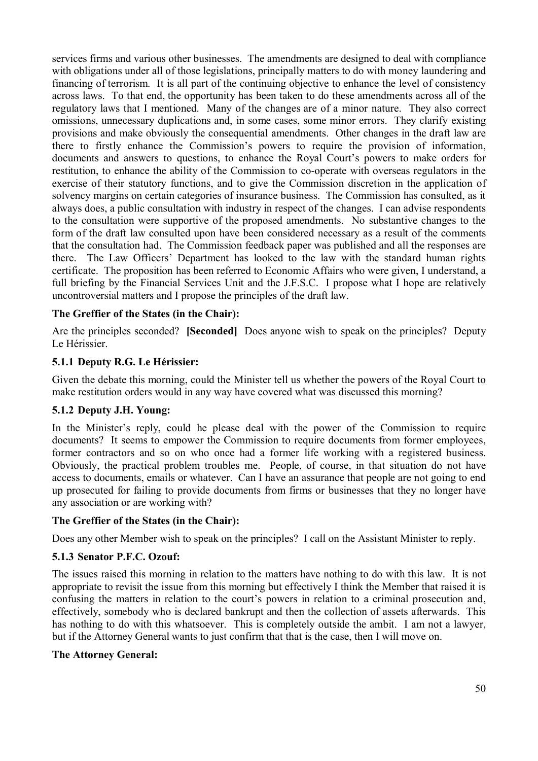services firms and various other businesses. The amendments are designed to deal with compliance with obligations under all of those legislations, principally matters to do with money laundering and financing of terrorism. It is all part of the continuing objective to enhance the level of consistency across laws. To that end, the opportunity has been taken to do these amendments across all of the regulatory laws that I mentioned. Many of the changes are of a minor nature. They also correct omissions, unnecessary duplications and, in some cases, some minor errors. They clarify existing provisions and make obviously the consequential amendments. Other changes in the draft law are there to firstly enhance the Commission's powers to require the provision of information, documents and answers to questions, to enhance the Royal Court's powers to make orders for restitution, to enhance the ability of the Commission to co-operate with overseas regulators in the exercise of their statutory functions, and to give the Commission discretion in the application of solvency margins on certain categories of insurance business. The Commission has consulted, as it always does, a public consultation with industry in respect of the changes. I can advise respondents to the consultation were supportive of the proposed amendments. No substantive changes to the form of the draft law consulted upon have been considered necessary as a result of the comments that the consultation had. The Commission feedback paper was published and all the responses are there. The Law Officers' Department has looked to the law with the standard human rights certificate. The proposition has been referred to Economic Affairs who were given, I understand, a full briefing by the Financial Services Unit and the J.F.S.C. I propose what I hope are relatively uncontroversial matters and I propose the principles of the draft law.

**The Greffier of the States (in the Chair):**

Are the principles seconded? **[Seconded]** Does anyone wish to speak on the principles? Deputy Le Hérissier.

### 5.1.1 Deputy R.G. Le Hérissier:

Given the debate this morning, could the Minister tell us whether the powers of the Royal Court to make restitution orders would in any way have covered what was discussed this morning?

### 5.1.2 Deputy J.H. Young:

In the Minister's reply, could he please deal with the power of the Commission to require documents? It seems to empower the Commission to require documents from former employees, former contractors and so on who once had a former life working with a registered business. Obviously, the practical problem troubles me. People, of course, in that situation do not have access to documents, emails or whatever. Can I have an assurance that people are not going to end up prosecuted for failing to provide documents from firms or businesses that they no longer have any association or are working with?

**The Greffier of the States (in the Chair):**

Does any other Member wish to speak on the principles? I call on the Assistant Minister to reply.

### 5.1.3 Senator P.F.C. Ozouf:

The issues raised this morning in relation to the matters have nothing to do with this law. It is not appropriate to revisit the issue from this morning but effectively I think the Member that raised it is confusing the matters in relation to the court's powers in relation to a criminal prosecution and, effectively, somebody who is declared bankrupt and then the collection of assets afterwards. This has nothing to do with this whatsoever. This is completely outside the ambit. I am not a lawyer, but if the Attorney General wants to just confirm that that is the case, then I will move on.

**The Attorney General:**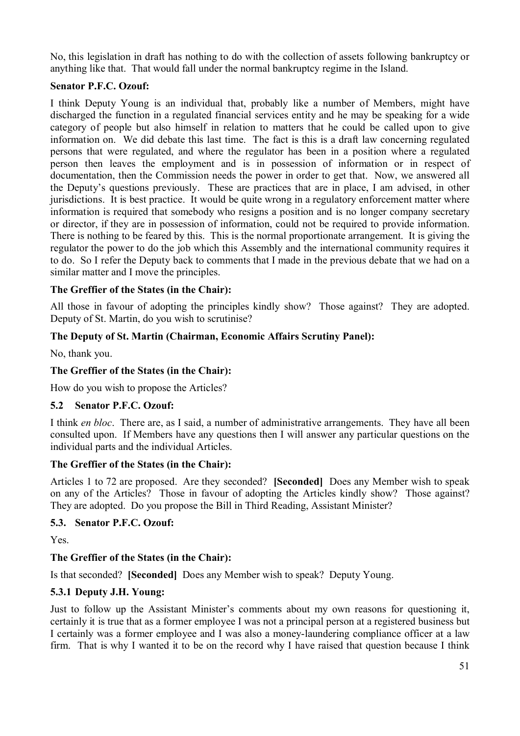No, this legislation in draft has nothing to do with the collection of assets following bankruptcy or anything like that. That would fall under the normal bankruptcy regime in the Island.

**Senator P.F.C. Ozouf:**

I think Deputy Young is an individual that, probably like a number of Members, might have discharged the function in a regulated financial services entity and he may be speaking for a wide category of people but also himself in relation to matters that he could be called upon to give information on. We did debate this last time. The fact is this is a draft law concerning regulated persons that were regulated, and where the regulator has been in a position where a regulated person then leaves the employment and is in possession of information or in respect of documentation, then the Commission needs the power in order to get that. Now, we answered all the Deputy's questions previously. These are practices that are in place, I am advised, in other jurisdictions. It is best practice. It would be quite wrong in a regulatory enforcement matter where information is required that somebody who resigns a position and is no longer company secretary or director, if they are in possession of information, could not be required to provide information. There is nothing to be feared by this. This is the normal proportionate arrangement. It is giving the regulator the power to do the job which this Assembly and the international community requires it to do. So I refer the Deputy back to comments that I made in the previous debate that we had on a similar matter and I move the principles.

**The Greffier of the States (in the Chair):**

All those in favour of adopting the principles kindly show? Those against? They are adopted. Deputy of St. Martin, do you wish to scrutinise?

**The Deputy of St. Martin (Chairman, Economic Affairs Scrutiny Panel):**

No, thank you.

**The Greffier of the States (in the Chair):**

How do you wish to propose the Articles?

### 5.2 Senator P.F.C. Ozouf:

I think *en bloc*. There are, as I said, a number of administrative arrangements. They have all been consulted upon. If Members have any questions then I will answer any particular questions on the individual parts and the individual Articles.

**The Greffier of the States (in the Chair):**

Articles 1 to 72 are proposed. Are they seconded? **[Seconded]** Does any Member wish to speak on any of the Articles? Those in favour of adopting the Articles kindly show? Those against? They are adopted. Do you propose the Bill in Third Reading, Assistant Minister?

### 5.3. Senator P.F.C. Ozouf:

Yes.

**The Greffier of the States (in the Chair):**

Is that seconded? **[Seconded]** Does any Member wish to speak? Deputy Young.

### 5.3.1 Deputy J.H. Young:

Just to follow up the Assistant Minister's comments about my own reasons for questioning it, certainly it is true that as a former employee I was not a principal person at a registered business but I certainly was a former employee and I was also a money-laundering compliance officer at a law firm. That is why I wanted it to be on the record why I have raised that question because I think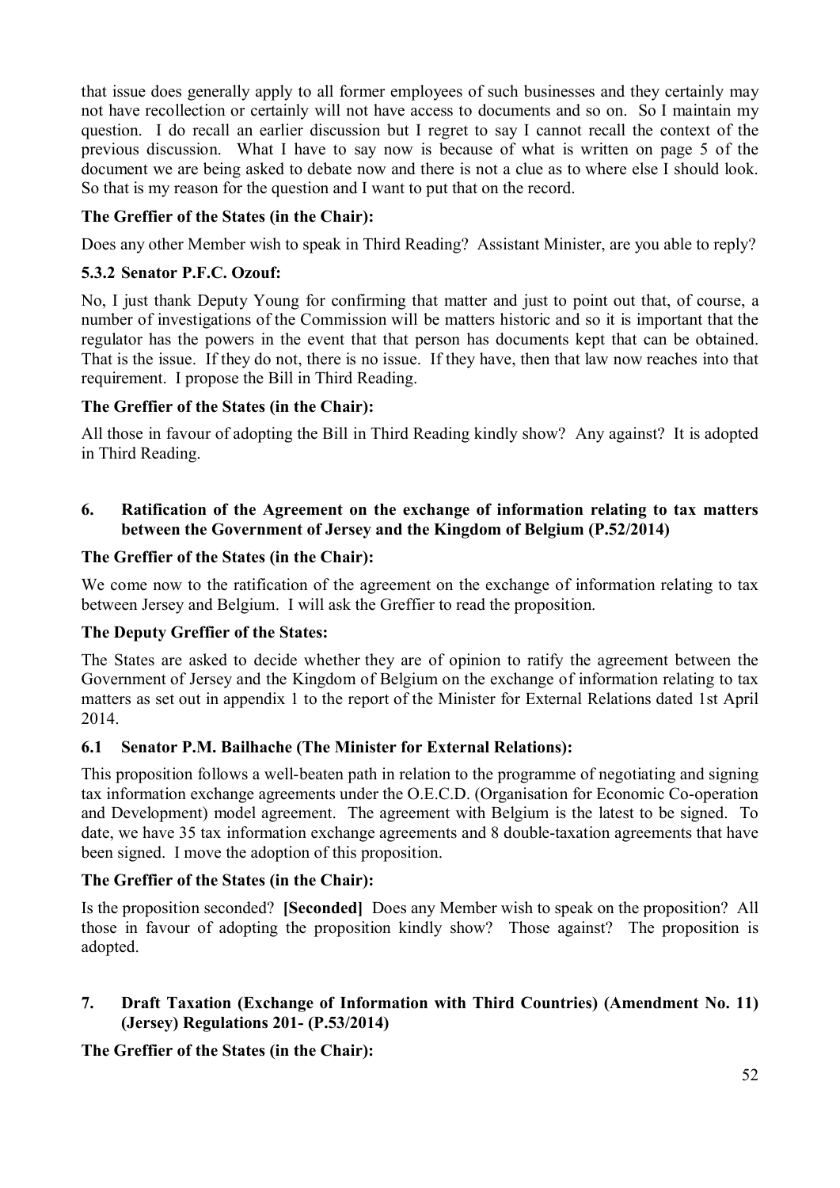that issue does generally apply to all former employees of such businesses and they certainly may not have recollection or certainly will not have access to documents and so on. So I maintain my question. I do recall an earlier discussion but I regret to say I cannot recall the context of the previous discussion. What I have to say now is because of what is written on page 5 of the document we are being asked to debate now and there is not a clue as to where else I should look. So that is my reason for the question and I want to put that on the record.

**The Greffier of the States (in the Chair):**

Does any other Member wish to speak in Third Reading? Assistant Minister, are you able to reply?

### 5.3.2 Senator P.F.C. Ozouf:

No, I just thank Deputy Young for confirming that matter and just to point out that, of course, a number of investigations of the Commission will be matters historic and so it is important that the regulator has the powers in the event that that person has documents kept that can be obtained. That is the issue. If they do not, there is no issue. If they have, then that law now reaches into that requirement. I propose the Bill in Third Reading.

**The Greffier of the States (in the Chair):**

All those in favour of adopting the Bill in Third Reading kindly show? Any against? It is adopted in Third Reading.

## 6. Ratification of the Agreement on the exchange of information relating to tax matters between the Government of Jersey and the Kingdom of Belgium (P.52/2014)

**The Greffier of the States (in the Chair):**

We come now to the ratification of the agreement on the exchange of information relating to tax between Jersey and Belgium. I will ask the Greffier to read the proposition.

**The Deputy Greffier of the States:**

The States are asked to decide whether they are of opinion to ratify the agreement between the Government of Jersey and the Kingdom of Belgium on the exchange of information relating to tax matters as set out in appendix 1 to the report of the Minister for External Relations dated 1st April 2014.

### 6.1 Senator P.M. Bailhache (The Minister for External Relations):

This proposition follows a well-beaten path in relation to the programme of negotiating and signing tax information exchange agreements under the O.E.C.D. (Organisation for Economic Co-operation and Development) model agreement. The agreement with Belgium is the latest to be signed. To date, we have 35 tax information exchange agreements and 8 double-taxation agreements that have been signed. I move the adoption of this proposition.

**The Greffier of the States (in the Chair):**

Is the proposition seconded? **[Seconded]** Does any Member wish to speak on the proposition? All those in favour of adopting the proposition kindly show? Those against? The proposition is adopted.

## 7. Draft Taxation (Exchange of Information with Third Countries) (Amendment No. 11) (Jersey) Regulations 201- (P.53/2014)

**The Greffier of the States (in the Chair):**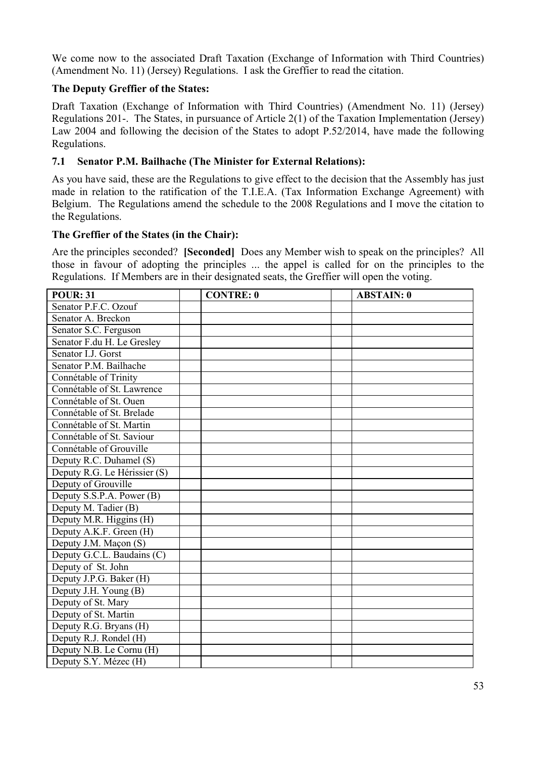We come now to the associated Draft Taxation (Exchange of Information with Third Countries) (Amendment No. 11) (Jersey) Regulations. I ask the Greffier to read the citation.

**The Deputy Greffier of the States:**

Draft Taxation (Exchange of Information with Third Countries) (Amendment No. 11) (Jersey) Regulations 201-. The States, in pursuance of Article 2(1) of the Taxation Implementation (Jersey) Law 2004 and following the decision of the States to adopt P.52/2014, have made the following Regulations.

### 7.1 Senator P.M. Bailhache (The Minister for External Relations):

As you have said, these are the Regulations to give effect to the decision that the Assembly has just made in relation to the ratification of the T.I.E.A. (Tax Information Exchange Agreement) with Belgium. The Regulations amend the schedule to the 2008 Regulations and I move the citation to the Regulations.

**The Greffier of the States (in the Chair):**

Are the principles seconded? **[Seconded]** Does any Member wish to speak on the principles? All those in favour of adopting the principles ... the appel is called for on the principles to the Regulations. If Members are in their designated seats, the Greffier will open the voting.

| POUR: 31 | | CONTRE: 0 | | ABSTAIN: 0 |
|---|---|---|---|---|
| Senator P.F.C. Ozouf | | | | |
| Senator A. Breckon | | | | |
| Senator S.C. Ferguson | | | | |
| Senator F.du H. Le Gresley | | | | |
| Senator I.J. Gorst | | | | |
| Senator P.M. Bailhache | | | | |
| Connétable of Trinity | | | | |
| Connétable of St. Lawrence | | | | |
| Connétable of St. Ouen | | | | |
| Connétable of St. Brelade | | | | |
| Connétable of St. Martin | | | | |
| Connétable of St. Saviour | | | | |
| Connétable of Grouville | | | | |
| Deputy R.C. Duhamel (S) | | | | |
| Deputy R.G. Le Hérissier (S) | | | | |
| Deputy of Grouville | | | | |
| Deputy S.S.P.A. Power (B) | | | | |
| Deputy M. Tadier (B) | | | | |
| Deputy M.R. Higgins (H) | | | | |
| Deputy A.K.F. Green (H) | | | | |
| Deputy J.M. Maçon (S) | | | | |
| Deputy G.C.L. Baudains (C) | | | | |
| Deputy of St. John | | | | |
| Deputy J.P.G. Baker (H) | | | | |
| Deputy J.H. Young (B) | | | | |
| Deputy of St. Mary | | | | |
| Deputy of St. Martin | | | | |
| Deputy R.G. Bryans (H) | | | | |
| Deputy R.J. Rondel (H) | | | | |
| Deputy N.B. Le Cornu (H) | | | | |
| Deputy S.Y. Mézec (H) | | | | |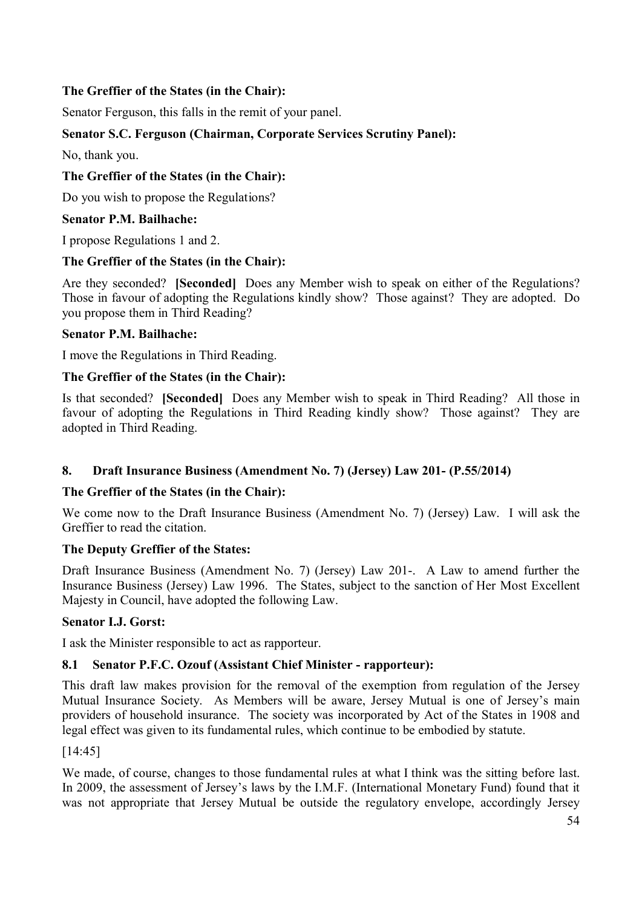**The Greffier of the States (in the Chair):**

Senator Ferguson, this falls in the remit of your panel.

**Senator S.C. Ferguson (Chairman, Corporate Services Scrutiny Panel):**

No, thank you.

**The Greffier of the States (in the Chair):**

Do you wish to propose the Regulations?

**Senator P.M. Bailhache:**

I propose Regulations 1 and 2.

**The Greffier of the States (in the Chair):**

Are they seconded? **[Seconded]** Does any Member wish to speak on either of the Regulations? Those in favour of adopting the Regulations kindly show? Those against? They are adopted. Do you propose them in Third Reading?

**Senator P.M. Bailhache:**

I move the Regulations in Third Reading.

**The Greffier of the States (in the Chair):**

Is that seconded? **[Seconded]** Does any Member wish to speak in Third Reading? All those in favour of adopting the Regulations in Third Reading kindly show? Those against? They are adopted in Third Reading.

## 8. Draft Insurance Business (Amendment No. 7) (Jersey) Law 201- (P.55/2014)

**The Greffier of the States (in the Chair):**

We come now to the Draft Insurance Business (Amendment No. 7) (Jersey) Law. I will ask the Greffier to read the citation.

**The Deputy Greffier of the States:**

Draft Insurance Business (Amendment No. 7) (Jersey) Law 201-. A Law to amend further the Insurance Business (Jersey) Law 1996. The States, subject to the sanction of Her Most Excellent Majesty in Council, have adopted the following Law.

**Senator I.J. Gorst:**

I ask the Minister responsible to act as rapporteur.

### 8.1 Senator P.F.C. Ozouf (Assistant Chief Minister - rapporteur):

This draft law makes provision for the removal of the exemption from regulation of the Jersey Mutual Insurance Society. As Members will be aware, Jersey Mutual is one of Jersey's main providers of household insurance. The society was incorporated by Act of the States in 1908 and legal effect was given to its fundamental rules, which continue to be embodied by statute.

[14:45]

We made, of course, changes to those fundamental rules at what I think was the sitting before last. In 2009, the assessment of Jersey's laws by the I.M.F. (International Monetary Fund) found that it was not appropriate that Jersey Mutual be outside the regulatory envelope, accordingly Jersey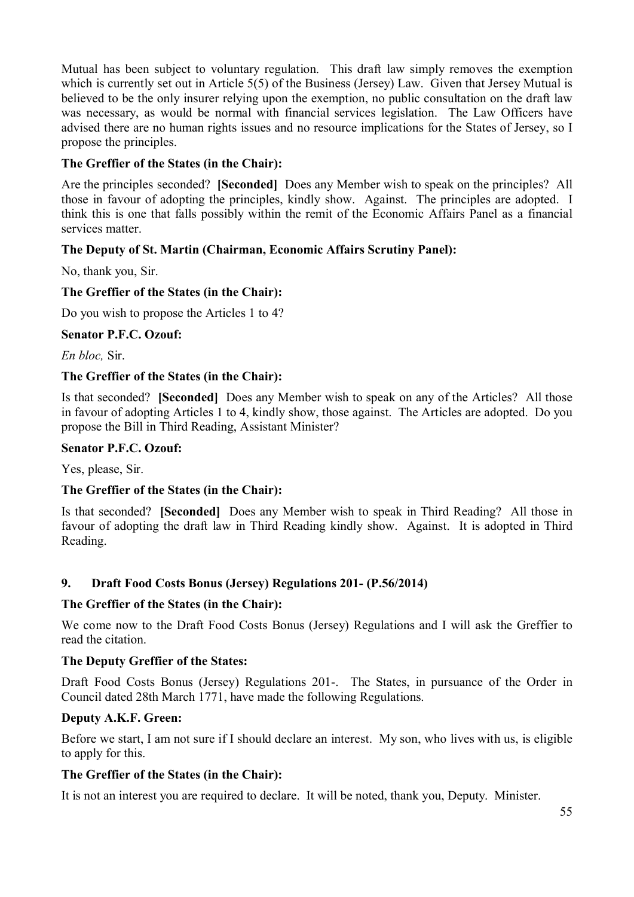Mutual has been subject to voluntary regulation. This draft law simply removes the exemption which is currently set out in Article 5(5) of the Business (Jersey) Law. Given that Jersey Mutual is believed to be the only insurer relying upon the exemption, no public consultation on the draft law was necessary, as would be normal with financial services legislation. The Law Officers have advised there are no human rights issues and no resource implications for the States of Jersey, so I propose the principles.

**The Greffier of the States (in the Chair):**

Are the principles seconded? **[Seconded]** Does any Member wish to speak on the principles? All those in favour of adopting the principles, kindly show. Against. The principles are adopted. I think this is one that falls possibly within the remit of the Economic Affairs Panel as a financial services matter.

**The Deputy of St. Martin (Chairman, Economic Affairs Scrutiny Panel):**

No, thank you, Sir.

**The Greffier of the States (in the Chair):**

Do you wish to propose the Articles 1 to 4?

**Senator P.F.C. Ozouf:**

*En bloc,* Sir.

**The Greffier of the States (in the Chair):**

Is that seconded? **[Seconded]** Does any Member wish to speak on any of the Articles? All those in favour of adopting Articles 1 to 4, kindly show, those against. The Articles are adopted. Do you propose the Bill in Third Reading, Assistant Minister?

**Senator P.F.C. Ozouf:**

Yes, please, Sir.

**The Greffier of the States (in the Chair):**

Is that seconded? **[Seconded]** Does any Member wish to speak in Third Reading? All those in favour of adopting the draft law in Third Reading kindly show. Against. It is adopted in Third Reading.

## 9. Draft Food Costs Bonus (Jersey) Regulations 201- (P.56/2014)

**The Greffier of the States (in the Chair):**

We come now to the Draft Food Costs Bonus (Jersey) Regulations and I will ask the Greffier to read the citation.

**The Deputy Greffier of the States:**

Draft Food Costs Bonus (Jersey) Regulations 201-. The States, in pursuance of the Order in Council dated 28th March 1771, have made the following Regulations.

**Deputy A.K.F. Green:**

Before we start, I am not sure if I should declare an interest. My son, who lives with us, is eligible to apply for this.

**The Greffier of the States (in the Chair):**

It is not an interest you are required to declare. It will be noted, thank you, Deputy. Minister.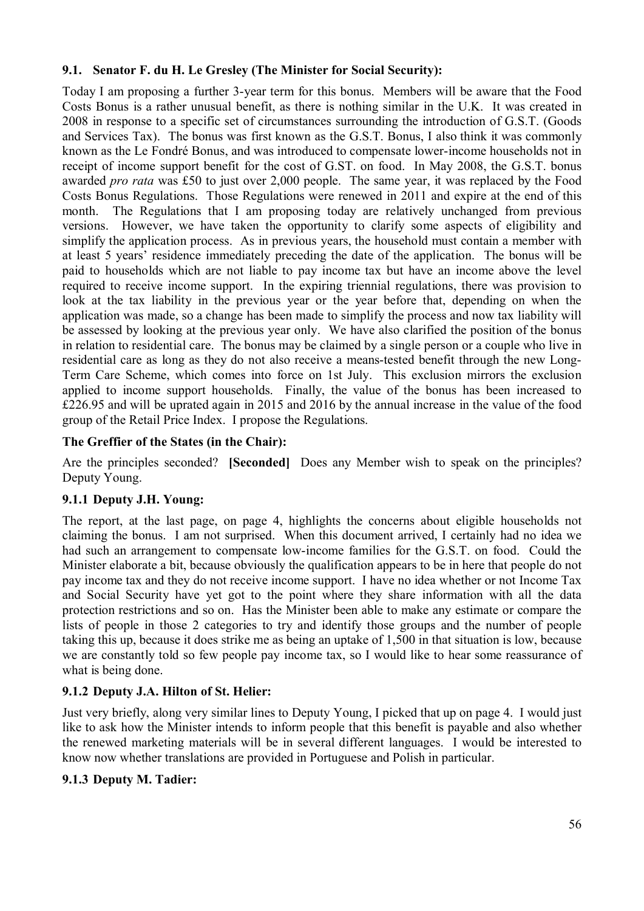### 9.1. Senator F. du H. Le Gresley (The Minister for Social Security):

Today I am proposing a further 3-year term for this bonus. Members will be aware that the Food Costs Bonus is a rather unusual benefit, as there is nothing similar in the U.K. It was created in 2008 in response to a specific set of circumstances surrounding the introduction of G.S.T. (Goods and Services Tax). The bonus was first known as the G.S.T. Bonus, I also think it was commonly known as the Le Fondré Bonus, and was introduced to compensate lower-income households not in receipt of income support benefit for the cost of G.ST. on food. In May 2008, the G.S.T. bonus awarded *pro rata* was £50 to just over 2,000 people. The same year, it was replaced by the Food Costs Bonus Regulations. Those Regulations were renewed in 2011 and expire at the end of this month. The Regulations that I am proposing today are relatively unchanged from previous versions. However, we have taken the opportunity to clarify some aspects of eligibility and simplify the application process. As in previous years, the household must contain a member with at least 5 years' residence immediately preceding the date of the application. The bonus will be paid to households which are not liable to pay income tax but have an income above the level required to receive income support. In the expiring triennial regulations, there was provision to look at the tax liability in the previous year or the year before that, depending on when the application was made, so a change has been made to simplify the process and now tax liability will be assessed by looking at the previous year only. We have also clarified the position of the bonus in relation to residential care. The bonus may be claimed by a single person or a couple who live in residential care as long as they do not also receive a means-tested benefit through the new Long-Term Care Scheme, which comes into force on 1st July. This exclusion mirrors the exclusion applied to income support households. Finally, the value of the bonus has been increased to £226.95 and will be uprated again in 2015 and 2016 by the annual increase in the value of the food group of the Retail Price Index. I propose the Regulations.

### The Greffier of the States (in the Chair):

Are the principles seconded? **[Seconded]** Does any Member wish to speak on the principles? Deputy Young.

### 9.1.1 Deputy J.H. Young:

The report, at the last page, on page 4, highlights the concerns about eligible households not claiming the bonus. I am not surprised. When this document arrived, I certainly had no idea we had such an arrangement to compensate low-income families for the G.S.T. on food. Could the Minister elaborate a bit, because obviously the qualification appears to be in here that people do not pay income tax and they do not receive income support. I have no idea whether or not Income Tax and Social Security have yet got to the point where they share information with all the data protection restrictions and so on. Has the Minister been able to make any estimate or compare the lists of people in those 2 categories to try and identify those groups and the number of people taking this up, because it does strike me as being an uptake of 1,500 in that situation is low, because we are constantly told so few people pay income tax, so I would like to hear some reassurance of what is being done.

### 9.1.2 Deputy J.A. Hilton of St. Helier:

Just very briefly, along very similar lines to Deputy Young, I picked that up on page 4. I would just like to ask how the Minister intends to inform people that this benefit is payable and also whether the renewed marketing materials will be in several different languages. I would be interested to know now whether translations are provided in Portuguese and Polish in particular.

### 9.1.3 Deputy M. Tadier: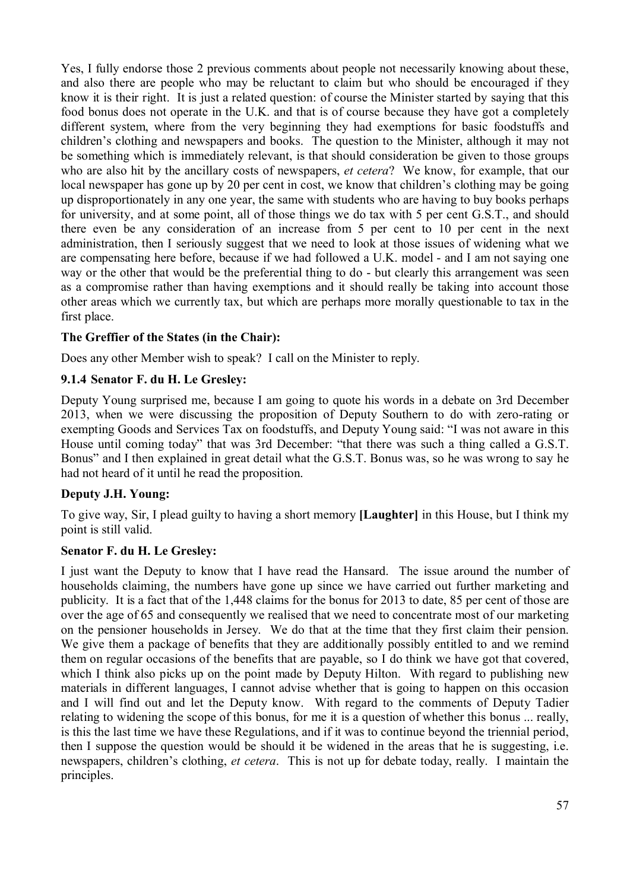Yes, I fully endorse those 2 previous comments about people not necessarily knowing about these, and also there are people who may be reluctant to claim but who should be encouraged if they know it is their right. It is just a related question: of course the Minister started by saying that this food bonus does not operate in the U.K. and that is of course because they have got a completely different system, where from the very beginning they had exemptions for basic foodstuffs and children's clothing and newspapers and books. The question to the Minister, although it may not be something which is immediately relevant, is that should consideration be given to those groups who are also hit by the ancillary costs of newspapers, *et cetera*? We know, for example, that our local newspaper has gone up by 20 per cent in cost, we know that children's clothing may be going up disproportionately in any one year, the same with students who are having to buy books perhaps for university, and at some point, all of those things we do tax with 5 per cent G.S.T., and should there even be any consideration of an increase from 5 per cent to 10 per cent in the next administration, then I seriously suggest that we need to look at those issues of widening what we are compensating here before, because if we had followed a U.K. model - and I am not saying one way or the other that would be the preferential thing to do - but clearly this arrangement was seen as a compromise rather than having exemptions and it should really be taking into account those other areas which we currently tax, but which are perhaps more morally questionable to tax in the first place.

**The Greffier of the States (in the Chair):**

Does any other Member wish to speak? I call on the Minister to reply.

### 9.1.4 Senator F. du H. Le Gresley:

Deputy Young surprised me, because I am going to quote his words in a debate on 3rd December 2013, when we were discussing the proposition of Deputy Southern to do with zero-rating or exempting Goods and Services Tax on foodstuffs, and Deputy Young said: "I was not aware in this House until coming today" that was 3rd December: "that there was such a thing called a G.S.T. Bonus" and I then explained in great detail what the G.S.T. Bonus was, so he was wrong to say he had not heard of it until he read the proposition.

**Deputy J.H. Young:**

To give way, Sir, I plead guilty to having a short memory **[Laughter]** in this House, but I think my point is still valid.

**Senator F. du H. Le Gresley:**

I just want the Deputy to know that I have read the Hansard. The issue around the number of households claiming, the numbers have gone up since we have carried out further marketing and publicity. It is a fact that of the 1,448 claims for the bonus for 2013 to date, 85 per cent of those are over the age of 65 and consequently we realised that we need to concentrate most of our marketing on the pensioner households in Jersey. We do that at the time that they first claim their pension. We give them a package of benefits that they are additionally possibly entitled to and we remind them on regular occasions of the benefits that are payable, so I do think we have got that covered, which I think also picks up on the point made by Deputy Hilton. With regard to publishing new materials in different languages, I cannot advise whether that is going to happen on this occasion and I will find out and let the Deputy know. With regard to the comments of Deputy Tadier relating to widening the scope of this bonus, for me it is a question of whether this bonus ... really, is this the last time we have these Regulations, and if it was to continue beyond the triennial period, then I suppose the question would be should it be widened in the areas that he is suggesting, i.e. newspapers, children's clothing, *et cetera*. This is not up for debate today, really. I maintain the principles.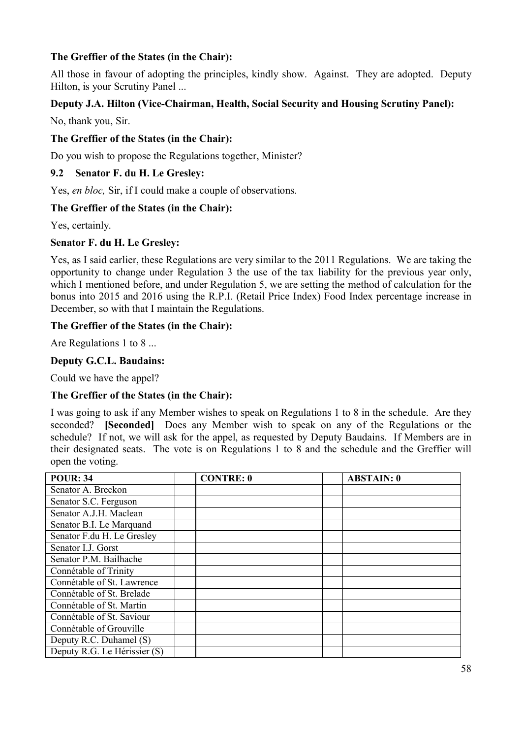**The Greffier of the States (in the Chair):**

All those in favour of adopting the principles, kindly show. Against. They are adopted. Deputy Hilton, is your Scrutiny Panel ...

**Deputy J.A. Hilton (Vice-Chairman, Health, Social Security and Housing Scrutiny Panel):**

No, thank you, Sir.

**The Greffier of the States (in the Chair):**

Do you wish to propose the Regulations together, Minister?

**9.2 Senator F. du H. Le Gresley:**

Yes, *en bloc,* Sir, if I could make a couple of observations.

**The Greffier of the States (in the Chair):**

Yes, certainly.

**Senator F. du H. Le Gresley:**

Yes, as I said earlier, these Regulations are very similar to the 2011 Regulations. We are taking the opportunity to change under Regulation 3 the use of the tax liability for the previous year only, which I mentioned before, and under Regulation 5, we are setting the method of calculation for the bonus into 2015 and 2016 using the R.P.I. (Retail Price Index) Food Index percentage increase in December, so with that I maintain the Regulations.

**The Greffier of the States (in the Chair):**

Are Regulations 1 to 8 ...

**Deputy G.C.L. Baudains:**

Could we have the appel?

**The Greffier of the States (in the Chair):**

I was going to ask if any Member wishes to speak on Regulations 1 to 8 in the schedule. Are they seconded? **[Seconded]** Does any Member wish to speak on any of the Regulations or the schedule? If not, we will ask for the appel, as requested by Deputy Baudains. If Members are in their designated seats. The vote is on Regulations 1 to 8 and the schedule and the Greffier will open the voting.

| POUR: 34 | | CONTRE: 0 | | ABSTAIN: 0 |
|---|---|---|---|---|
| Senator A. Breckon | | | | |
| Senator S.C. Ferguson | | | | |
| Senator A.J.H. Maclean | | | | |
| Senator B.I. Le Marquand | | | | |
| Senator F.du H. Le Gresley | | | | |
| Senator I.J. Gorst | | | | |
| Senator P.M. Bailhache | | | | |
| Connétable of Trinity | | | | |
| Connétable of St. Lawrence | | | | |
| Connétable of St. Brelade | | | | |
| Connétable of St. Martin | | | | |
| Connétable of St. Saviour | | | | |
| Connétable of Grouville | | | | |
| Deputy R.C. Duhamel (S) | | | | |
| Deputy R.G. Le Hérissier (S) | | | | |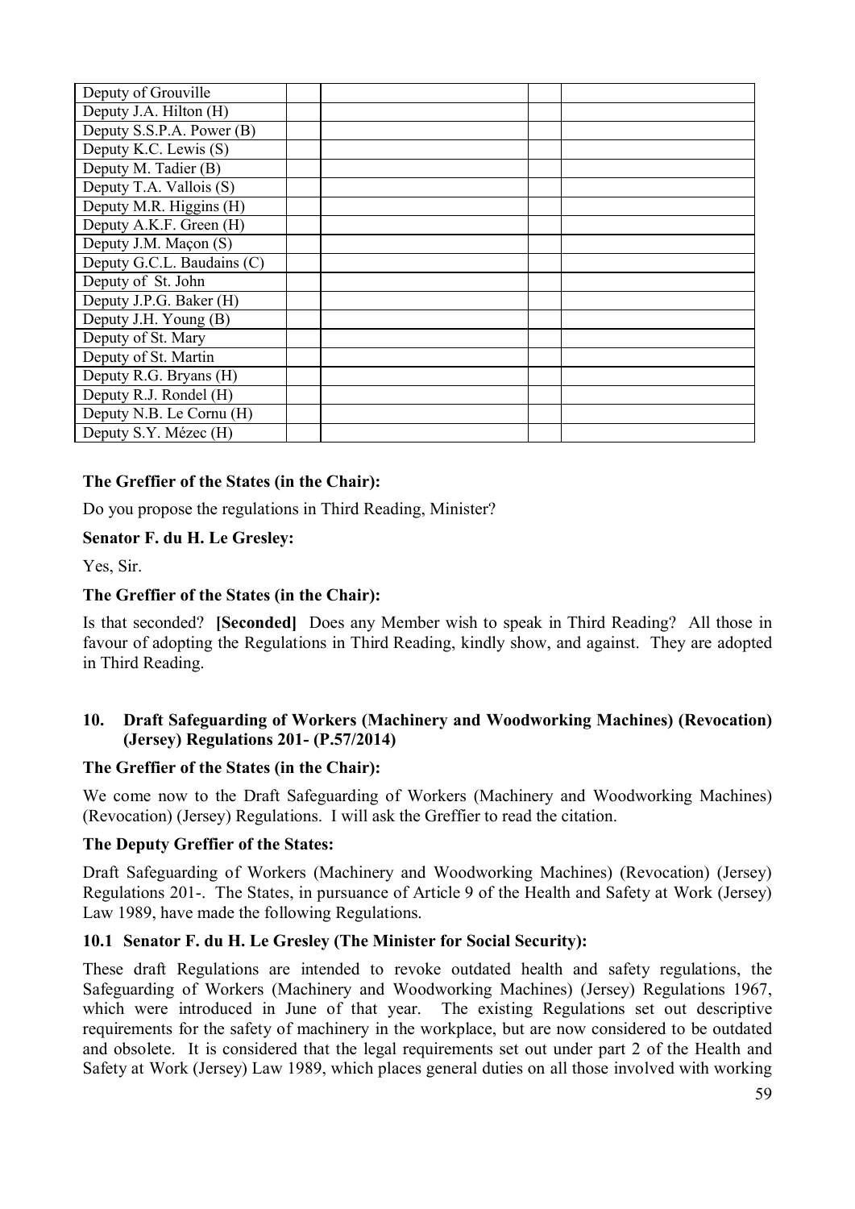| | | | | |
|---|---|---|---|---|
| Deputy of Grouville | | | | |
| Deputy J.A. Hilton (H) | | | | |
| Deputy S.S.P.A. Power (B) | | | | |
| Deputy K.C. Lewis (S) | | | | |
| Deputy M. Tadier (B) | | | | |
| Deputy T.A. Vallois (S) | | | | |
| Deputy M.R. Higgins (H) | | | | |
| Deputy A.K.F. Green (H) | | | | |
| Deputy J.M. Maçon (S) | | | | |
| Deputy G.C.L. Baudains (C) | | | | |
| Deputy of St. John | | | | |
| Deputy J.P.G. Baker (H) | | | | |
| Deputy J.H. Young (B) | | | | |
| Deputy of St. Mary | | | | |
| Deputy of St. Martin | | | | |
| Deputy R.G. Bryans (H) | | | | |
| Deputy R.J. Rondel (H) | | | | |
| Deputy N.B. Le Cornu (H) | | | | |
| Deputy S.Y. Mézec (H) | | | | |

**The Greffier of the States (in the Chair):**

Do you propose the regulations in Third Reading, Minister?

**Senator F. du H. Le Gresley:**

Yes, Sir.

**The Greffier of the States (in the Chair):**

Is that seconded? **[Seconded]** Does any Member wish to speak in Third Reading? All those in favour of adopting the Regulations in Third Reading, kindly show, and against. They are adopted in Third Reading.

## 10. Draft Safeguarding of Workers (Machinery and Woodworking Machines) (Revocation) (Jersey) Regulations 201- (P.57/2014)

**The Greffier of the States (in the Chair):**

We come now to the Draft Safeguarding of Workers (Machinery and Woodworking Machines) (Revocation) (Jersey) Regulations. I will ask the Greffier to read the citation.

**The Deputy Greffier of the States:**

Draft Safeguarding of Workers (Machinery and Woodworking Machines) (Revocation) (Jersey) Regulations 201-. The States, in pursuance of Article 9 of the Health and Safety at Work (Jersey) Law 1989, have made the following Regulations.

### 10.1 Senator F. du H. Le Gresley (The Minister for Social Security):

These draft Regulations are intended to revoke outdated health and safety regulations, the Safeguarding of Workers (Machinery and Woodworking Machines) (Jersey) Regulations 1967, which were introduced in June of that year. The existing Regulations set out descriptive requirements for the safety of machinery in the workplace, but are now considered to be outdated and obsolete. It is considered that the legal requirements set out under part 2 of the Health and Safety at Work (Jersey) Law 1989, which places general duties on all those involved with working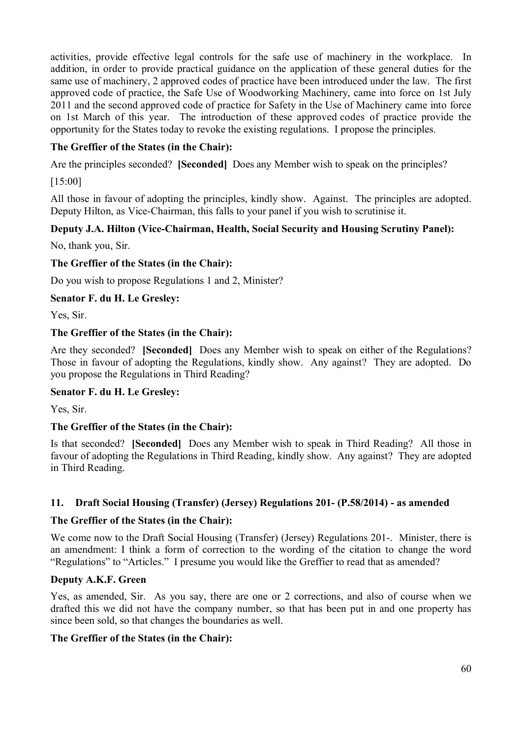activities, provide effective legal controls for the safe use of machinery in the workplace. In addition, in order to provide practical guidance on the application of these general duties for the same use of machinery, 2 approved codes of practice have been introduced under the law. The first approved code of practice, the Safe Use of Woodworking Machinery, came into force on 1st July 2011 and the second approved code of practice for Safety in the Use of Machinery came into force on 1st March of this year. The introduction of these approved codes of practice provide the opportunity for the States today to revoke the existing regulations. I propose the principles.

**The Greffier of the States (in the Chair):**

Are the principles seconded? **[Seconded]** Does any Member wish to speak on the principles?

[15:00]

All those in favour of adopting the principles, kindly show. Against. The principles are adopted. Deputy Hilton, as Vice-Chairman, this falls to your panel if you wish to scrutinise it.

**Deputy J.A. Hilton (Vice-Chairman, Health, Social Security and Housing Scrutiny Panel):**

No, thank you, Sir.

**The Greffier of the States (in the Chair):**

Do you wish to propose Regulations 1 and 2, Minister?

**Senator F. du H. Le Gresley:**

Yes, Sir.

**The Greffier of the States (in the Chair):**

Are they seconded? **[Seconded]** Does any Member wish to speak on either of the Regulations? Those in favour of adopting the Regulations, kindly show. Any against? They are adopted. Do you propose the Regulations in Third Reading?

**Senator F. du H. Le Gresley:**

Yes, Sir.

**The Greffier of the States (in the Chair):**

Is that seconded? **[Seconded]** Does any Member wish to speak in Third Reading? All those in favour of adopting the Regulations in Third Reading, kindly show. Any against? They are adopted in Third Reading.

## 11. Draft Social Housing (Transfer) (Jersey) Regulations 201- (P.58/2014) - as amended

**The Greffier of the States (in the Chair):**

We come now to the Draft Social Housing (Transfer) (Jersey) Regulations 201-. Minister, there is an amendment: I think a form of correction to the wording of the citation to change the word "Regulations" to "Articles." I presume you would like the Greffier to read that as amended?

**Deputy A.K.F. Green**

Yes, as amended, Sir. As you say, there are one or 2 corrections, and also of course when we drafted this we did not have the company number, so that has been put in and one property has since been sold, so that changes the boundaries as well.

**The Greffier of the States (in the Chair):**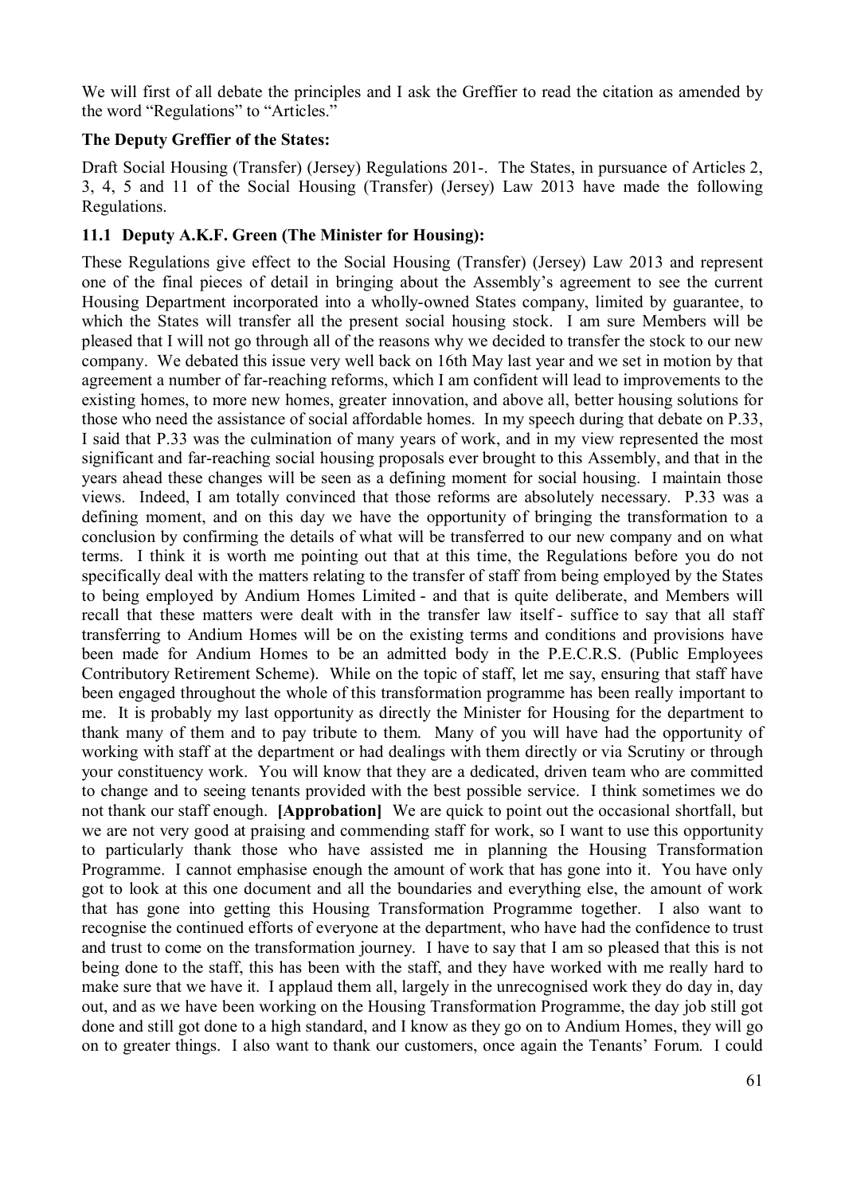We will first of all debate the principles and I ask the Greffier to read the citation as amended by the word "Regulations" to "Articles."

**The Deputy Greffier of the States:**

Draft Social Housing (Transfer) (Jersey) Regulations 201-. The States, in pursuance of Articles 2, 3, 4, 5 and 11 of the Social Housing (Transfer) (Jersey) Law 2013 have made the following Regulations.

### 11.1 Deputy A.K.F. Green (The Minister for Housing):

These Regulations give effect to the Social Housing (Transfer) (Jersey) Law 2013 and represent one of the final pieces of detail in bringing about the Assembly's agreement to see the current Housing Department incorporated into a wholly-owned States company, limited by guarantee, to which the States will transfer all the present social housing stock. I am sure Members will be pleased that I will not go through all of the reasons why we decided to transfer the stock to our new company. We debated this issue very well back on 16th May last year and we set in motion by that agreement a number of far-reaching reforms, which I am confident will lead to improvements to the existing homes, to more new homes, greater innovation, and above all, better housing solutions for those who need the assistance of social affordable homes. In my speech during that debate on P.33, I said that P.33 was the culmination of many years of work, and in my view represented the most significant and far-reaching social housing proposals ever brought to this Assembly, and that in the years ahead these changes will be seen as a defining moment for social housing. I maintain those views. Indeed, I am totally convinced that those reforms are absolutely necessary. P.33 was a defining moment, and on this day we have the opportunity of bringing the transformation to a conclusion by confirming the details of what will be transferred to our new company and on what terms. I think it is worth me pointing out that at this time, the Regulations before you do not specifically deal with the matters relating to the transfer of staff from being employed by the States to being employed by Andium Homes Limited - and that is quite deliberate, and Members will recall that these matters were dealt with in the transfer law itself - suffice to say that all staff transferring to Andium Homes will be on the existing terms and conditions and provisions have been made for Andium Homes to be an admitted body in the P.E.C.R.S. (Public Employees Contributory Retirement Scheme). While on the topic of staff, let me say, ensuring that staff have been engaged throughout the whole of this transformation programme has been really important to me. It is probably my last opportunity as directly the Minister for Housing for the department to thank many of them and to pay tribute to them. Many of you will have had the opportunity of working with staff at the department or had dealings with them directly or via Scrutiny or through your constituency work. You will know that they are a dedicated, driven team who are committed to change and to seeing tenants provided with the best possible service. I think sometimes we do not thank our staff enough. **[Approbation]** We are quick to point out the occasional shortfall, but we are not very good at praising and commending staff for work, so I want to use this opportunity to particularly thank those who have assisted me in planning the Housing Transformation Programme. I cannot emphasise enough the amount of work that has gone into it. You have only got to look at this one document and all the boundaries and everything else, the amount of work that has gone into getting this Housing Transformation Programme together. I also want to recognise the continued efforts of everyone at the department, who have had the confidence to trust and trust to come on the transformation journey. I have to say that I am so pleased that this is not being done to the staff, this has been with the staff, and they have worked with me really hard to make sure that we have it. I applaud them all, largely in the unrecognised work they do day in, day out, and as we have been working on the Housing Transformation Programme, the day job still got done and still got done to a high standard, and I know as they go on to Andium Homes, they will go on to greater things. I also want to thank our customers, once again the Tenants' Forum. I could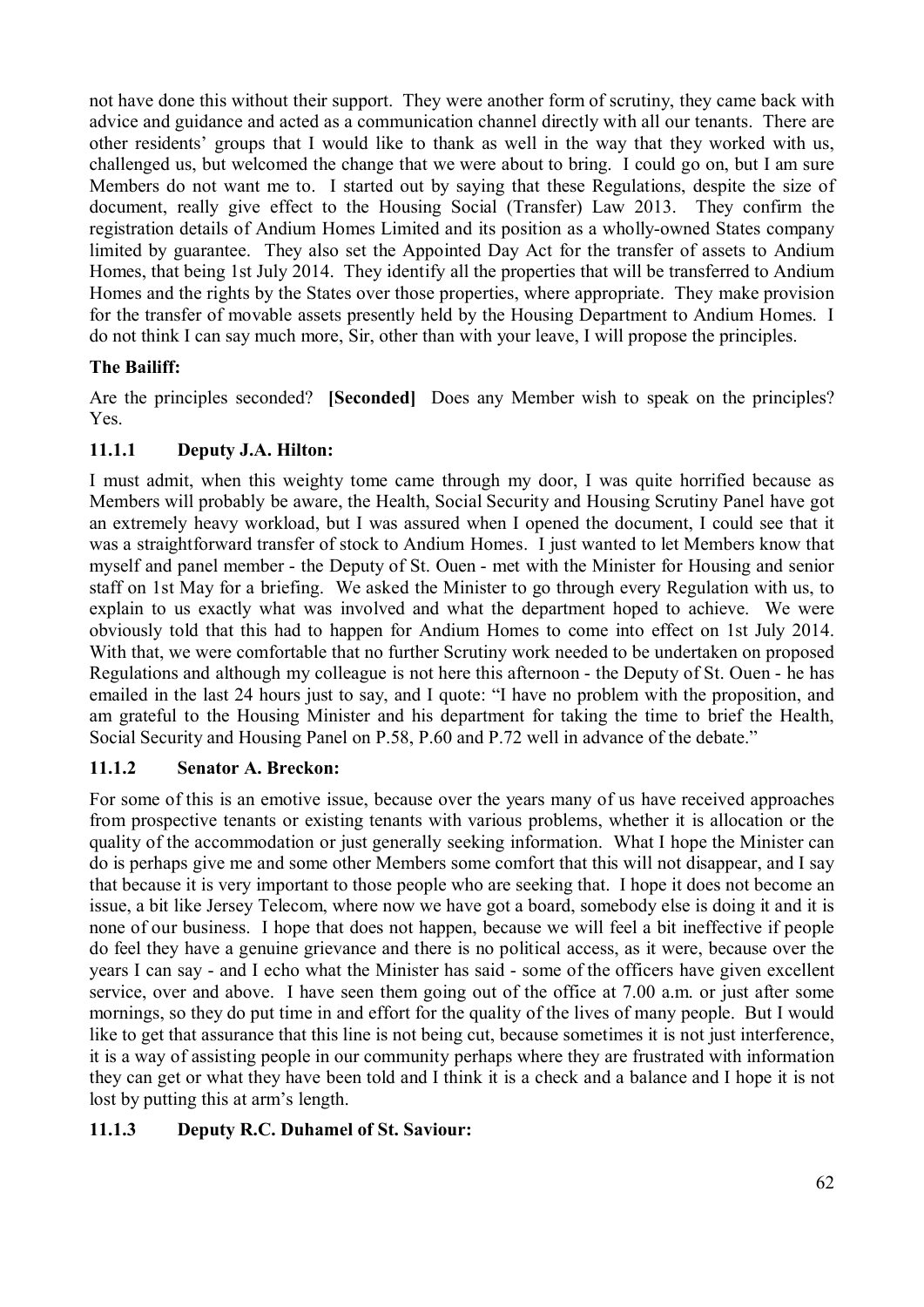not have done this without their support. They were another form of scrutiny, they came back with advice and guidance and acted as a communication channel directly with all our tenants. There are other residents' groups that I would like to thank as well in the way that they worked with us, challenged us, but welcomed the change that we were about to bring. I could go on, but I am sure Members do not want me to. I started out by saying that these Regulations, despite the size of document, really give effect to the Housing Social (Transfer) Law 2013. They confirm the registration details of Andium Homes Limited and its position as a wholly-owned States company limited by guarantee. They also set the Appointed Day Act for the transfer of assets to Andium Homes, that being 1st July 2014. They identify all the properties that will be transferred to Andium Homes and the rights by the States over those properties, where appropriate. They make provision for the transfer of movable assets presently held by the Housing Department to Andium Homes. I do not think I can say much more, Sir, other than with your leave, I will propose the principles.

**The Bailiff:**

Are the principles seconded? **[Seconded]** Does any Member wish to speak on the principles? Yes.

### 11.1.1 Deputy J.A. Hilton:

I must admit, when this weighty tome came through my door, I was quite horrified because as Members will probably be aware, the Health, Social Security and Housing Scrutiny Panel have got an extremely heavy workload, but I was assured when I opened the document, I could see that it was a straightforward transfer of stock to Andium Homes. I just wanted to let Members know that myself and panel member - the Deputy of St. Ouen - met with the Minister for Housing and senior staff on 1st May for a briefing. We asked the Minister to go through every Regulation with us, to explain to us exactly what was involved and what the department hoped to achieve. We were obviously told that this had to happen for Andium Homes to come into effect on 1st July 2014. With that, we were comfortable that no further Scrutiny work needed to be undertaken on proposed Regulations and although my colleague is not here this afternoon - the Deputy of St. Ouen - he has emailed in the last 24 hours just to say, and I quote: "I have no problem with the proposition, and am grateful to the Housing Minister and his department for taking the time to brief the Health, Social Security and Housing Panel on P.58, P.60 and P.72 well in advance of the debate."

### 11.1.2 Senator A. Breckon:

For some of this is an emotive issue, because over the years many of us have received approaches from prospective tenants or existing tenants with various problems, whether it is allocation or the quality of the accommodation or just generally seeking information. What I hope the Minister can do is perhaps give me and some other Members some comfort that this will not disappear, and I say that because it is very important to those people who are seeking that. I hope it does not become an issue, a bit like Jersey Telecom, where now we have got a board, somebody else is doing it and it is none of our business. I hope that does not happen, because we will feel a bit ineffective if people do feel they have a genuine grievance and there is no political access, as it were, because over the years I can say - and I echo what the Minister has said - some of the officers have given excellent service, over and above. I have seen them going out of the office at 7.00 a.m. or just after some mornings, so they do put time in and effort for the quality of the lives of many people. But I would like to get that assurance that this line is not being cut, because sometimes it is not just interference, it is a way of assisting people in our community perhaps where they are frustrated with information they can get or what they have been told and I think it is a check and a balance and I hope it is not lost by putting this at arm's length.

### 11.1.3 Deputy R.C. Duhamel of St. Saviour: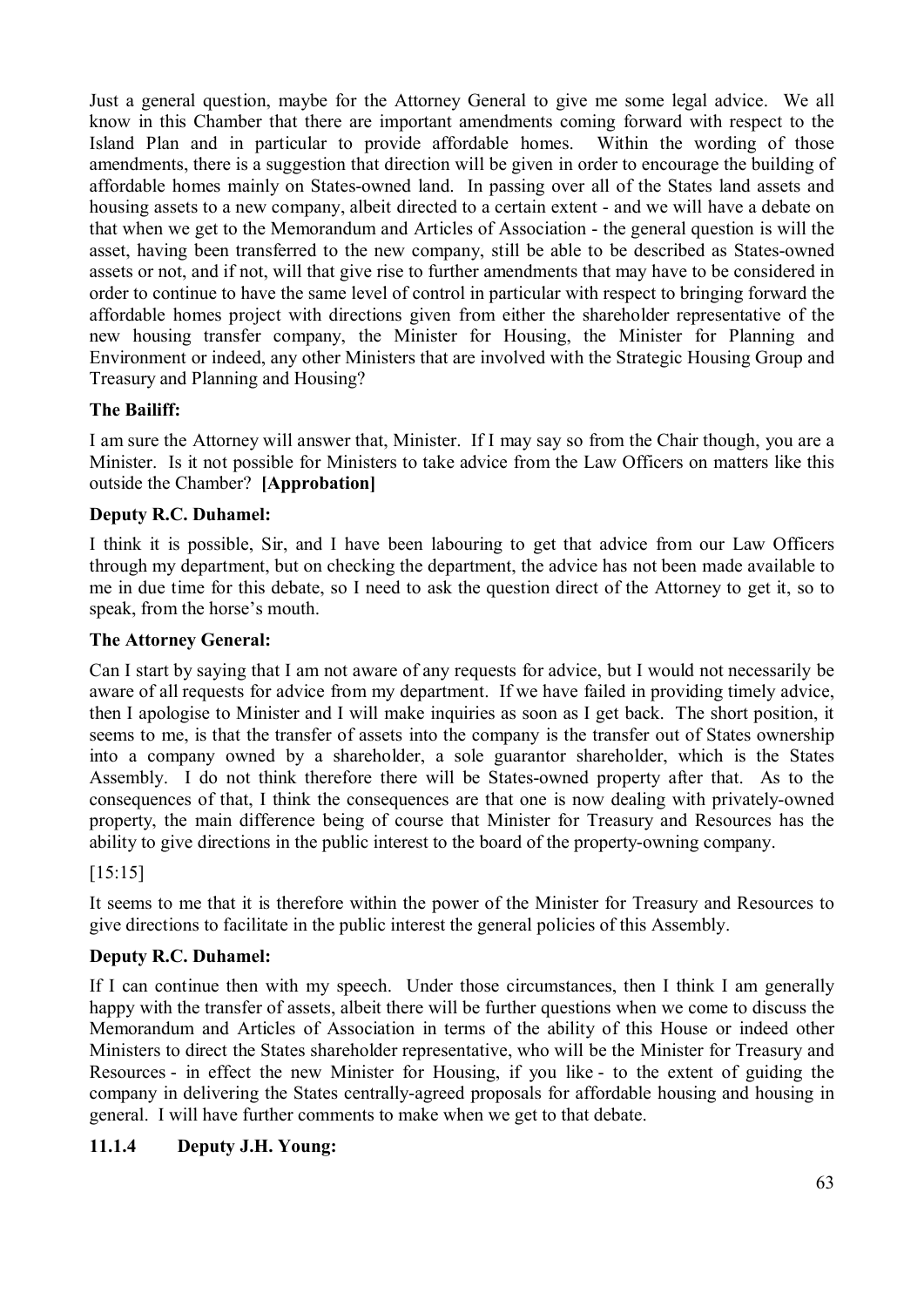Just a general question, maybe for the Attorney General to give me some legal advice. We all know in this Chamber that there are important amendments coming forward with respect to the Island Plan and in particular to provide affordable homes. Within the wording of those amendments, there is a suggestion that direction will be given in order to encourage the building of affordable homes mainly on States-owned land. In passing over all of the States land assets and housing assets to a new company, albeit directed to a certain extent - and we will have a debate on that when we get to the Memorandum and Articles of Association - the general question is will the asset, having been transferred to the new company, still be able to be described as States-owned assets or not, and if not, will that give rise to further amendments that may have to be considered in order to continue to have the same level of control in particular with respect to bringing forward the affordable homes project with directions given from either the shareholder representative of the new housing transfer company, the Minister for Housing, the Minister for Planning and Environment or indeed, any other Ministers that are involved with the Strategic Housing Group and Treasury and Planning and Housing?

**The Bailiff:**

I am sure the Attorney will answer that, Minister. If I may say so from the Chair though, you are a Minister. Is it not possible for Ministers to take advice from the Law Officers on matters like this outside the Chamber? **[Approbation]**

**Deputy R.C. Duhamel:**

I think it is possible, Sir, and I have been labouring to get that advice from our Law Officers through my department, but on checking the department, the advice has not been made available to me in due time for this debate, so I need to ask the question direct of the Attorney to get it, so to speak, from the horse's mouth.

**The Attorney General:**

Can I start by saying that I am not aware of any requests for advice, but I would not necessarily be aware of all requests for advice from my department. If we have failed in providing timely advice, then I apologise to Minister and I will make inquiries as soon as I get back. The short position, it seems to me, is that the transfer of assets into the company is the transfer out of States ownership into a company owned by a shareholder, a sole guarantor shareholder, which is the States Assembly. I do not think therefore there will be States-owned property after that. As to the consequences of that, I think the consequences are that one is now dealing with privately-owned property, the main difference being of course that Minister for Treasury and Resources has the ability to give directions in the public interest to the board of the property-owning company.

[15:15]

It seems to me that it is therefore within the power of the Minister for Treasury and Resources to give directions to facilitate in the public interest the general policies of this Assembly.

**Deputy R.C. Duhamel:**

If I can continue then with my speech. Under those circumstances, then I think I am generally happy with the transfer of assets, albeit there will be further questions when we come to discuss the Memorandum and Articles of Association in terms of the ability of this House or indeed other Ministers to direct the States shareholder representative, who will be the Minister for Treasury and Resources - in effect the new Minister for Housing, if you like - to the extent of guiding the company in delivering the States centrally-agreed proposals for affordable housing and housing in general. I will have further comments to make when we get to that debate.

### 11.1.4 Deputy J.H. Young: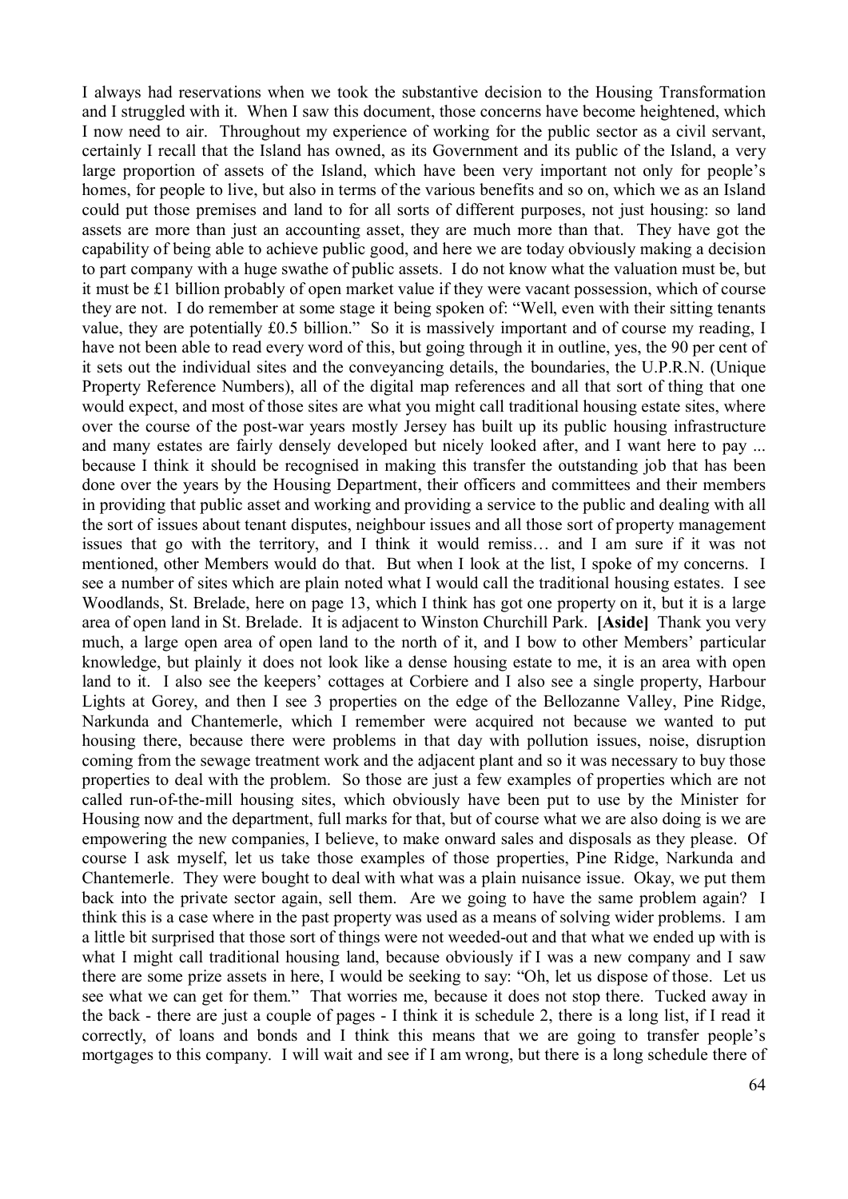I always had reservations when we took the substantive decision to the Housing Transformation and I struggled with it. When I saw this document, those concerns have become heightened, which I now need to air. Throughout my experience of working for the public sector as a civil servant, certainly I recall that the Island has owned, as its Government and its public of the Island, a very large proportion of assets of the Island, which have been very important not only for people's homes, for people to live, but also in terms of the various benefits and so on, which we as an Island could put those premises and land to for all sorts of different purposes, not just housing: so land assets are more than just an accounting asset, they are much more than that. They have got the capability of being able to achieve public good, and here we are today obviously making a decision to part company with a huge swathe of public assets. I do not know what the valuation must be, but it must be £1 billion probably of open market value if they were vacant possession, which of course they are not. I do remember at some stage it being spoken of: "Well, even with their sitting tenants value, they are potentially £0.5 billion." So it is massively important and of course my reading, I have not been able to read every word of this, but going through it in outline, yes, the 90 per cent of it sets out the individual sites and the conveyancing details, the boundaries, the U.P.R.N. (Unique Property Reference Numbers), all of the digital map references and all that sort of thing that one would expect, and most of those sites are what you might call traditional housing estate sites, where over the course of the post-war years mostly Jersey has built up its public housing infrastructure and many estates are fairly densely developed but nicely looked after, and I want here to pay ... because I think it should be recognised in making this transfer the outstanding job that has been done over the years by the Housing Department, their officers and committees and their members in providing that public asset and working and providing a service to the public and dealing with all the sort of issues about tenant disputes, neighbour issues and all those sort of property management issues that go with the territory, and I think it would remiss… and I am sure if it was not mentioned, other Members would do that. But when I look at the list, I spoke of my concerns. I see a number of sites which are plain noted what I would call the traditional housing estates. I see Woodlands, St. Brelade, here on page 13, which I think has got one property on it, but it is a large area of open land in St. Brelade. It is adjacent to Winston Churchill Park. **[Aside]** Thank you very much, a large open area of open land to the north of it, and I bow to other Members' particular knowledge, but plainly it does not look like a dense housing estate to me, it is an area with open land to it. I also see the keepers' cottages at Corbiere and I also see a single property, Harbour Lights at Gorey, and then I see 3 properties on the edge of the Bellozanne Valley, Pine Ridge, Narkunda and Chantemerle, which I remember were acquired not because we wanted to put housing there, because there were problems in that day with pollution issues, noise, disruption coming from the sewage treatment work and the adjacent plant and so it was necessary to buy those properties to deal with the problem. So those are just a few examples of properties which are not called run-of-the-mill housing sites, which obviously have been put to use by the Minister for Housing now and the department, full marks for that, but of course what we are also doing is we are empowering the new companies, I believe, to make onward sales and disposals as they please. Of course I ask myself, let us take those examples of those properties, Pine Ridge, Narkunda and Chantemerle. They were bought to deal with what was a plain nuisance issue. Okay, we put them back into the private sector again, sell them. Are we going to have the same problem again? I think this is a case where in the past property was used as a means of solving wider problems. I am a little bit surprised that those sort of things were not weeded-out and that what we ended up with is what I might call traditional housing land, because obviously if I was a new company and I saw there are some prize assets in here, I would be seeking to say: "Oh, let us dispose of those. Let us see what we can get for them." That worries me, because it does not stop there. Tucked away in the back - there are just a couple of pages - I think it is schedule 2, there is a long list, if I read it correctly, of loans and bonds and I think this means that we are going to transfer people's mortgages to this company. I will wait and see if I am wrong, but there is a long schedule there of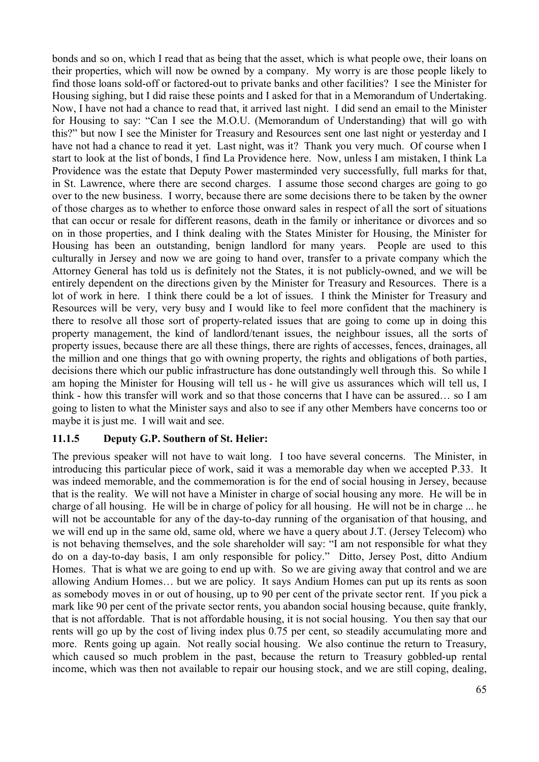bonds and so on, which I read that as being that the asset, which is what people owe, their loans on their properties, which will now be owned by a company. My worry is are those people likely to find those loans sold-off or factored-out to private banks and other facilities? I see the Minister for Housing sighing, but I did raise these points and I asked for that in a Memorandum of Undertaking. Now, I have not had a chance to read that, it arrived last night. I did send an email to the Minister for Housing to say: "Can I see the M.O.U. (Memorandum of Understanding) that will go with this?" but now I see the Minister for Treasury and Resources sent one last night or yesterday and I have not had a chance to read it yet. Last night, was it? Thank you very much. Of course when I start to look at the list of bonds, I find La Providence here. Now, unless I am mistaken, I think La Providence was the estate that Deputy Power masterminded very successfully, full marks for that, in St. Lawrence, where there are second charges. I assume those second charges are going to go over to the new business. I worry, because there are some decisions there to be taken by the owner of those charges as to whether to enforce those onward sales in respect of all the sort of situations that can occur or resale for different reasons, death in the family or inheritance or divorces and so on in those properties, and I think dealing with the States Minister for Housing, the Minister for Housing has been an outstanding, benign landlord for many years. People are used to this culturally in Jersey and now we are going to hand over, transfer to a private company which the Attorney General has told us is definitely not the States, it is not publicly-owned, and we will be entirely dependent on the directions given by the Minister for Treasury and Resources. There is a lot of work in here. I think there could be a lot of issues. I think the Minister for Treasury and Resources will be very, very busy and I would like to feel more confident that the machinery is there to resolve all those sort of property-related issues that are going to come up in doing this property management, the kind of landlord/tenant issues, the neighbour issues, all the sorts of property issues, because there are all these things, there are rights of accesses, fences, drainages, all the million and one things that go with owning property, the rights and obligations of both parties, decisions there which our public infrastructure has done outstandingly well through this. So while I am hoping the Minister for Housing will tell us - he will give us assurances which will tell us, I think - how this transfer will work and so that those concerns that I have can be assured… so I am going to listen to what the Minister says and also to see if any other Members have concerns too or maybe it is just me. I will wait and see.

### 11.1.5 Deputy G.P. Southern of St. Helier:

The previous speaker will not have to wait long. I too have several concerns. The Minister, in introducing this particular piece of work, said it was a memorable day when we accepted P.33. It was indeed memorable, and the commemoration is for the end of social housing in Jersey, because that is the reality. We will not have a Minister in charge of social housing any more. He will be in charge of all housing. He will be in charge of policy for all housing. He will not be in charge ... he will not be accountable for any of the day-to-day running of the organisation of that housing, and we will end up in the same old, same old, where we have a query about J.T. (Jersey Telecom) who is not behaving themselves, and the sole shareholder will say: "I am not responsible for what they do on a day-to-day basis, I am only responsible for policy." Ditto, Jersey Post, ditto Andium Homes. That is what we are going to end up with. So we are giving away that control and we are allowing Andium Homes… but we are policy. It says Andium Homes can put up its rents as soon as somebody moves in or out of housing, up to 90 per cent of the private sector rent. If you pick a mark like 90 per cent of the private sector rents, you abandon social housing because, quite frankly, that is not affordable. That is not affordable housing, it is not social housing. You then say that our rents will go up by the cost of living index plus 0.75 per cent, so steadily accumulating more and more. Rents going up again. Not really social housing. We also continue the return to Treasury, which caused so much problem in the past, because the return to Treasury gobbled-up rental income, which was then not available to repair our housing stock, and we are still coping, dealing,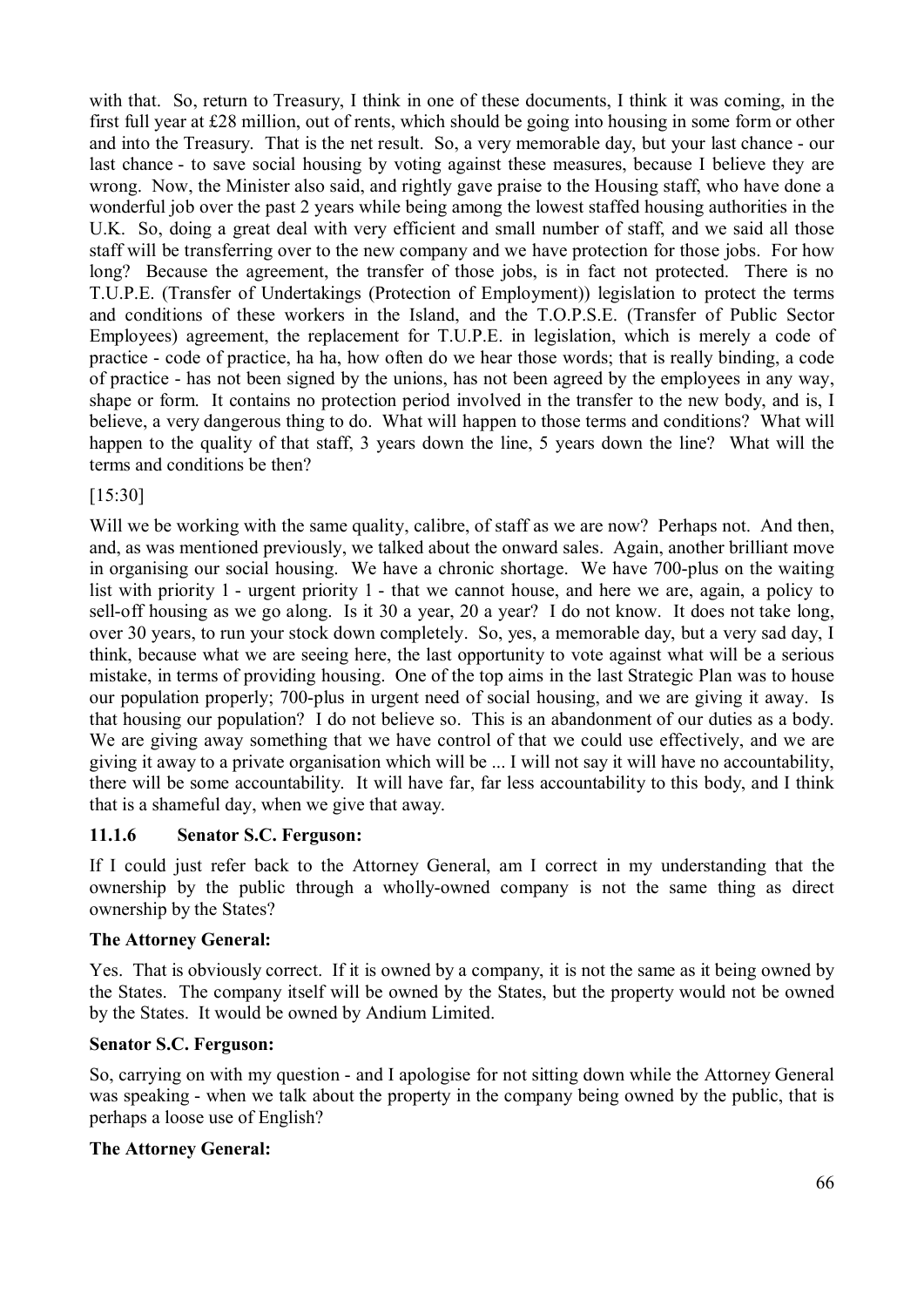with that. So, return to Treasury, I think in one of these documents, I think it was coming, in the first full year at £28 million, out of rents, which should be going into housing in some form or other and into the Treasury. That is the net result. So, a very memorable day, but your last chance - our last chance - to save social housing by voting against these measures, because I believe they are wrong. Now, the Minister also said, and rightly gave praise to the Housing staff, who have done a wonderful job over the past 2 years while being among the lowest staffed housing authorities in the U.K. So, doing a great deal with very efficient and small number of staff, and we said all those staff will be transferring over to the new company and we have protection for those jobs. For how long? Because the agreement, the transfer of those jobs, is in fact not protected. There is no T.U.P.E. (Transfer of Undertakings (Protection of Employment)) legislation to protect the terms and conditions of these workers in the Island, and the T.O.P.S.E. (Transfer of Public Sector Employees) agreement, the replacement for T.U.P.E. in legislation, which is merely a code of practice - code of practice, ha ha, how often do we hear those words; that is really binding, a code of practice - has not been signed by the unions, has not been agreed by the employees in any way, shape or form. It contains no protection period involved in the transfer to the new body, and is, I believe, a very dangerous thing to do. What will happen to those terms and conditions? What will happen to the quality of that staff, 3 years down the line, 5 years down the line? What will the terms and conditions be then?

[15:30]

Will we be working with the same quality, calibre, of staff as we are now? Perhaps not. And then, and, as was mentioned previously, we talked about the onward sales. Again, another brilliant move in organising our social housing. We have a chronic shortage. We have 700-plus on the waiting list with priority 1 - urgent priority 1 - that we cannot house, and here we are, again, a policy to sell-off housing as we go along. Is it 30 a year, 20 a year? I do not know. It does not take long, over 30 years, to run your stock down completely. So, yes, a memorable day, but a very sad day, I think, because what we are seeing here, the last opportunity to vote against what will be a serious mistake, in terms of providing housing. One of the top aims in the last Strategic Plan was to house our population properly; 700-plus in urgent need of social housing, and we are giving it away. Is that housing our population? I do not believe so. This is an abandonment of our duties as a body. We are giving away something that we have control of that we could use effectively, and we are giving it away to a private organisation which will be ... I will not say it will have no accountability, there will be some accountability. It will have far, far less accountability to this body, and I think that is a shameful day, when we give that away.

### 11.1.6 Senator S.C. Ferguson:

If I could just refer back to the Attorney General, am I correct in my understanding that the ownership by the public through a wholly-owned company is not the same thing as direct ownership by the States?

**The Attorney General:**

Yes. That is obviously correct. If it is owned by a company, it is not the same as it being owned by the States. The company itself will be owned by the States, but the property would not be owned by the States. It would be owned by Andium Limited.

**Senator S.C. Ferguson:**

So, carrying on with my question - and I apologise for not sitting down while the Attorney General was speaking - when we talk about the property in the company being owned by the public, that is perhaps a loose use of English?

**The Attorney General:**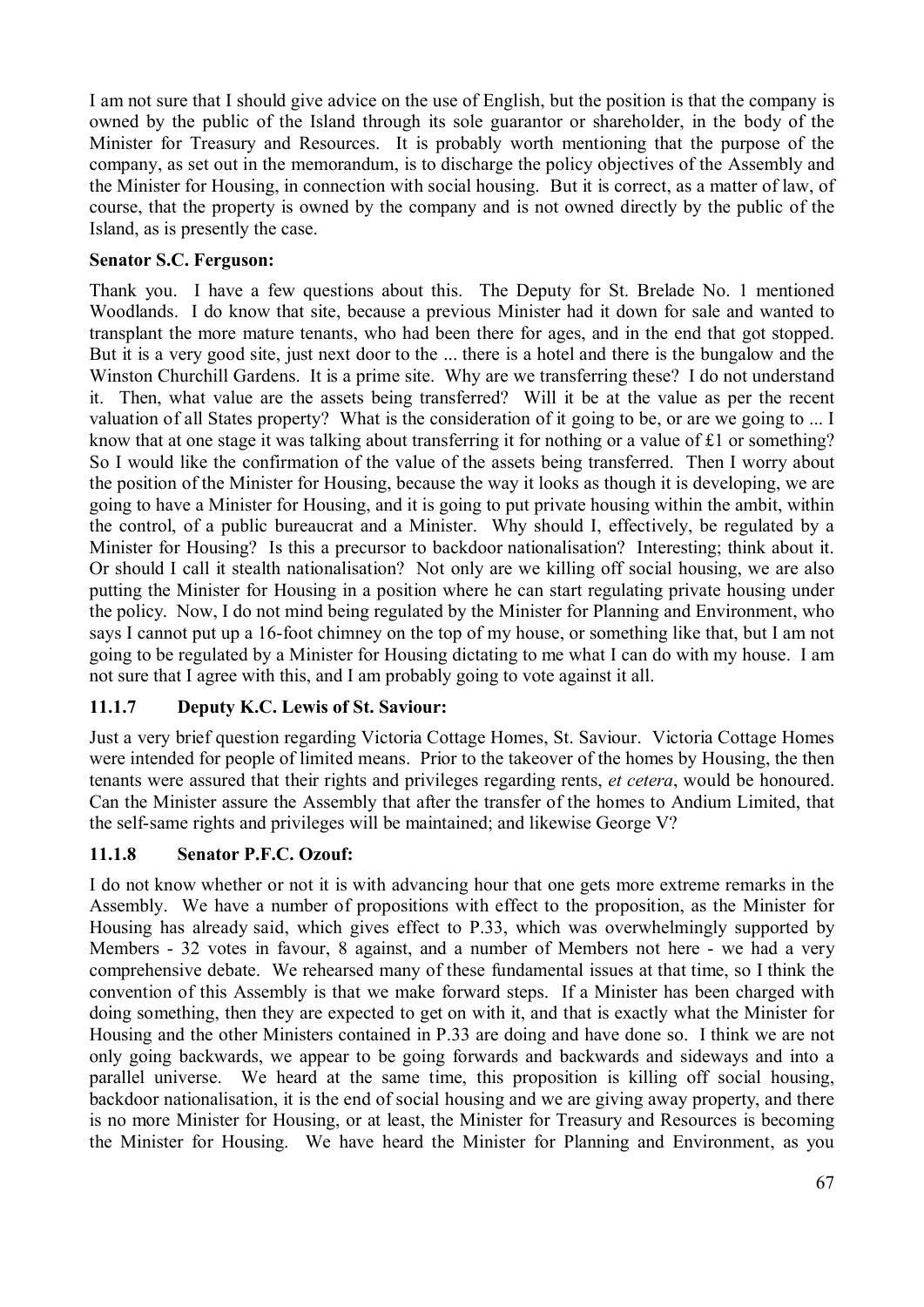I am not sure that I should give advice on the use of English, but the position is that the company is owned by the public of the Island through its sole guarantor or shareholder, in the body of the Minister for Treasury and Resources. It is probably worth mentioning that the purpose of the company, as set out in the memorandum, is to discharge the policy objectives of the Assembly and the Minister for Housing, in connection with social housing. But it is correct, as a matter of law, of course, that the property is owned by the company and is not owned directly by the public of the Island, as is presently the case.

**Senator S.C. Ferguson:**

Thank you. I have a few questions about this. The Deputy for St. Brelade No. 1 mentioned Woodlands. I do know that site, because a previous Minister had it down for sale and wanted to transplant the more mature tenants, who had been there for ages, and in the end that got stopped. But it is a very good site, just next door to the ... there is a hotel and there is the bungalow and the Winston Churchill Gardens. It is a prime site. Why are we transferring these? I do not understand it. Then, what value are the assets being transferred? Will it be at the value as per the recent valuation of all States property? What is the consideration of it going to be, or are we going to ... I know that at one stage it was talking about transferring it for nothing or a value of £1 or something? So I would like the confirmation of the value of the assets being transferred. Then I worry about the position of the Minister for Housing, because the way it looks as though it is developing, we are going to have a Minister for Housing, and it is going to put private housing within the ambit, within the control, of a public bureaucrat and a Minister. Why should I, effectively, be regulated by a Minister for Housing? Is this a precursor to backdoor nationalisation? Interesting; think about it. Or should I call it stealth nationalisation? Not only are we killing off social housing, we are also putting the Minister for Housing in a position where he can start regulating private housing under the policy. Now, I do not mind being regulated by the Minister for Planning and Environment, who says I cannot put up a 16-foot chimney on the top of my house, or something like that, but I am not going to be regulated by a Minister for Housing dictating to me what I can do with my house. I am not sure that I agree with this, and I am probably going to vote against it all.

### 11.1.7 Deputy K.C. Lewis of St. Saviour:

Just a very brief question regarding Victoria Cottage Homes, St. Saviour. Victoria Cottage Homes were intended for people of limited means. Prior to the takeover of the homes by Housing, the then tenants were assured that their rights and privileges regarding rents, *et cetera*, would be honoured. Can the Minister assure the Assembly that after the transfer of the homes to Andium Limited, that the self-same rights and privileges will be maintained; and likewise George V?

### 11.1.8 Senator P.F.C. Ozouf:

I do not know whether or not it is with advancing hour that one gets more extreme remarks in the Assembly. We have a number of propositions with effect to the proposition, as the Minister for Housing has already said, which gives effect to P.33, which was overwhelmingly supported by Members - 32 votes in favour, 8 against, and a number of Members not here - we had a very comprehensive debate. We rehearsed many of these fundamental issues at that time, so I think the convention of this Assembly is that we make forward steps. If a Minister has been charged with doing something, then they are expected to get on with it, and that is exactly what the Minister for Housing and the other Ministers contained in P.33 are doing and have done so. I think we are not only going backwards, we appear to be going forwards and backwards and sideways and into a parallel universe. We heard at the same time, this proposition is killing off social housing, backdoor nationalisation, it is the end of social housing and we are giving away property, and there is no more Minister for Housing, or at least, the Minister for Treasury and Resources is becoming the Minister for Housing. We have heard the Minister for Planning and Environment, as you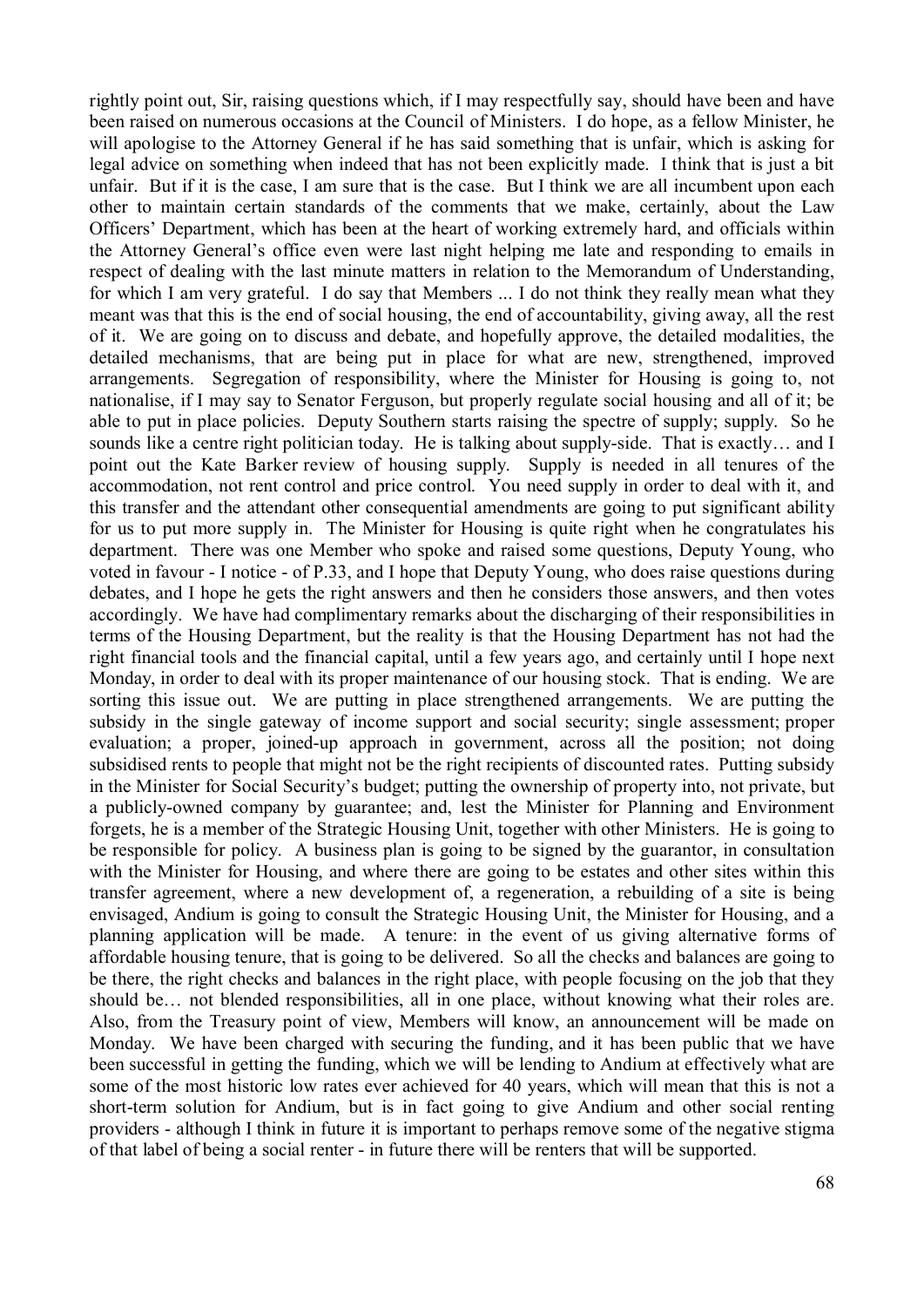rightly point out, Sir, raising questions which, if I may respectfully say, should have been and have been raised on numerous occasions at the Council of Ministers. I do hope, as a fellow Minister, he will apologise to the Attorney General if he has said something that is unfair, which is asking for legal advice on something when indeed that has not been explicitly made. I think that is just a bit unfair. But if it is the case, I am sure that is the case. But I think we are all incumbent upon each other to maintain certain standards of the comments that we make, certainly, about the Law Officers' Department, which has been at the heart of working extremely hard, and officials within the Attorney General's office even were last night helping me late and responding to emails in respect of dealing with the last minute matters in relation to the Memorandum of Understanding, for which I am very grateful. I do say that Members ... I do not think they really mean what they meant was that this is the end of social housing, the end of accountability, giving away, all the rest of it. We are going on to discuss and debate, and hopefully approve, the detailed modalities, the detailed mechanisms, that are being put in place for what are new, strengthened, improved arrangements. Segregation of responsibility, where the Minister for Housing is going to, not nationalise, if I may say to Senator Ferguson, but properly regulate social housing and all of it; be able to put in place policies. Deputy Southern starts raising the spectre of supply; supply. So he sounds like a centre right politician today. He is talking about supply-side. That is exactly… and I point out the Kate Barker review of housing supply. Supply is needed in all tenures of the accommodation, not rent control and price control. You need supply in order to deal with it, and this transfer and the attendant other consequential amendments are going to put significant ability for us to put more supply in. The Minister for Housing is quite right when he congratulates his department. There was one Member who spoke and raised some questions, Deputy Young, who voted in favour - I notice - of P.33, and I hope that Deputy Young, who does raise questions during debates, and I hope he gets the right answers and then he considers those answers, and then votes accordingly. We have had complimentary remarks about the discharging of their responsibilities in terms of the Housing Department, but the reality is that the Housing Department has not had the right financial tools and the financial capital, until a few years ago, and certainly until I hope next Monday, in order to deal with its proper maintenance of our housing stock. That is ending. We are sorting this issue out. We are putting in place strengthened arrangements. We are putting the subsidy in the single gateway of income support and social security; single assessment; proper evaluation; a proper, joined-up approach in government, across all the position; not doing subsidised rents to people that might not be the right recipients of discounted rates. Putting subsidy in the Minister for Social Security's budget; putting the ownership of property into, not private, but a publicly-owned company by guarantee; and, lest the Minister for Planning and Environment forgets, he is a member of the Strategic Housing Unit, together with other Ministers. He is going to be responsible for policy. A business plan is going to be signed by the guarantor, in consultation with the Minister for Housing, and where there are going to be estates and other sites within this transfer agreement, where a new development of, a regeneration, a rebuilding of a site is being envisaged, Andium is going to consult the Strategic Housing Unit, the Minister for Housing, and a planning application will be made. A tenure: in the event of us giving alternative forms of affordable housing tenure, that is going to be delivered. So all the checks and balances are going to be there, the right checks and balances in the right place, with people focusing on the job that they should be… not blended responsibilities, all in one place, without knowing what their roles are. Also, from the Treasury point of view, Members will know, an announcement will be made on Monday. We have been charged with securing the funding, and it has been public that we have been successful in getting the funding, which we will be lending to Andium at effectively what are some of the most historic low rates ever achieved for 40 years, which will mean that this is not a short-term solution for Andium, but is in fact going to give Andium and other social renting providers - although I think in future it is important to perhaps remove some of the negative stigma of that label of being a social renter - in future there will be renters that will be supported.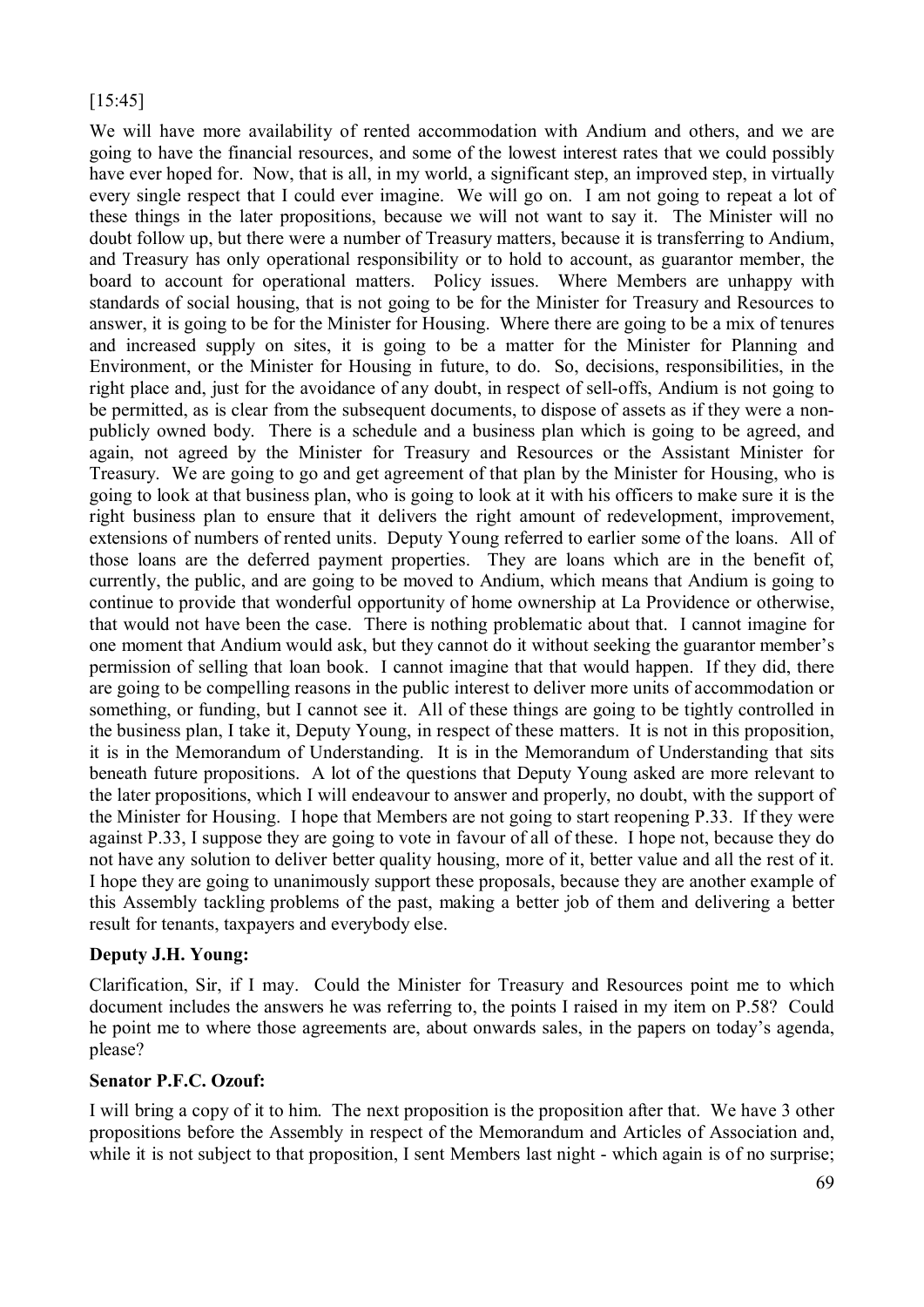[15:45]

We will have more availability of rented accommodation with Andium and others, and we are going to have the financial resources, and some of the lowest interest rates that we could possibly have ever hoped for. Now, that is all, in my world, a significant step, an improved step, in virtually every single respect that I could ever imagine. We will go on. I am not going to repeat a lot of these things in the later propositions, because we will not want to say it. The Minister will no doubt follow up, but there were a number of Treasury matters, because it is transferring to Andium, and Treasury has only operational responsibility or to hold to account, as guarantor member, the board to account for operational matters. Policy issues. Where Members are unhappy with standards of social housing, that is not going to be for the Minister for Treasury and Resources to answer, it is going to be for the Minister for Housing. Where there are going to be a mix of tenures and increased supply on sites, it is going to be a matter for the Minister for Planning and Environment, or the Minister for Housing in future, to do. So, decisions, responsibilities, in the right place and, just for the avoidance of any doubt, in respect of sell-offs, Andium is not going to be permitted, as is clear from the subsequent documents, to dispose of assets as if they were a non-publicly owned body. There is a schedule and a business plan which is going to be agreed, and again, not agreed by the Minister for Treasury and Resources or the Assistant Minister for Treasury. We are going to go and get agreement of that plan by the Minister for Housing, who is going to look at that business plan, who is going to look at it with his officers to make sure it is the right business plan to ensure that it delivers the right amount of redevelopment, improvement, extensions of numbers of rented units. Deputy Young referred to earlier some of the loans. All of those loans are the deferred payment properties. They are loans which are in the benefit of, currently, the public, and are going to be moved to Andium, which means that Andium is going to continue to provide that wonderful opportunity of home ownership at La Providence or otherwise, that would not have been the case. There is nothing problematic about that. I cannot imagine for one moment that Andium would ask, but they cannot do it without seeking the guarantor member's permission of selling that loan book. I cannot imagine that that would happen. If they did, there are going to be compelling reasons in the public interest to deliver more units of accommodation or something, or funding, but I cannot see it. All of these things are going to be tightly controlled in the business plan, I take it, Deputy Young, in respect of these matters. It is not in this proposition, it is in the Memorandum of Understanding. It is in the Memorandum of Understanding that sits beneath future propositions. A lot of the questions that Deputy Young asked are more relevant to the later propositions, which I will endeavour to answer and properly, no doubt, with the support of the Minister for Housing. I hope that Members are not going to start reopening P.33. If they were against P.33, I suppose they are going to vote in favour of all of these. I hope not, because they do not have any solution to deliver better quality housing, more of it, better value and all the rest of it. I hope they are going to unanimously support these proposals, because they are another example of this Assembly tackling problems of the past, making a better job of them and delivering a better result for tenants, taxpayers and everybody else.

**Deputy J.H. Young:**

Clarification, Sir, if I may. Could the Minister for Treasury and Resources point me to which document includes the answers he was referring to, the points I raised in my item on P.58? Could he point me to where those agreements are, about onwards sales, in the papers on today's agenda, please?

**Senator P.F.C. Ozouf:**

I will bring a copy of it to him. The next proposition is the proposition after that. We have 3 other propositions before the Assembly in respect of the Memorandum and Articles of Association and, while it is not subject to that proposition, I sent Members last night - which again is of no surprise;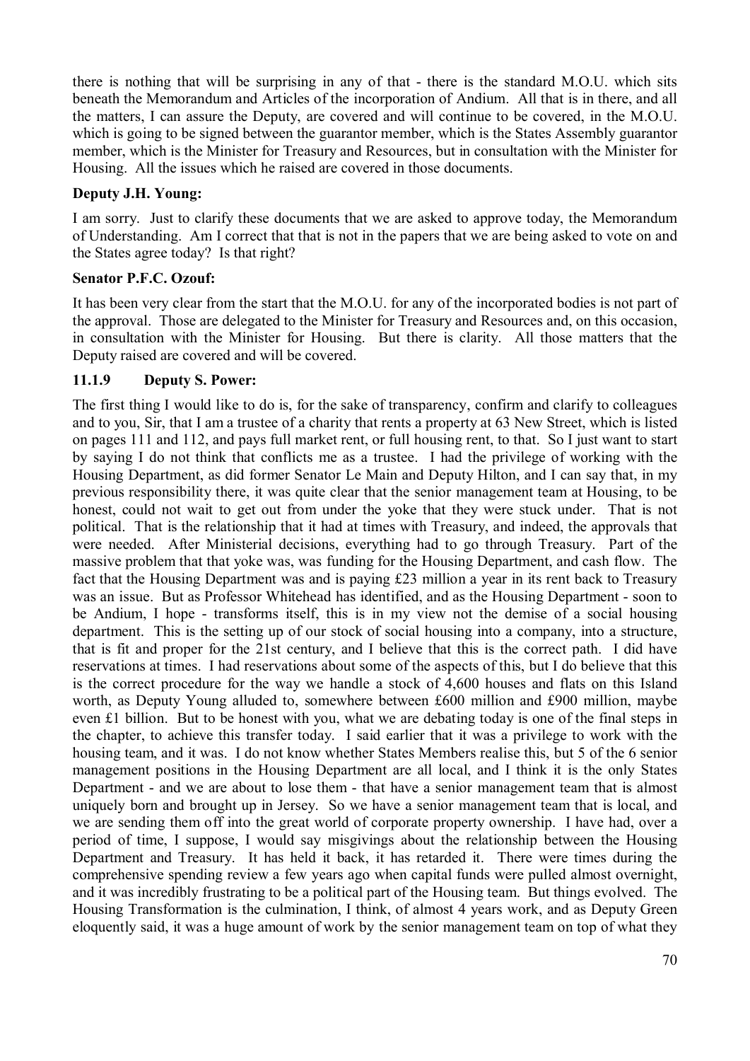there is nothing that will be surprising in any of that - there is the standard M.O.U. which sits beneath the Memorandum and Articles of the incorporation of Andium. All that is in there, and all the matters, I can assure the Deputy, are covered and will continue to be covered, in the M.O.U. which is going to be signed between the guarantor member, which is the States Assembly guarantor member, which is the Minister for Treasury and Resources, but in consultation with the Minister for Housing. All the issues which he raised are covered in those documents.

**Deputy J.H. Young:**

I am sorry. Just to clarify these documents that we are asked to approve today, the Memorandum of Understanding. Am I correct that that is not in the papers that we are being asked to vote on and the States agree today? Is that right?

**Senator P.F.C. Ozouf:**

It has been very clear from the start that the M.O.U. for any of the incorporated bodies is not part of the approval. Those are delegated to the Minister for Treasury and Resources and, on this occasion, in consultation with the Minister for Housing. But there is clarity. All those matters that the Deputy raised are covered and will be covered.

### 11.1.9 Deputy S. Power:

The first thing I would like to do is, for the sake of transparency, confirm and clarify to colleagues and to you, Sir, that I am a trustee of a charity that rents a property at 63 New Street, which is listed on pages 111 and 112, and pays full market rent, or full housing rent, to that. So I just want to start by saying I do not think that conflicts me as a trustee. I had the privilege of working with the Housing Department, as did former Senator Le Main and Deputy Hilton, and I can say that, in my previous responsibility there, it was quite clear that the senior management team at Housing, to be honest, could not wait to get out from under the yoke that they were stuck under. That is not political. That is the relationship that it had at times with Treasury, and indeed, the approvals that were needed. After Ministerial decisions, everything had to go through Treasury. Part of the massive problem that that yoke was, was funding for the Housing Department, and cash flow. The fact that the Housing Department was and is paying £23 million a year in its rent back to Treasury was an issue. But as Professor Whitehead has identified, and as the Housing Department - soon to be Andium, I hope - transforms itself, this is in my view not the demise of a social housing department. This is the setting up of our stock of social housing into a company, into a structure, that is fit and proper for the 21st century, and I believe that this is the correct path. I did have reservations at times. I had reservations about some of the aspects of this, but I do believe that this is the correct procedure for the way we handle a stock of 4,600 houses and flats on this Island worth, as Deputy Young alluded to, somewhere between £600 million and £900 million, maybe even £1 billion. But to be honest with you, what we are debating today is one of the final steps in the chapter, to achieve this transfer today. I said earlier that it was a privilege to work with the housing team, and it was. I do not know whether States Members realise this, but 5 of the 6 senior management positions in the Housing Department are all local, and I think it is the only States Department - and we are about to lose them - that have a senior management team that is almost uniquely born and brought up in Jersey. So we have a senior management team that is local, and we are sending them off into the great world of corporate property ownership. I have had, over a period of time, I suppose, I would say misgivings about the relationship between the Housing Department and Treasury. It has held it back, it has retarded it. There were times during the comprehensive spending review a few years ago when capital funds were pulled almost overnight, and it was incredibly frustrating to be a political part of the Housing team. But things evolved. The Housing Transformation is the culmination, I think, of almost 4 years work, and as Deputy Green eloquently said, it was a huge amount of work by the senior management team on top of what they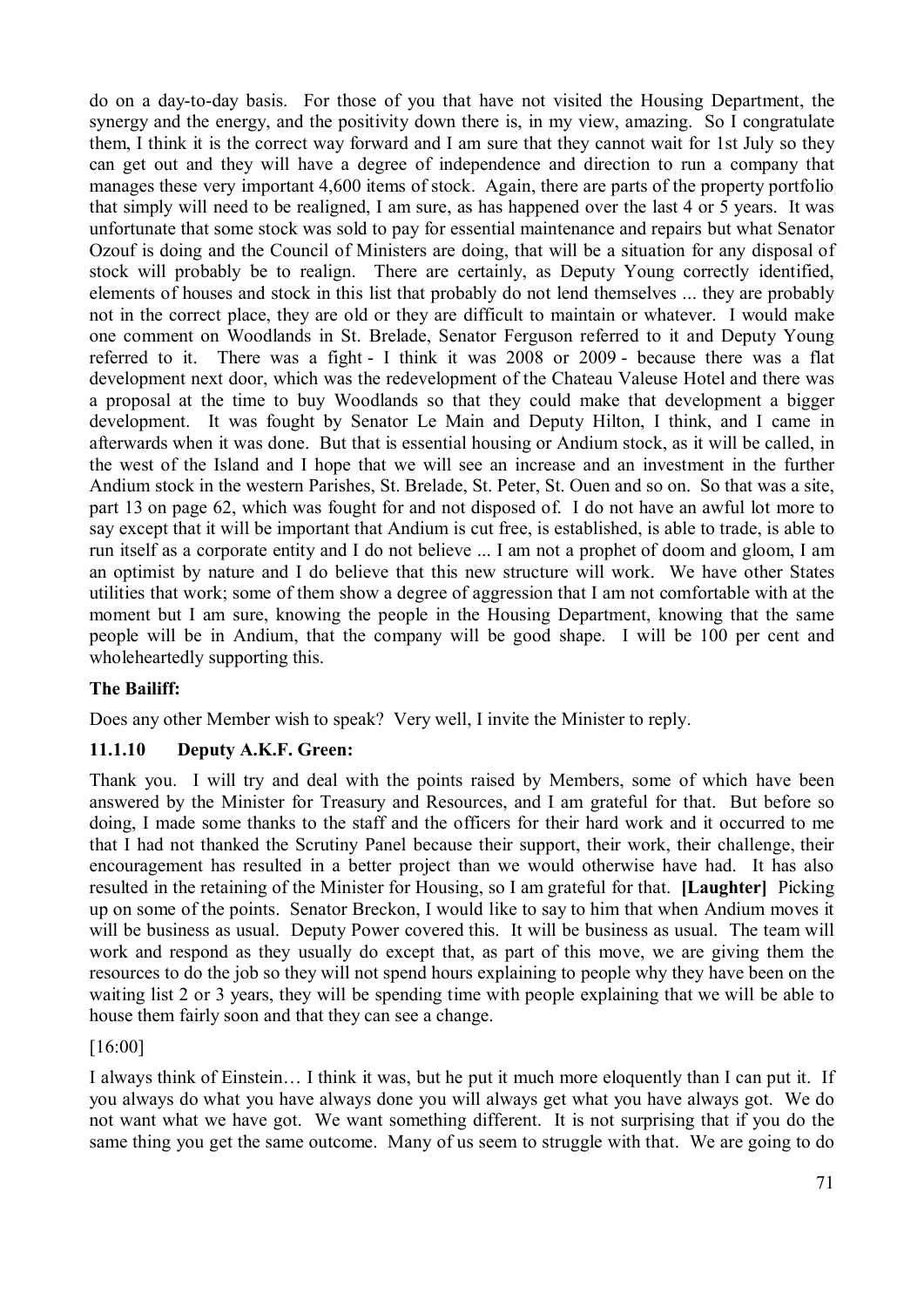do on a day-to-day basis. For those of you that have not visited the Housing Department, the synergy and the energy, and the positivity down there is, in my view, amazing. So I congratulate them, I think it is the correct way forward and I am sure that they cannot wait for 1st July so they can get out and they will have a degree of independence and direction to run a company that manages these very important 4,600 items of stock. Again, there are parts of the property portfolio that simply will need to be realigned, I am sure, as has happened over the last 4 or 5 years. It was unfortunate that some stock was sold to pay for essential maintenance and repairs but what Senator Ozouf is doing and the Council of Ministers are doing, that will be a situation for any disposal of stock will probably be to realign. There are certainly, as Deputy Young correctly identified, elements of houses and stock in this list that probably do not lend themselves ... they are probably not in the correct place, they are old or they are difficult to maintain or whatever. I would make one comment on Woodlands in St. Brelade, Senator Ferguson referred to it and Deputy Young referred to it. There was a fight - I think it was 2008 or 2009 - because there was a flat development next door, which was the redevelopment of the Chateau Valeuse Hotel and there was a proposal at the time to buy Woodlands so that they could make that development a bigger development. It was fought by Senator Le Main and Deputy Hilton, I think, and I came in afterwards when it was done. But that is essential housing or Andium stock, as it will be called, in the west of the Island and I hope that we will see an increase and an investment in the further Andium stock in the western Parishes, St. Brelade, St. Peter, St. Ouen and so on. So that was a site, part 13 on page 62, which was fought for and not disposed of. I do not have an awful lot more to say except that it will be important that Andium is cut free, is established, is able to trade, is able to run itself as a corporate entity and I do not believe ... I am not a prophet of doom and gloom, I am an optimist by nature and I do believe that this new structure will work. We have other States utilities that work; some of them show a degree of aggression that I am not comfortable with at the moment but I am sure, knowing the people in the Housing Department, knowing that the same people will be in Andium, that the company will be good shape. I will be 100 per cent and wholeheartedly supporting this.

**The Bailiff:**

Does any other Member wish to speak? Very well, I invite the Minister to reply.

### 11.1.10 Deputy A.K.F. Green:

Thank you. I will try and deal with the points raised by Members, some of which have been answered by the Minister for Treasury and Resources, and I am grateful for that. But before so doing, I made some thanks to the staff and the officers for their hard work and it occurred to me that I had not thanked the Scrutiny Panel because their support, their work, their challenge, their encouragement has resulted in a better project than we would otherwise have had. It has also resulted in the retaining of the Minister for Housing, so I am grateful for that. **[Laughter]** Picking up on some of the points. Senator Breckon, I would like to say to him that when Andium moves it will be business as usual. Deputy Power covered this. It will be business as usual. The team will work and respond as they usually do except that, as part of this move, we are giving them the resources to do the job so they will not spend hours explaining to people why they have been on the waiting list 2 or 3 years, they will be spending time with people explaining that we will be able to house them fairly soon and that they can see a change.

[16:00]

I always think of Einstein… I think it was, but he put it much more eloquently than I can put it. If you always do what you have always done you will always get what you have always got. We do not want what we have got. We want something different. It is not surprising that if you do the same thing you get the same outcome. Many of us seem to struggle with that. We are going to do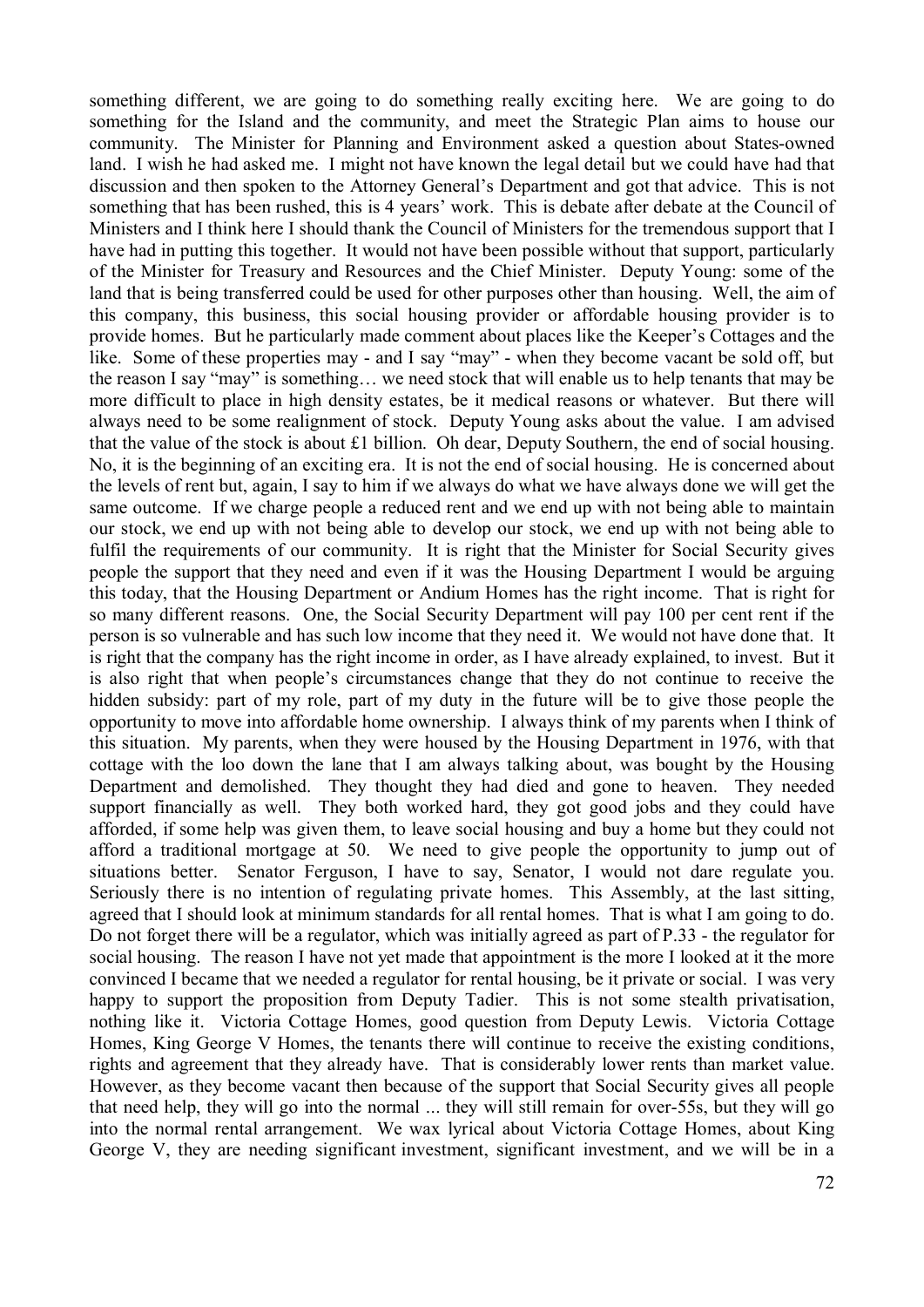something different, we are going to do something really exciting here. We are going to do something for the Island and the community, and meet the Strategic Plan aims to house our community. The Minister for Planning and Environment asked a question about States-owned land. I wish he had asked me. I might not have known the legal detail but we could have had that discussion and then spoken to the Attorney General's Department and got that advice. This is not something that has been rushed, this is 4 years' work. This is debate after debate at the Council of Ministers and I think here I should thank the Council of Ministers for the tremendous support that I have had in putting this together. It would not have been possible without that support, particularly of the Minister for Treasury and Resources and the Chief Minister. Deputy Young: some of the land that is being transferred could be used for other purposes other than housing. Well, the aim of this company, this business, this social housing provider or affordable housing provider is to provide homes. But he particularly made comment about places like the Keeper's Cottages and the like. Some of these properties may - and I say "may" - when they become vacant be sold off, but the reason I say "may" is something… we need stock that will enable us to help tenants that may be more difficult to place in high density estates, be it medical reasons or whatever. But there will always need to be some realignment of stock. Deputy Young asks about the value. I am advised that the value of the stock is about £1 billion. Oh dear, Deputy Southern, the end of social housing. No, it is the beginning of an exciting era. It is not the end of social housing. He is concerned about the levels of rent but, again, I say to him if we always do what we have always done we will get the same outcome. If we charge people a reduced rent and we end up with not being able to maintain our stock, we end up with not being able to develop our stock, we end up with not being able to fulfil the requirements of our community. It is right that the Minister for Social Security gives people the support that they need and even if it was the Housing Department I would be arguing this today, that the Housing Department or Andium Homes has the right income. That is right for so many different reasons. One, the Social Security Department will pay 100 per cent rent if the person is so vulnerable and has such low income that they need it. We would not have done that. It is right that the company has the right income in order, as I have already explained, to invest. But it is also right that when people's circumstances change that they do not continue to receive the hidden subsidy: part of my role, part of my duty in the future will be to give those people the opportunity to move into affordable home ownership. I always think of my parents when I think of this situation. My parents, when they were housed by the Housing Department in 1976, with that cottage with the loo down the lane that I am always talking about, was bought by the Housing Department and demolished. They thought they had died and gone to heaven. They needed support financially as well. They both worked hard, they got good jobs and they could have afforded, if some help was given them, to leave social housing and buy a home but they could not afford a traditional mortgage at 50. We need to give people the opportunity to jump out of situations better. Senator Ferguson, I have to say, Senator, I would not dare regulate you. Seriously there is no intention of regulating private homes. This Assembly, at the last sitting, agreed that I should look at minimum standards for all rental homes. That is what I am going to do. Do not forget there will be a regulator, which was initially agreed as part of P.33 - the regulator for social housing. The reason I have not yet made that appointment is the more I looked at it the more convinced I became that we needed a regulator for rental housing, be it private or social. I was very happy to support the proposition from Deputy Tadier. This is not some stealth privatisation, nothing like it. Victoria Cottage Homes, good question from Deputy Lewis. Victoria Cottage Homes, King George V Homes, the tenants there will continue to receive the existing conditions, rights and agreement that they already have. That is considerably lower rents than market value. However, as they become vacant then because of the support that Social Security gives all people that need help, they will go into the normal ... they will still remain for over-55s, but they will go into the normal rental arrangement. We wax lyrical about Victoria Cottage Homes, about King George V, they are needing significant investment, significant investment, and we will be in a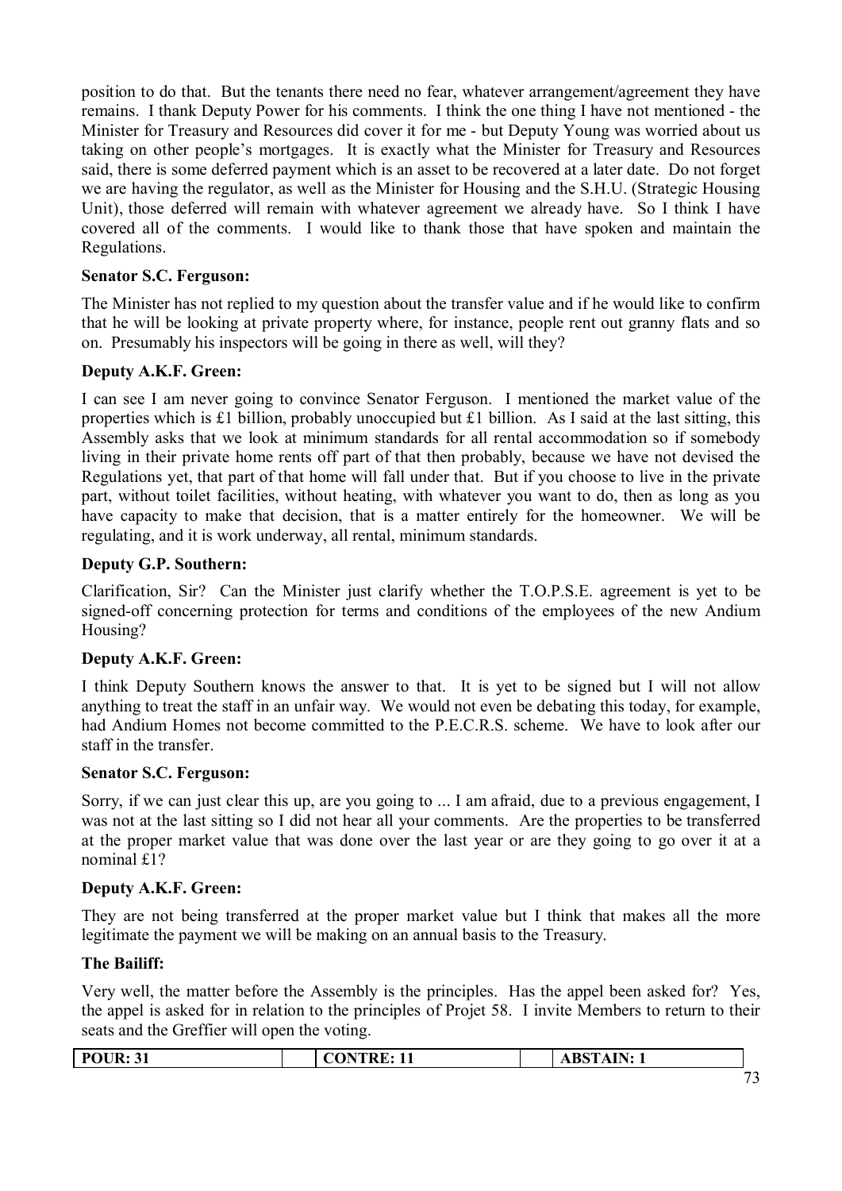position to do that. But the tenants there need no fear, whatever arrangement/agreement they have remains. I thank Deputy Power for his comments. I think the one thing I have not mentioned - the Minister for Treasury and Resources did cover it for me - but Deputy Young was worried about us taking on other people's mortgages. It is exactly what the Minister for Treasury and Resources said, there is some deferred payment which is an asset to be recovered at a later date. Do not forget we are having the regulator, as well as the Minister for Housing and the S.H.U. (Strategic Housing Unit), those deferred will remain with whatever agreement we already have. So I think I have covered all of the comments. I would like to thank those that have spoken and maintain the Regulations.

**Senator S.C. Ferguson:**

The Minister has not replied to my question about the transfer value and if he would like to confirm that he will be looking at private property where, for instance, people rent out granny flats and so on. Presumably his inspectors will be going in there as well, will they?

**Deputy A.K.F. Green:**

I can see I am never going to convince Senator Ferguson. I mentioned the market value of the properties which is £1 billion, probably unoccupied but £1 billion. As I said at the last sitting, this Assembly asks that we look at minimum standards for all rental accommodation so if somebody living in their private home rents off part of that then probably, because we have not devised the Regulations yet, that part of that home will fall under that. But if you choose to live in the private part, without toilet facilities, without heating, with whatever you want to do, then as long as you have capacity to make that decision, that is a matter entirely for the homeowner. We will be regulating, and it is work underway, all rental, minimum standards.

**Deputy G.P. Southern:**

Clarification, Sir? Can the Minister just clarify whether the T.O.P.S.E. agreement is yet to be signed-off concerning protection for terms and conditions of the employees of the new Andium Housing?

**Deputy A.K.F. Green:**

I think Deputy Southern knows the answer to that. It is yet to be signed but I will not allow anything to treat the staff in an unfair way. We would not even be debating this today, for example, had Andium Homes not become committed to the P.E.C.R.S. scheme. We have to look after our staff in the transfer.

**Senator S.C. Ferguson:**

Sorry, if we can just clear this up, are you going to ... I am afraid, due to a previous engagement, I was not at the last sitting so I did not hear all your comments. Are the properties to be transferred at the proper market value that was done over the last year or are they going to go over it at a nominal £1?

**Deputy A.K.F. Green:**

They are not being transferred at the proper market value but I think that makes all the more legitimate the payment we will be making on an annual basis to the Treasury.

**The Bailiff:**

Very well, the matter before the Assembly is the principles. Has the appel been asked for? Yes, the appel is asked for in relation to the principles of Projet 58. I invite Members to return to their seats and the Greffier will open the voting.

| POUR: 31 | CONTRE: 11 | ABSTAIN: 1 |
|---|---|---|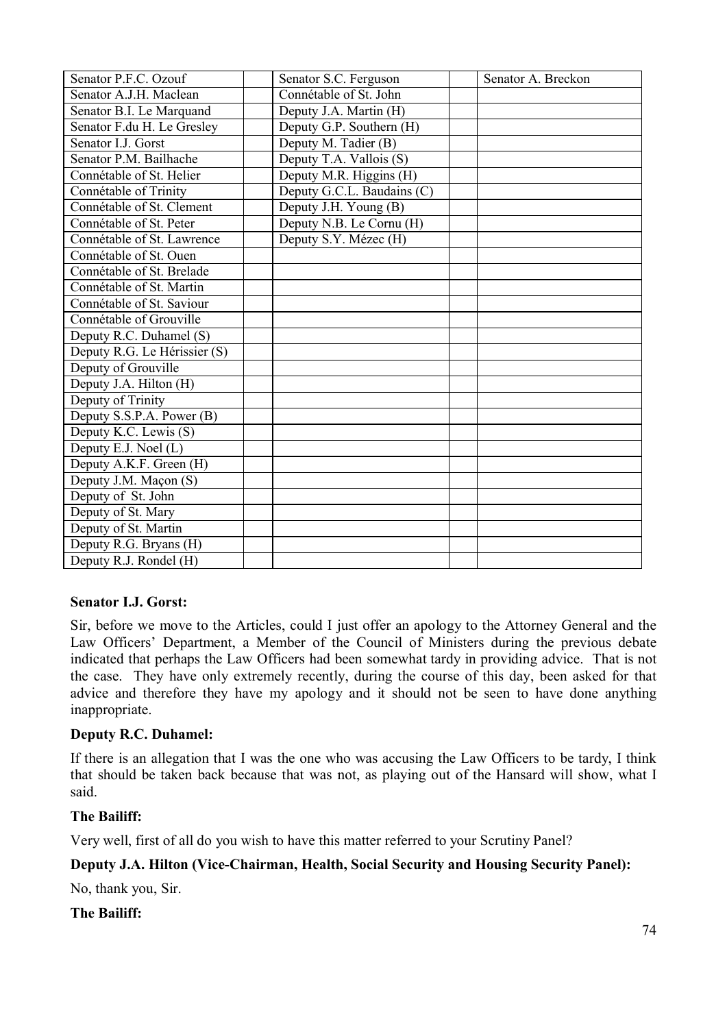| | | | | |
|---|---|---|---|---|
| Senator P.F.C. Ozouf | | Senator S.C. Ferguson | | Senator A. Breckon |
| Senator A.J.H. Maclean | | Connétable of St. John | | |
| Senator B.I. Le Marquand | | Deputy J.A. Martin (H) | | |
| Senator F.du H. Le Gresley | | Deputy G.P. Southern (H) | | |
| Senator I.J. Gorst | | Deputy M. Tadier (B) | | |
| Senator P.M. Bailhache | | Deputy T.A. Vallois (S) | | |
| Connétable of St. Helier | | Deputy M.R. Higgins (H) | | |
| Connétable of Trinity | | Deputy G.C.L. Baudains (C) | | |
| Connétable of St. Clement | | Deputy J.H. Young (B) | | |
| Connétable of St. Peter | | Deputy N.B. Le Cornu (H) | | |
| Connétable of St. Lawrence | | Deputy S.Y. Mézec (H) | | |
| Connétable of St. Ouen | | | | |
| Connétable of St. Brelade | | | | |
| Connétable of St. Martin | | | | |
| Connétable of St. Saviour | | | | |
| Connétable of Grouville | | | | |
| Deputy R.C. Duhamel (S) | | | | |
| Deputy R.G. Le Hérissier (S) | | | | |
| Deputy of Grouville | | | | |
| Deputy J.A. Hilton (H) | | | | |
| Deputy of Trinity | | | | |
| Deputy S.S.P.A. Power (B) | | | | |
| Deputy K.C. Lewis (S) | | | | |
| Deputy E.J. Noel (L) | | | | |
| Deputy A.K.F. Green (H) | | | | |
| Deputy J.M. Maçon (S) | | | | |
| Deputy of St. John | | | | |
| Deputy of St. Mary | | | | |
| Deputy of St. Martin | | | | |
| Deputy R.G. Bryans (H) | | | | |
| Deputy R.J. Rondel (H) | | | | |

**Senator I.J. Gorst:**

Sir, before we move to the Articles, could I just offer an apology to the Attorney General and the Law Officers' Department, a Member of the Council of Ministers during the previous debate indicated that perhaps the Law Officers had been somewhat tardy in providing advice. That is not the case. They have only extremely recently, during the course of this day, been asked for that advice and therefore they have my apology and it should not be seen to have done anything inappropriate.

**Deputy R.C. Duhamel:**

If there is an allegation that I was the one who was accusing the Law Officers to be tardy, I think that should be taken back because that was not, as playing out of the Hansard will show, what I said.

**The Bailiff:**

Very well, first of all do you wish to have this matter referred to your Scrutiny Panel?

**Deputy J.A. Hilton (Vice-Chairman, Health, Social Security and Housing Security Panel):**

No, thank you, Sir.

**The Bailiff:**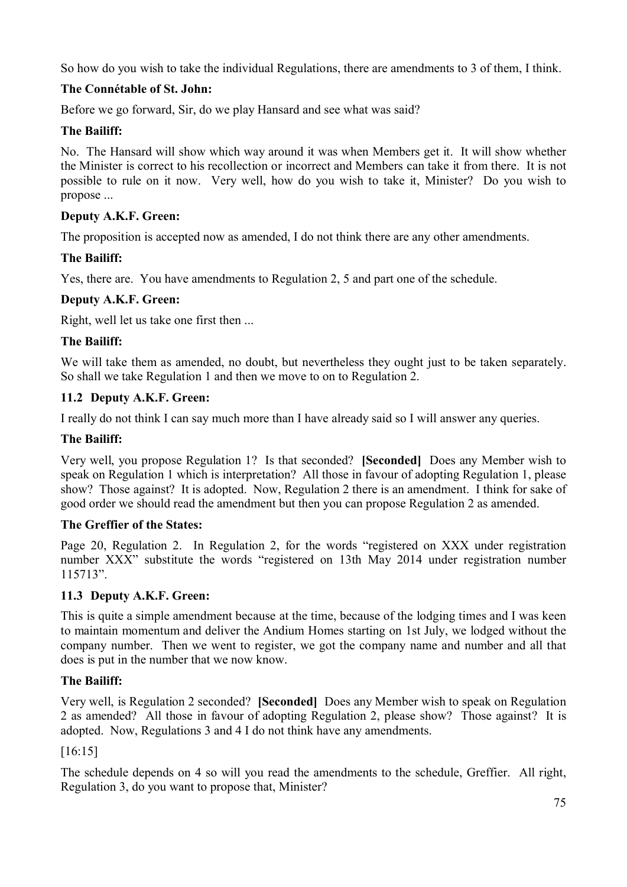So how do you wish to take the individual Regulations, there are amendments to 3 of them, I think.

**The Connétable of St. John:**

Before we go forward, Sir, do we play Hansard and see what was said?

**The Bailiff:**

No. The Hansard will show which way around it was when Members get it. It will show whether the Minister is correct to his recollection or incorrect and Members can take it from there. It is not possible to rule on it now. Very well, how do you wish to take it, Minister? Do you wish to propose ...

**Deputy A.K.F. Green:**

The proposition is accepted now as amended, I do not think there are any other amendments.

**The Bailiff:**

Yes, there are. You have amendments to Regulation 2, 5 and part one of the schedule.

**Deputy A.K.F. Green:**

Right, well let us take one first then ...

**The Bailiff:**

We will take them as amended, no doubt, but nevertheless they ought just to be taken separately. So shall we take Regulation 1 and then we move to on to Regulation 2.

### 11.2 Deputy A.K.F. Green:

I really do not think I can say much more than I have already said so I will answer any queries.

**The Bailiff:**

Very well, you propose Regulation 1? Is that seconded? **[Seconded]** Does any Member wish to speak on Regulation 1 which is interpretation? All those in favour of adopting Regulation 1, please show? Those against? It is adopted. Now, Regulation 2 there is an amendment. I think for sake of good order we should read the amendment but then you can propose Regulation 2 as amended.

**The Greffier of the States:**

Page 20, Regulation 2. In Regulation 2, for the words "registered on XXX under registration number XXX" substitute the words "registered on 13th May 2014 under registration number 115713".

### 11.3 Deputy A.K.F. Green:

This is quite a simple amendment because at the time, because of the lodging times and I was keen to maintain momentum and deliver the Andium Homes starting on 1st July, we lodged without the company number. Then we went to register, we got the company name and number and all that does is put in the number that we now know.

**The Bailiff:**

Very well, is Regulation 2 seconded? **[Seconded]** Does any Member wish to speak on Regulation 2 as amended? All those in favour of adopting Regulation 2, please show? Those against? It is adopted. Now, Regulations 3 and 4 I do not think have any amendments.

[16:15]

The schedule depends on 4 so will you read the amendments to the schedule, Greffier. All right, Regulation 3, do you want to propose that, Minister?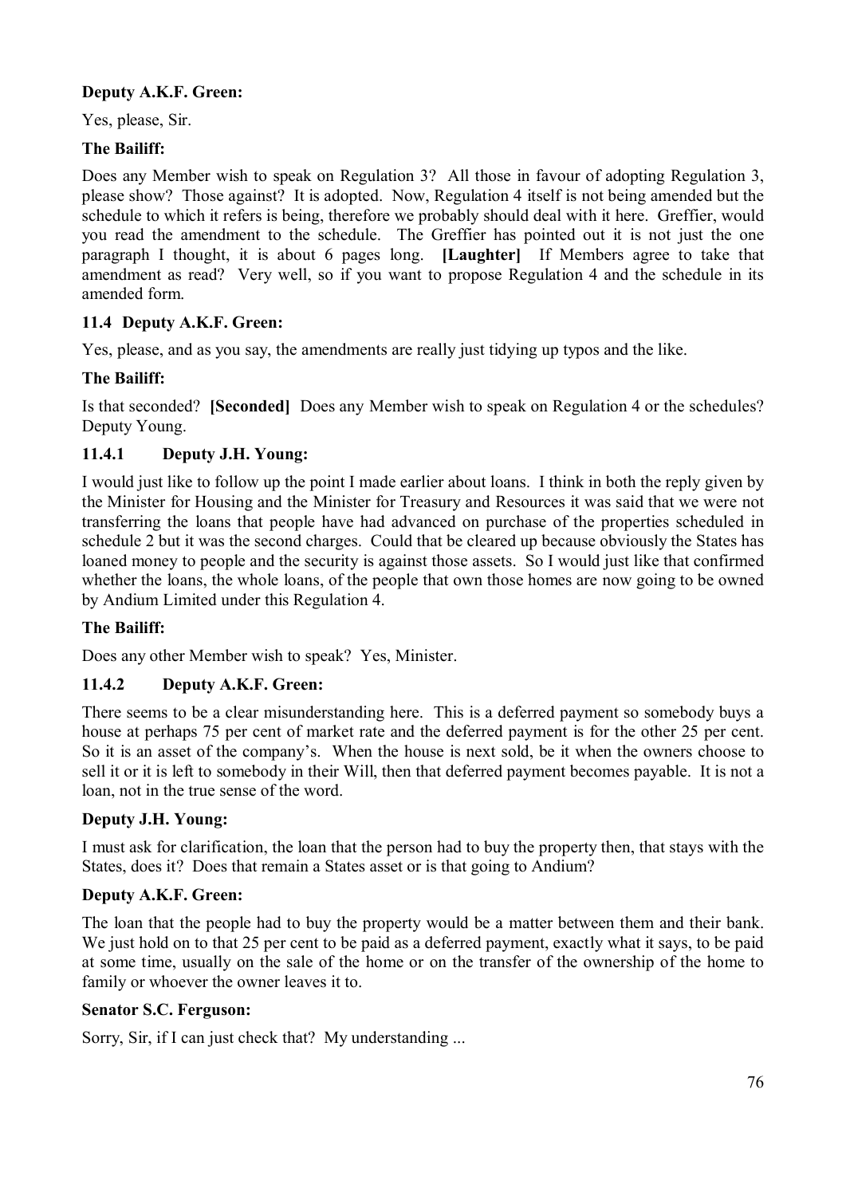**Deputy A.K.F. Green:**

Yes, please, Sir.

**The Bailiff:**

Does any Member wish to speak on Regulation 3? All those in favour of adopting Regulation 3, please show? Those against? It is adopted. Now, Regulation 4 itself is not being amended but the schedule to which it refers is being, therefore we probably should deal with it here. Greffier, would you read the amendment to the schedule. The Greffier has pointed out it is not just the one paragraph I thought, it is about 6 pages long. **[Laughter]** If Members agree to take that amendment as read? Very well, so if you want to propose Regulation 4 and the schedule in its amended form.

### 11.4 Deputy A.K.F. Green:

Yes, please, and as you say, the amendments are really just tidying up typos and the like.

**The Bailiff:**

Is that seconded? **[Seconded]** Does any Member wish to speak on Regulation 4 or the schedules? Deputy Young.

### 11.4.1 Deputy J.H. Young:

I would just like to follow up the point I made earlier about loans. I think in both the reply given by the Minister for Housing and the Minister for Treasury and Resources it was said that we were not transferring the loans that people have had advanced on purchase of the properties scheduled in schedule 2 but it was the second charges. Could that be cleared up because obviously the States has loaned money to people and the security is against those assets. So I would just like that confirmed whether the loans, the whole loans, of the people that own those homes are now going to be owned by Andium Limited under this Regulation 4.

**The Bailiff:**

Does any other Member wish to speak? Yes, Minister.

### 11.4.2 Deputy A.K.F. Green:

There seems to be a clear misunderstanding here. This is a deferred payment so somebody buys a house at perhaps 75 per cent of market rate and the deferred payment is for the other 25 per cent. So it is an asset of the company's. When the house is next sold, be it when the owners choose to sell it or it is left to somebody in their Will, then that deferred payment becomes payable. It is not a loan, not in the true sense of the word.

**Deputy J.H. Young:**

I must ask for clarification, the loan that the person had to buy the property then, that stays with the States, does it? Does that remain a States asset or is that going to Andium?

**Deputy A.K.F. Green:**

The loan that the people had to buy the property would be a matter between them and their bank. We just hold on to that 25 per cent to be paid as a deferred payment, exactly what it says, to be paid at some time, usually on the sale of the home or on the transfer of the ownership of the home to family or whoever the owner leaves it to.

**Senator S.C. Ferguson:**

Sorry, Sir, if I can just check that? My understanding ...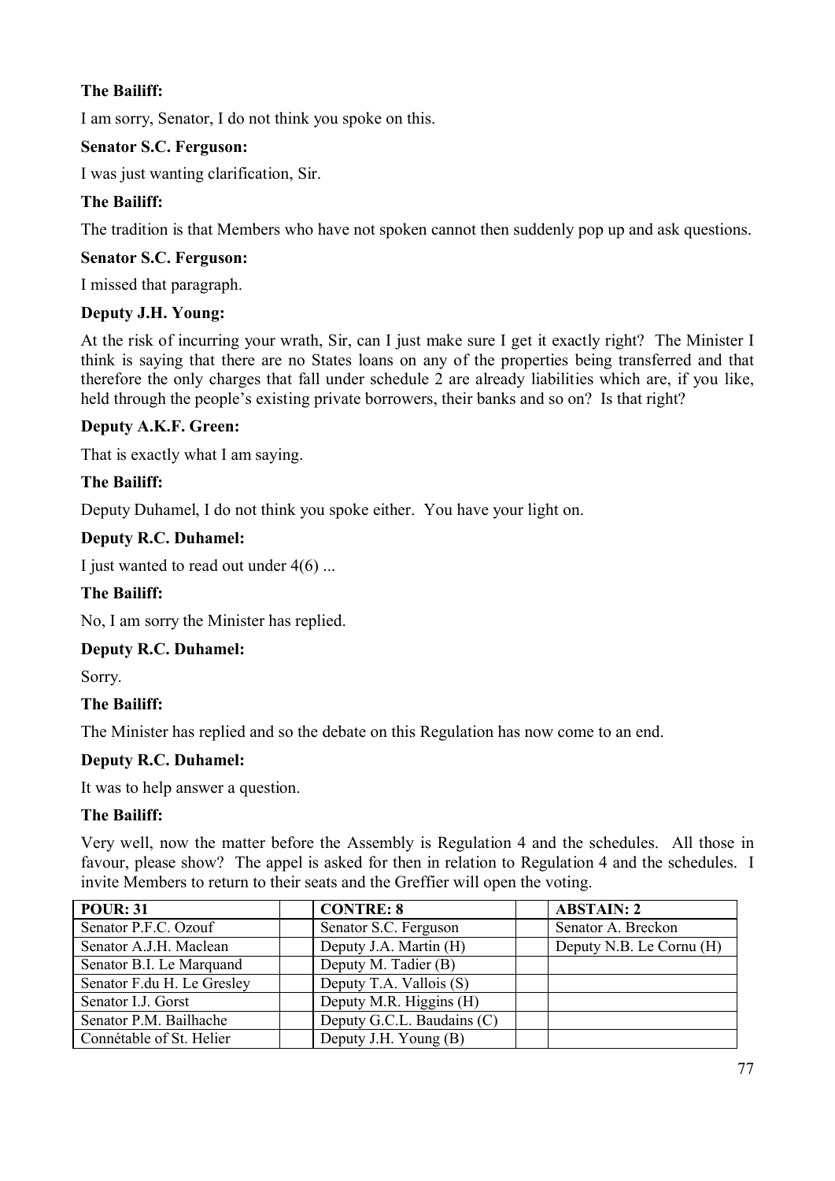**The Bailiff:**

I am sorry, Senator, I do not think you spoke on this.

**Senator S.C. Ferguson:**

I was just wanting clarification, Sir.

**The Bailiff:**

The tradition is that Members who have not spoken cannot then suddenly pop up and ask questions.

**Senator S.C. Ferguson:**

I missed that paragraph.

**Deputy J.H. Young:**

At the risk of incurring your wrath, Sir, can I just make sure I get it exactly right? The Minister I think is saying that there are no States loans on any of the properties being transferred and that therefore the only charges that fall under schedule 2 are already liabilities which are, if you like, held through the people's existing private borrowers, their banks and so on? Is that right?

**Deputy A.K.F. Green:**

That is exactly what I am saying.

**The Bailiff:**

Deputy Duhamel, I do not think you spoke either. You have your light on.

**Deputy R.C. Duhamel:**

I just wanted to read out under 4(6) ...

**The Bailiff:**

No, I am sorry the Minister has replied.

**Deputy R.C. Duhamel:**

Sorry.

**The Bailiff:**

The Minister has replied and so the debate on this Regulation has now come to an end.

**Deputy R.C. Duhamel:**

It was to help answer a question.

**The Bailiff:**

Very well, now the matter before the Assembly is Regulation 4 and the schedules. All those in favour, please show? The appel is asked for then in relation to Regulation 4 and the schedules. I invite Members to return to their seats and the Greffier will open the voting.

| POUR: 31 | | CONTRE: 8 | | ABSTAIN: 2 |
|---|---|---|---|---|
| Senator P.F.C. Ozouf | | Senator S.C. Ferguson | | Senator A. Breckon |
| Senator A.J.H. Maclean | | Deputy J.A. Martin (H) | | Deputy N.B. Le Cornu (H) |
| Senator B.I. Le Marquand | | Deputy M. Tadier (B) | | |
| Senator F.du H. Le Gresley | | Deputy T.A. Vallois (S) | | |
| Senator I.J. Gorst | | Deputy M.R. Higgins (H) | | |
| Senator P.M. Bailhache | | Deputy G.C.L. Baudains (C) | | |
| Connétable of St. Helier | | Deputy J.H. Young (B) | | |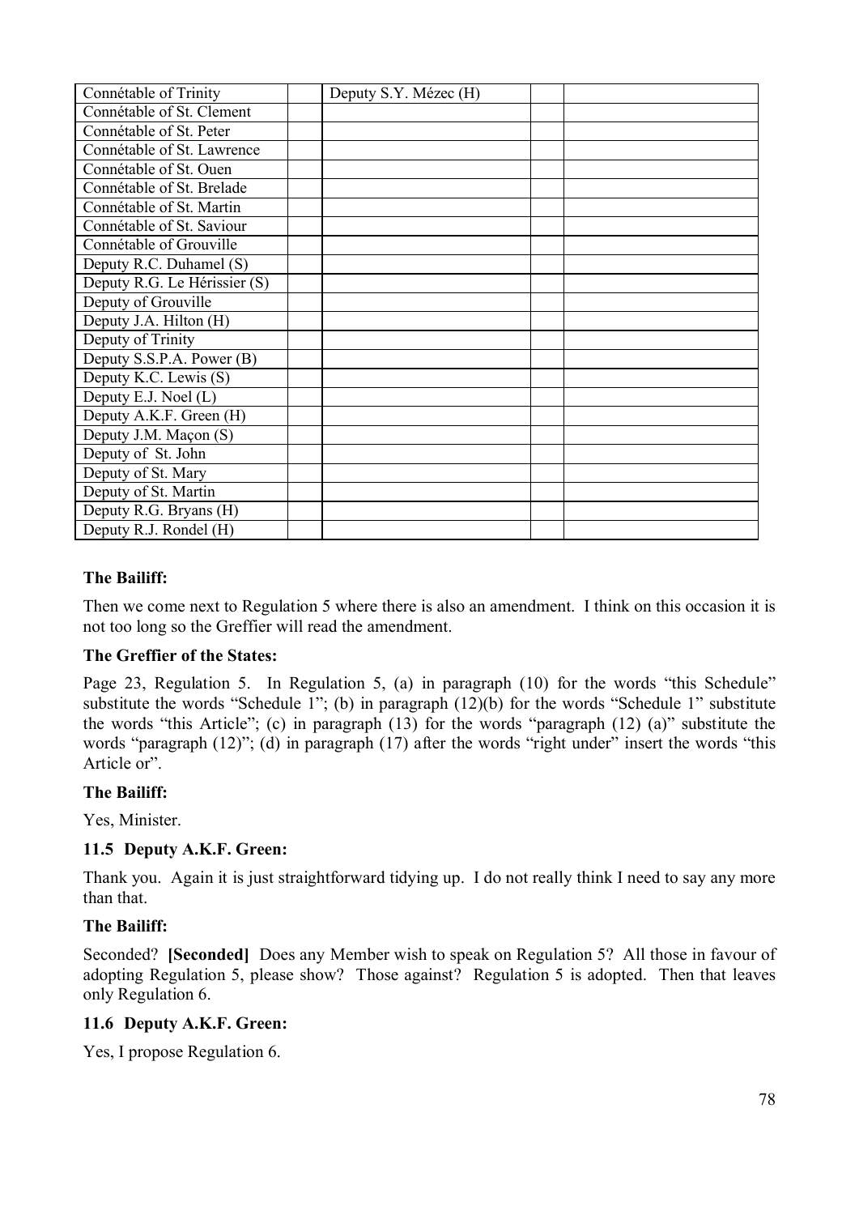| | | | | |
|---|---|---|---|---|
| Connétable of Trinity | | Deputy S.Y. Mézec (H) | | |
| Connétable of St. Clement | | | | |
| Connétable of St. Peter | | | | |
| Connétable of St. Lawrence | | | | |
| Connétable of St. Ouen | | | | |
| Connétable of St. Brelade | | | | |
| Connétable of St. Martin | | | | |
| Connétable of St. Saviour | | | | |
| Connétable of Grouville | | | | |
| Deputy R.C. Duhamel (S) | | | | |
| Deputy R.G. Le Hérissier (S) | | | | |
| Deputy of Grouville | | | | |
| Deputy J.A. Hilton (H) | | | | |
| Deputy of Trinity | | | | |
| Deputy S.S.P.A. Power (B) | | | | |
| Deputy K.C. Lewis (S) | | | | |
| Deputy E.J. Noel (L) | | | | |
| Deputy A.K.F. Green (H) | | | | |
| Deputy J.M. Maçon (S) | | | | |
| Deputy of St. John | | | | |
| Deputy of St. Mary | | | | |
| Deputy of St. Martin | | | | |
| Deputy R.G. Bryans (H) | | | | |
| Deputy R.J. Rondel (H) | | | | |

**The Bailiff:**

Then we come next to Regulation 5 where there is also an amendment. I think on this occasion it is not too long so the Greffier will read the amendment.

**The Greffier of the States:**

Page 23, Regulation 5. In Regulation 5, (a) in paragraph (10) for the words "this Schedule" substitute the words "Schedule 1"; (b) in paragraph (12)(b) for the words "Schedule 1" substitute the words "this Article"; (c) in paragraph (13) for the words "paragraph (12) (a)" substitute the words "paragraph (12)"; (d) in paragraph (17) after the words "right under" insert the words "this Article or".

**The Bailiff:**

Yes, Minister.

### 11.5 Deputy A.K.F. Green:

Thank you. Again it is just straightforward tidying up. I do not really think I need to say any more than that.

**The Bailiff:**

Seconded? **[Seconded]** Does any Member wish to speak on Regulation 5? All those in favour of adopting Regulation 5, please show? Those against? Regulation 5 is adopted. Then that leaves only Regulation 6.

### 11.6 Deputy A.K.F. Green:

Yes, I propose Regulation 6.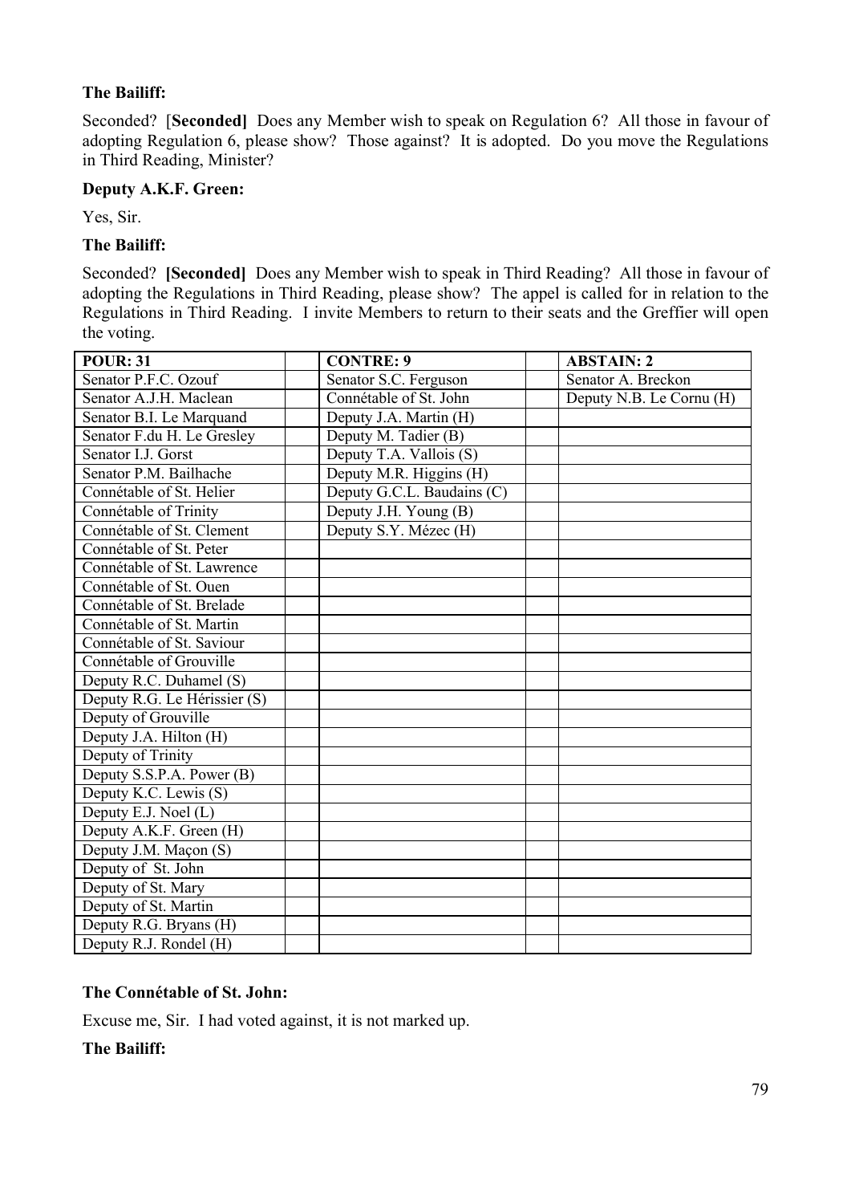**The Bailiff:**

Seconded? [**Seconded]** Does any Member wish to speak on Regulation 6? All those in favour of adopting Regulation 6, please show? Those against? It is adopted. Do you move the Regulations in Third Reading, Minister?

**Deputy A.K.F. Green:**

Yes, Sir.

**The Bailiff:**

Seconded? **[Seconded]** Does any Member wish to speak in Third Reading? All those in favour of adopting the Regulations in Third Reading, please show? The appel is called for in relation to the Regulations in Third Reading. I invite Members to return to their seats and the Greffier will open the voting.

| **POUR: 31** | | **CONTRE: 9** | | **ABSTAIN: 2** |
|---|---|---|---|---|
| Senator P.F.C. Ozouf | | Senator S.C. Ferguson | | Senator A. Breckon |
| Senator A.J.H. Maclean | | Connétable of St. John | | Deputy N.B. Le Cornu (H) |
| Senator B.I. Le Marquand | | Deputy J.A. Martin (H) | | |
| Senator F.du H. Le Gresley | | Deputy M. Tadier (B) | | |
| Senator I.J. Gorst | | Deputy T.A. Vallois (S) | | |
| Senator P.M. Bailhache | | Deputy M.R. Higgins (H) | | |
| Connétable of St. Helier | | Deputy G.C.L. Baudains (C) | | |
| Connétable of Trinity | | Deputy J.H. Young (B) | | |
| Connétable of St. Clement | | Deputy S.Y. Mézec (H) | | |
| Connétable of St. Peter | | | | |
| Connétable of St. Lawrence | | | | |
| Connétable of St. Ouen | | | | |
| Connétable of St. Brelade | | | | |
| Connétable of St. Martin | | | | |
| Connétable of St. Saviour | | | | |
| Connétable of Grouville | | | | |
| Deputy R.C. Duhamel (S) | | | | |
| Deputy R.G. Le Hérissier (S) | | | | |
| Deputy of Grouville | | | | |
| Deputy J.A. Hilton (H) | | | | |
| Deputy of Trinity | | | | |
| Deputy S.S.P.A. Power (B) | | | | |
| Deputy K.C. Lewis (S) | | | | |
| Deputy E.J. Noel (L) | | | | |
| Deputy A.K.F. Green (H) | | | | |
| Deputy J.M. Maçon (S) | | | | |
| Deputy of St. John | | | | |
| Deputy of St. Mary | | | | |
| Deputy of St. Martin | | | | |
| Deputy R.G. Bryans (H) | | | | |
| Deputy R.J. Rondel (H) | | | | |

**The Connétable of St. John:**

Excuse me, Sir. I had voted against, it is not marked up.

**The Bailiff:**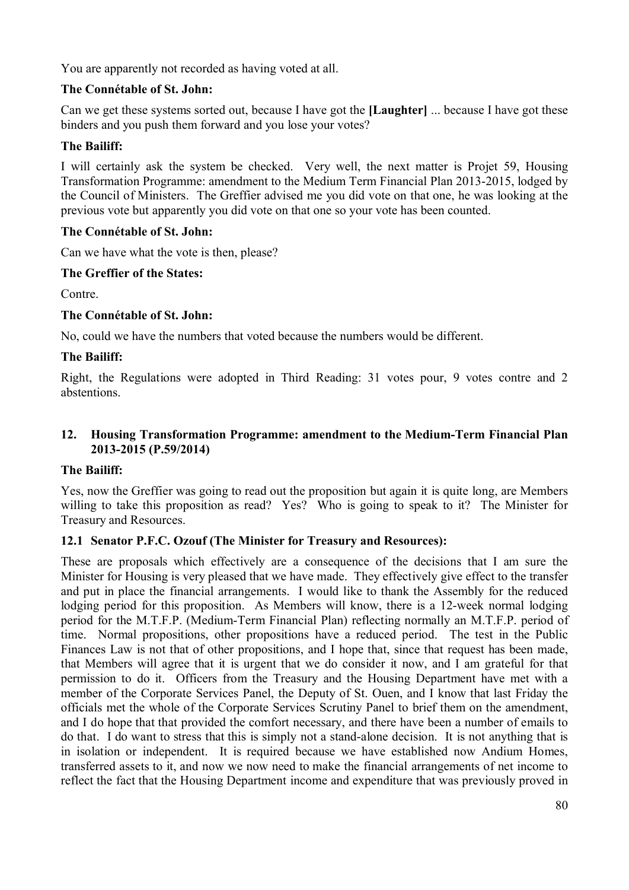You are apparently not recorded as having voted at all.

**The Connétable of St. John:**

Can we get these systems sorted out, because I have got the **[Laughter]** ... because I have got these binders and you push them forward and you lose your votes?

**The Bailiff:**

I will certainly ask the system be checked. Very well, the next matter is Projet 59, Housing Transformation Programme: amendment to the Medium Term Financial Plan 2013-2015, lodged by the Council of Ministers. The Greffier advised me you did vote on that one, he was looking at the previous vote but apparently you did vote on that one so your vote has been counted.

**The Connétable of St. John:**

Can we have what the vote is then, please?

**The Greffier of the States:**

Contre.

**The Connétable of St. John:**

No, could we have the numbers that voted because the numbers would be different.

**The Bailiff:**

Right, the Regulations were adopted in Third Reading: 31 votes pour, 9 votes contre and 2 abstentions.

## 12. Housing Transformation Programme: amendment to the Medium-Term Financial Plan 2013-2015 (P.59/2014)

**The Bailiff:**

Yes, now the Greffier was going to read out the proposition but again it is quite long, are Members willing to take this proposition as read? Yes? Who is going to speak to it? The Minister for Treasury and Resources.

### 12.1 Senator P.F.C. Ozouf (The Minister for Treasury and Resources):

These are proposals which effectively are a consequence of the decisions that I am sure the Minister for Housing is very pleased that we have made. They effectively give effect to the transfer and put in place the financial arrangements. I would like to thank the Assembly for the reduced lodging period for this proposition. As Members will know, there is a 12-week normal lodging period for the M.T.F.P. (Medium-Term Financial Plan) reflecting normally an M.T.F.P. period of time. Normal propositions, other propositions have a reduced period. The test in the Public Finances Law is not that of other propositions, and I hope that, since that request has been made, that Members will agree that it is urgent that we do consider it now, and I am grateful for that permission to do it. Officers from the Treasury and the Housing Department have met with a member of the Corporate Services Panel, the Deputy of St. Ouen, and I know that last Friday the officials met the whole of the Corporate Services Scrutiny Panel to brief them on the amendment, and I do hope that that provided the comfort necessary, and there have been a number of emails to do that. I do want to stress that this is simply not a stand-alone decision. It is not anything that is in isolation or independent. It is required because we have established now Andium Homes, transferred assets to it, and now we now need to make the financial arrangements of net income to reflect the fact that the Housing Department income and expenditure that was previously proved in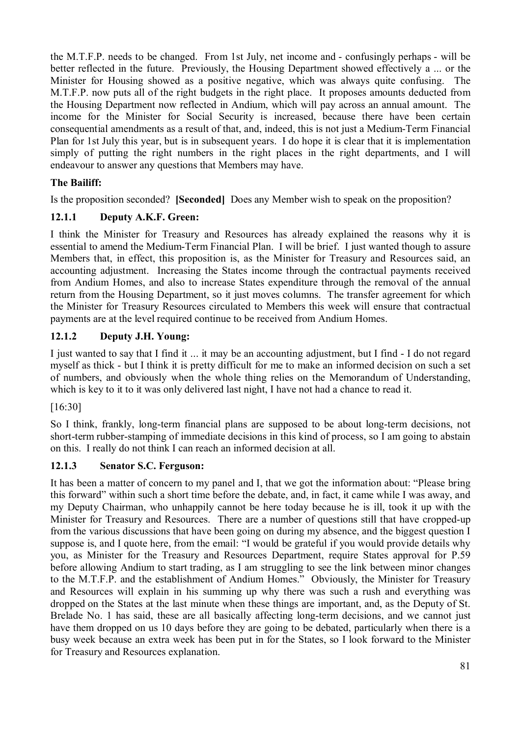the M.T.F.P. needs to be changed. From 1st July, net income and - confusingly perhaps - will be better reflected in the future. Previously, the Housing Department showed effectively a ... or the Minister for Housing showed as a positive negative, which was always quite confusing. The M.T.F.P. now puts all of the right budgets in the right place. It proposes amounts deducted from the Housing Department now reflected in Andium, which will pay across an annual amount. The income for the Minister for Social Security is increased, because there have been certain consequential amendments as a result of that, and, indeed, this is not just a Medium-Term Financial Plan for 1st July this year, but is in subsequent years. I do hope it is clear that it is implementation simply of putting the right numbers in the right places in the right departments, and I will endeavour to answer any questions that Members may have.

**The Bailiff:**

Is the proposition seconded? **[Seconded]** Does any Member wish to speak on the proposition?

### 12.1.1 Deputy A.K.F. Green:

I think the Minister for Treasury and Resources has already explained the reasons why it is essential to amend the Medium-Term Financial Plan. I will be brief. I just wanted though to assure Members that, in effect, this proposition is, as the Minister for Treasury and Resources said, an accounting adjustment. Increasing the States income through the contractual payments received from Andium Homes, and also to increase States expenditure through the removal of the annual return from the Housing Department, so it just moves columns. The transfer agreement for which the Minister for Treasury Resources circulated to Members this week will ensure that contractual payments are at the level required continue to be received from Andium Homes.

### 12.1.2 Deputy J.H. Young:

I just wanted to say that I find it ... it may be an accounting adjustment, but I find - I do not regard myself as thick - but I think it is pretty difficult for me to make an informed decision on such a set of numbers, and obviously when the whole thing relies on the Memorandum of Understanding, which is key to it to it was only delivered last night, I have not had a chance to read it.

[16:30]

So I think, frankly, long-term financial plans are supposed to be about long-term decisions, not short-term rubber-stamping of immediate decisions in this kind of process, so I am going to abstain on this. I really do not think I can reach an informed decision at all.

### 12.1.3 Senator S.C. Ferguson:

It has been a matter of concern to my panel and I, that we got the information about: "Please bring this forward" within such a short time before the debate, and, in fact, it came while I was away, and my Deputy Chairman, who unhappily cannot be here today because he is ill, took it up with the Minister for Treasury and Resources. There are a number of questions still that have cropped-up from the various discussions that have been going on during my absence, and the biggest question I suppose is, and I quote here, from the email: "I would be grateful if you would provide details why you, as Minister for the Treasury and Resources Department, require States approval for P.59 before allowing Andium to start trading, as I am struggling to see the link between minor changes to the M.T.F.P. and the establishment of Andium Homes." Obviously, the Minister for Treasury and Resources will explain in his summing up why there was such a rush and everything was dropped on the States at the last minute when these things are important, and, as the Deputy of St. Brelade No. 1 has said, these are all basically affecting long-term decisions, and we cannot just have them dropped on us 10 days before they are going to be debated, particularly when there is a busy week because an extra week has been put in for the States, so I look forward to the Minister for Treasury and Resources explanation.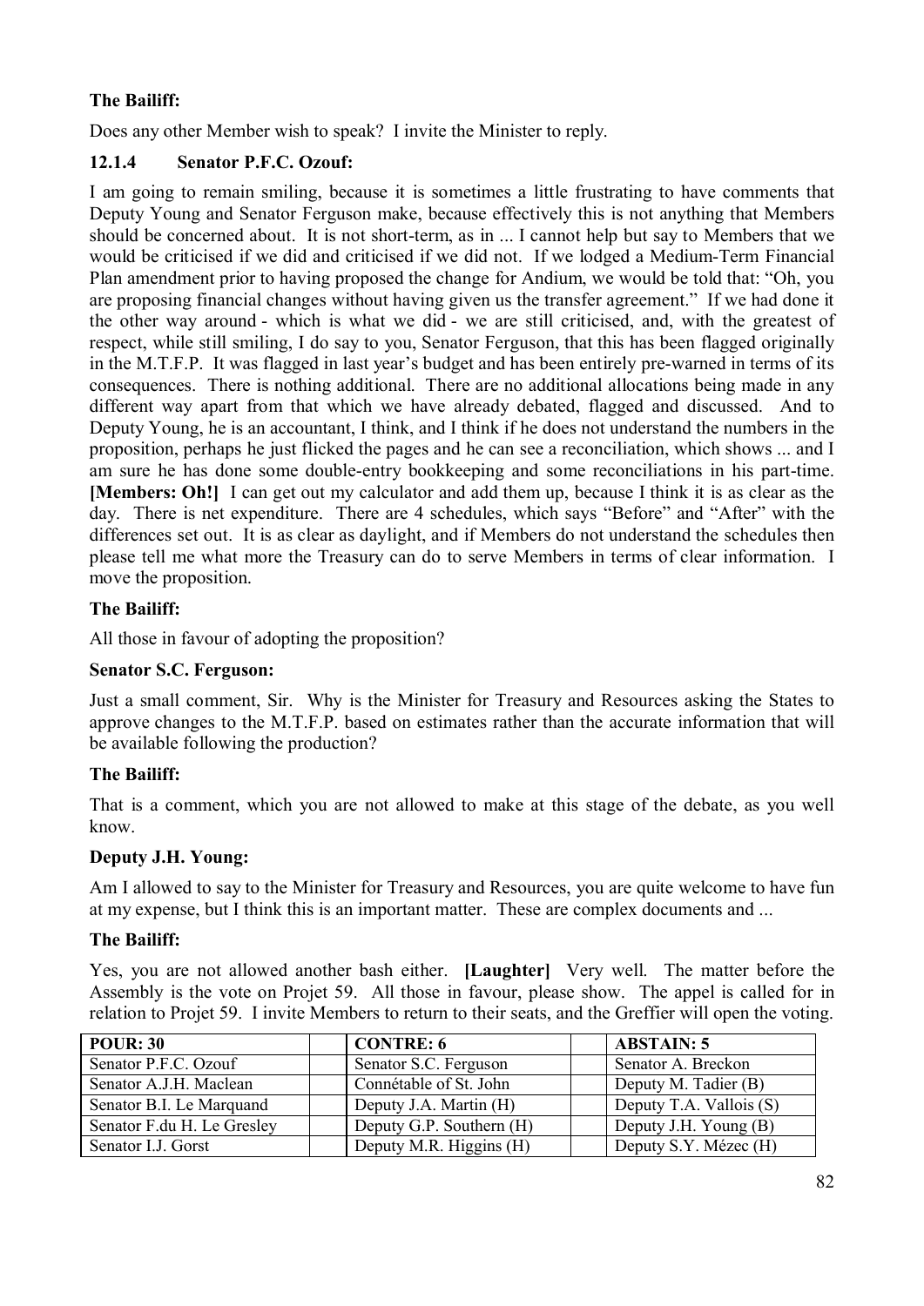**The Bailiff:**

Does any other Member wish to speak? I invite the Minister to reply.

### 12.1.4 Senator P.F.C. Ozouf:

I am going to remain smiling, because it is sometimes a little frustrating to have comments that Deputy Young and Senator Ferguson make, because effectively this is not anything that Members should be concerned about. It is not short-term, as in ... I cannot help but say to Members that we would be criticised if we did and criticised if we did not. If we lodged a Medium-Term Financial Plan amendment prior to having proposed the change for Andium, we would be told that: "Oh, you are proposing financial changes without having given us the transfer agreement." If we had done it the other way around - which is what we did - we are still criticised, and, with the greatest of respect, while still smiling, I do say to you, Senator Ferguson, that this has been flagged originally in the M.T.F.P. It was flagged in last year's budget and has been entirely pre-warned in terms of its consequences. There is nothing additional. There are no additional allocations being made in any different way apart from that which we have already debated, flagged and discussed. And to Deputy Young, he is an accountant, I think, and I think if he does not understand the numbers in the proposition, perhaps he just flicked the pages and he can see a reconciliation, which shows ... and I am sure he has done some double-entry bookkeeping and some reconciliations in his part-time. **[Members: Oh!]** I can get out my calculator and add them up, because I think it is as clear as the day. There is net expenditure. There are 4 schedules, which says "Before" and "After" with the differences set out. It is as clear as daylight, and if Members do not understand the schedules then please tell me what more the Treasury can do to serve Members in terms of clear information. I move the proposition.

**The Bailiff:**

All those in favour of adopting the proposition?

**Senator S.C. Ferguson:**

Just a small comment, Sir. Why is the Minister for Treasury and Resources asking the States to approve changes to the M.T.F.P. based on estimates rather than the accurate information that will be available following the production?

**The Bailiff:**

That is a comment, which you are not allowed to make at this stage of the debate, as you well know.

**Deputy J.H. Young:**

Am I allowed to say to the Minister for Treasury and Resources, you are quite welcome to have fun at my expense, but I think this is an important matter. These are complex documents and ...

**The Bailiff:**

Yes, you are not allowed another bash either. **[Laughter]** Very well. The matter before the Assembly is the vote on Projet 59. All those in favour, please show. The appel is called for in relation to Projet 59. I invite Members to return to their seats, and the Greffier will open the voting.

| POUR: 30 | | CONTRE: 6 | | ABSTAIN: 5 |
|---|---|---|---|---|
| Senator P.F.C. Ozouf | | Senator S.C. Ferguson | | Senator A. Breckon |
| Senator A.J.H. Maclean | | Connétable of St. John | | Deputy M. Tadier (B) |
| Senator B.I. Le Marquand | | Deputy J.A. Martin (H) | | Deputy T.A. Vallois (S) |
| Senator F.du H. Le Gresley | | Deputy G.P. Southern (H) | | Deputy J.H. Young (B) |
| Senator I.J. Gorst | | Deputy M.R. Higgins (H) | | Deputy S.Y. Mézec (H) |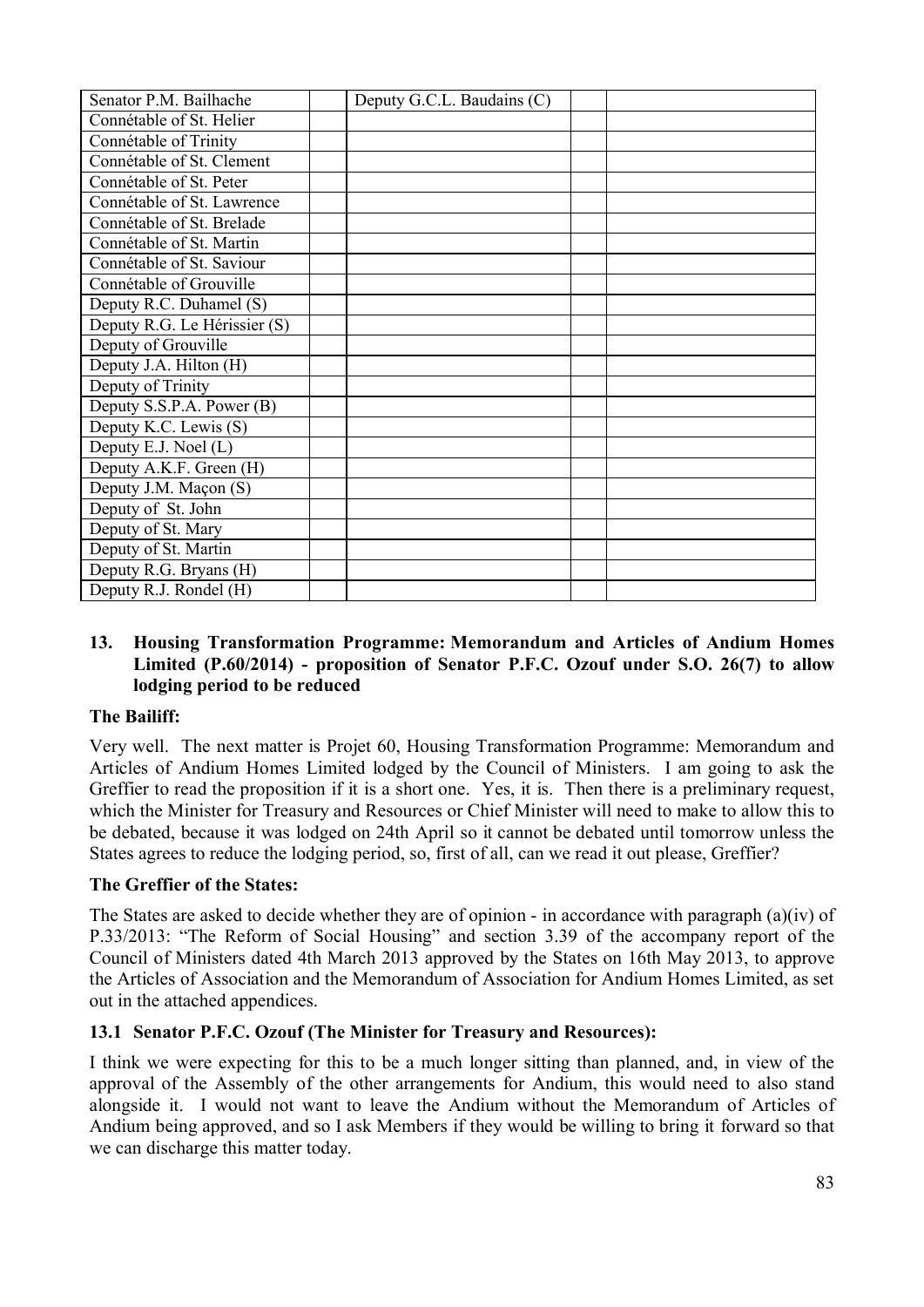| | | | | |
|---|---|---|---|---|
| Senator P.M. Bailhache | | Deputy G.C.L. Baudains (C) | | |
| Connétable of St. Helier | | | | |
| Connétable of Trinity | | | | |
| Connétable of St. Clement | | | | |
| Connétable of St. Peter | | | | |
| Connétable of St. Lawrence | | | | |
| Connétable of St. Brelade | | | | |
| Connétable of St. Martin | | | | |
| Connétable of St. Saviour | | | | |
| Connétable of Grouville | | | | |
| Deputy R.C. Duhamel (S) | | | | |
| Deputy R.G. Le Hérissier (S) | | | | |
| Deputy of Grouville | | | | |
| Deputy J.A. Hilton (H) | | | | |
| Deputy of Trinity | | | | |
| Deputy S.S.P.A. Power (B) | | | | |
| Deputy K.C. Lewis (S) | | | | |
| Deputy E.J. Noel (L) | | | | |
| Deputy A.K.F. Green (H) | | | | |
| Deputy J.M. Maçon (S) | | | | |
| Deputy of St. John | | | | |
| Deputy of St. Mary | | | | |
| Deputy of St. Martin | | | | |
| Deputy R.G. Bryans (H) | | | | |
| Deputy R.J. Rondel (H) | | | | |

## 13. Housing Transformation Programme: Memorandum and Articles of Andium Homes Limited (P.60/2014) - proposition of Senator P.F.C. Ozouf under S.O. 26(7) to allow lodging period to be reduced

**The Bailiff:**

Very well. The next matter is Projet 60, Housing Transformation Programme: Memorandum and Articles of Andium Homes Limited lodged by the Council of Ministers. I am going to ask the Greffier to read the proposition if it is a short one. Yes, it is. Then there is a preliminary request, which the Minister for Treasury and Resources or Chief Minister will need to make to allow this to be debated, because it was lodged on 24th April so it cannot be debated until tomorrow unless the States agrees to reduce the lodging period, so, first of all, can we read it out please, Greffier?

**The Greffier of the States:**

The States are asked to decide whether they are of opinion - in accordance with paragraph (a)(iv) of P.33/2013: "The Reform of Social Housing" and section 3.39 of the accompany report of the Council of Ministers dated 4th March 2013 approved by the States on 16th May 2013, to approve the Articles of Association and the Memorandum of Association for Andium Homes Limited, as set out in the attached appendices.

### 13.1 Senator P.F.C. Ozouf (The Minister for Treasury and Resources):

I think we were expecting for this to be a much longer sitting than planned, and, in view of the approval of the Assembly of the other arrangements for Andium, this would need to also stand alongside it. I would not want to leave the Andium without the Memorandum of Articles of Andium being approved, and so I ask Members if they would be willing to bring it forward so that we can discharge this matter today.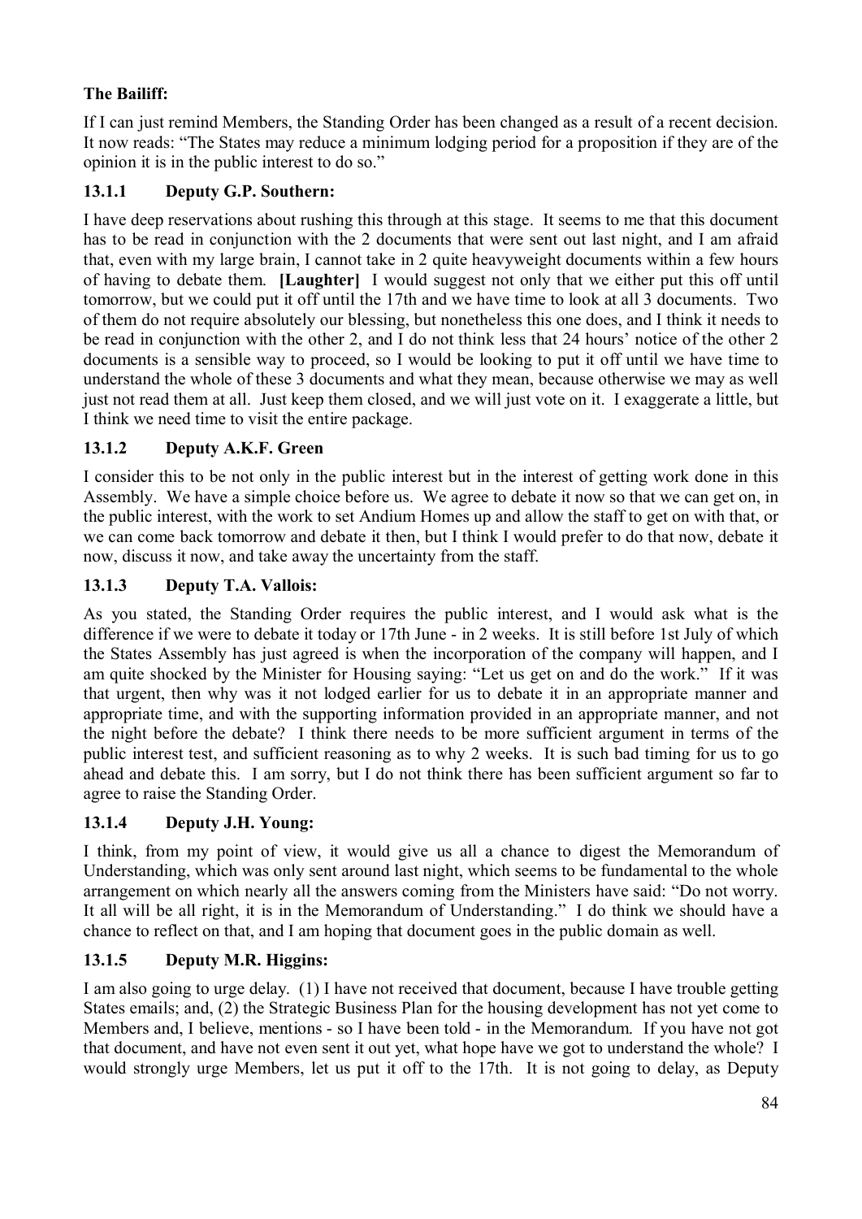**The Bailiff:**

If I can just remind Members, the Standing Order has been changed as a result of a recent decision. It now reads: "The States may reduce a minimum lodging period for a proposition if they are of the opinion it is in the public interest to do so."

### 13.1.1 Deputy G.P. Southern:

I have deep reservations about rushing this through at this stage. It seems to me that this document has to be read in conjunction with the 2 documents that were sent out last night, and I am afraid that, even with my large brain, I cannot take in 2 quite heavyweight documents within a few hours of having to debate them. **[Laughter]** I would suggest not only that we either put this off until tomorrow, but we could put it off until the 17th and we have time to look at all 3 documents. Two of them do not require absolutely our blessing, but nonetheless this one does, and I think it needs to be read in conjunction with the other 2, and I do not think less that 24 hours' notice of the other 2 documents is a sensible way to proceed, so I would be looking to put it off until we have time to understand the whole of these 3 documents and what they mean, because otherwise we may as well just not read them at all. Just keep them closed, and we will just vote on it. I exaggerate a little, but I think we need time to visit the entire package.

### 13.1.2 Deputy A.K.F. Green

I consider this to be not only in the public interest but in the interest of getting work done in this Assembly. We have a simple choice before us. We agree to debate it now so that we can get on, in the public interest, with the work to set Andium Homes up and allow the staff to get on with that, or we can come back tomorrow and debate it then, but I think I would prefer to do that now, debate it now, discuss it now, and take away the uncertainty from the staff.

### 13.1.3 Deputy T.A. Vallois:

As you stated, the Standing Order requires the public interest, and I would ask what is the difference if we were to debate it today or 17th June - in 2 weeks. It is still before 1st July of which the States Assembly has just agreed is when the incorporation of the company will happen, and I am quite shocked by the Minister for Housing saying: "Let us get on and do the work." If it was that urgent, then why was it not lodged earlier for us to debate it in an appropriate manner and appropriate time, and with the supporting information provided in an appropriate manner, and not the night before the debate? I think there needs to be more sufficient argument in terms of the public interest test, and sufficient reasoning as to why 2 weeks. It is such bad timing for us to go ahead and debate this. I am sorry, but I do not think there has been sufficient argument so far to agree to raise the Standing Order.

### 13.1.4 Deputy J.H. Young:

I think, from my point of view, it would give us all a chance to digest the Memorandum of Understanding, which was only sent around last night, which seems to be fundamental to the whole arrangement on which nearly all the answers coming from the Ministers have said: "Do not worry. It all will be all right, it is in the Memorandum of Understanding." I do think we should have a chance to reflect on that, and I am hoping that document goes in the public domain as well.

### 13.1.5 Deputy M.R. Higgins:

I am also going to urge delay. (1) I have not received that document, because I have trouble getting States emails; and, (2) the Strategic Business Plan for the housing development has not yet come to Members and, I believe, mentions - so I have been told - in the Memorandum. If you have not got that document, and have not even sent it out yet, what hope have we got to understand the whole? I would strongly urge Members, let us put it off to the 17th. It is not going to delay, as Deputy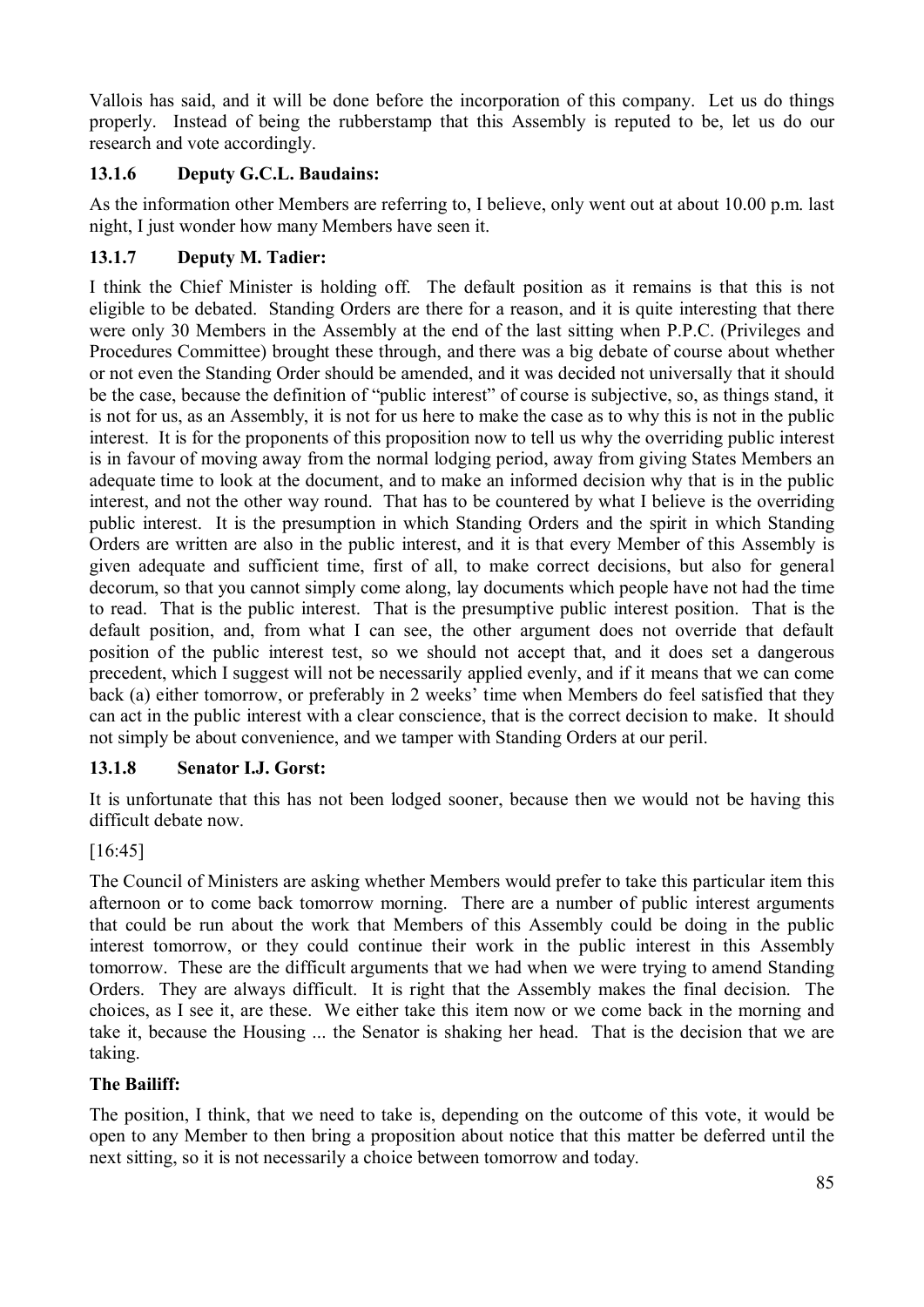Vallois has said, and it will be done before the incorporation of this company. Let us do things properly. Instead of being the rubberstamp that this Assembly is reputed to be, let us do our research and vote accordingly.

### 13.1.6 Deputy G.C.L. Baudains:

As the information other Members are referring to, I believe, only went out at about 10.00 p.m. last night, I just wonder how many Members have seen it.

### 13.1.7 Deputy M. Tadier:

I think the Chief Minister is holding off. The default position as it remains is that this is not eligible to be debated. Standing Orders are there for a reason, and it is quite interesting that there were only 30 Members in the Assembly at the end of the last sitting when P.P.C. (Privileges and Procedures Committee) brought these through, and there was a big debate of course about whether or not even the Standing Order should be amended, and it was decided not universally that it should be the case, because the definition of "public interest" of course is subjective, so, as things stand, it is not for us, as an Assembly, it is not for us here to make the case as to why this is not in the public interest. It is for the proponents of this proposition now to tell us why the overriding public interest is in favour of moving away from the normal lodging period, away from giving States Members an adequate time to look at the document, and to make an informed decision why that is in the public interest, and not the other way round. That has to be countered by what I believe is the overriding public interest. It is the presumption in which Standing Orders and the spirit in which Standing Orders are written are also in the public interest, and it is that every Member of this Assembly is given adequate and sufficient time, first of all, to make correct decisions, but also for general decorum, so that you cannot simply come along, lay documents which people have not had the time to read. That is the public interest. That is the presumptive public interest position. That is the default position, and, from what I can see, the other argument does not override that default position of the public interest test, so we should not accept that, and it does set a dangerous precedent, which I suggest will not be necessarily applied evenly, and if it means that we can come back (a) either tomorrow, or preferably in 2 weeks' time when Members do feel satisfied that they can act in the public interest with a clear conscience, that is the correct decision to make. It should not simply be about convenience, and we tamper with Standing Orders at our peril.

### 13.1.8 Senator I.J. Gorst:

It is unfortunate that this has not been lodged sooner, because then we would not be having this difficult debate now.

[16:45]

The Council of Ministers are asking whether Members would prefer to take this particular item this afternoon or to come back tomorrow morning. There are a number of public interest arguments that could be run about the work that Members of this Assembly could be doing in the public interest tomorrow, or they could continue their work in the public interest in this Assembly tomorrow. These are the difficult arguments that we had when we were trying to amend Standing Orders. They are always difficult. It is right that the Assembly makes the final decision. The choices, as I see it, are these. We either take this item now or we come back in the morning and take it, because the Housing ... the Senator is shaking her head. That is the decision that we are taking.

**The Bailiff:**

The position, I think, that we need to take is, depending on the outcome of this vote, it would be open to any Member to then bring a proposition about notice that this matter be deferred until the next sitting, so it is not necessarily a choice between tomorrow and today.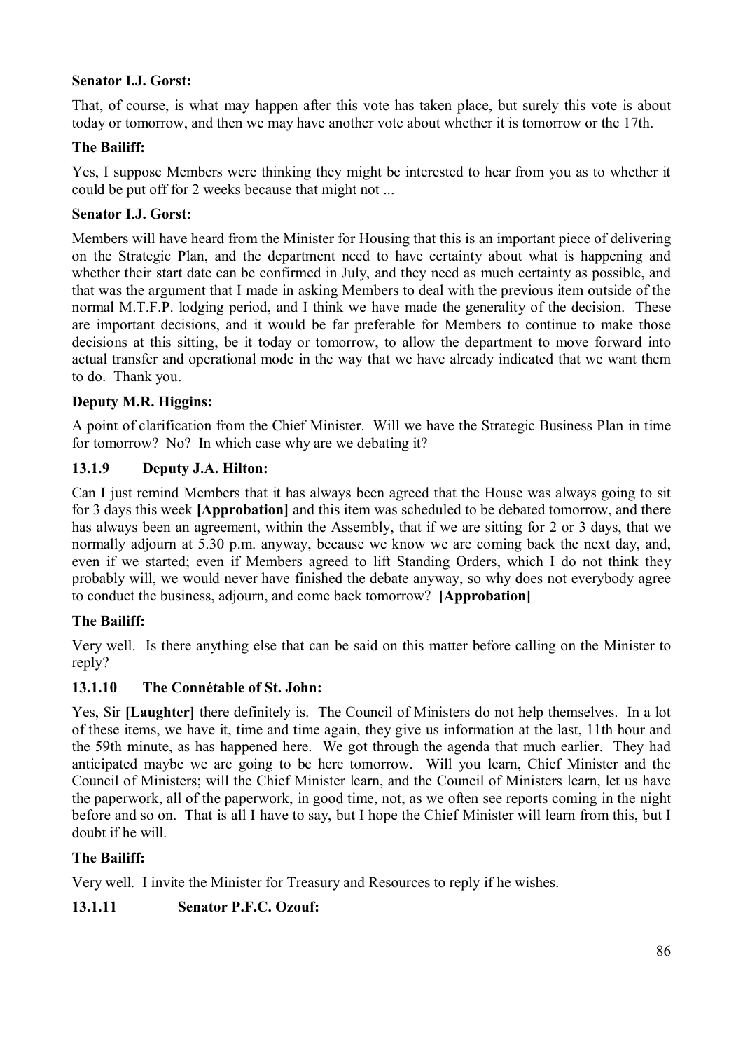**Senator I.J. Gorst:**

That, of course, is what may happen after this vote has taken place, but surely this vote is about today or tomorrow, and then we may have another vote about whether it is tomorrow or the 17th.

**The Bailiff:**

Yes, I suppose Members were thinking they might be interested to hear from you as to whether it could be put off for 2 weeks because that might not ...

**Senator I.J. Gorst:**

Members will have heard from the Minister for Housing that this is an important piece of delivering on the Strategic Plan, and the department need to have certainty about what is happening and whether their start date can be confirmed in July, and they need as much certainty as possible, and that was the argument that I made in asking Members to deal with the previous item outside of the normal M.T.F.P. lodging period, and I think we have made the generality of the decision. These are important decisions, and it would be far preferable for Members to continue to make those decisions at this sitting, be it today or tomorrow, to allow the department to move forward into actual transfer and operational mode in the way that we have already indicated that we want them to do. Thank you.

**Deputy M.R. Higgins:**

A point of clarification from the Chief Minister. Will we have the Strategic Business Plan in time for tomorrow? No? In which case why are we debating it?

### 13.1.9 Deputy J.A. Hilton:

Can I just remind Members that it has always been agreed that the House was always going to sit for 3 days this week **[Approbation]** and this item was scheduled to be debated tomorrow, and there has always been an agreement, within the Assembly, that if we are sitting for 2 or 3 days, that we normally adjourn at 5.30 p.m. anyway, because we know we are coming back the next day, and, even if we started; even if Members agreed to lift Standing Orders, which I do not think they probably will, we would never have finished the debate anyway, so why does not everybody agree to conduct the business, adjourn, and come back tomorrow? **[Approbation]**

**The Bailiff:**

Very well. Is there anything else that can be said on this matter before calling on the Minister to reply?

### 13.1.10 The Connétable of St. John:

Yes, Sir **[Laughter]** there definitely is. The Council of Ministers do not help themselves. In a lot of these items, we have it, time and time again, they give us information at the last, 11th hour and the 59th minute, as has happened here. We got through the agenda that much earlier. They had anticipated maybe we are going to be here tomorrow. Will you learn, Chief Minister and the Council of Ministers; will the Chief Minister learn, and the Council of Ministers learn, let us have the paperwork, all of the paperwork, in good time, not, as we often see reports coming in the night before and so on. That is all I have to say, but I hope the Chief Minister will learn from this, but I doubt if he will.

**The Bailiff:**

Very well. I invite the Minister for Treasury and Resources to reply if he wishes.

### 13.1.11 Senator P.F.C. Ozouf: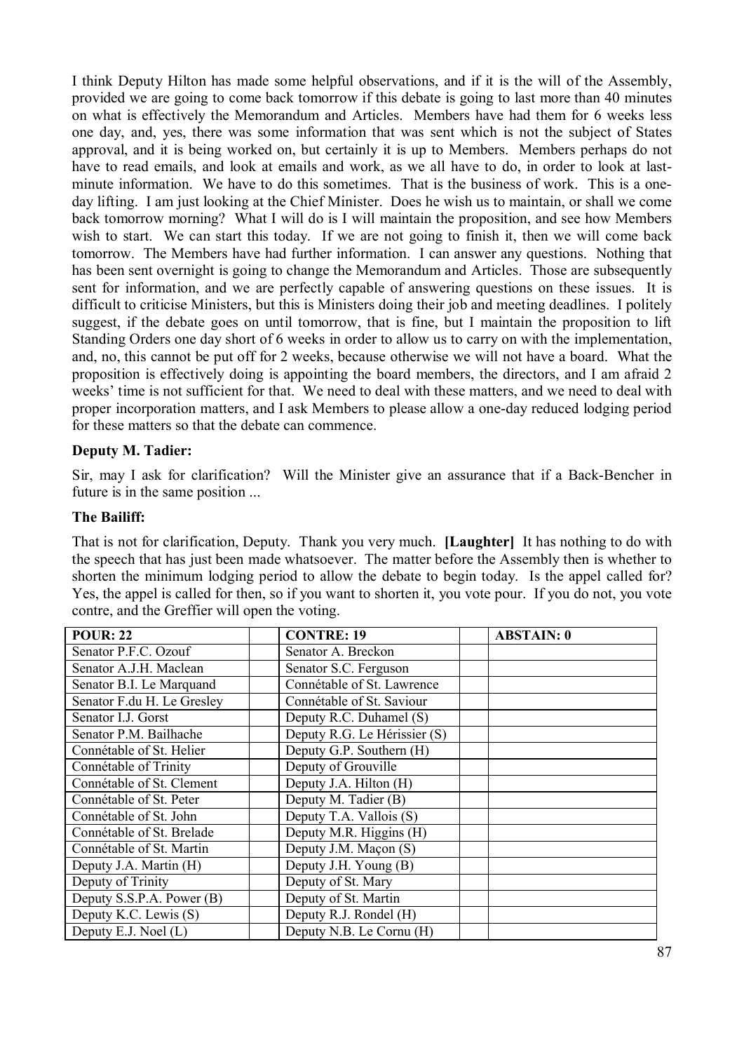I think Deputy Hilton has made some helpful observations, and if it is the will of the Assembly, provided we are going to come back tomorrow if this debate is going to last more than 40 minutes on what is effectively the Memorandum and Articles. Members have had them for 6 weeks less one day, and, yes, there was some information that was sent which is not the subject of States approval, and it is being worked on, but certainly it is up to Members. Members perhaps do not have to read emails, and look at emails and work, as we all have to do, in order to look at last-minute information. We have to do this sometimes. That is the business of work. This is a one-day lifting. I am just looking at the Chief Minister. Does he wish us to maintain, or shall we come back tomorrow morning? What I will do is I will maintain the proposition, and see how Members wish to start. We can start this today. If we are not going to finish it, then we will come back tomorrow. The Members have had further information. I can answer any questions. Nothing that has been sent overnight is going to change the Memorandum and Articles. Those are subsequently sent for information, and we are perfectly capable of answering questions on these issues. It is difficult to criticise Ministers, but this is Ministers doing their job and meeting deadlines. I politely suggest, if the debate goes on until tomorrow, that is fine, but I maintain the proposition to lift Standing Orders one day short of 6 weeks in order to allow us to carry on with the implementation, and, no, this cannot be put off for 2 weeks, because otherwise we will not have a board. What the proposition is effectively doing is appointing the board members, the directors, and I am afraid 2 weeks' time is not sufficient for that. We need to deal with these matters, and we need to deal with proper incorporation matters, and I ask Members to please allow a one-day reduced lodging period for these matters so that the debate can commence.

**Deputy M. Tadier:**

Sir, may I ask for clarification? Will the Minister give an assurance that if a Back-Bencher in future is in the same position ...

**The Bailiff:**

That is not for clarification, Deputy. Thank you very much. **[Laughter]** It has nothing to do with the speech that has just been made whatsoever. The matter before the Assembly then is whether to shorten the minimum lodging period to allow the debate to begin today. Is the appel called for? Yes, the appel is called for then, so if you want to shorten it, you vote pour. If you do not, you vote contre, and the Greffier will open the voting.

| POUR: 22 | | CONTRE: 19 | | ABSTAIN: 0 |
|---|---|---|---|---|
| Senator P.F.C. Ozouf | | Senator A. Breckon | | |
| Senator A.J.H. Maclean | | Senator S.C. Ferguson | | |
| Senator B.I. Le Marquand | | Connétable of St. Lawrence | | |
| Senator F.du H. Le Gresley | | Connétable of St. Saviour | | |
| Senator I.J. Gorst | | Deputy R.C. Duhamel (S) | | |
| Senator P.M. Bailhache | | Deputy R.G. Le Hérissier (S) | | |
| Connétable of St. Helier | | Deputy G.P. Southern (H) | | |
| Connétable of Trinity | | Deputy of Grouville | | |
| Connétable of St. Clement | | Deputy J.A. Hilton (H) | | |
| Connétable of St. Peter | | Deputy M. Tadier (B) | | |
| Connétable of St. John | | Deputy T.A. Vallois (S) | | |
| Connétable of St. Brelade | | Deputy M.R. Higgins (H) | | |
| Connétable of St. Martin | | Deputy J.M. Maçon (S) | | |
| Deputy J.A. Martin (H) | | Deputy J.H. Young (B) | | |
| Deputy of Trinity | | Deputy of St. Mary | | |
| Deputy S.S.P.A. Power (B) | | Deputy of St. Martin | | |
| Deputy K.C. Lewis (S) | | Deputy R.J. Rondel (H) | | |
| Deputy E.J. Noel (L) | | Deputy N.B. Le Cornu (H) | | |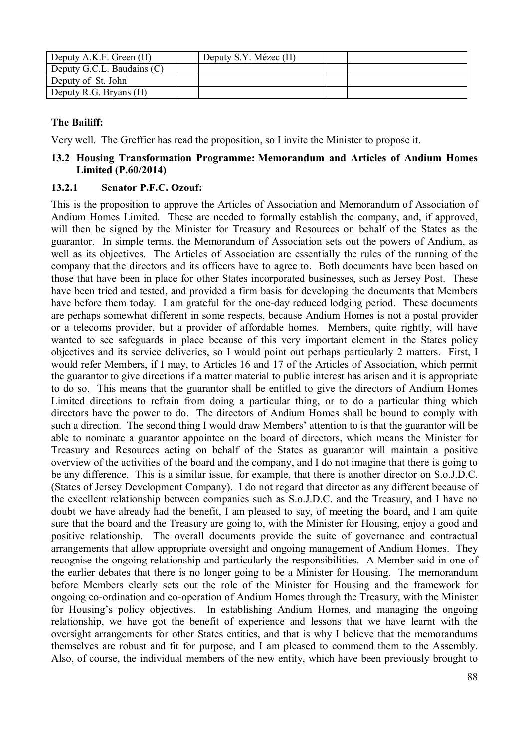| | | | | |
|---|---|---|---|---|
| Deputy A.K.F. Green (H) | | Deputy S.Y. Mézec (H) | | |
| Deputy G.C.L. Baudains (C) | | | | |
| Deputy of St. John | | | | |
| Deputy R.G. Bryans (H) | | | | |

**The Bailiff:**

Very well. The Greffier has read the proposition, so I invite the Minister to propose it.

### 13.2 Housing Transformation Programme: Memorandum and Articles of Andium Homes Limited (P.60/2014)

#### 13.2.1 Senator P.F.C. Ozouf:

This is the proposition to approve the Articles of Association and Memorandum of Association of Andium Homes Limited. These are needed to formally establish the company, and, if approved, will then be signed by the Minister for Treasury and Resources on behalf of the States as the guarantor. In simple terms, the Memorandum of Association sets out the powers of Andium, as well as its objectives. The Articles of Association are essentially the rules of the running of the company that the directors and its officers have to agree to. Both documents have been based on those that have been in place for other States incorporated businesses, such as Jersey Post. These have been tried and tested, and provided a firm basis for developing the documents that Members have before them today. I am grateful for the one-day reduced lodging period. These documents are perhaps somewhat different in some respects, because Andium Homes is not a postal provider or a telecoms provider, but a provider of affordable homes. Members, quite rightly, will have wanted to see safeguards in place because of this very important element in the States policy objectives and its service deliveries, so I would point out perhaps particularly 2 matters. First, I would refer Members, if I may, to Articles 16 and 17 of the Articles of Association, which permit the guarantor to give directions if a matter material to public interest has arisen and it is appropriate to do so. This means that the guarantor shall be entitled to give the directors of Andium Homes Limited directions to refrain from doing a particular thing, or to do a particular thing which directors have the power to do. The directors of Andium Homes shall be bound to comply with such a direction. The second thing I would draw Members' attention to is that the guarantor will be able to nominate a guarantor appointee on the board of directors, which means the Minister for Treasury and Resources acting on behalf of the States as guarantor will maintain a positive overview of the activities of the board and the company, and I do not imagine that there is going to be any difference. This is a similar issue, for example, that there is another director on S.o.J.D.C. (States of Jersey Development Company). I do not regard that director as any different because of the excellent relationship between companies such as S.o.J.D.C. and the Treasury, and I have no doubt we have already had the benefit, I am pleased to say, of meeting the board, and I am quite sure that the board and the Treasury are going to, with the Minister for Housing, enjoy a good and positive relationship. The overall documents provide the suite of governance and contractual arrangements that allow appropriate oversight and ongoing management of Andium Homes. They recognise the ongoing relationship and particularly the responsibilities. A Member said in one of the earlier debates that there is no longer going to be a Minister for Housing. The memorandum before Members clearly sets out the role of the Minister for Housing and the framework for ongoing co-ordination and co-operation of Andium Homes through the Treasury, with the Minister for Housing's policy objectives. In establishing Andium Homes, and managing the ongoing relationship, we have got the benefit of experience and lessons that we have learnt with the oversight arrangements for other States entities, and that is why I believe that the memorandums themselves are robust and fit for purpose, and I am pleased to commend them to the Assembly. Also, of course, the individual members of the new entity, which have been previously brought to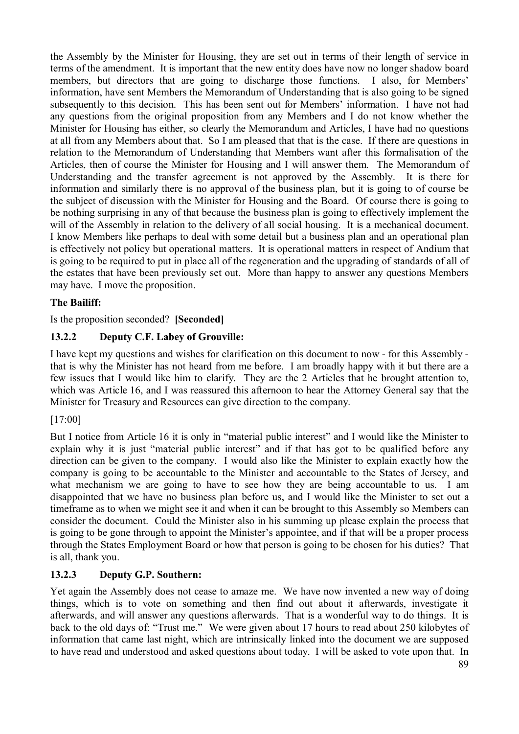the Assembly by the Minister for Housing, they are set out in terms of their length of service in terms of the amendment. It is important that the new entity does have now no longer shadow board members, but directors that are going to discharge those functions. I also, for Members' information, have sent Members the Memorandum of Understanding that is also going to be signed subsequently to this decision. This has been sent out for Members' information. I have not had any questions from the original proposition from any Members and I do not know whether the Minister for Housing has either, so clearly the Memorandum and Articles, I have had no questions at all from any Members about that. So I am pleased that that is the case. If there are questions in relation to the Memorandum of Understanding that Members want after this formalisation of the Articles, then of course the Minister for Housing and I will answer them. The Memorandum of Understanding and the transfer agreement is not approved by the Assembly. It is there for information and similarly there is no approval of the business plan, but it is going to of course be the subject of discussion with the Minister for Housing and the Board. Of course there is going to be nothing surprising in any of that because the business plan is going to effectively implement the will of the Assembly in relation to the delivery of all social housing. It is a mechanical document. I know Members like perhaps to deal with some detail but a business plan and an operational plan is effectively not policy but operational matters. It is operational matters in respect of Andium that is going to be required to put in place all of the regeneration and the upgrading of standards of all of the estates that have been previously set out. More than happy to answer any questions Members may have. I move the proposition.

**The Bailiff:**

Is the proposition seconded? **[Seconded]**

### 13.2.2 Deputy C.F. Labey of Grouville:

I have kept my questions and wishes for clarification on this document to now - for this Assembly - that is why the Minister has not heard from me before. I am broadly happy with it but there are a few issues that I would like him to clarify. They are the 2 Articles that he brought attention to, which was Article 16, and I was reassured this afternoon to hear the Attorney General say that the Minister for Treasury and Resources can give direction to the company.

[17:00]

But I notice from Article 16 it is only in "material public interest" and I would like the Minister to explain why it is just "material public interest" and if that has got to be qualified before any direction can be given to the company. I would also like the Minister to explain exactly how the company is going to be accountable to the Minister and accountable to the States of Jersey, and what mechanism we are going to have to see how they are being accountable to us. I am disappointed that we have no business plan before us, and I would like the Minister to set out a timeframe as to when we might see it and when it can be brought to this Assembly so Members can consider the document. Could the Minister also in his summing up please explain the process that is going to be gone through to appoint the Minister's appointee, and if that will be a proper process through the States Employment Board or how that person is going to be chosen for his duties? That is all, thank you.

### 13.2.3 Deputy G.P. Southern:

Yet again the Assembly does not cease to amaze me. We have now invented a new way of doing things, which is to vote on something and then find out about it afterwards, investigate it afterwards, and will answer any questions afterwards. That is a wonderful way to do things. It is back to the old days of: "Trust me." We were given about 17 hours to read about 250 kilobytes of information that came last night, which are intrinsically linked into the document we are supposed to have read and understood and asked questions about today. I will be asked to vote upon that. In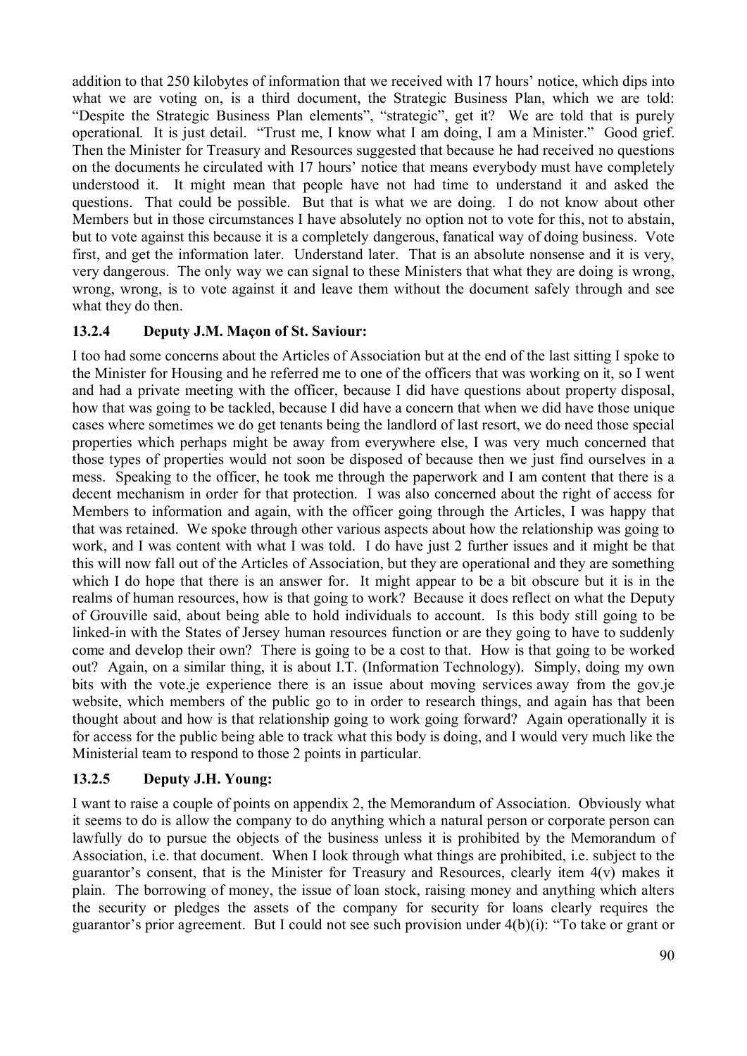addition to that 250 kilobytes of information that we received with 17 hours' notice, which dips into what we are voting on, is a third document, the Strategic Business Plan, which we are told: "Despite the Strategic Business Plan elements", "strategic", get it? We are told that is purely operational. It is just detail. "Trust me, I know what I am doing, I am a Minister." Good grief. Then the Minister for Treasury and Resources suggested that because he had received no questions on the documents he circulated with 17 hours' notice that means everybody must have completely understood it. It might mean that people have not had time to understand it and asked the questions. That could be possible. But that is what we are doing. I do not know about other Members but in those circumstances I have absolutely no option not to vote for this, not to abstain, but to vote against this because it is a completely dangerous, fanatical way of doing business. Vote first, and get the information later. Understand later. That is an absolute nonsense and it is very, very dangerous. The only way we can signal to these Ministers that what they are doing is wrong, wrong, wrong, is to vote against it and leave them without the document safely through and see what they do then.

### 13.2.4 Deputy J.M. Maçon of St. Saviour:

I too had some concerns about the Articles of Association but at the end of the last sitting I spoke to the Minister for Housing and he referred me to one of the officers that was working on it, so I went and had a private meeting with the officer, because I did have questions about property disposal, how that was going to be tackled, because I did have a concern that when we did have those unique cases where sometimes we do get tenants being the landlord of last resort, we do need those special properties which perhaps might be away from everywhere else, I was very much concerned that those types of properties would not soon be disposed of because then we just find ourselves in a mess. Speaking to the officer, he took me through the paperwork and I am content that there is a decent mechanism in order for that protection. I was also concerned about the right of access for Members to information and again, with the officer going through the Articles, I was happy that that was retained. We spoke through other various aspects about how the relationship was going to work, and I was content with what I was told. I do have just 2 further issues and it might be that this will now fall out of the Articles of Association, but they are operational and they are something which I do hope that there is an answer for. It might appear to be a bit obscure but it is in the realms of human resources, how is that going to work? Because it does reflect on what the Deputy of Grouville said, about being able to hold individuals to account. Is this body still going to be linked-in with the States of Jersey human resources function or are they going to have to suddenly come and develop their own? There is going to be a cost to that. How is that going to be worked out? Again, on a similar thing, it is about I.T. (Information Technology). Simply, doing my own bits with the vote.je experience there is an issue about moving services away from the gov.je website, which members of the public go to in order to research things, and again has that been thought about and how is that relationship going to work going forward? Again operationally it is for access for the public being able to track what this body is doing, and I would very much like the Ministerial team to respond to those 2 points in particular.

### 13.2.5 Deputy J.H. Young:

I want to raise a couple of points on appendix 2, the Memorandum of Association. Obviously what it seems to do is allow the company to do anything which a natural person or corporate person can lawfully do to pursue the objects of the business unless it is prohibited by the Memorandum of Association, i.e. that document. When I look through what things are prohibited, i.e. subject to the guarantor's consent, that is the Minister for Treasury and Resources, clearly item 4(v) makes it plain. The borrowing of money, the issue of loan stock, raising money and anything which alters the security or pledges the assets of the company for security for loans clearly requires the guarantor's prior agreement. But I could not see such provision under 4(b)(i): "To take or grant or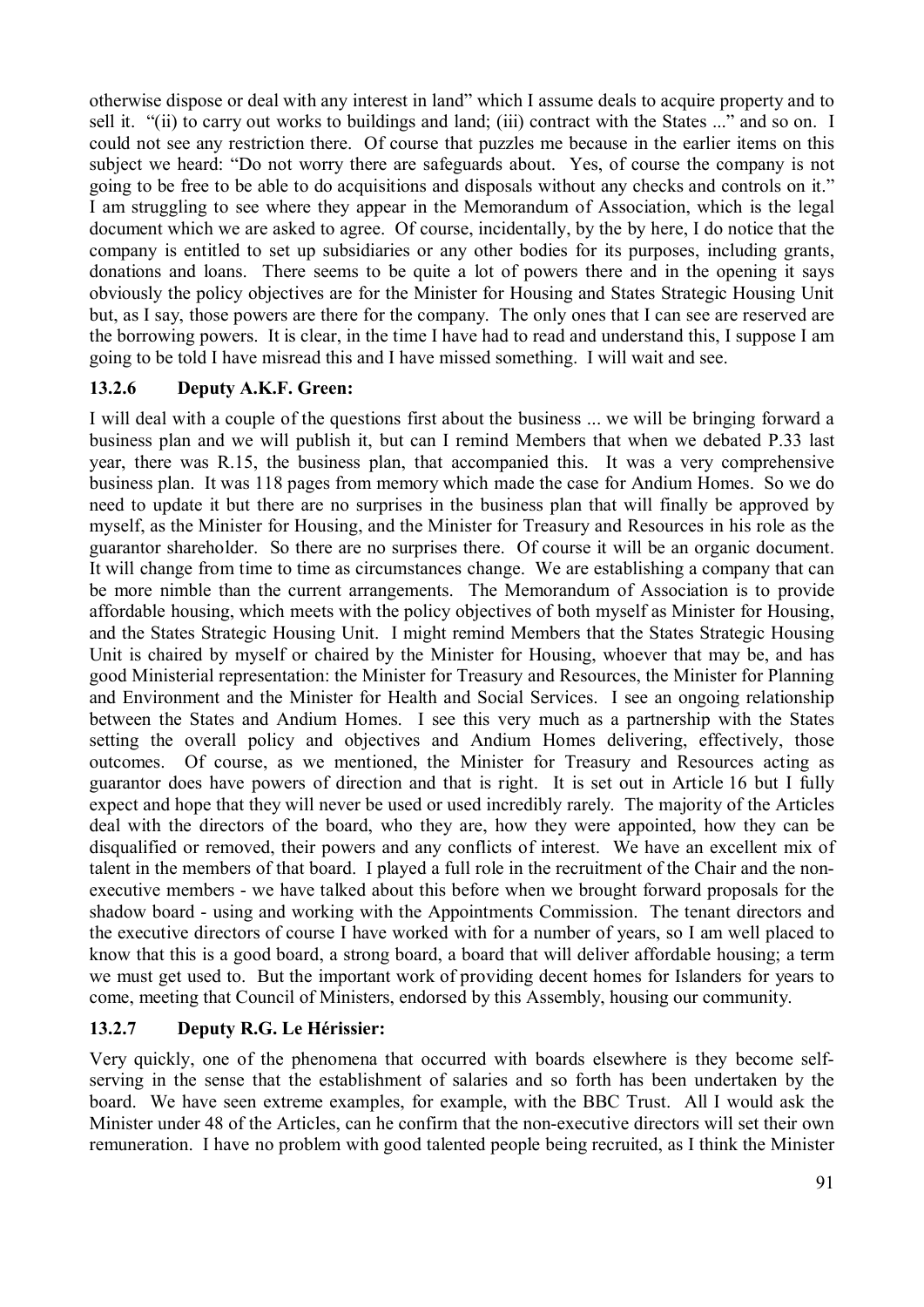otherwise dispose or deal with any interest in land" which I assume deals to acquire property and to sell it. "(ii) to carry out works to buildings and land; (iii) contract with the States ..." and so on. I could not see any restriction there. Of course that puzzles me because in the earlier items on this subject we heard: "Do not worry there are safeguards about. Yes, of course the company is not going to be free to be able to do acquisitions and disposals without any checks and controls on it." I am struggling to see where they appear in the Memorandum of Association, which is the legal document which we are asked to agree. Of course, incidentally, by the by here, I do notice that the company is entitled to set up subsidiaries or any other bodies for its purposes, including grants, donations and loans. There seems to be quite a lot of powers there and in the opening it says obviously the policy objectives are for the Minister for Housing and States Strategic Housing Unit but, as I say, those powers are there for the company. The only ones that I can see are reserved are the borrowing powers. It is clear, in the time I have had to read and understand this, I suppose I am going to be told I have misread this and I have missed something. I will wait and see.

### 13.2.6 Deputy A.K.F. Green:

I will deal with a couple of the questions first about the business ... we will be bringing forward a business plan and we will publish it, but can I remind Members that when we debated P.33 last year, there was R.15, the business plan, that accompanied this. It was a very comprehensive business plan. It was 118 pages from memory which made the case for Andium Homes. So we do need to update it but there are no surprises in the business plan that will finally be approved by myself, as the Minister for Housing, and the Minister for Treasury and Resources in his role as the guarantor shareholder. So there are no surprises there. Of course it will be an organic document. It will change from time to time as circumstances change. We are establishing a company that can be more nimble than the current arrangements. The Memorandum of Association is to provide affordable housing, which meets with the policy objectives of both myself as Minister for Housing, and the States Strategic Housing Unit. I might remind Members that the States Strategic Housing Unit is chaired by myself or chaired by the Minister for Housing, whoever that may be, and has good Ministerial representation: the Minister for Treasury and Resources, the Minister for Planning and Environment and the Minister for Health and Social Services. I see an ongoing relationship between the States and Andium Homes. I see this very much as a partnership with the States setting the overall policy and objectives and Andium Homes delivering, effectively, those outcomes. Of course, as we mentioned, the Minister for Treasury and Resources acting as guarantor does have powers of direction and that is right. It is set out in Article 16 but I fully expect and hope that they will never be used or used incredibly rarely. The majority of the Articles deal with the directors of the board, who they are, how they were appointed, how they can be disqualified or removed, their powers and any conflicts of interest. We have an excellent mix of talent in the members of that board. I played a full role in the recruitment of the Chair and the non-executive members - we have talked about this before when we brought forward proposals for the shadow board - using and working with the Appointments Commission. The tenant directors and the executive directors of course I have worked with for a number of years, so I am well placed to know that this is a good board, a strong board, a board that will deliver affordable housing; a term we must get used to. But the important work of providing decent homes for Islanders for years to come, meeting that Council of Ministers, endorsed by this Assembly, housing our community.

### 13.2.7 Deputy R.G. Le Hérissier:

Very quickly, one of the phenomena that occurred with boards elsewhere is they become self-serving in the sense that the establishment of salaries and so forth has been undertaken by the board. We have seen extreme examples, for example, with the BBC Trust. All I would ask the Minister under 48 of the Articles, can he confirm that the non-executive directors will set their own remuneration. I have no problem with good talented people being recruited, as I think the Minister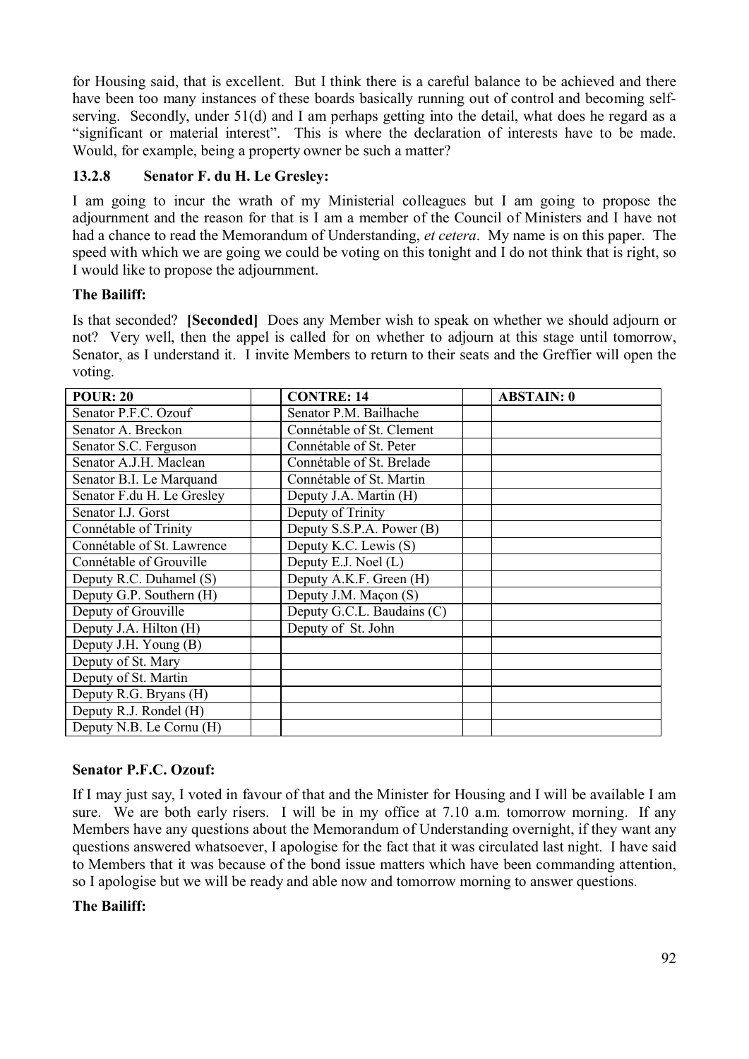for Housing said, that is excellent. But I think there is a careful balance to be achieved and there have been too many instances of these boards basically running out of control and becoming self-serving. Secondly, under 51(d) and I am perhaps getting into the detail, what does he regard as a "significant or material interest". This is where the declaration of interests have to be made. Would, for example, being a property owner be such a matter?

### 13.2.8 Senator F. du H. Le Gresley:

I am going to incur the wrath of my Ministerial colleagues but I am going to propose the adjournment and the reason for that is I am a member of the Council of Ministers and I have not had a chance to read the Memorandum of Understanding, *et cetera*. My name is on this paper. The speed with which we are going we could be voting on this tonight and I do not think that is right, so I would like to propose the adjournment.

**The Bailiff:**

Is that seconded? **[Seconded]** Does any Member wish to speak on whether we should adjourn or not? Very well, then the appel is called for on whether to adjourn at this stage until tomorrow, Senator, as I understand it. I invite Members to return to their seats and the Greffier will open the voting.

| POUR: 20 | | CONTRE: 14 | | ABSTAIN: 0 |
|---|---|---|---|---|
| Senator P.F.C. Ozouf | | Senator P.M. Bailhache | | |
| Senator A. Breckon | | Connétable of St. Clement | | |
| Senator S.C. Ferguson | | Connétable of St. Peter | | |
| Senator A.J.H. Maclean | | Connétable of St. Brelade | | |
| Senator B.I. Le Marquand | | Connétable of St. Martin | | |
| Senator F.du H. Le Gresley | | Deputy J.A. Martin (H) | | |
| Senator I.J. Gorst | | Deputy of Trinity | | |
| Connétable of Trinity | | Deputy S.S.P.A. Power (B) | | |
| Connétable of St. Lawrence | | Deputy K.C. Lewis (S) | | |
| Connétable of Grouville | | Deputy E.J. Noel (L) | | |
| Deputy R.C. Duhamel (S) | | Deputy A.K.F. Green (H) | | |
| Deputy G.P. Southern (H) | | Deputy J.M. Maçon (S) | | |
| Deputy of Grouville | | Deputy G.C.L. Baudains (C) | | |
| Deputy J.A. Hilton (H) | | Deputy of St. John | | |
| Deputy J.H. Young (B) | | | | |
| Deputy of St. Mary | | | | |
| Deputy of St. Martin | | | | |
| Deputy R.G. Bryans (H) | | | | |
| Deputy R.J. Rondel (H) | | | | |
| Deputy N.B. Le Cornu (H) | | | | |

**Senator P.F.C. Ozouf:**

If I may just say, I voted in favour of that and the Minister for Housing and I will be available I am sure. We are both early risers. I will be in my office at 7.10 a.m. tomorrow morning. If any Members have any questions about the Memorandum of Understanding overnight, if they want any questions answered whatsoever, I apologise for the fact that it was circulated last night. I have said to Members that it was because of the bond issue matters which have been commanding attention, so I apologise but we will be ready and able now and tomorrow morning to answer questions.

**The Bailiff:**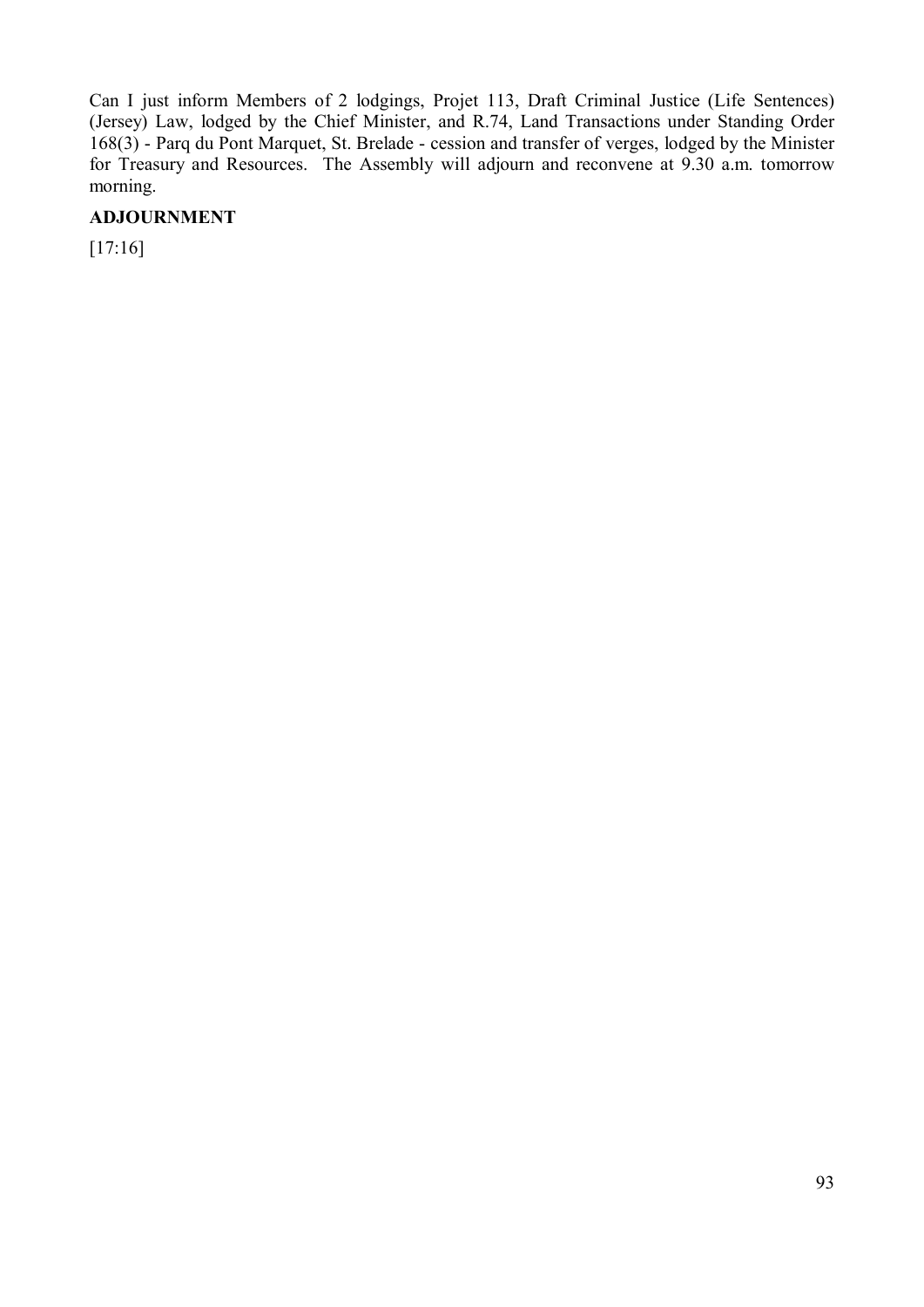Can I just inform Members of 2 lodgings, Projet 113, Draft Criminal Justice (Life Sentences) (Jersey) Law, lodged by the Chief Minister, and R.74, Land Transactions under Standing Order 168(3) - Parq du Pont Marquet, St. Brelade - cession and transfer of verges, lodged by the Minister for Treasury and Resources. The Assembly will adjourn and reconvene at 9.30 a.m. tomorrow morning.

**ADJOURNMENT**

[17:16]